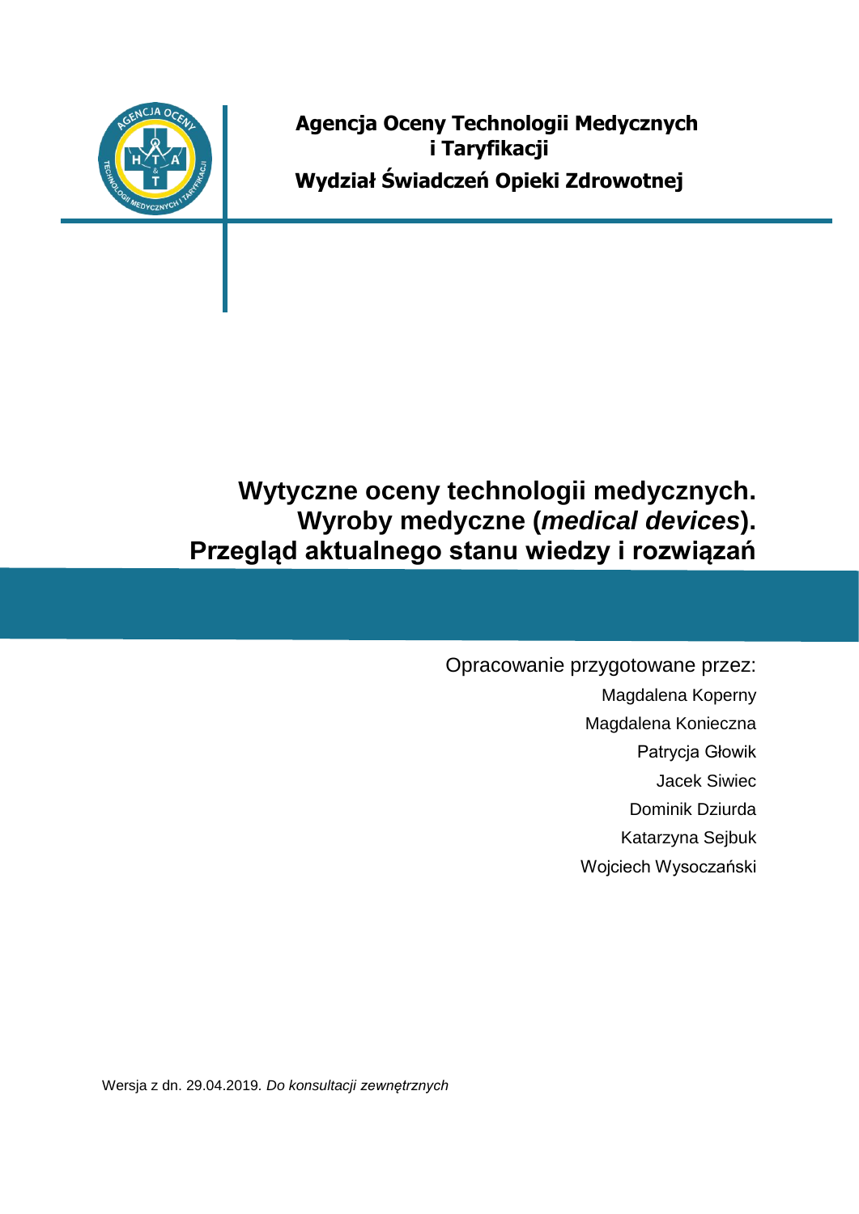**Agencja Oceny Technologii Medycznych i Taryfikacji**

**Wydział Świadczeń Opieki Zdrowotnej**

# Wytyczne oceny technologii medycznych. Wyroby medyczne (*medical devices*). Przegląd aktualnego stanu wiedzy i rozwiązań

Opracowanie przygotowane przez:

Magdalena Koperny

Magdalena Konieczna

Patrycja Głowik

Jacek Siwiec

Dominik Dziurda

Katarzyna Sejbuk

Wojciech Wysoczański

Wersja z dn. 29.04.2019. *Do konsultacji zewnętrznych*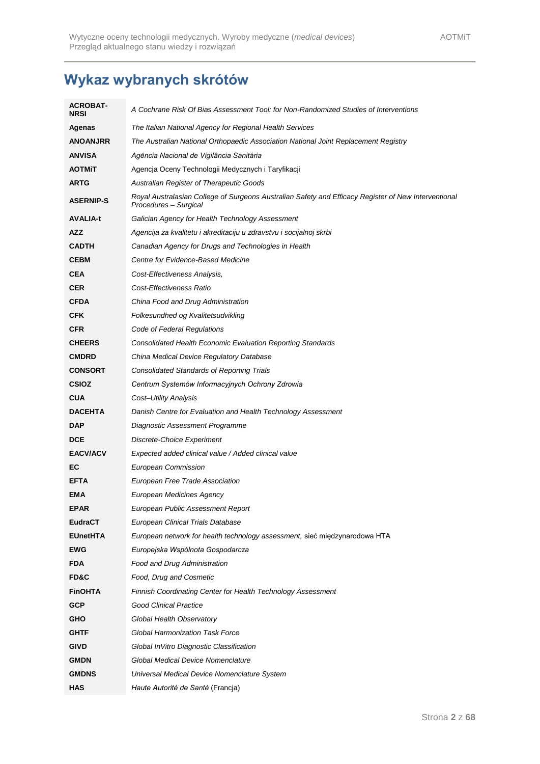# Wykaz wybranych skrótów

| | |
|---|---|
| **ACROBAT-NRSI** | *A Cochrane Risk Of Bias Assessment Tool: for Non-Randomized Studies of Interventions* |
| **Agenas** | *The Italian National Agency for Regional Health Services* |
| **ANOANJRR** | *The Australian National Orthopaedic Association National Joint Replacement Registry* |
| **ANVISA** | *Agência Nacional de Vigilância Sanitária* |
| **AOTMiT** | Agencja Oceny Technologii Medycznych i Taryfikacji |
| **ARTG** | *Australian Register of Therapeutic Goods* |
| **ASERNIP-S** | *Royal Australasian College of Surgeons Australian Safety and Efficacy Register of New Interventional Procedures – Surgical* |
| **AVALIA-t** | *Galician Agency for Health Technology Assessment* |
| **AZZ** | *Agencija za kvalitetu i akreditaciju u zdravstvu i socijalnoj skrbi* |
| **CADTH** | *Canadian Agency for Drugs and Technologies in Health* |
| **CEBM** | *Centre for Evidence-Based Medicine* |
| **CEA** | *Cost-Effectiveness Analysis,* |
| **CER** | *Cost-Effectiveness Ratio* |
| **CFDA** | *China Food and Drug Administration* |
| **CFK** | *Folkesundhed og Kvalitetsudvikling* |
| **CFR** | *Code of Federal Regulations* |
| **CHEERS** | *Consolidated Health Economic Evaluation Reporting Standards* |
| **CMDRD** | *China Medical Device Regulatory Database* |
| **CONSORT** | *Consolidated Standards of Reporting Trials* |
| **CSIOZ** | *Centrum Systemów Informacyjnych Ochrony Zdrowia* |
| **CUA** | *Cost–Utility Analysis* |
| **DACEHTA** | *Danish Centre for Evaluation and Health Technology Assessment* |
| **DAP** | *Diagnostic Assessment Programme* |
| **DCE** | *Discrete-Choice Experiment* |
| **EACV/ACV** | *Expected added clinical value / Added clinical value* |
| **EC** | *European Commission* |
| **EFTA** | *European Free Trade Association* |
| **EMA** | *European Medicines Agency* |
| **EPAR** | *European Public Assessment Report* |
| **EudraCT** | *European Clinical Trials Database* |
| **EUnetHTA** | *European network for health technology assessment,* sieć międzynarodowa HTA |
| **EWG** | *Europejska Wspólnota Gospodarcza* |
| **FDA** | *Food and Drug Administration* |
| **FD&C** | *Food, Drug and Cosmetic* |
| **FinOHTA** | *Finnish Coordinating Center for Health Technology Assessment* |
| **GCP** | *Good Clinical Practice* |
| **GHO** | *Global Health Observatory* |
| **GHTF** | *Global Harmonization Task Force* |
| **GIVD** | *Global InVitro Diagnostic Classification* |
| **GMDN** | *Global Medical Device Nomenclature* |
| **GMDNS** | *Universal Medical Device Nomenclature System* |
| **HAS** | *Haute Autorité de Santé* (Francja) |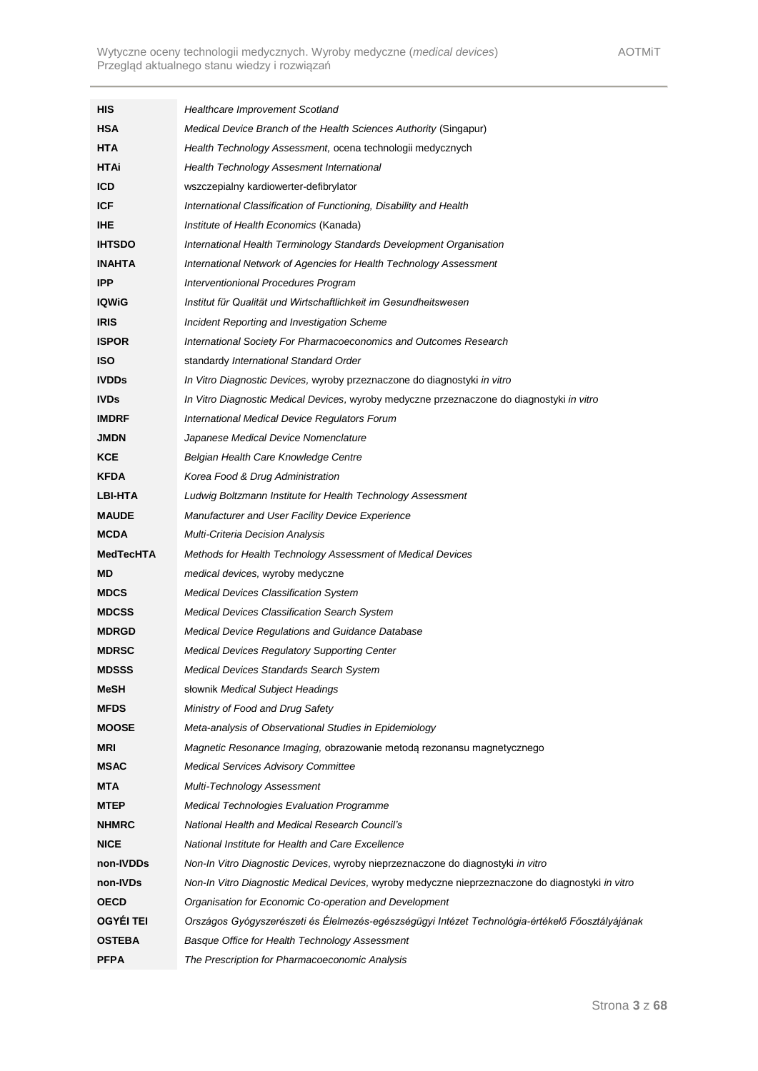| | |
|---|---|
| **HIS** | *Healthcare Improvement Scotland* |
| **HSA** | *Medical Device Branch of the Health Sciences Authority* (Singapur) |
| **HTA** | *Health Technology Assessment,* ocena technologii medycznych |
| **HTAi** | *Health Technology Assesment International* |
| **ICD** | wszczepialny kardiowerter-defibrylator |
| **ICF** | *International Classification of Functioning, Disability and Health* |
| **IHE** | *Institute of Health Economics* (Kanada) |
| **IHTSDO** | *International Health Terminology Standards Development Organisation* |
| **INAHTA** | *International Network of Agencies for Health Technology Assessment* |
| **IPP** | *Interventionional Procedures Program* |
| **IQWiG** | *Institut für Qualität und Wirtschaftlichkeit im Gesundheitswesen* |
| **IRIS** | *Incident Reporting and Investigation Scheme* |
| **ISPOR** | *International Society For Pharmacoeconomics and Outcomes Research* |
| **ISO** | standardy *International Standard Order* |
| **IVDDs** | *In Vitro Diagnostic Devices,* wyroby przeznaczone do diagnostyki *in vitro* |
| **IVDs** | *In Vitro Diagnostic Medical Devices,* wyroby medyczne przeznaczone do diagnostyki *in vitro* |
| **IMDRF** | *International Medical Device Regulators Forum* |
| **JMDN** | *Japanese Medical Device Nomenclature* |
| **KCE** | *Belgian Health Care Knowledge Centre* |
| **KFDA** | *Korea Food & Drug Administration* |
| **LBI-HTA** | *Ludwig Boltzmann Institute for Health Technology Assessment* |
| **MAUDE** | *Manufacturer and User Facility Device Experience* |
| **MCDA** | *Multi-Criteria Decision Analysis* |
| **MedTecHTA** | *Methods for Health Technology Assessment of Medical Devices* |
| **MD** | *medical devices,* wyroby medyczne |
| **MDCS** | *Medical Devices Classification System* |
| **MDCSS** | *Medical Devices Classification Search System* |
| **MDRGD** | *Medical Device Regulations and Guidance Database* |
| **MDRSC** | *Medical Devices Regulatory Supporting Center* |
| **MDSSS** | *Medical Devices Standards Search System* |
| **MeSH** | słownik *Medical Subject Headings* |
| **MFDS** | *Ministry of Food and Drug Safety* |
| **MOOSE** | *Meta-analysis of Observational Studies in Epidemiology* |
| **MRI** | *Magnetic Resonance Imaging,* obrazowanie metodą rezonansu magnetycznego |
| **MSAC** | *Medical Services Advisory Committee* |
| **MTA** | *Multi-Technology Assessment* |
| **MTEP** | *Medical Technologies Evaluation Programme* |
| **NHMRC** | *National Health and Medical Research Council's* |
| **NICE** | *National Institute for Health and Care Excellence* |
| **non-IVDDs** | *Non-In Vitro Diagnostic Devices,* wyroby nieprzeznaczone do diagnostyki *in vitro* |
| **non-IVDs** | *Non-In Vitro Diagnostic Medical Devices,* wyroby medyczne nieprzeznaczone do diagnostyki *in vitro* |
| **OECD** | *Organisation for Economic Co-operation and Development* |
| **OGYÉI TEI** | *Országos Gyógyszerészeti és Élelmezés-egészségügyi Intézet Technológia-értékelő Főosztályájának* |
| **OSTEBA** | *Basque Office for Health Technology Assessment* |
| **PFPA** | *The Prescription for Pharmacoeconomic Analysis* |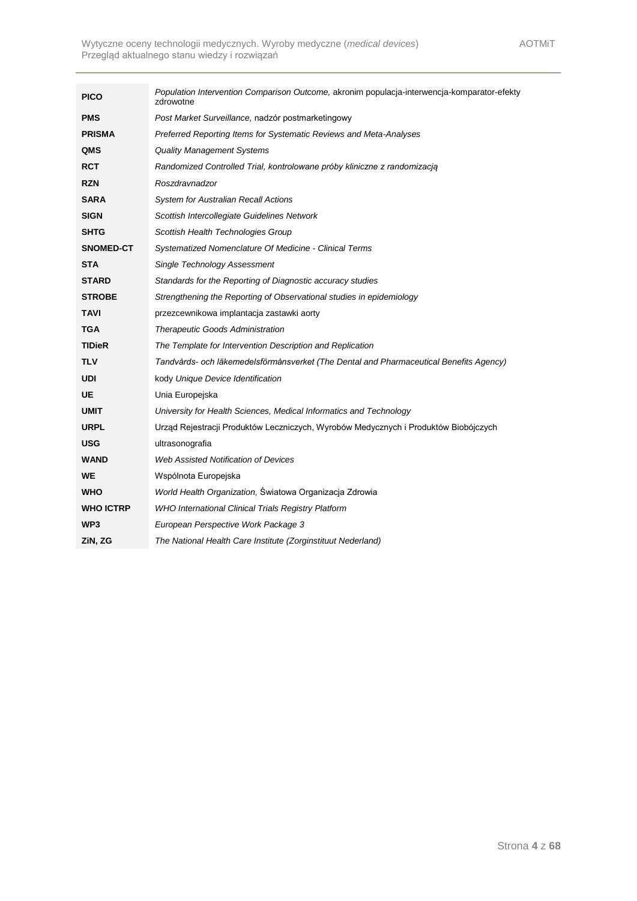| | |
|---|---|
| **PICO** | *Population Intervention Comparison Outcome,* akronim populacja-interwencja-komparator-efekty zdrowotne |
| **PMS** | *Post Market Surveillance,* nadzór postmarketingowy |
| **PRISMA** | *Preferred Reporting Items for Systematic Reviews and Meta-Analyses* |
| **QMS** | *Quality Management Systems* |
| **RCT** | *Randomized Controlled Trial, kontrolowane próby kliniczne z randomizacją* |
| **RZN** | *Roszdravnadzor* |
| **SARA** | *System for Australian Recall Actions* |
| **SIGN** | *Scottish Intercollegiate Guidelines Network* |
| **SHTG** | *Scottish Health Technologies Group* |
| **SNOMED-CT** | *Systematized Nomenclature Of Medicine - Clinical Terms* |
| **STA** | *Single Technology Assessment* |
| **STARD** | *Standards for the Reporting of Diagnostic accuracy studies* |
| **STROBE** | *Strengthening the Reporting of Observational studies in epidemiology* |
| **TAVI** | przezcewnikowa implantacja zastawki aorty |
| **TGA** | *Therapeutic Goods Administration* |
| **TIDieR** | *The Template for Intervention Description and Replication* |
| **TLV** | *Tandvårds- och läkemedelsförmånsverket (The Dental and Pharmaceutical Benefits Agency)* |
| **UDI** | kody *Unique Device Identification* |
| **UE** | Unia Europejska |
| **UMIT** | *University for Health Sciences, Medical Informatics and Technology* |
| **URPL** | Urząd Rejestracji Produktów Leczniczych, Wyrobów Medycznych i Produktów Biobójczych |
| **USG** | ultrasonografia |
| **WAND** | *Web Assisted Notification of Devices* |
| **WE** | Wspólnota Europejska |
| **WHO** | *World Health Organization,* Światowa Organizacja Zdrowia |
| **WHO ICTRP** | *WHO International Clinical Trials Registry Platform* |
| **WP3** | *European Perspective Work Package 3* |
| **ZiN, ZG** | *The National Health Care Institute (Zorginstituut Nederland)* |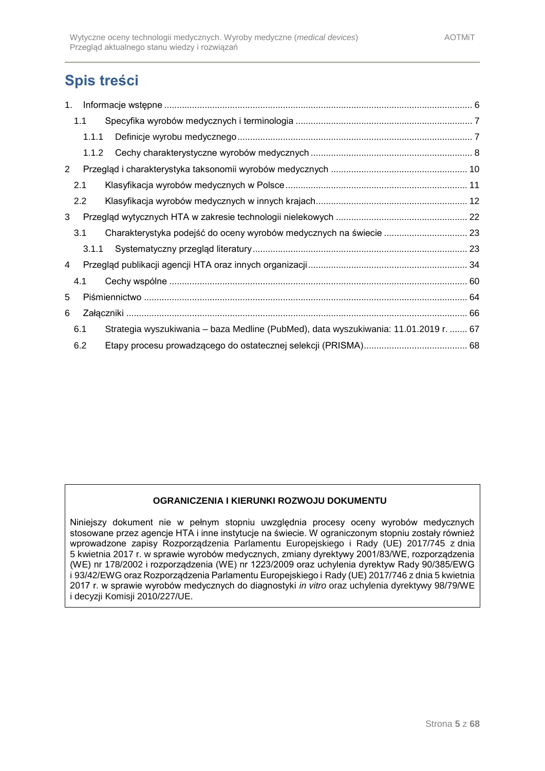# Spis treści

1. Informacje wstępne ........................................................................................................ 6
   - 1.1 Specyfika wyrobów medycznych i terminologia ..................................................................... 7
     - 1.1.1 Definicje wyrobu medycznego ............................................................................................ 7
     - 1.1.2 Cechy charakterystyczne wyrobów medycznych ................................................................ 8
2. Przegląd i charakterystyka taksonomii wyrobów medycznych ..................................................... 10
   - 2.1 Klasyfikacja wyrobów medycznych w Polsce ....................................................................... 11
   - 2.2 Klasyfikacja wyrobów medycznych w innych krajach ........................................................... 12
3. Przegląd wytycznych HTA w zakresie technologii nielekowych ................................................... 22
   - 3.1 Charakterystyka podejść do oceny wyrobów medycznych na świecie ................................ 23
     - 3.1.1 Systematyczny przegląd literatury .................................................................................... 23
4. Przegląd publikacji agencji HTA oraz innych organizacji .............................................................. 34
   - 4.1 Cechy wspólne .................................................................................................................... 60
5. Piśmiennictwo .............................................................................................................................. 64
6. Załączniki ...................................................................................................................................... 66
   - 6.1 Strategia wyszukiwania – baza Medline (PubMed), data wyszukiwania: 11.01.2019 r. ....... 67
   - 6.2 Etapy procesu prowadzącego do ostatecznej selekcji (PRISMA) ......................................... 68

**OGRANICZENIA I KIERUNKI ROZWOJU DOKUMENTU**

Niniejszy dokument nie w pełnym stopniu uwzględnia procesy oceny wyrobów medycznych stosowane przez agencje HTA i inne instytucje na świecie. W ograniczonym stopniu zostały również wprowadzone zapisy Rozporządzenia Parlamentu Europejskiego i Rady (UE) 2017/745 z dnia 5 kwietnia 2017 r. w sprawie wyrobów medycznych, zmiany dyrektywy 2001/83/WE, rozporządzenia (WE) nr 178/2002 i rozporządzenia (WE) nr 1223/2009 oraz uchylenia dyrektyw Rady 90/385/EWG i 93/42/EWG oraz Rozporządzenia Parlamentu Europejskiego i Rady (UE) 2017/746 z dnia 5 kwietnia 2017 r. w sprawie wyrobów medycznych do diagnostyki *in vitro* oraz uchylenia dyrektywy 98/79/WE i decyzji Komisji 2010/227/UE.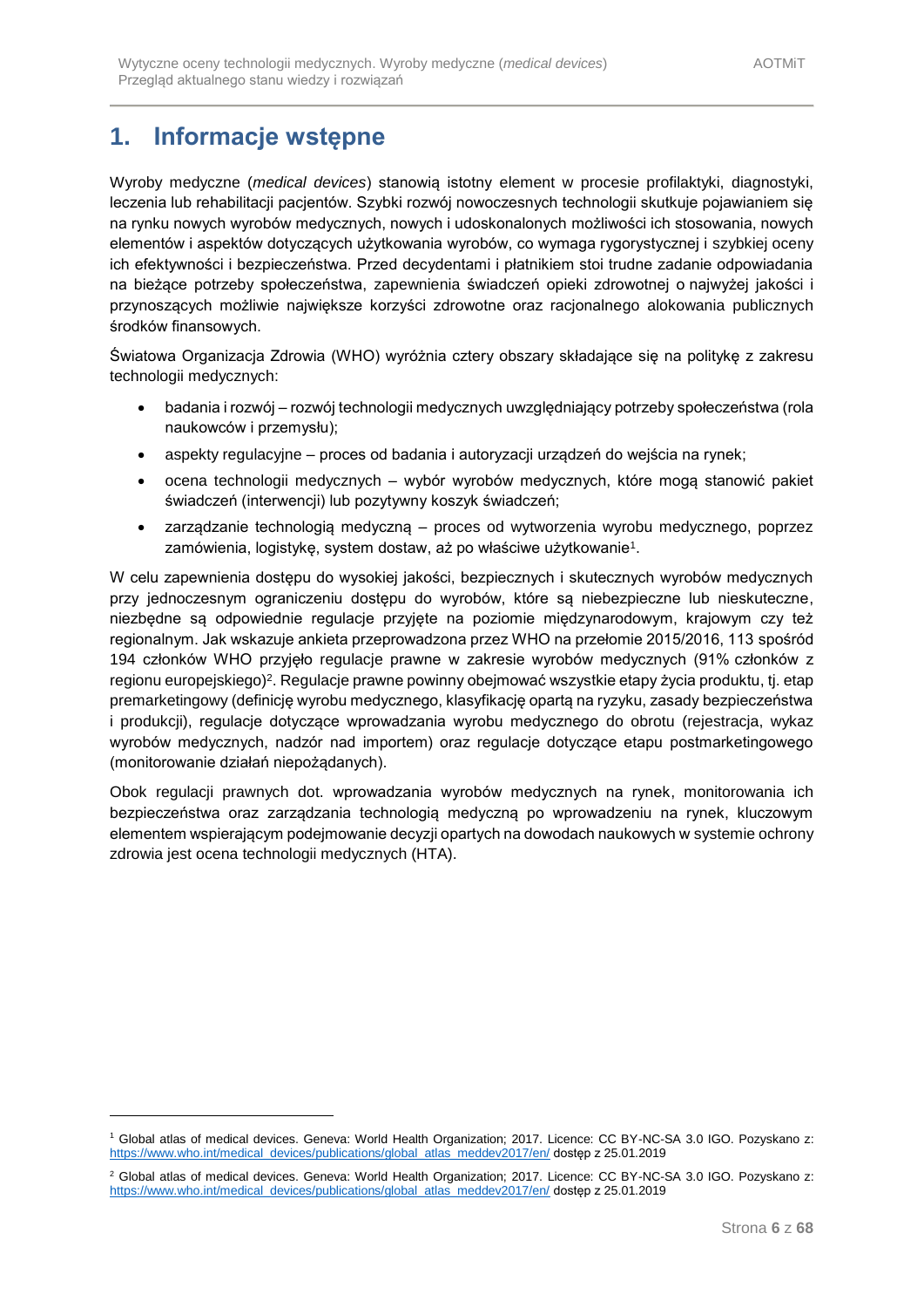# 1. Informacje wstępne

Wyroby medyczne (*medical devices*) stanowią istotny element w procesie profilaktyki, diagnostyki, leczenia lub rehabilitacji pacjentów. Szybki rozwój nowoczesnych technologii skutkuje pojawianiem się na rynku nowych wyrobów medycznych, nowych i udoskonalonych możliwości ich stosowania, nowych elementów i aspektów dotyczących użytkowania wyrobów, co wymaga rygorystycznej i szybkiej oceny ich efektywności i bezpieczeństwa. Przed decydentami i płatnikiem stoi trudne zadanie odpowiadania na bieżące potrzeby społeczeństwa, zapewnienia świadczeń opieki zdrowotnej o najwyższej jakości i przynoszących możliwie największe korzyści zdrowotne oraz racjonalnego alokowania publicznych środków finansowych.

Światowa Organizacja Zdrowia (WHO) wyróżnia cztery obszary składające się na politykę z zakresu technologii medycznych:

- badania i rozwój – rozwój technologii medycznych uwzględniający potrzeby społeczeństwa (rola naukowców i przemysłu);
- aspekty regulacyjne – proces od badania i autoryzacji urządzeń do wejścia na rynek;
- ocena technologii medycznych – wybór wyrobów medycznych, które mogą stanowić pakiet świadczeń (interwencji) lub pozytywny koszyk świadczeń;
- zarządzanie technologią medyczną – proces od wytworzenia wyrobu medycznego, poprzez zamówienia, logistykę, system dostaw, aż po właściwe użytkowanie[1].

W celu zapewnienia dostępu do wysokiej jakości, bezpiecznych i skutecznych wyrobów medycznych przy jednoczesnym ograniczeniu dostępu do wyrobów, które są niebezpieczne lub nieskuteczne, niezbędne są odpowiednie regulacje przyjęte na poziomie międzynarodowym, krajowym czy też regionalnym. Jak wskazuje ankieta przeprowadzona przez WHO na przełomie 2015/2016, 113 spośród 194 członków WHO przyjęło regulacje prawne w zakresie wyrobów medycznych (91% członków z regionu europejskiego)[2]. Regulacje prawne powinny obejmować wszystkie etapy życia produktu, tj. etap premarketingowy (definicję wyrobu medycznego, klasyfikację opartą na ryzyku, zasady bezpieczeństwa i produkcji), regulacje dotyczące wprowadzania wyrobu medycznego do obrotu (rejestracja, wykaz wyrobów medycznych, nadzór nad importem) oraz regulacje dotyczące etapu postmarketingowego (monitorowanie działań niepożądanych).

Obok regulacji prawnych dot. wprowadzania wyrobów medycznych na rynek, monitorowania ich bezpieczeństwa oraz zarządzania technologią medyczną po wprowadzeniu na rynek, kluczowym elementem wspierającym podejmowanie decyzji opartych na dowodach naukowych w systemie ochrony zdrowia jest ocena technologii medycznych (HTA).

---

[1] Global atlas of medical devices. Geneva: World Health Organization; 2017. Licence: CC BY-NC-SA 3.0 IGO. Pozyskano z: https://www.who.int/medical_devices/publications/global_atlas_meddev2017/en/ dostęp z 25.01.2019

[2] Global atlas of medical devices. Geneva: World Health Organization; 2017. Licence: CC BY-NC-SA 3.0 IGO. Pozyskano z: https://www.who.int/medical_devices/publications/global_atlas_meddev2017/en/ dostęp z 25.01.2019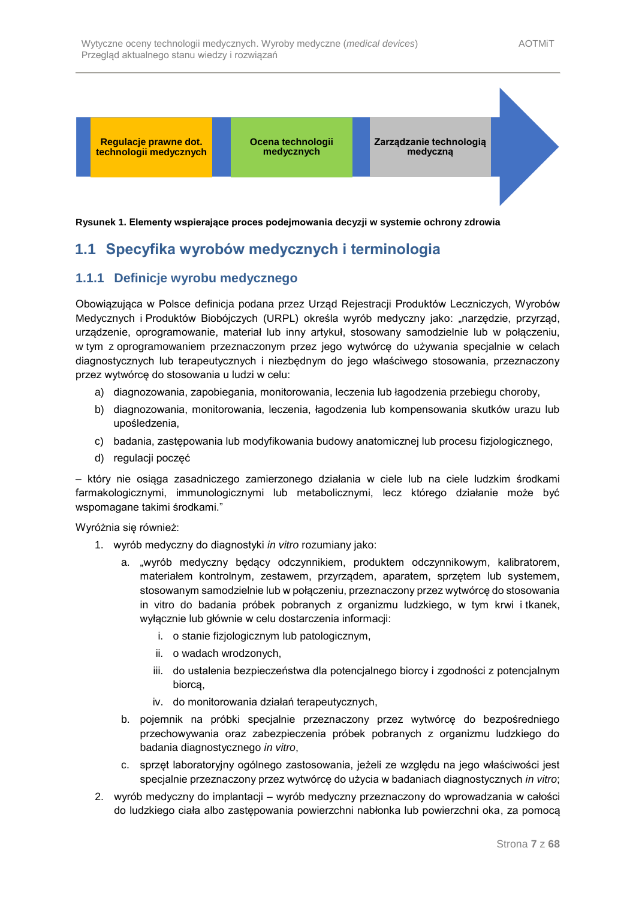Regulacje prawne dot. technologii medycznych → Ocena technologii medycznych → Zarządzanie technologią medyczną

**Rysunek 1. Elementy wspierające proces podejmowania decyzji w systemie ochrony zdrowia**

## 1.1 Specyfika wyrobów medycznych i terminologia

### 1.1.1 Definicje wyrobu medycznego

Obowiązująca w Polsce definicja podana przez Urząd Rejestracji Produktów Leczniczych, Wyrobów Medycznych i Produktów Biobójczych (URPL) określa wyrób medyczny jako: „narzędzie, przyrząd, urządzenie, oprogramowanie, materiał lub inny artykuł, stosowany samodzielnie lub w połączeniu, w tym z oprogramowaniem przeznaczonym przez jego wytwórcę do używania specjalnie w celach diagnostycznych lub terapeutycznych i niezbędnym do jego właściwego stosowania, przeznaczony przez wytwórcę do stosowania u ludzi w celu:

a) diagnozowania, zapobiegania, monitorowania, leczenia lub łagodzenia przebiegu choroby,
b) diagnozowania, monitorowania, leczenia, łagodzenia lub kompensowania skutków urazu lub upośledzenia,
c) badania, zastępowania lub modyfikowania budowy anatomicznej lub procesu fizjologicznego,
d) regulacji poczęć

– który nie osiąga zasadniczego zamierzonego działania w ciele lub na ciele ludzkim środkami farmakologicznymi, immunologicznymi lub metabolicznymi, lecz którego działanie może być wspomagane takimi środkami."

Wyróżnia się również:

1. wyrób medyczny do diagnostyki *in vitro* rozumiany jako:
   a. „wyrób medyczny będący odczynnikiem, produktem odczynnikowym, kalibratorem, materiałem kontrolnym, zestawem, przyrządem, aparatem, sprzętem lub systemem, stosowanym samodzielnie lub w połączeniu, przeznaczony przez wytwórcę do stosowania in vitro do badania próbek pobranych z organizmu ludzkiego, w tym krwi i tkanek, wyłącznie lub głównie w celu dostarczenia informacji:
      i. o stanie fizjologicznym lub patologicznym,
      ii. o wadach wrodzonych,
      iii. do ustalenia bezpieczeństwa dla potencjalnego biorcy i zgodności z potencjalnym biorcą,
      iv. do monitorowania działań terapeutycznych,
   b. pojemnik na próbki specjalnie przeznaczony przez wytwórcę do bezpośredniego przechowywania oraz zabezpieczenia próbek pobranych z organizmu ludzkiego do badania diagnostycznego *in vitro*,
   c. sprzęt laboratoryjny ogólnego zastosowania, jeżeli ze względu na jego właściwości jest specjalnie przeznaczony przez wytwórcę do użycia w badaniach diagnostycznych *in vitro*;
2. wyrób medyczny do implantacji – wyrób medyczny przeznaczony do wprowadzania w całości do ludzkiego ciała albo zastępowania powierzchni nabłonka lub powierzchni oka, za pomocą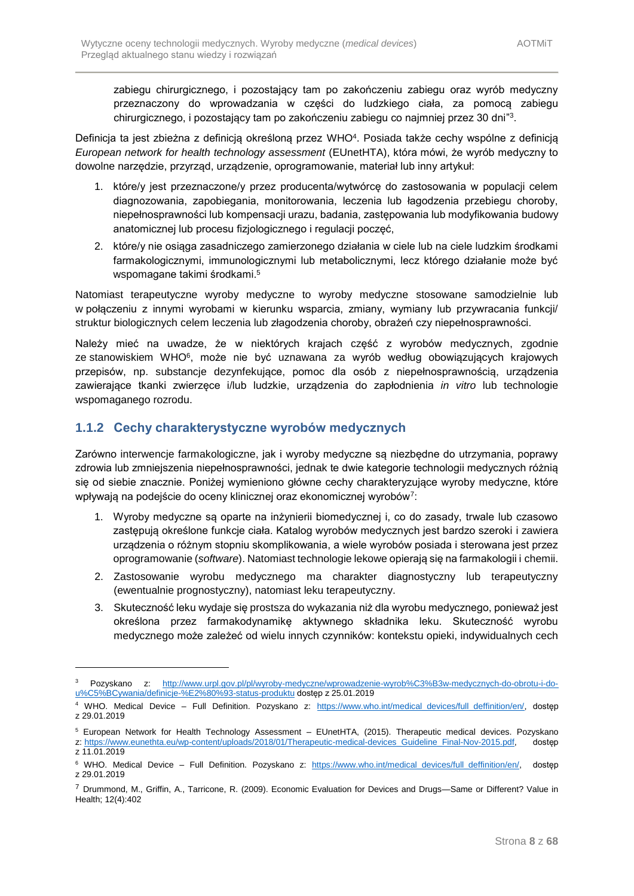zabiegu chirurgicznego, i pozostający tam po zakończeniu zabiegu oraz wyrób medyczny przeznaczony do wprowadzania w części do ludzkiego ciała, za pomocą zabiegu chirurgicznego, i pozostający tam po zakończeniu zabiegu co najmniej przez 30 dni"[3].

Definicja ta jest zbieżna z definicją określoną przez WHO[4]. Posiada także cechy wspólne z definicją *European network for health technology assessment* (EUnetHTA), która mówi, że wyrób medyczny to dowolne narzędzie, przyrząd, urządzenie, oprogramowanie, materiał lub inny artykuł:

1. które/y jest przeznaczone/y przez producenta/wytwórcę do zastosowania w populacji celem diagnozowania, zapobiegania, monitorowania, leczenia lub łagodzenia przebiegu choroby, niepełnosprawności lub kompensacji urazu, badania, zastępowania lub modyfikowania budowy anatomicznej lub procesu fizjologicznego i regulacji poczęć,
2. które/y nie osiąga zasadniczego zamierzonego działania w ciele lub na ciele ludzkim środkami farmakologicznymi, immunologicznymi lub metabolicznymi, lecz którego działanie może być wspomagane takimi środkami.[5]

Natomiast terapeutyczne wyroby medyczne to wyroby medyczne stosowane samodzielnie lub w połączeniu z innymi wyrobami w kierunku wsparcia, zmiany, wymiany lub przywracania funkcji/ struktur biologicznych celem leczenia lub złagodzenia choroby, obrażeń czy niepełnosprawności.

Należy mieć na uwadze, że w niektórych krajach część z wyrobów medycznych, zgodnie ze stanowiskiem WHO[6], może nie być uznawana za wyrób według obowiązujących krajowych przepisów, np. substancje dezynfekujące, pomoc dla osób z niepełnosprawnością, urządzenia zawierające tkanki zwierzęce i/lub ludzkie, urządzenia do zapłodnienia *in vitro* lub technologie wspomaganego rozrodu.

### 1.1.2 Cechy charakterystyczne wyrobów medycznych

Zarówno interwencje farmakologiczne, jak i wyroby medyczne są niezbędne do utrzymania, poprawy zdrowia lub zmniejszenia niepełnosprawności, jednak te dwie kategorie technologii medycznych różnią się od siebie znacznie. Poniżej wymieniono główne cechy charakteryzujące wyroby medyczne, które wpływają na podejście do oceny klinicznej oraz ekonomicznej wyrobów[7]:

1. Wyroby medyczne są oparte na inżynierii biomedycznej i, co do zasady, trwale lub czasowo zastępują określone funkcje ciała. Katalog wyrobów medycznych jest bardzo szeroki i zawiera urządzenia o różnym stopniu skomplikowania, a wiele wyrobów posiada i sterowana jest przez oprogramowanie (*software*). Natomiast technologie lekowe opierają się na farmakologii i chemii.
2. Zastosowanie wyrobu medycznego ma charakter diagnostyczny lub terapeutyczny (ewentualnie prognostyczny), natomiast leku terapeutyczny.
3. Skuteczność leku wydaje się prostsza do wykazania niż dla wyrobu medycznego, ponieważ jest określona przez farmakodynamikę aktywnego składnika leku. Skuteczność wyrobu medycznego może zależeć od wielu innych czynników: kontekstu opieki, indywidualnych cech

---

[3] Pozyskano z: http://www.urpl.gov.pl/pl/wyroby-medyczne/wprowadzenie-wyrob%C3%B3w-medycznych-do-obrotu-i-do-u%C5%BCywania/definicje-%E2%80%93-status-produktu dostęp z 25.01.2019

[4] WHO. Medical Device – Full Definition. Pozyskano z: https://www.who.int/medical_devices/full_deffinition/en/, dostęp z 29.01.2019

[5] European Network for Health Technology Assessment – EUnetHTA, (2015). Therapeutic medical devices. Pozyskano z: https://www.eunethta.eu/wp-content/uploads/2018/01/Therapeutic-medical-devices_Guideline_Final-Nov-2015.pdf, dostęp z 11.01.2019

[6] WHO. Medical Device – Full Definition. Pozyskano z: https://www.who.int/medical_devices/full_deffinition/en/, dostęp z 29.01.2019

[7] Drummond, M., Griffin, A., Tarricone, R. (2009). Economic Evaluation for Devices and Drugs—Same or Different? Value in Health; 12(4):402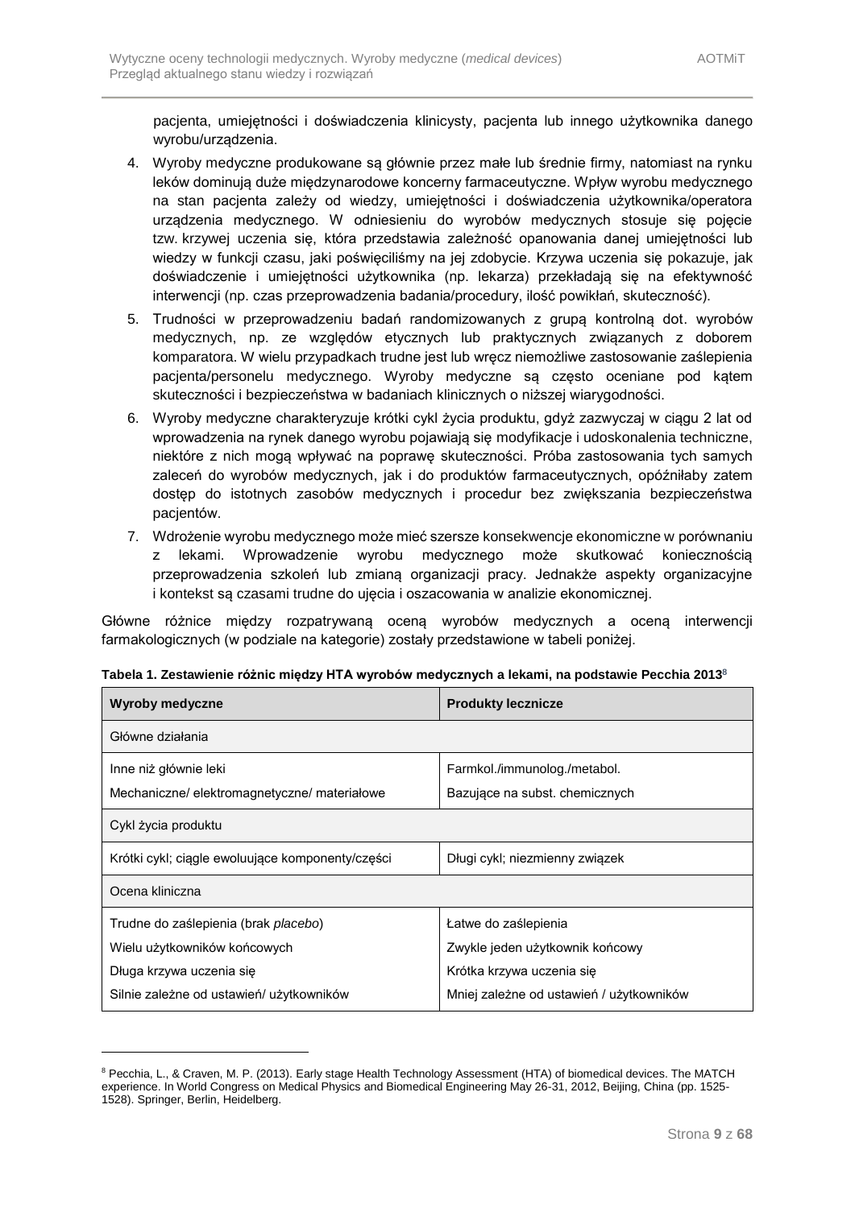pacjenta, umiejętności i doświadczenia klinicysty, pacjenta lub innego użytkownika danego wyrobu/urządzenia.

4. Wyroby medyczne produkowane są głównie przez małe lub średnie firmy, natomiast na rynku leków dominują duże międzynarodowe koncerny farmaceutyczne. Wpływ wyrobu medycznego na stan pacjenta zależy od wiedzy, umiejętności i doświadczenia użytkownika/operatora urządzenia medycznego. W odniesieniu do wyrobów medycznych stosuje się pojęcie tzw. krzywej uczenia się, która przedstawia zależność opanowania danej umiejętności lub wiedzy w funkcji czasu, jaki poświęciliśmy na jej zdobycie. Krzywa uczenia się pokazuje, jak doświadczenie i umiejętności użytkownika (np. lekarza) przekładają się na efektywność interwencji (np. czas przeprowadzenia badania/procedury, ilość powikłań, skuteczność).
5. Trudności w przeprowadzeniu badań randomizowanych z grupą kontrolną dot. wyrobów medycznych, np. ze względów etycznych lub praktycznych związanych z doborem komparatora. W wielu przypadkach trudne jest lub wręcz niemożliwe zastosowanie zaślepienia pacjenta/personelu medycznego. Wyroby medyczne są często oceniane pod kątem skuteczności i bezpieczeństwa w badaniach klinicznych o niższej wiarygodności.
6. Wyroby medyczne charakteryzuje krótki cykl życia produktu, gdyż zazwyczaj w ciągu 2 lat od wprowadzenia na rynek danego wyrobu pojawiają się modyfikacje i udoskonalenia techniczne, niektóre z nich mogą wpływać na poprawę skuteczności. Próba zastosowania tych samych zaleceń do wyrobów medycznych, jak i do produktów farmaceutycznych, opóźniłaby zatem dostęp do istotnych zasobów medycznych i procedur bez zwiększania bezpieczeństwa pacjentów.
7. Wdrożenie wyrobu medycznego może mieć szersze konsekwencje ekonomiczne w porównaniu z lekami. Wprowadzenie wyrobu medycznego może skutkować koniecznością przeprowadzenia szkoleń lub zmianą organizacji pracy. Jednakże aspekty organizacyjne i kontekst są czasami trudne do ujęcia i oszacowania w analizie ekonomicznej.

Główne różnice między rozpatrywaną oceną wyrobów medycznych a oceną interwencji farmakologicznych (w podziale na kategorie) zostały przedstawione w tabeli poniżej.

**Tabela 1. Zestawienie różnic między HTA wyrobów medycznych a lekami, na podstawie Pecchia 2013**[8]

| Wyroby medyczne | Produkty lecznicze |
|---|---|
| Główne działania | |
| Inne niż głównie leki<br>Mechaniczne/ elektromagnetyczne/ materiałowe | Farmkol./immunolog./metabol.<br>Bazujące na subst. chemicznych |
| Cykl życia produktu | |
| Krótki cykl; ciągle ewoluujące komponenty/części | Długi cykl; niezmienny związek |
| Ocena kliniczna | |
| Trudne do zaślepienia (brak *placebo*)<br>Wielu użytkowników końcowych<br>Długa krzywa uczenia się<br>Silnie zależne od ustawień/ użytkowników | Łatwe do zaślepienia<br>Zwykle jeden użytkownik końcowy<br>Krótka krzywa uczenia się<br>Mniej zależne od ustawień / użytkowników |

[8] Pecchia, L., & Craven, M. P. (2013). Early stage Health Technology Assessment (HTA) of biomedical devices. The MATCH experience. In World Congress on Medical Physics and Biomedical Engineering May 26-31, 2012, Beijing, China (pp. 1525-1528). Springer, Berlin, Heidelberg.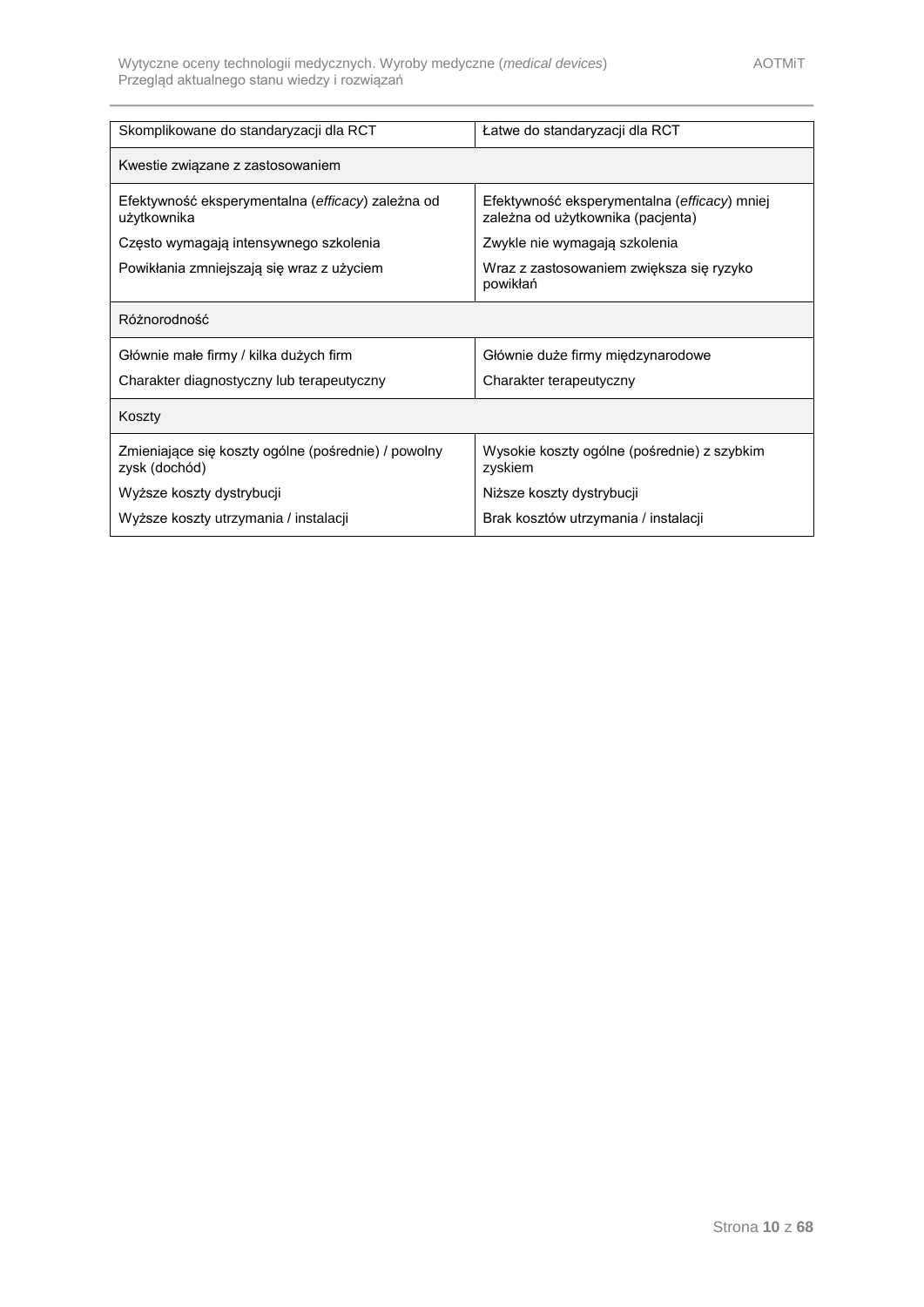| | |
|---|---|
| Skomplikowane do standaryzacji dla RCT | Łatwe do standaryzacji dla RCT |
| **Kwestie związane z zastosowaniem** | |
| Efektywność eksperymentalna (*efficacy*) zależna od użytkownika | Efektywność eksperymentalna (*efficacy*) mniej zależna od użytkownika (pacjenta) |
| Często wymagają intensywnego szkolenia | Zwykle nie wymagają szkolenia |
| Powikłania zmniejszają się wraz z użyciem | Wraz z zastosowaniem zwiększa się ryzyko powikłań |
| **Różnorodność** | |
| Głównie małe firmy / kilka dużych firm | Głównie duże firmy międzynarodowe |
| Charakter diagnostyczny lub terapeutyczny | Charakter terapeutyczny |
| **Koszty** | |
| Zmieniające się koszty ogólne (pośrednie) / powolny zysk (dochód) | Wysokie koszty ogólne (pośrednie) z szybkim zyskiem |
| Wyższe koszty dystrybucji | Niższe koszty dystrybucji |
| Wyższe koszty utrzymania / instalacji | Brak kosztów utrzymania / instalacji |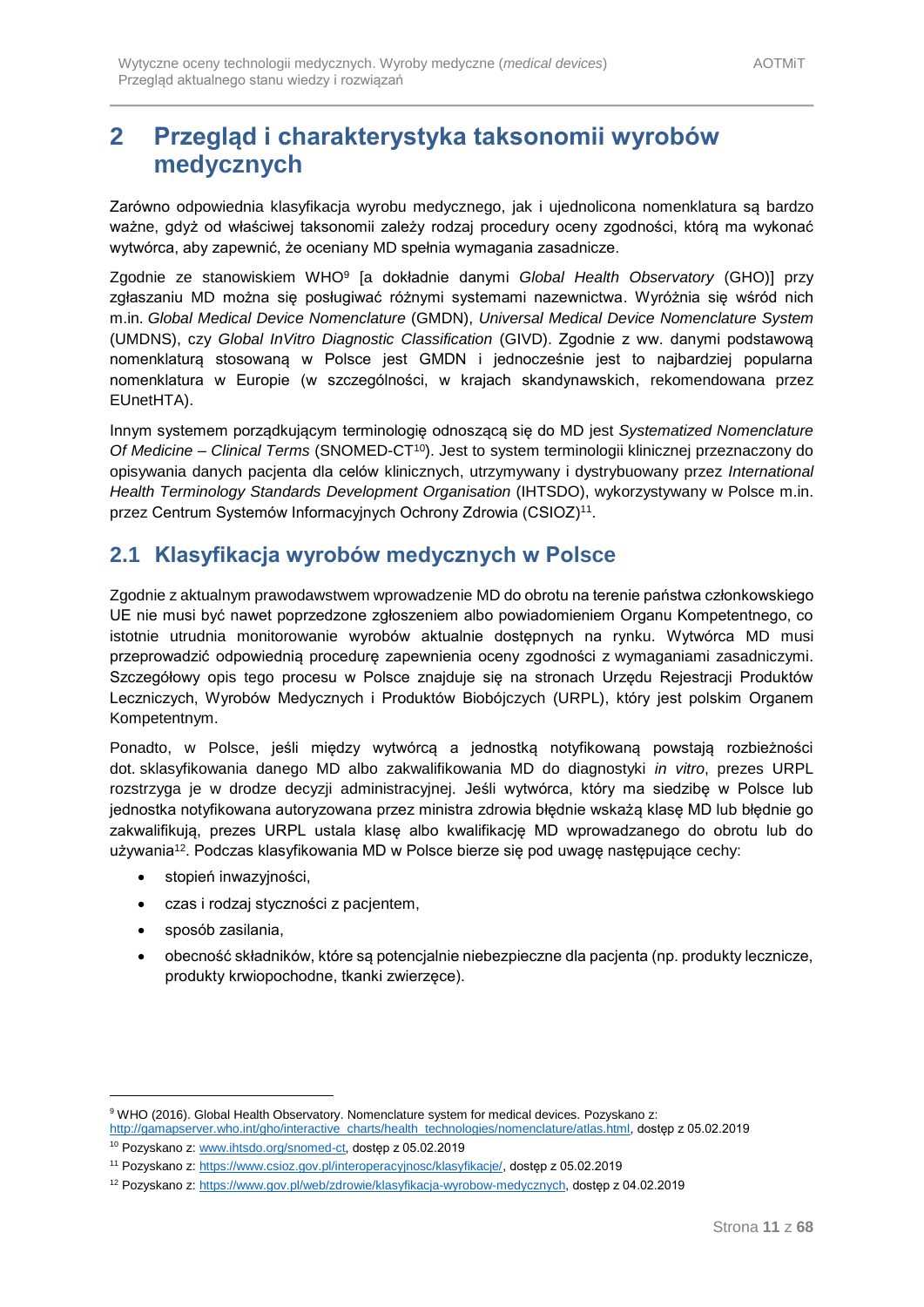# 2 Przegląd i charakterystyka taksonomii wyrobów medycznych

Zarówno odpowiednia klasyfikacja wyrobu medycznego, jak i ujednolicona nomenklatura są bardzo ważne, gdyż od właściwej taksonomii zależy rodzaj procedury oceny zgodności, którą ma wykonać wytwórca, aby zapewnić, że oceniany MD spełnia wymagania zasadnicze.

Zgodnie ze stanowiskiem WHO[9] [a dokładnie danymi *Global Health Observatory* (GHO)] przy zgłaszaniu MD można się posługiwać różnymi systemami nazewnictwa. Wyróżnia się wśród nich m.in. *Global Medical Device Nomenclature* (GMDN), *Universal Medical Device Nomenclature System* (UMDNS), czy *Global InVitro Diagnostic Classification* (GIVD). Zgodnie z ww. danymi podstawową nomenklaturą stosowaną w Polsce jest GMDN i jednocześnie jest to najbardziej popularna nomenklatura w Europie (w szczególności, w krajach skandynawskich, rekomendowana przez EUnetHTA).

Innym systemem porządkującym terminologię odnoszącą się do MD jest *Systematized Nomenclature Of Medicine – Clinical Terms* (SNOMED-CT[10]). Jest to system terminologii klinicznej przeznaczony do opisywania danych pacjenta dla celów klinicznych, utrzymywany i dystrybuowany przez *International Health Terminology Standards Development Organisation* (IHTSDO), wykorzystywany w Polsce m.in. przez Centrum Systemów Informacyjnych Ochrony Zdrowia (CSIOZ)[11].

## 2.1 Klasyfikacja wyrobów medycznych w Polsce

Zgodnie z aktualnym prawodawstwem wprowadzenie MD do obrotu na terenie państwa członkowskiego UE nie musi być nawet poprzedzone zgłoszeniem albo powiadomieniem Organu Kompetentnego, co istotnie utrudnia monitorowanie wyrobów aktualnie dostępnych na rynku. Wytwórca MD musi przeprowadzić odpowiednią procedurę zapewnienia oceny zgodności z wymaganiami zasadniczymi. Szczegółowy opis tego procesu w Polsce znajduje się na stronach Urzędu Rejestracji Produktów Leczniczych, Wyrobów Medycznych i Produktów Biobójczych (URPL), który jest polskim Organem Kompetentnym.

Ponadto, w Polsce, jeśli między wytwórcą a jednostką notyfikowaną powstają rozbieżności dot. sklasyfikowania danego MD albo zakwalifikowania MD do diagnostyki *in vitro*, prezes URPL rozstrzyga je w drodze decyzji administracyjnej. Jeśli wytwórca, który ma siedzibę w Polsce lub jednostka notyfikowana autoryzowana przez ministra zdrowia błędnie wskażą klasę MD lub błędnie go zakwalifikują, prezes URPL ustala klasę albo kwalifikację MD wprowadzanego do obrotu lub do używania[12]. Podczas klasyfikowania MD w Polsce bierze się pod uwagę następujące cechy:

- stopień inwazyjności,
- czas i rodzaj styczności z pacjentem,
- sposób zasilania,
- obecność składników, które są potencjalnie niebezpieczne dla pacjenta (np. produkty lecznicze, produkty krwiopochodne, tkanki zwierzęce).

---

[9] WHO (2016). Global Health Observatory. Nomenclature system for medical devices. Pozyskano z: http://gamapserver.who.int/gho/interactive_charts/health_technologies/nomenclature/atlas.html, dostęp z 05.02.2019

[10] Pozyskano z: www.ihtsdo.org/snomed-ct, dostęp z 05.02.2019

[11] Pozyskano z: https://www.csioz.gov.pl/interoperacyjnosc/klasyfikacje/, dostęp z 05.02.2019

[12] Pozyskano z: https://www.gov.pl/web/zdrowie/klasyfikacja-wyrobow-medycznych, dostęp z 04.02.2019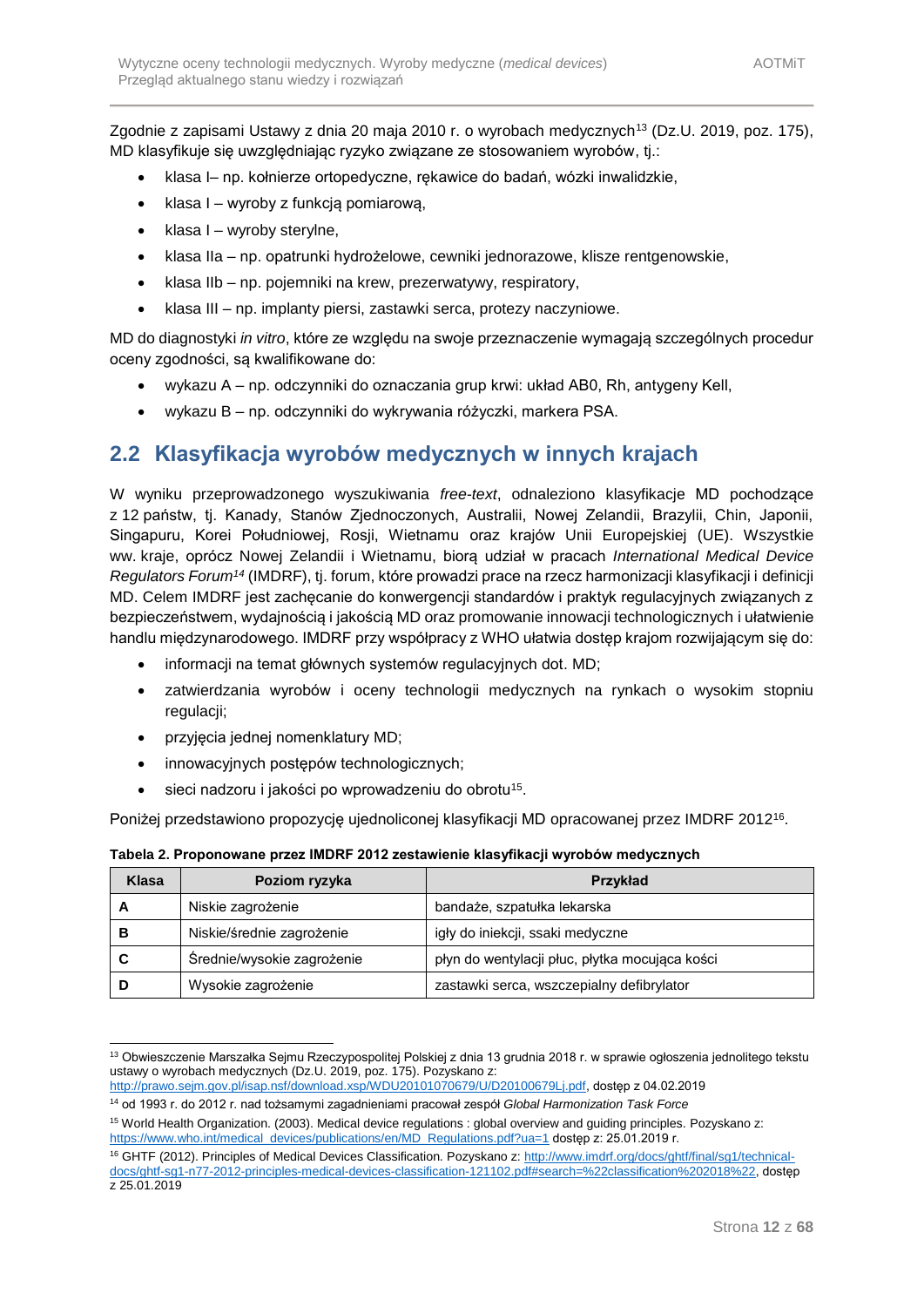Zgodnie z zapisami Ustawy z dnia 20 maja 2010 r. o wyrobach medycznych[13] (Dz.U. 2019, poz. 175), MD klasyfikuje się uwzględniając ryzyko związane ze stosowaniem wyrobów, tj.:

- klasa I– np. kołnierze ortopedyczne, rękawice do badań, wózki inwalidzkie,
- klasa I – wyroby z funkcją pomiarową,
- klasa I – wyroby sterylne,
- klasa IIa – np. opatrunki hydrożelowe, cewniki jednorazowe, klisze rentgenowskie,
- klasa IIb – np. pojemniki na krew, prezerwatywy, respiratory,
- klasa III – np. implanty piersi, zastawki serca, protezy naczyniowe.

MD do diagnostyki *in vitro*, które ze względu na swoje przeznaczenie wymagają szczególnych procedur oceny zgodności, są kwalifikowane do:

- wykazu A – np. odczynniki do oznaczania grup krwi: układ AB0, Rh, antygeny Kell,
- wykazu B – np. odczynniki do wykrywania różyczki, markera PSA.

## 2.2 Klasyfikacja wyrobów medycznych w innych krajach

W wyniku przeprowadzonego wyszukiwania *free-text*, odnaleziono klasyfikacje MD pochodzące z 12 państw, tj. Kanady, Stanów Zjednoczonych, Australii, Nowej Zelandii, Brazylii, Chin, Japonii, Singapuru, Korei Południowej, Rosji, Wietnamu oraz krajów Unii Europejskiej (UE). Wszystkie ww. kraje, oprócz Nowej Zelandii i Wietnamu, biorą udział w pracach *International Medical Device Regulators Forum*[14] (IMDRF), tj. forum, które prowadzi prace na rzecz harmonizacji klasyfikacji i definicji MD. Celem IMDRF jest zachęcanie do konwergencji standardów i praktyk regulacyjnych związanych z bezpieczeństwem, wydajnością i jakością MD oraz promowanie innowacji technologicznych i ułatwienie handlu międzynarodowego. IMDRF przy współpracy z WHO ułatwia dostęp krajom rozwijającym się do:

- informacji na temat głównych systemów regulacyjnych dot. MD;
- zatwierdzania wyrobów i oceny technologii medycznych na rynkach o wysokim stopniu regulacji;
- przyjęcia jednej nomenklatury MD;
- innowacyjnych postępów technologicznych;
- sieci nadzoru i jakości po wprowadzeniu do obrotu[15].

Poniżej przedstawiono propozycję ujednoliconej klasyfikacji MD opracowanej przez IMDRF 2012[16].

**Tabela 2. Proponowane przez IMDRF 2012 zestawienie klasyfikacji wyrobów medycznych**

| Klasa | Poziom ryzyka | Przykład |
|---|---|---|
| **A** | Niskie zagrożenie | bandaże, szpatułka lekarska |
| **B** | Niskie/średnie zagrożenie | igły do iniekcji, ssaki medyczne |
| **C** | Średnie/wysokie zagrożenie | płyn do wentylacji płuc, płytka mocująca kości |
| **D** | Wysokie zagrożenie | zastawki serca, wszczepialny defibrylator |

---

[13] Obwieszczenie Marszałka Sejmu Rzeczypospolitej Polskiej z dnia 13 grudnia 2018 r. w sprawie ogłoszenia jednolitego tekstu ustawy o wyrobach medycznych (Dz.U. 2019, poz. 175). Pozyskano z: http://prawo.sejm.gov.pl/isap.nsf/download.xsp/WDU20101070679/U/D20100679Lj.pdf, dostęp z 04.02.2019

[14] od 1993 r. do 2012 r. nad tożsamymi zagadnieniami pracował zespół *Global Harmonization Task Force*

[15] World Health Organization. (2003). Medical device regulations : global overview and guiding principles. Pozyskano z: https://www.who.int/medical_devices/publications/en/MD_Regulations.pdf?ua=1 dostęp z: 25.01.2019 r.

[16] GHTF (2012). Principles of Medical Devices Classification. Pozyskano z: http://www.imdrf.org/docs/ghtf/final/sg1/technical-docs/ghtf-sg1-n77-2012-principles-medical-devices-classification-121102.pdf#search=%22classification%202018%22, dostęp z 25.01.2019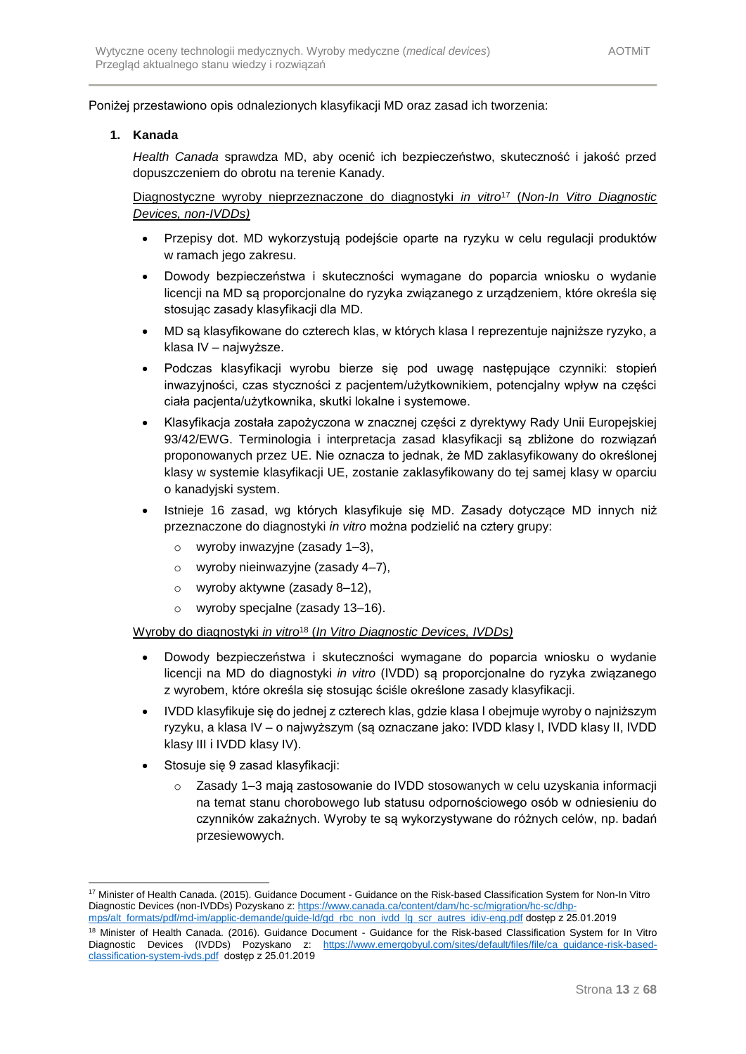Poniżej przestawiono opis odnalezionych klasyfikacji MD oraz zasad ich tworzenia:

1. **Kanada**

   *Health Canada* sprawdza MD, aby ocenić ich bezpieczeństwo, skuteczność i jakość przed dopuszczeniem do obrotu na terenie Kanady.

   Diagnostyczne wyroby nieprzeznaczone do diagnostyki *in vitro*[17] (*Non-In Vitro Diagnostic Devices, non-IVDDs)*

   - Przepisy dot. MD wykorzystują podejście oparte na ryzyku w celu regulacji produktów w ramach jego zakresu.
   - Dowody bezpieczeństwa i skuteczności wymagane do poparcia wniosku o wydanie licencji na MD są proporcjonalne do ryzyka związanego z urządzeniem, które określa się stosując zasady klasyfikacji dla MD.
   - MD są klasyfikowane do czterech klas, w których klasa I reprezentuje najniższe ryzyko, a klasa IV – najwyższe.
   - Podczas klasyfikacji wyrobu bierze się pod uwagę następujące czynniki: stopień inwazyjności, czas styczności z pacjentem/użytkownikiem, potencjalny wpływ na części ciała pacjenta/użytkownika, skutki lokalne i systemowe.
   - Klasyfikacja została zapożyczona w znacznej części z dyrektywy Rady Unii Europejskiej 93/42/EWG. Terminologia i interpretacja zasad klasyfikacji są zbliżone do rozwiązań proponowanych przez UE. Nie oznacza to jednak, że MD zaklasyfikowany do określonej klasy w systemie klasyfikacji UE, zostanie zaklasyfikowany do tej samej klasy w oparciu o kanadyjski system.
   - Istnieje 16 zasad, wg których klasyfikuje się MD. Zasady dotyczące MD innych niż przeznaczone do diagnostyki *in vitro* można podzielić na cztery grupy:
     - wyroby inwazyjne (zasady 1–3),
     - wyroby nieinwazyjne (zasady 4–7),
     - wyroby aktywne (zasady 8–12),
     - wyroby specjalne (zasady 13–16).

   Wyroby do diagnostyki *in vitro*[18] (*In Vitro Diagnostic Devices, IVDDs)*

   - Dowody bezpieczeństwa i skuteczności wymagane do poparcia wniosku o wydanie licencji na MD do diagnostyki *in vitro* (IVDD) są proporcjonalne do ryzyka związanego z wyrobem, które określa się stosując ściśle określone zasady klasyfikacji.
   - IVDD klasyfikuje się do jednej z czterech klas, gdzie klasa I obejmuje wyroby o najniższym ryzyku, a klasa IV – o najwyższym (są oznaczane jako: IVDD klasy I, IVDD klasy II, IVDD klasy III i IVDD klasy IV).
   - Stosuje się 9 zasad klasyfikacji:
     - Zasady 1–3 mają zastosowanie do IVDD stosowanych w celu uzyskania informacji na temat stanu chorobowego lub statusu odpornościowego osób w odniesieniu do czynników zakaźnych. Wyroby te są wykorzystywane do różnych celów, np. badań przesiewowych.

---

[17] Minister of Health Canada. (2015). Guidance Document - Guidance on the Risk-based Classification System for Non-In Vitro Diagnostic Devices (non-IVDDs) Pozyskano z: https://www.canada.ca/content/dam/hc-sc/migration/hc-sc/dhp-mps/alt_formats/pdf/md-im/applic-demande/guide-ld/gd_rbc_non_ivdd_lg_scr_autres_idiv-eng.pdf dostęp z 25.01.2019

[18] Minister of Health Canada. (2016). Guidance Document - Guidance for the Risk-based Classification System for In Vitro Diagnostic Devices (IVDDs) Pozyskano z: https://www.emergobyul.com/sites/default/files/file/ca_guidance-risk-based-classification-system-ivds.pdf dostęp z 25.01.2019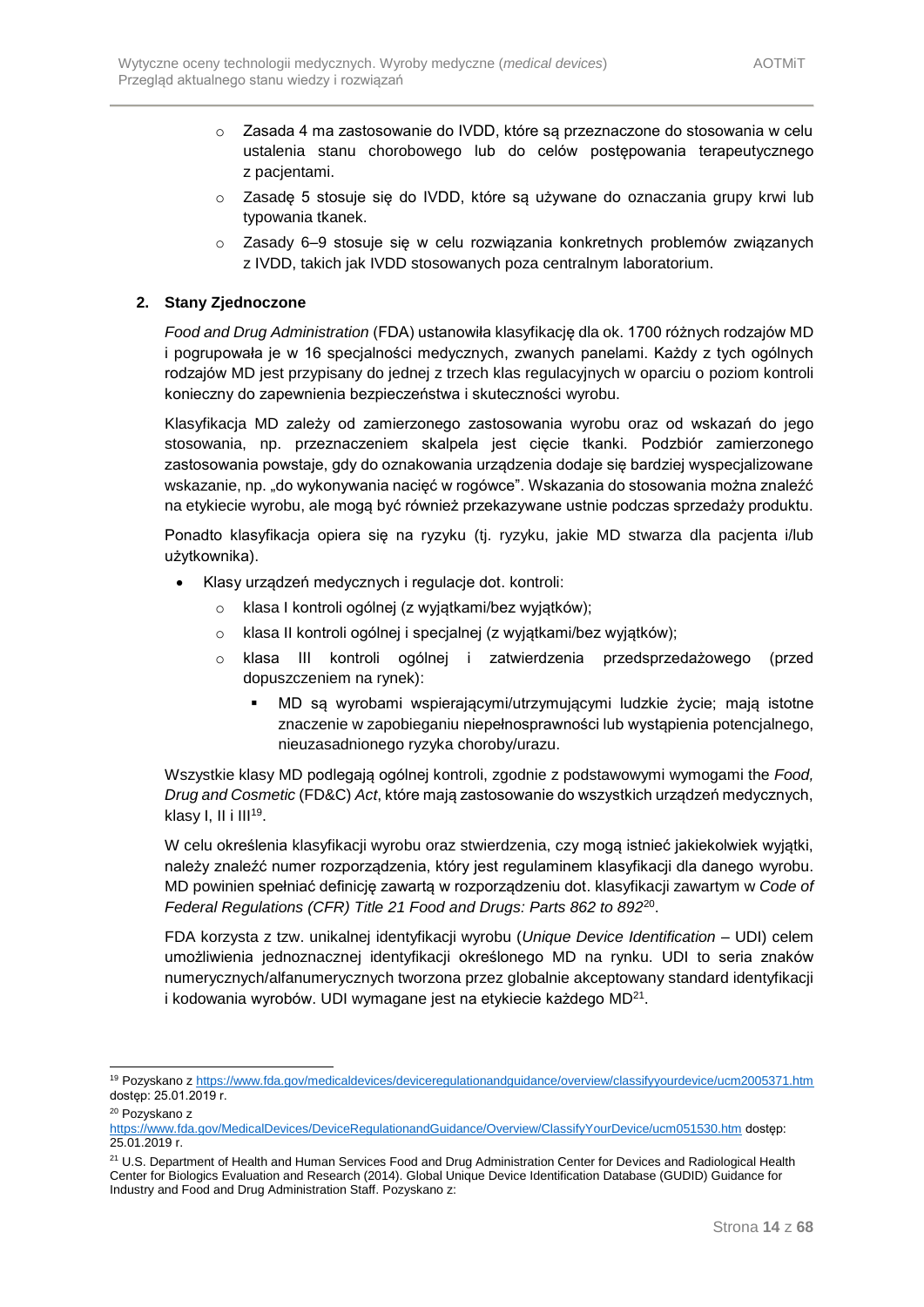- Zasada 4 ma zastosowanie do IVDD, które są przeznaczone do stosowania w celu ustalenia stanu chorobowego lub do celów postępowania terapeutycznego z pacjentami.
- Zasadę 5 stosuje się do IVDD, które są używane do oznaczania grupy krwi lub typowania tkanek.
- Zasady 6–9 stosuje się w celu rozwiązania konkretnych problemów związanych z IVDD, takich jak IVDD stosowanych poza centralnym laboratorium.

**2. Stany Zjednoczone**

*Food and Drug Administration* (FDA) ustanowiła klasyfikację dla ok. 1700 różnych rodzajów MD i pogrupowała je w 16 specjalności medycznych, zwanych panelami. Każdy z tych ogólnych rodzajów MD jest przypisany do jednej z trzech klas regulacyjnych w oparciu o poziom kontroli konieczny do zapewnienia bezpieczeństwa i skuteczności wyrobu.

Klasyfikacja MD zależy od zamierzonego zastosowania wyrobu oraz od wskazań do jego stosowania, np. przeznaczeniem skalpela jest cięcie tkanki. Podzbiór zamierzonego zastosowania powstaje, gdy do oznakowania urządzenia dodaje się bardziej wyspecjalizowane wskazanie, np. „do wykonywania nacięć w rogówce". Wskazania do stosowania można znaleźć na etykiecie wyrobu, ale mogą być również przekazywane ustnie podczas sprzedaży produktu.

Ponadto klasyfikacja opiera się na ryzyku (tj. ryzyku, jakie MD stwarza dla pacjenta i/lub użytkownika).

- Klasy urządzeń medycznych i regulacje dot. kontroli:
  - klasa I kontroli ogólnej (z wyjątkami/bez wyjątków);
  - klasa II kontroli ogólnej i specjalnej (z wyjątkami/bez wyjątków);
  - klasa III kontroli ogólnej i zatwierdzenia przedsprzedażowego (przed dopuszczeniem na rynek):
    - MD są wyrobami wspierającymi/utrzymującymi ludzkie życie; mają istotne znaczenie w zapobieganiu niepełnosprawności lub wystąpienia potencjalnego, nieuzasadnionego ryzyka choroby/urazu.

Wszystkie klasy MD podlegają ogólnej kontroli, zgodnie z podstawowymi wymogami the *Food, Drug and Cosmetic* (FD&C) *Act*, które mają zastosowanie do wszystkich urządzeń medycznych, klasy I, II i III[19].

W celu określenia klasyfikacji wyrobu oraz stwierdzenia, czy mogą istnieć jakiekolwiek wyjątki, należy znaleźć numer rozporządzenia, który jest regulaminem klasyfikacji dla danego wyrobu. MD powinien spełniać definicję zawartą w rozporządzeniu dot. klasyfikacji zawartym w *Code of Federal Regulations (CFR) Title 21 Food and Drugs: Parts 862 to 892*[20].

FDA korzysta z tzw. unikalnej identyfikacji wyrobu (*Unique Device Identification* – UDI) celem umożliwienia jednoznacznej identyfikacji określonego MD na rynku. UDI to seria znaków numerycznych/alfanumerycznych tworzona przez globalnie akceptowany standard identyfikacji i kodowania wyrobów. UDI wymagane jest na etykiecie każdego MD[21].

---

[19] Pozyskano z https://www.fda.gov/medicaldevices/deviceregulationandguidance/overview/classifyyourdevice/ucm2005371.htm dostęp: 25.01.2019 r.

[20] Pozyskano z https://www.fda.gov/MedicalDevices/DeviceRegulationandGuidance/Overview/ClassifyYourDevice/ucm051530.htm dostęp: 25.01.2019 r.

[21] U.S. Department of Health and Human Services Food and Drug Administration Center for Devices and Radiological Health Center for Biologics Evaluation and Research (2014). Global Unique Device Identification Database (GUDID) Guidance for Industry and Food and Drug Administration Staff. Pozyskano z: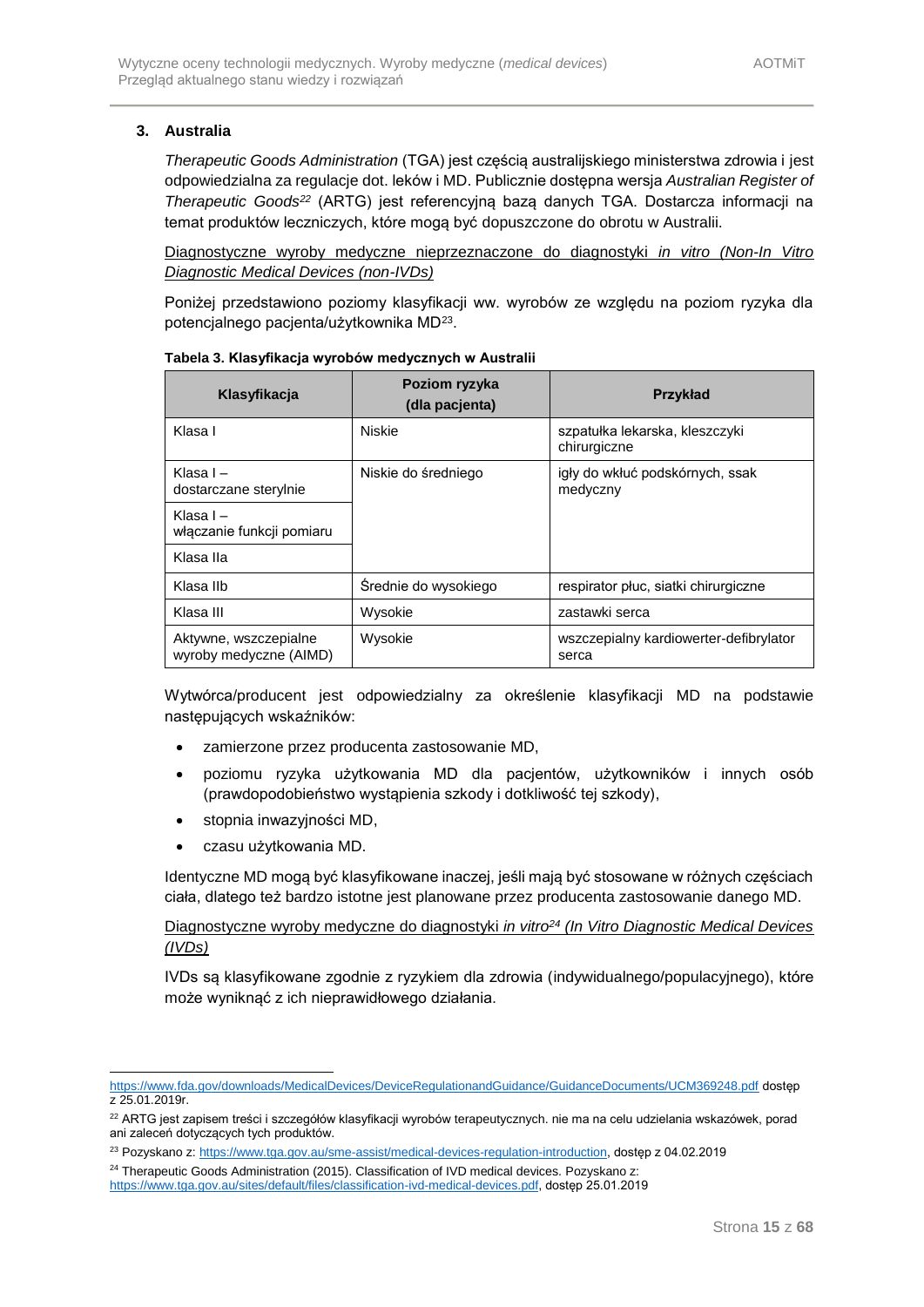### 3. Australia

*Therapeutic Goods Administration* (TGA) jest częścią australijskiego ministerstwa zdrowia i jest odpowiedzialna za regulacje dot. leków i MD. Publicznie dostępna wersja *Australian Register of Therapeutic Goods*[22] (ARTG) jest referencyjną bazą danych TGA. Dostarcza informacji na temat produktów leczniczych, które mogą być dopuszczone do obrotu w Australii.

<u>Diagnostyczne wyroby medyczne nieprzeznaczone do diagnostyki *in vitro (Non-In Vitro Diagnostic Medical Devices (non-IVDs)*</u>

Poniżej przedstawiono poziomy klasyfikacji ww. wyrobów ze względu na poziom ryzyka dla potencjalnego pacjenta/użytkownika MD[23].

**Tabela 3. Klasyfikacja wyrobów medycznych w Australii**

| Klasyfikacja | Poziom ryzyka (dla pacjenta) | Przykład |
|---|---|---|
| Klasa I | Niskie | szpatułka lekarska, kleszczyki chirurgiczne |
| Klasa I – dostarczane sterylnie | Niskie do średniego | igły do wkłuć podskórnych, ssak medyczny |
| Klasa I – włączanie funkcji pomiaru | | |
| Klasa IIa | | |
| Klasa IIb | Średnie do wysokiego | respirator płuc, siatki chirurgiczne |
| Klasa III | Wysokie | zastawki serca |
| Aktywne, wszczepialne wyroby medyczne (AIMD) | Wysokie | wszczepialny kardiowerter-defibrylator serca |

Wytwórca/producent jest odpowiedzialny za określenie klasyfikacji MD na podstawie następujących wskaźników:

- zamierzone przez producenta zastosowanie MD,
- poziomu ryzyka użytkowania MD dla pacjentów, użytkowników i innych osób (prawdopodobieństwo wystąpienia szkody i dotkliwość tej szkody),
- stopnia inwazyjności MD,
- czasu użytkowania MD.

Identyczne MD mogą być klasyfikowane inaczej, jeśli mają być stosowane w różnych częściach ciała, dlatego też bardzo istotne jest planowane przez producenta zastosowanie danego MD.

<u>Diagnostyczne wyroby medyczne do diagnostyki *in vitro*[24] *(In Vitro Diagnostic Medical Devices (IVDs)*</u>

IVDs są klasyfikowane zgodnie z ryzykiem dla zdrowia (indywidualnego/populacyjnego), które może wyniknąć z ich nieprawidłowego działania.

---

https://www.fda.gov/downloads/MedicalDevices/DeviceRegulationandGuidance/GuidanceDocuments/UCM369248.pdf dostęp z 25.01.2019r.

[22] ARTG jest zapisem treści i szczegółów klasyfikacji wyrobów terapeutycznych. nie ma na celu udzielania wskazówek, porad ani zaleceń dotyczących tych produktów.

[23] Pozyskano z: https://www.tga.gov.au/sme-assist/medical-devices-regulation-introduction, dostęp z 04.02.2019

[24] Therapeutic Goods Administration (2015). Classification of IVD medical devices. Pozyskano z: https://www.tga.gov.au/sites/default/files/classification-ivd-medical-devices.pdf, dostęp 25.01.2019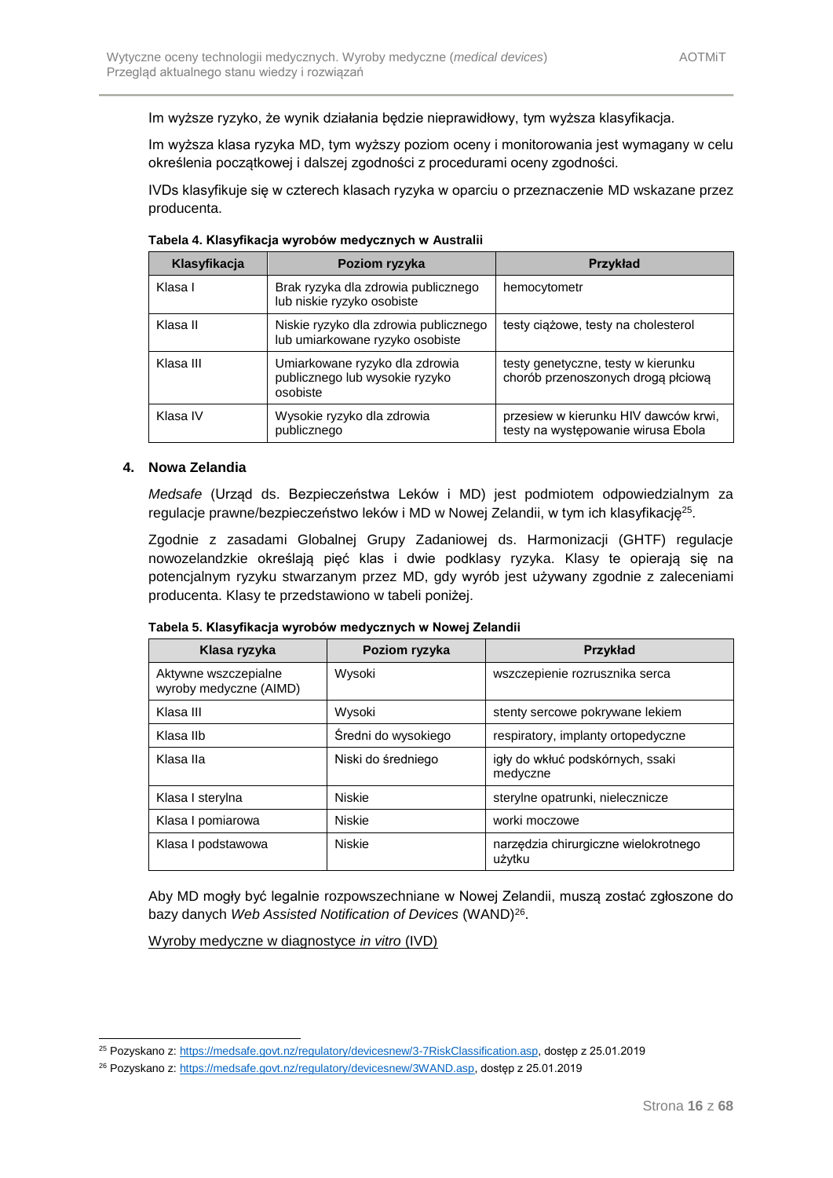Im wyższe ryzyko, że wynik działania będzie nieprawidłowy, tym wyższa klasyfikacja.

Im wyższa klasa ryzyka MD, tym wyższy poziom oceny i monitorowania jest wymagany w celu określenia początkowej i dalszej zgodności z procedurami oceny zgodności.

IVDs klasyfikuje się w czterech klasach ryzyka w oparciu o przeznaczenie MD wskazane przez producenta.

**Tabela 4. Klasyfikacja wyrobów medycznych w Australii**

| Klasyfikacja | Poziom ryzyka | Przykład |
| --- | --- | --- |
| Klasa I | Brak ryzyka dla zdrowia publicznego lub niskie ryzyko osobiste | hemocytometr |
| Klasa II | Niskie ryzyko dla zdrowia publicznego lub umiarkowane ryzyko osobiste | testy ciążowe, testy na cholesterol |
| Klasa III | Umiarkowane ryzyko dla zdrowia publicznego lub wysokie ryzyko osobiste | testy genetyczne, testy w kierunku chorób przenoszonych drogą płciową |
| Klasa IV | Wysokie ryzyko dla zdrowia publicznego | przesiew w kierunku HIV dawców krwi, testy na występowanie wirusa Ebola |

## 4. Nowa Zelandia

*Medsafe* (Urząd ds. Bezpieczeństwa Leków i MD) jest podmiotem odpowiedzialnym za regulacje prawne/bezpieczeństwo leków i MD w Nowej Zelandii, w tym ich klasyfikację[25].

Zgodnie z zasadami Globalnej Grupy Zadaniowej ds. Harmonizacji (GHTF) regulacje nowozelandzkie określają pięć klas i dwie podklasy ryzyka. Klasy te opierają się na potencjalnym ryzyku stwarzanym przez MD, gdy wyrób jest używany zgodnie z zaleceniami producenta. Klasy te przedstawiono w tabeli poniżej.

**Tabela 5. Klasyfikacja wyrobów medycznych w Nowej Zelandii**

| Klasa ryzyka | Poziom ryzyka | Przykład |
| --- | --- | --- |
| Aktywne wszczepialne wyroby medyczne (AIMD) | Wysoki | wszczepienie rozrusznika serca |
| Klasa III | Wysoki | stenty sercowe pokrywane lekiem |
| Klasa IIb | Średni do wysokiego | respiratory, implanty ortopedyczne |
| Klasa IIa | Niski do średniego | igły do wkłuć podskórnych, ssaki medyczne |
| Klasa I sterylna | Niskie | sterylne opatrunki, nielecznicze |
| Klasa I pomiarowa | Niskie | worki moczowe |
| Klasa I podstawowa | Niskie | narzędzia chirurgiczne wielokrotnego użytku |

Aby MD mogły być legalnie rozpowszechniane w Nowej Zelandii, muszą zostać zgłoszone do bazy danych *Web Assisted Notification of Devices* (WAND)[26].

Wyroby medyczne w diagnostyce *in vitro* (IVD)

---

[25] Pozyskano z: https://medsafe.govt.nz/regulatory/devicesnew/3-7RiskClassification.asp, dostęp z 25.01.2019

[26] Pozyskano z: https://medsafe.govt.nz/regulatory/devicesnew/3WAND.asp, dostęp z 25.01.2019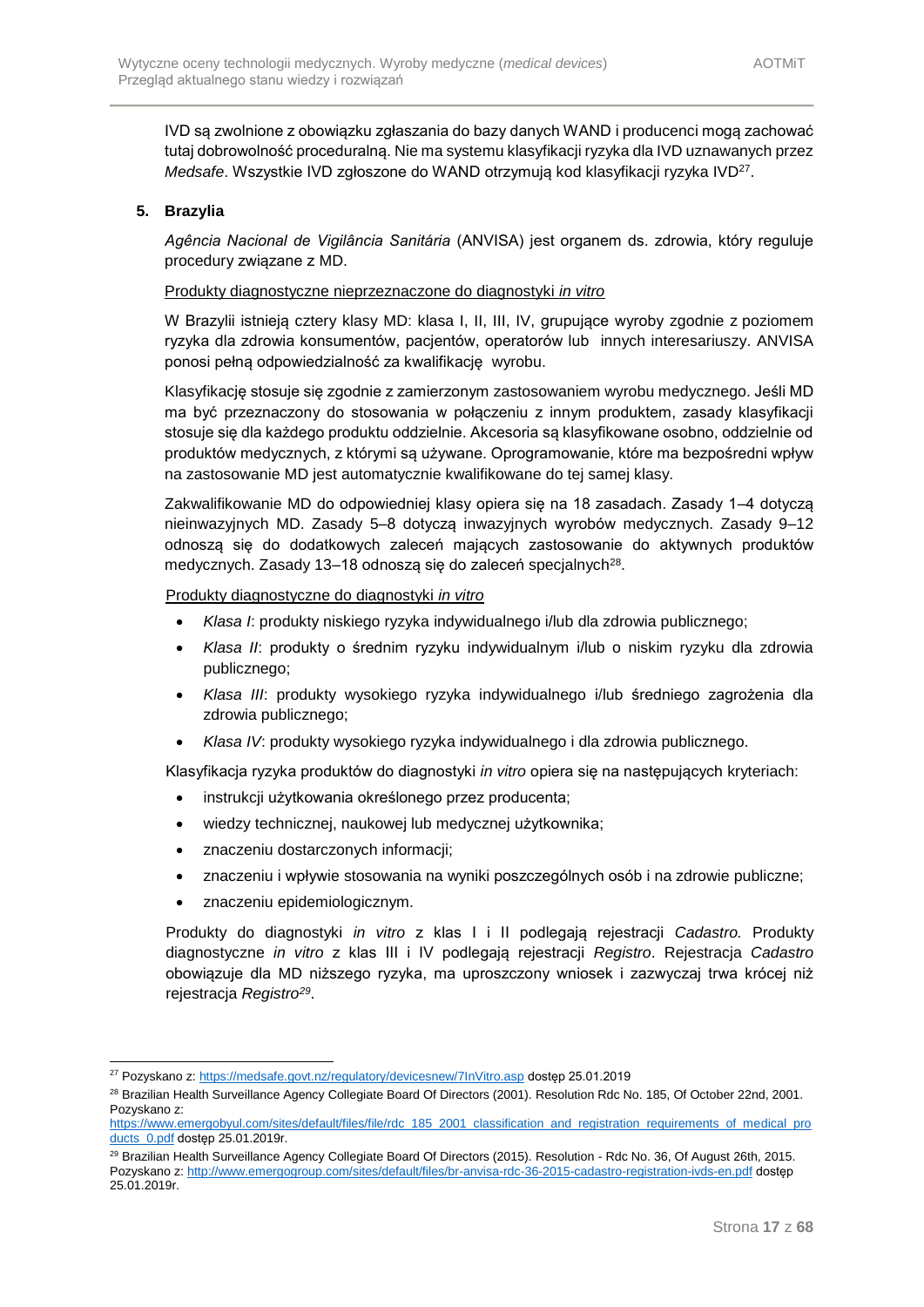IVD są zwolnione z obowiązku zgłaszania do bazy danych WAND i producenci mogą zachować tutaj dobrowolność proceduralną. Nie ma systemu klasyfikacji ryzyka dla IVD uznawanych przez *Medsafe*. Wszystkie IVD zgłoszone do WAND otrzymują kod klasyfikacji ryzyka IVD[27].

## 5. Brazylia

*Agência Nacional de Vigilância Sanitária* (ANVISA) jest organem ds. zdrowia, który reguluje procedury związane z MD.

Produkty diagnostyczne nieprzeznaczone do diagnostyki *in vitro*

W Brazylii istnieją cztery klasy MD: klasa I, II, III, IV, grupujące wyroby zgodnie z poziomem ryzyka dla zdrowia konsumentów, pacjentów, operatorów lub innych interesariuszy. ANVISA ponosi pełną odpowiedzialność za kwalifikację wyrobu.

Klasyfikację stosuje się zgodnie z zamierzonym zastosowaniem wyrobu medycznego. Jeśli MD ma być przeznaczony do stosowania w połączeniu z innym produktem, zasady klasyfikacji stosuje się dla każdego produktu oddzielnie. Akcesoria są klasyfikowane osobno, oddzielnie od produktów medycznych, z którymi są używane. Oprogramowanie, które ma bezpośredni wpływ na zastosowanie MD jest automatycznie kwalifikowane do tej samej klasy.

Zakwalifikowanie MD do odpowiedniej klasy opiera się na 18 zasadach. Zasady 1–4 dotyczą nieinwazyjnych MD. Zasady 5–8 dotyczą inwazyjnych wyrobów medycznych. Zasady 9–12 odnoszą się do dodatkowych zaleceń mających zastosowanie do aktywnych produktów medycznych. Zasady 13–18 odnoszą się do zaleceń specjalnych[28].

Produkty diagnostyczne do diagnostyki *in vitro*

- *Klasa I*: produkty niskiego ryzyka indywidualnego i/lub dla zdrowia publicznego;
- *Klasa II*: produkty o średnim ryzyku indywidualnym i/lub o niskim ryzyku dla zdrowia publicznego;
- *Klasa III*: produkty wysokiego ryzyka indywidualnego i/lub średniego zagrożenia dla zdrowia publicznego;
- *Klasa IV*: produkty wysokiego ryzyka indywidualnego i dla zdrowia publicznego.

Klasyfikacja ryzyka produktów do diagnostyki *in vitro* opiera się na następujących kryteriach:

- instrukcji użytkowania określonego przez producenta;
- wiedzy technicznej, naukowej lub medycznej użytkownika;
- znaczeniu dostarczonych informacji;
- znaczeniu i wpływie stosowania na wyniki poszczególnych osób i na zdrowie publiczne;
- znaczeniu epidemiologicznym.

Produkty do diagnostyki *in vitro* z klas I i II podlegają rejestracji *Cadastro.* Produkty diagnostyczne *in vitro* z klas III i IV podlegają rejestracji *Registro*. Rejestracja *Cadastro* obowiązuje dla MD niższego ryzyka, ma uproszczony wniosek i zazwyczaj trwa krócej niż rejestracja *Registro*[29].

---

[27] Pozyskano z: https://medsafe.govt.nz/regulatory/devicesnew/7InVitro.asp dostęp 25.01.2019

[28] Brazilian Health Surveillance Agency Collegiate Board Of Directors (2001). Resolution Rdc No. 185, Of October 22nd, 2001. Pozyskano z: https://www.emergobyul.com/sites/default/files/file/rdc_185_2001_classification_and_registration_requirements_of_medical_products_0.pdf dostęp 25.01.2019r.

[29] Brazilian Health Surveillance Agency Collegiate Board Of Directors (2015). Resolution - Rdc No. 36, Of August 26th, 2015. Pozyskano z: http://www.emergogroup.com/sites/default/files/br-anvisa-rdc-36-2015-cadastro-registration-ivds-en.pdf dostęp 25.01.2019r.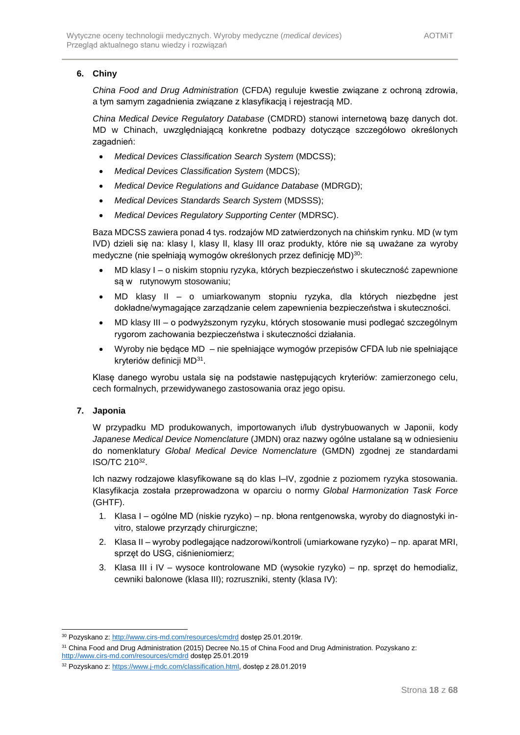## 6. Chiny

*China Food and Drug Administration* (CFDA) reguluje kwestie związane z ochroną zdrowia, a tym samym zagadnienia związane z klasyfikacją i rejestracją MD.

*China Medical Device Regulatory Database* (CMDRD) stanowi internetową bazę danych dot. MD w Chinach, uwzględniającą konkretne podbazy dotyczące szczegółowo określonych zagadnień:

- *Medical Devices Classification Search System* (MDCSS);
- *Medical Devices Classification System* (MDCS);
- *Medical Device Regulations and Guidance Database* (MDRGD);
- *Medical Devices Standards Search System* (MDSSS);
- *Medical Devices Regulatory Supporting Center* (MDRSC).

Baza MDCSS zawiera ponad 4 tys. rodzajów MD zatwierdzonych na chińskim rynku. MD (w tym IVD) dzieli się na: klasy I, klasy II, klasy III oraz produkty, które nie są uważane za wyroby medyczne (nie spełniają wymogów określonych przez definicję MD)[30]:

- MD klasy I – o niskim stopniu ryzyka, których bezpieczeństwo i skuteczność zapewnione są w rutynowym stosowaniu;
- MD klasy II – o umiarkowanym stopniu ryzyka, dla których niezbędne jest dokładne/wymagające zarządzanie celem zapewnienia bezpieczeństwa i skuteczności.
- MD klasy III – o podwyższonym ryzyku, których stosowanie musi podlegać szczególnym rygorom zachowania bezpieczeństwa i skuteczności działania.
- Wyroby nie będące MD – nie spełniające wymogów przepisów CFDA lub nie spełniające kryteriów definicji MD[31].

Klasę danego wyrobu ustala się na podstawie następujących kryteriów: zamierzonego celu, cech formalnych, przewidywanego zastosowania oraz jego opisu.

## 7. Japonia

W przypadku MD produkowanych, importowanych i/lub dystrybuowanych w Japonii, kody *Japanese Medical Device Nomenclature* (JMDN) oraz nazwy ogólne ustalane są w odniesieniu do nomenklatury *Global Medical Device Nomenclature* (GMDN) zgodnej ze standardami ISO/TC 210[32].

Ich nazwy rodzajowe klasyfikowane są do klas I–IV, zgodnie z poziomem ryzyka stosowania. Klasyfikacja została przeprowadzona w oparciu o normy *Global Harmonization Task Force* (GHTF).

1. Klasa I – ogólne MD (niskie ryzyko) – np. błona rentgenowska, wyroby do diagnostyki in-vitro, stalowe przyrządy chirurgiczne;
2. Klasa II – wyroby podlegające nadzorowi/kontroli (umiarkowane ryzyko) – np. aparat MRI, sprzęt do USG, ciśnieniomierz;
3. Klasa III i IV – wysoce kontrolowane MD (wysokie ryzyko) – np. sprzęt do hemodializ, cewniki balonowe (klasa III); rozruszniki, stenty (klasa IV):

---

[30] Pozyskano z: http://www.cirs-md.com/resources/cmdrd dostęp 25.01.2019r.

[31] China Food and Drug Administration (2015) Decree No.15 of China Food and Drug Administration. Pozyskano z: http://www.cirs-md.com/resources/cmdrd dostęp 25.01.2019

[32] Pozyskano z: https://www.j-mdc.com/classification.html, dostęp z 28.01.2019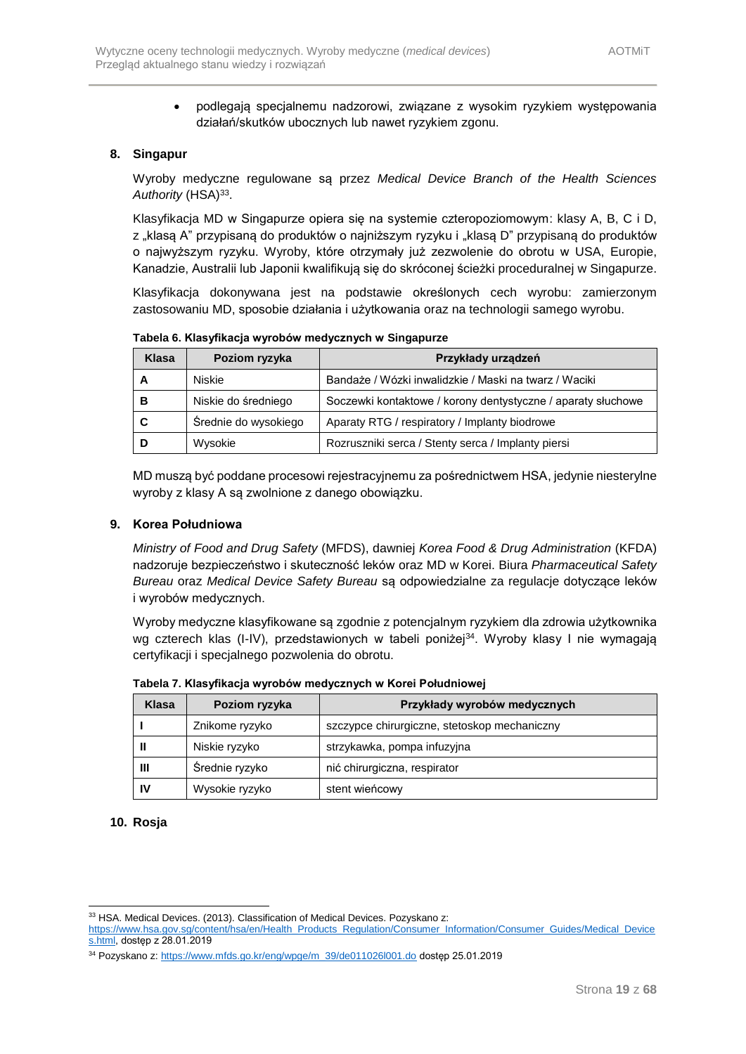- podlegają specjalnemu nadzorowi, związane z wysokim ryzykiem występowania działań/skutków ubocznych lub nawet ryzykiem zgonu.

## 8. Singapur

Wyroby medyczne regulowane są przez *Medical Device Branch of the Health Sciences Authority* (HSA)[33].

Klasyfikacja MD w Singapurze opiera się na systemie czteropoziomowym: klasy A, B, C i D, z „klasą A" przypisaną do produktów o najniższym ryzyku i „klasą D" przypisaną do produktów o najwyższym ryzyku. Wyroby, które otrzymały już zezwolenie do obrotu w USA, Europie, Kanadzie, Australii lub Japonii kwalifikują się do skróconej ścieżki proceduralnej w Singapurze.

Klasyfikacja dokonywana jest na podstawie określonych cech wyrobu: zamierzonym zastosowaniu MD, sposobie działania i użytkowania oraz na technologii samego wyrobu.

**Tabela 6. Klasyfikacja wyrobów medycznych w Singapurze**

| Klasa | Poziom ryzyka | Przykłady urządzeń |
|---|---|---|
| **A** | Niskie | Bandaże / Wózki inwalidzkie / Maski na twarz / Waciki |
| **B** | Niskie do średniego | Soczewki kontaktowe / korony dentystyczne / aparaty słuchowe |
| **C** | Średnie do wysokiego | Aparaty RTG / respiratory / Implanty biodrowe |
| **D** | Wysokie | Rozruszniki serca / Stenty serca / Implanty piersi |

MD muszą być poddane procesowi rejestracyjnemu za pośrednictwem HSA, jedynie niesterylne wyroby z klasy A są zwolnione z danego obowiązku.

## 9. Korea Południowa

*Ministry of Food and Drug Safety* (MFDS), dawniej *Korea Food & Drug Administration* (KFDA) nadzoruje bezpieczeństwo i skuteczność leków oraz MD w Korei. Biura *Pharmaceutical Safety Bureau* oraz *Medical Device Safety Bureau* są odpowiedzialne za regulacje dotyczące leków i wyrobów medycznych.

Wyroby medyczne klasyfikowane są zgodnie z potencjalnym ryzykiem dla zdrowia użytkownika wg czterech klas (I-IV), przedstawionych w tabeli poniżej[34]. Wyroby klasy I nie wymagają certyfikacji i specjalnego pozwolenia do obrotu.

**Tabela 7. Klasyfikacja wyrobów medycznych w Korei Południowej**

| Klasa | Poziom ryzyka | Przykłady wyrobów medycznych |
|---|---|---|
| **I** | Znikome ryzyko | szczypce chirurgiczne, stetoskop mechaniczny |
| **II** | Niskie ryzyko | strzykawka, pompa infuzyjna |
| **III** | Średnie ryzyko | nić chirurgiczna, respirator |
| **IV** | Wysokie ryzyko | stent wieńcowy |

## 10. Rosja

---

[33] HSA. Medical Devices. (2013). Classification of Medical Devices. Pozyskano z: https://www.hsa.gov.sg/content/hsa/en/Health_Products_Regulation/Consumer_Information/Consumer_Guides/Medical_Devices.html, dostęp z 28.01.2019

[34] Pozyskano z: https://www.mfds.go.kr/eng/wpge/m_39/de011026l001.do dostęp 25.01.2019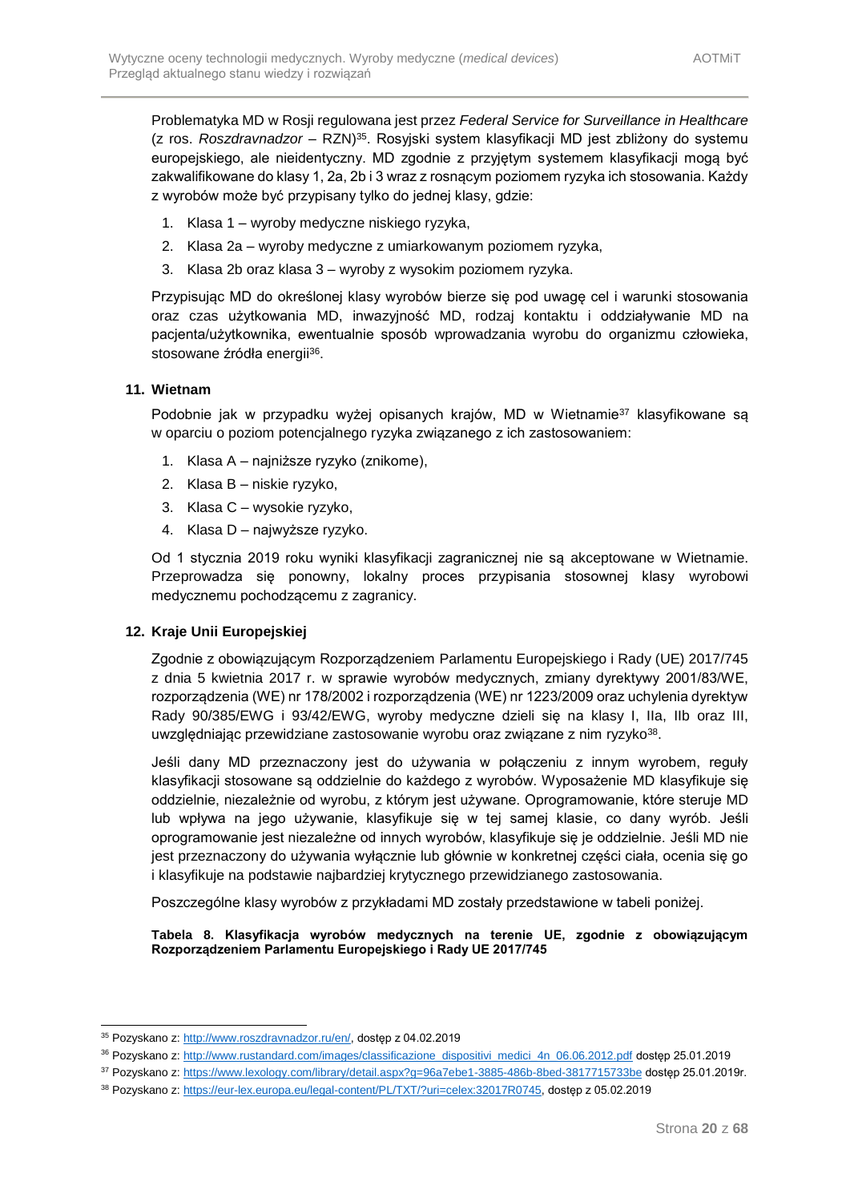Problematyka MD w Rosji regulowana jest przez *Federal Service for Surveillance in Healthcare* (z ros. *Roszdravnadzor* – RZN)[35]. Rosyjski system klasyfikacji MD jest zbliżony do systemu europejskiego, ale nieidentyczny. MD zgodnie z przyjętym systemem klasyfikacji mogą być zakwalifikowane do klasy 1, 2a, 2b i 3 wraz z rosnącym poziomem ryzyka ich stosowania. Każdy z wyrobów może być przypisany tylko do jednej klasy, gdzie:

1. Klasa 1 – wyroby medyczne niskiego ryzyka,
2. Klasa 2a – wyroby medyczne z umiarkowanym poziomem ryzyka,
3. Klasa 2b oraz klasa 3 – wyroby z wysokim poziomem ryzyka.

Przypisując MD do określonej klasy wyrobów bierze się pod uwagę cel i warunki stosowania oraz czas użytkowania MD, inwazyjność MD, rodzaj kontaktu i oddziaływanie MD na pacjenta/użytkownika, ewentualnie sposób wprowadzania wyrobu do organizmu człowieka, stosowane źródła energii[36].

**11. Wietnam**

Podobnie jak w przypadku wyżej opisanych krajów, MD w Wietnamie[37] klasyfikowane są w oparciu o poziom potencjalnego ryzyka związanego z ich zastosowaniem:

1. Klasa A – najniższe ryzyko (znikome),
2. Klasa B – niskie ryzyko,
3. Klasa C – wysokie ryzyko,
4. Klasa D – najwyższe ryzyko.

Od 1 stycznia 2019 roku wyniki klasyfikacji zagranicznej nie są akceptowane w Wietnamie. Przeprowadza się ponowny, lokalny proces przypisania stosownej klasy wyrobowi medycznemu pochodzącemu z zagranicy.

**12. Kraje Unii Europejskiej**

Zgodnie z obowiązującym Rozporządzeniem Parlamentu Europejskiego i Rady (UE) 2017/745 z dnia 5 kwietnia 2017 r. w sprawie wyrobów medycznych, zmiany dyrektywy 2001/83/WE, rozporządzenia (WE) nr 178/2002 i rozporządzenia (WE) nr 1223/2009 oraz uchylenia dyrektyw Rady 90/385/EWG i 93/42/EWG, wyroby medyczne dzieli się na klasy I, IIa, IIb oraz III, uwzględniając przewidziane zastosowanie wyrobu oraz związane z nim ryzyko[38].

Jeśli dany MD przeznaczony jest do używania w połączeniu z innym wyrobem, reguły klasyfikacji stosowane są oddzielnie do każdego z wyrobów. Wyposażenie MD klasyfikuje się oddzielnie, niezależnie od wyrobu, z którym jest używane. Oprogramowanie, które steruje MD lub wpływa na jego używanie, klasyfikuje się w tej samej klasie, co dany wyrób. Jeśli oprogramowanie jest niezależne od innych wyrobów, klasyfikuje się je oddzielnie. Jeśli MD nie jest przeznaczony do używania wyłącznie lub głównie w konkretnej części ciała, ocenia się go i klasyfikuje na podstawie najbardziej krytycznego przewidzianego zastosowania.

Poszczególne klasy wyrobów z przykładami MD zostały przedstawione w tabeli poniżej.

**Tabela 8. Klasyfikacja wyrobów medycznych na terenie UE, zgodnie z obowiązującym Rozporządzeniem Parlamentu Europejskiego i Rady UE 2017/745**

---

[35] Pozyskano z: http://www.roszdravnadzor.ru/en/, dostęp z 04.02.2019

[36] Pozyskano z: http://www.rustandard.com/images/classificazione_dispositivi_medici_4n_06.06.2012.pdf dostęp 25.01.2019

[37] Pozyskano z: https://www.lexology.com/library/detail.aspx?g=96a7ebe1-3885-486b-8bed-3817715733be dostęp 25.01.2019r.

[38] Pozyskano z: https://eur-lex.europa.eu/legal-content/PL/TXT/?uri=celex:32017R0745, dostęp z 05.02.2019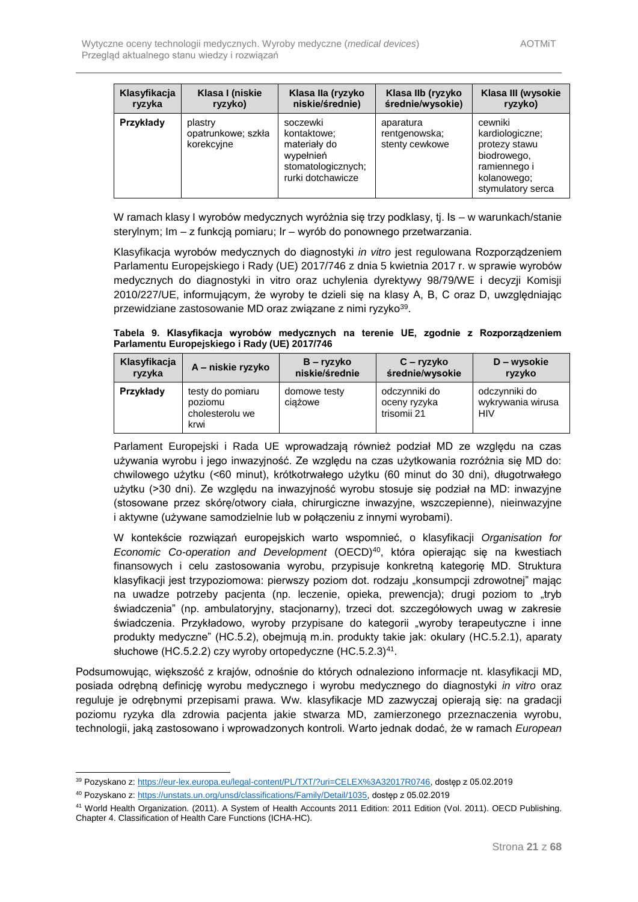| Klasyfikacja ryzyka | Klasa I (niskie ryzyko) | Klasa IIa (ryzyko niskie/średnie) | Klasa IIb (ryzyko średnie/wysokie) | Klasa III (wysokie ryzyko) |
|---|---|---|---|---|
| **Przykłady** | plastry opatrunkowe; szkła korekcyjne | soczewki kontaktowe; materiały do wypełnień stomatologicznych; rurki dotchawicze | aparatura rentgenowska; stenty cewkowe | cewniki kardiologiczne; protezy stawu biodrowego, ramiennego i kolanowego; stymulatory serca |

W ramach klasy I wyrobów medycznych wyróżnia się trzy podklasy, tj. Is – w warunkach/stanie sterylnym; Im – z funkcją pomiaru; Ir – wyrób do ponownego przetwarzania.

Klasyfikacja wyrobów medycznych do diagnostyki *in vitro* jest regulowana Rozporządzeniem Parlamentu Europejskiego i Rady (UE) 2017/746 z dnia 5 kwietnia 2017 r. w sprawie wyrobów medycznych do diagnostyki in vitro oraz uchylenia dyrektywy 98/79/WE i decyzji Komisji 2010/227/UE, informującym, że wyroby te dzieli się na klasy A, B, C oraz D, uwzględniając przewidziane zastosowanie MD oraz związane z nimi ryzyko[39].

**Tabela 9. Klasyfikacja wyrobów medycznych na terenie UE, zgodnie z Rozporządzeniem Parlamentu Europejskiego i Rady (UE) 2017/746**

| Klasyfikacja ryzyka | A – niskie ryzyko | B – ryzyko niskie/średnie | C – ryzyko średnie/wysokie | D – wysokie ryzyko |
|---|---|---|---|---|
| **Przykłady** | testy do pomiaru poziomu cholesterolu we krwi | domowe testy ciążowe | odczynniki do oceny ryzyka trisomii 21 | odczynniki do wykrywania wirusa HIV |

Parlament Europejski i Rada UE wprowadzają również podział MD ze względu na czas używania wyrobu i jego inwazyjność. Ze względu na czas użytkowania rozróżnia się MD do: chwilowego użytku (<60 minut), krótkotrwałego użytku (60 minut do 30 dni), długotrwałego użytku (>30 dni). Ze względu na inwazyjność wyrobu stosuje się podział na MD: inwazyjne (stosowane przez skórę/otwory ciała, chirurgiczne inwazyjne, wszczepienne), nieinwazyjne i aktywne (używane samodzielnie lub w połączeniu z innymi wyrobami).

W kontekście rozwiązań europejskich warto wspomnieć, o klasyfikacji *Organisation for Economic Co-operation and Development* (OECD)[40], która opierając się na kwestiach finansowych i celu zastosowania wyrobu, przypisuje konkretną kategorię MD. Struktura klasyfikacji jest trzypoziomowa: pierwszy poziom dot. rodzaju „konsumpcji zdrowotnej" mając na uwadze potrzeby pacjenta (np. leczenie, opieka, prewencja); drugi poziom to „tryb świadczenia" (np. ambulatoryjny, stacjonarny), trzeci dot. szczegółowych uwag w zakresie świadczenia. Przykładowo, wyroby przypisane do kategorii „wyroby terapeutyczne i inne produkty medyczne" (HC.5.2), obejmują m.in. produkty takie jak: okulary (HC.5.2.1), aparaty słuchowe (HC.5.2.2) czy wyroby ortopedyczne (HC.5.2.3)[41].

Podsumowując, większość z krajów, odnośnie do których odnaleziono informacje nt. klasyfikacji MD, posiada odrębną definicję wyrobu medycznego i wyrobu medycznego do diagnostyki *in vitro* oraz reguluje je odrębnymi przepisami prawa. Ww. klasyfikacje MD zazwyczaj opierają się: na gradacji poziomu ryzyka dla zdrowia pacjenta jakie stwarza MD, zamierzonego przeznaczenia wyrobu, technologii, jaką zastosowano i wprowadzonych kontroli. Warto jednak dodać, że w ramach *European*

---

[39] Pozyskano z: https://eur-lex.europa.eu/legal-content/PL/TXT/?uri=CELEX%3A32017R0746, dostęp z 05.02.2019

[40] Pozyskano z: https://unstats.un.org/unsd/classifications/Family/Detail/1035, dostęp z 05.02.2019

[41] World Health Organization. (2011). A System of Health Accounts 2011 Edition: 2011 Edition (Vol. 2011). OECD Publishing. Chapter 4. Classification of Health Care Functions (ICHA-HC).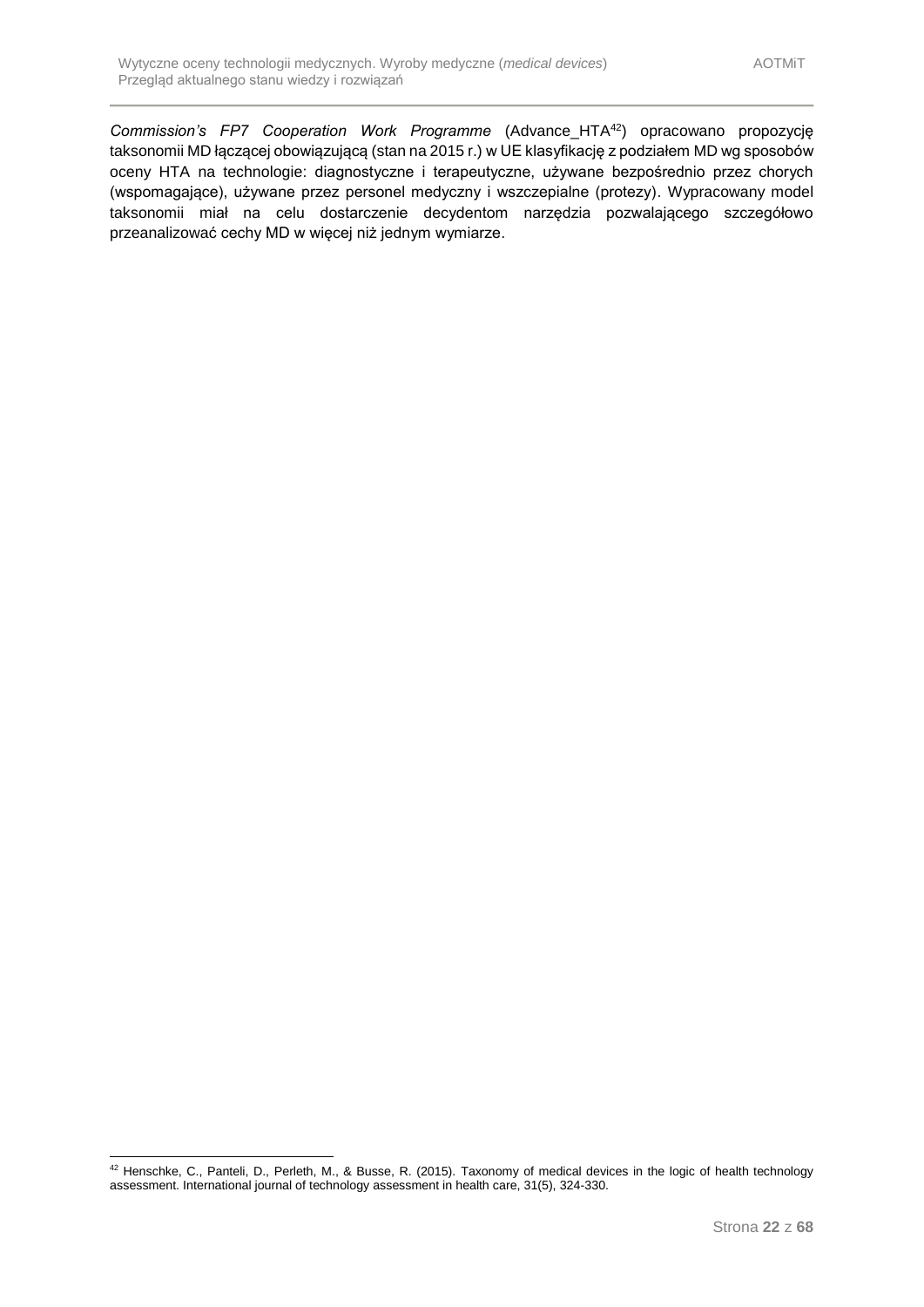*Commission's FP7 Cooperation Work Programme* (Advance_HTA[42]) opracowano propozycję taksonomii MD łączącej obowiązującą (stan na 2015 r.) w UE klasyfikację z podziałem MD wg sposobów oceny HTA na technologie: diagnostyczne i terapeutyczne, używane bezpośrednio przez chorych (wspomagające), używane przez personel medyczny i wszczepialne (protezy). Wypracowany model taksonomii miał na celu dostarczenie decydentom narzędzia pozwalającego szczegółowo przeanalizować cechy MD w więcej niż jednym wymiarze.

---

[42] Henschke, C., Panteli, D., Perleth, M., & Busse, R. (2015). Taxonomy of medical devices in the logic of health technology assessment. International journal of technology assessment in health care, 31(5), 324-330.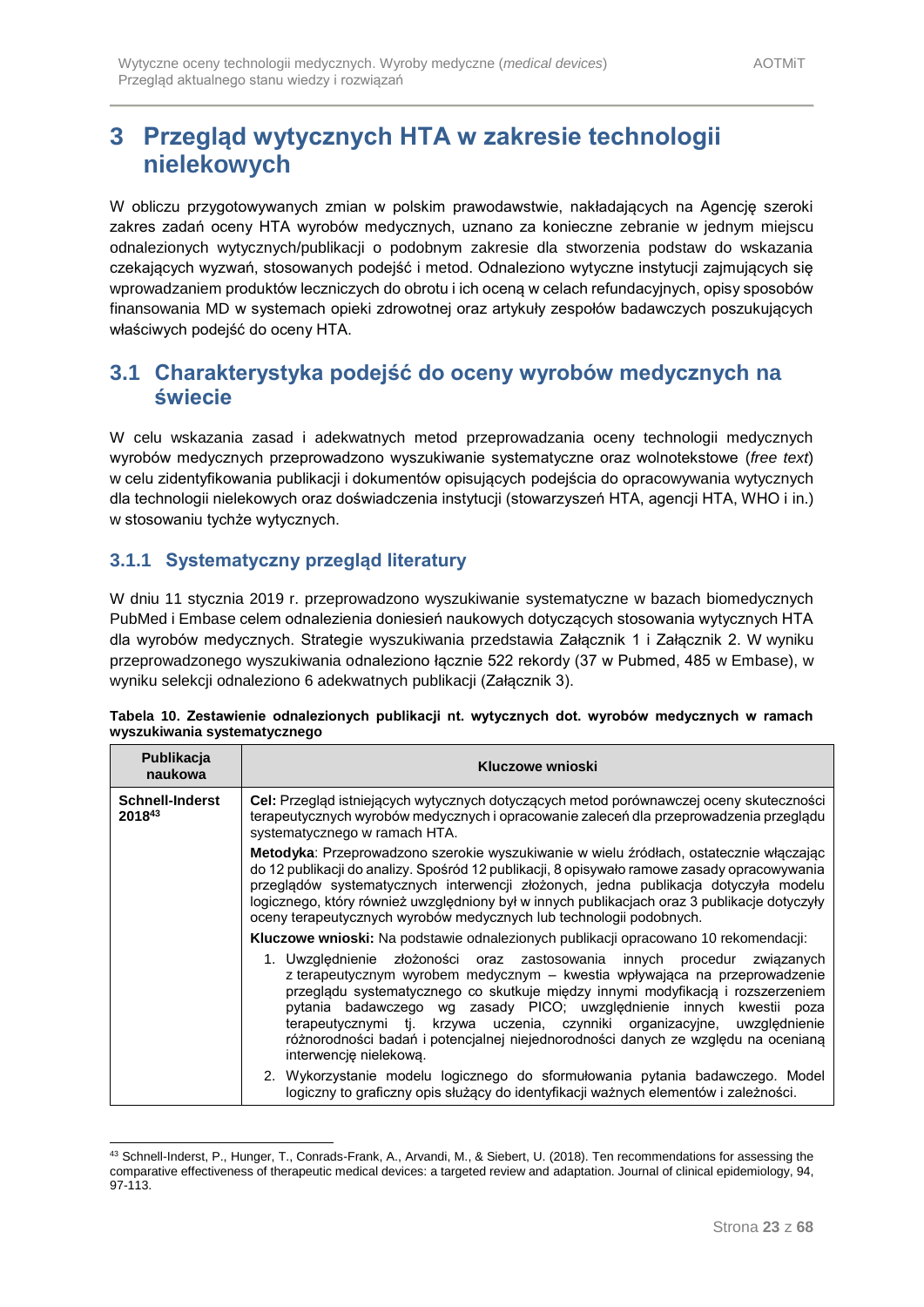# 3 Przegląd wytycznych HTA w zakresie technologii nielekowych

W obliczu przygotowywanych zmian w polskim prawodawstwie, nakładających na Agencję szeroki zakres zadań oceny HTA wyrobów medycznych, uznano za konieczne zebranie w jednym miejscu odnalezionych wytycznych/publikacji o podobnym zakresie dla stworzenia podstaw do wskazania czekających wyzwań, stosowanych podejść i metod. Odnaleziono wytyczne instytucji zajmujących się wprowadzaniem produktów leczniczych do obrotu i ich oceną w celach refundacyjnych, opisy sposobów finansowania MD w systemach opieki zdrowotnej oraz artykuły zespołów badawczych poszukujących właściwych podejść do oceny HTA.

## 3.1 Charakterystyka podejść do oceny wyrobów medycznych na świecie

W celu wskazania zasad i adekwatnych metod przeprowadzania oceny technologii medycznych wyrobów medycznych przeprowadzono wyszukiwanie systematyczne oraz wolnotekstowe (*free text*) w celu zidentyfikowania publikacji i dokumentów opisujących podejścia do opracowywania wytycznych dla technologii nielekowych oraz doświadczenia instytucji (stowarzyszeń HTA, agencji HTA, WHO i in.) w stosowaniu tychże wytycznych.

### 3.1.1 Systematyczny przegląd literatury

W dniu 11 stycznia 2019 r. przeprowadzono wyszukiwanie systematyczne w bazach biomedycznych PubMed i Embase celem odnalezienia doniesień naukowych dotyczących stosowania wytycznych HTA dla wyrobów medycznych. Strategie wyszukiwania przedstawia Załącznik 1 i Załącznik 2. W wyniku przeprowadzonego wyszukiwania odnaleziono łącznie 522 rekordy (37 w Pubmed, 485 w Embase), w wyniku selekcji odnaleziono 6 adekwatnych publikacji (Załącznik 3).

**Tabela 10. Zestawienie odnalezionych publikacji nt. wytycznych dot. wyrobów medycznych w ramach wyszukiwania systematycznego**

| Publikacja naukowa | Kluczowe wnioski |
|---|---|
| **Schnell-Inderst 2018**[43] | **Cel:** Przegląd istniejących wytycznych dotyczących metod porównawczej oceny skuteczności terapeutycznych wyrobów medycznych i opracowanie zaleceń dla przeprowadzenia przeglądu systematycznego w ramach HTA.<br>**Metodyka**: Przeprowadzono szerokie wyszukiwanie w wielu źródłach, ostatecznie włączając do 12 publikacji do analizy. Spośród 12 publikacji, 8 opisywało ramowe zasady opracowywania przeglądów systematycznych interwencji złożonych, jedna publikacja dotyczyła modelu logicznego, który również uwzględniony był w innych publikacjach oraz 3 publikacje dotyczyły oceny terapeutycznych wyrobów medycznych lub technologii podobnych.<br>**Kluczowe wnioski:** Na podstawie odnalezionych publikacji opracowano 10 rekomendacji:<br>1. Uwzględnienie złożoności oraz zastosowania innych procedur związanych z terapeutycznym wyrobem medycznym – kwestia wpływająca na przeprowadzenie przeglądu systematycznego co skutkuje między innymi modyfikacją i rozszerzeniem pytania badawczego wg zasady PICO; uwzględnienie innych kwestii poza terapeutycznymi tj. krzywa uczenia, czynniki organizacyjne, uwzględnienie różnorodności badań i potencjalnej niejednorodności danych ze względu na ocenianą interwencję nielekową.<br>2. Wykorzystanie modelu logicznego do sformułowania pytania badawczego. Model logiczny to graficzny opis służący do identyfikacji ważnych elementów i zależności. |

[43] Schnell-Inderst, P., Hunger, T., Conrads-Frank, A., Arvandi, M., & Siebert, U. (2018). Ten recommendations for assessing the comparative effectiveness of therapeutic medical devices: a targeted review and adaptation. Journal of clinical epidemiology, 94, 97-113.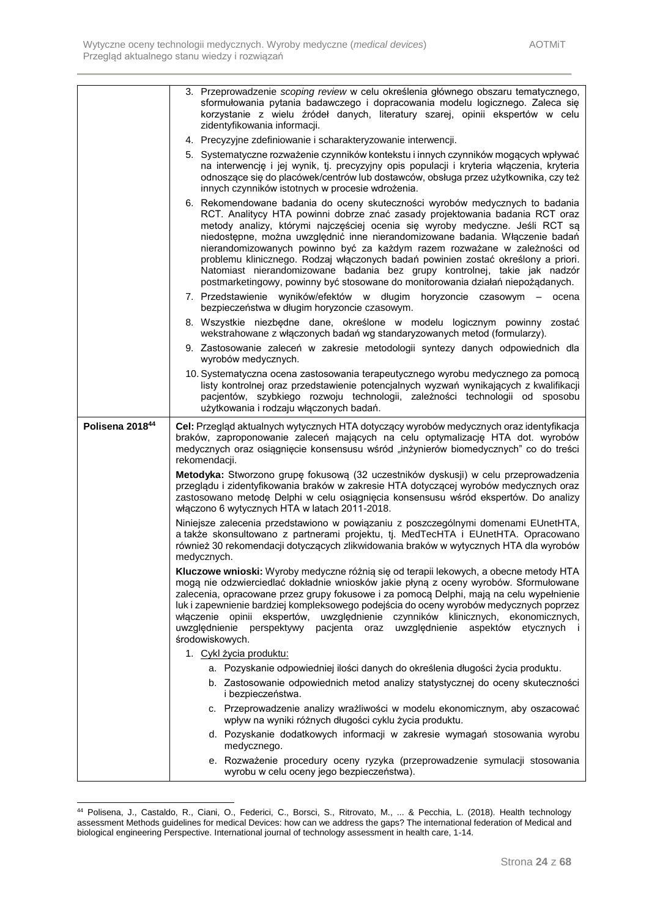| | |
|---|---|
| | 3. Przeprowadzenie *scoping review* w celu określenia głównego obszaru tematycznego, sformułowania pytania badawczego i dopracowania modelu logicznego. Zaleca się korzystanie z wielu źródeł danych, literatury szarej, opinii ekspertów w celu zidentyfikowania informacji.<br>4. Precyzyjne zdefiniowanie i scharakteryzowanie interwencji.<br>5. Systematyczne rozważenie czynników kontekstu i innych czynników mogących wpływać na interwencję i jej wynik, tj. precyzyjny opis populacji i kryteria włączenia, kryteria odnoszące się do placówek/centrów lub dostawców, obsługa przez użytkownika, czy też innych czynników istotnych w procesie wdrożenia.<br>6. Rekomendowane badania do oceny skuteczności wyrobów medycznych to badania RCT. Analitycy HTA powinni dobrze znać zasady projektowania badania RCT oraz metody analizy, którymi najczęściej ocenia się wyroby medyczne. Jeśli RCT są niedostępne, można uwzględnić inne nierandomizowane badania. Włączenie badań nierandomizowanych powinno być za każdym razem rozważane w zależności od problemu klinicznego. Rodzaj włączonych badań powinien zostać określony a priori. Natomiast nierandomizowane badania bez grupy kontrolnej, takie jak nadzór postmarketingowy, powinny być stosowane do monitorowania działań niepożądanych.<br>7. Przedstawienie wyników/efektów w długim horyzoncie czasowym – ocena bezpieczeństwa w długim horyzoncie czasowym.<br>8. Wszystkie niezbędne dane, określone w modelu logicznym powinny zostać wekstrahowane z włączonych badań wg standaryzowanych metod (formularzy).<br>9. Zastosowanie zaleceń w zakresie metodologii syntezy danych odpowiednich dla wyrobów medycznych.<br>10. Systematyczna ocena zastosowania terapeutycznego wyrobu medycznego za pomocą listy kontrolnej oraz przedstawienie potencjalnych wyzwań wynikających z kwalifikacji pacjentów, szybkiego rozwoju technologii, zależności technologii od sposobu użytkowania i rodzaju włączonych badań. |
| **Polisena 2018[44]** | **Cel:** Przegląd aktualnych wytycznych HTA dotyczący wyrobów medycznych oraz identyfikacja braków, zaproponowanie zaleceń mających na celu optymalizację HTA dot. wyrobów medycznych oraz osiągnięcie konsensusu wśród „inżynierów biomedycznych” co do treści rekomendacji.<br>**Metodyka:** Stworzono grupę fokusową (32 uczestników dyskusji) w celu przeprowadzenia przeglądu i zidentyfikowania braków w zakresie HTA dotyczącej wyrobów medycznych oraz zastosowano metodę Delphi w celu osiągnięcia konsensusu wśród ekspertów. Do analizy włączono 6 wytycznych HTA w latach 2011-2018.<br>Niniejsze zalecenia przedstawiono w powiązaniu z poszczególnymi domenami EUnetHTA, a także skonsultowano z partnerami projektu, tj. MedTecHTA i EUnetHTA. Opracowano również 30 rekomendacji dotyczących zlikwidowania braków w wytycznych HTA dla wyrobów medycznych.<br>**Kluczowe wnioski:** Wyroby medyczne różnią się od terapii lekowych, a obecne metody HTA mogą nie odzwierciedlać dokładnie wniosków jakie płyną z oceny wyrobów. Sformułowane zalecenia, opracowane przez grupy fokusowe i za pomocą Delphi, mają na celu wypełnienie luk i zapewnienie bardziej kompleksowego podejścia do oceny wyrobów medycznych poprzez włączenie opinii ekspertów, uwzględnienie czynników klinicznych, ekonomicznych, uwzględnienie perspektywy pacjenta oraz uwzględnienie aspektów etycznych i środowiskowych.<br>1. <u>Cykl życia produktu:</u><br>a. Pozyskanie odpowiedniej ilości danych do określenia długości życia produktu.<br>b. Zastosowanie odpowiednich metod analizy statystycznej do oceny skuteczności i bezpieczeństwa.<br>c. Przeprowadzenie analizy wrażliwości w modelu ekonomicznym, aby oszacować wpływ na wyniki różnych długości cyklu życia produktu.<br>d. Pozyskanie dodatkowych informacji w zakresie wymagań stosowania wyrobu medycznego.<br>e. Rozważenie procedury oceny ryzyka (przeprowadzenie symulacji stosowania wyrobu w celu oceny jego bezpieczeństwa). |

[44] Polisena, J., Castaldo, R., Ciani, O., Federici, C., Borsci, S., Ritrovato, M., ... & Pecchia, L. (2018). Health technology assessment Methods guidelines for medical Devices: how can we address the gaps? The international federation of Medical and biological engineering Perspective. International journal of technology assessment in health care, 1-14.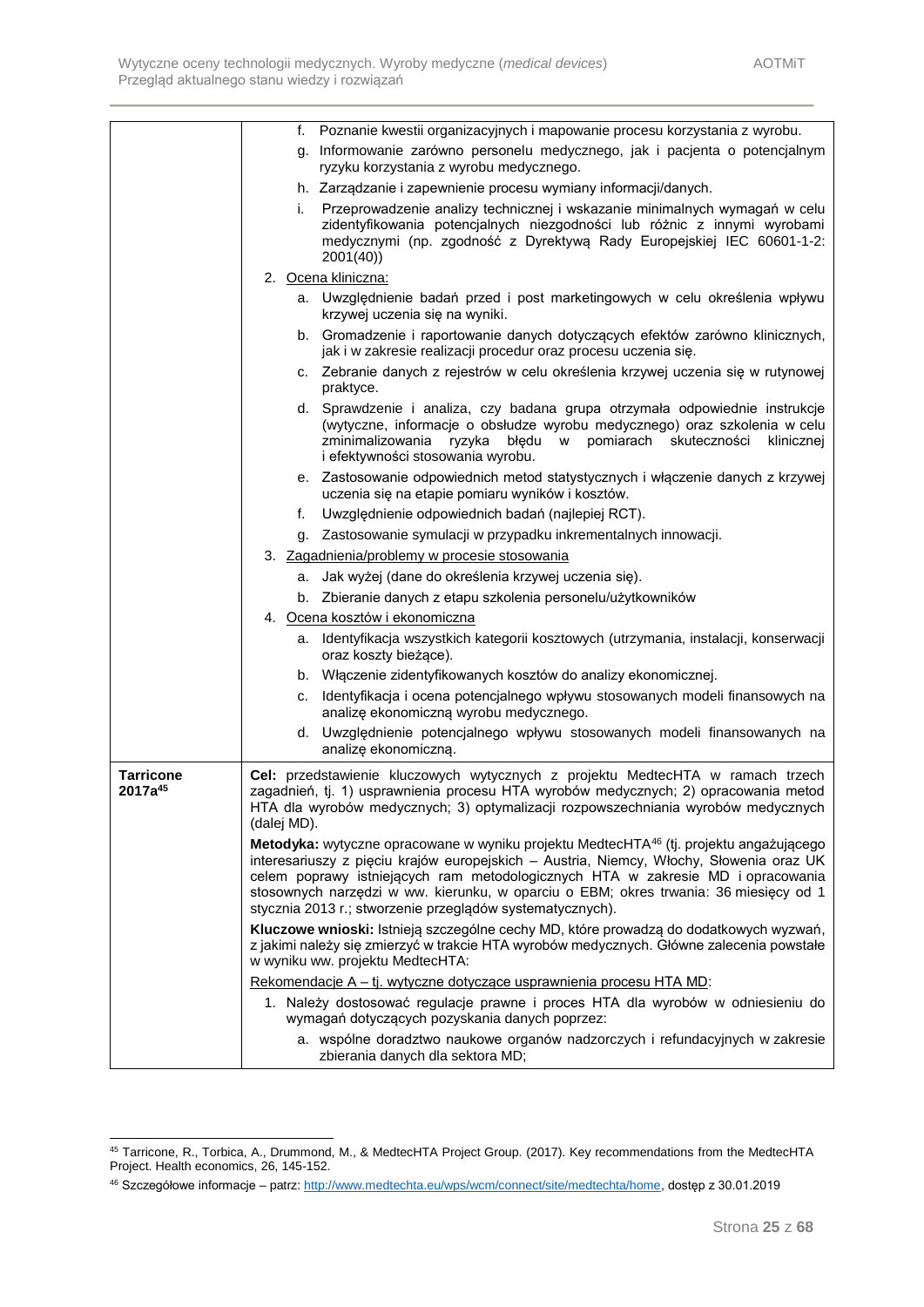| | |
|---|---|
| | f. Poznanie kwestii organizacyjnych i mapowanie procesu korzystania z wyrobu.<br>g. Informowanie zarówno personelu medycznego, jak i pacjenta o potencjalnym ryzyku korzystania z wyrobu medycznego.<br>h. Zarządzanie i zapewnienie procesu wymiany informacji/danych.<br>i. Przeprowadzenie analizy technicznej i wskazanie minimalnych wymagań w celu zidentyfikowania potencjalnych niezgodności lub różnic z innymi wyrobami medycznymi (np. zgodność z Dyrektywą Rady Europejskiej IEC 60601-1-2: 2001(40))<br>2. <u>Ocena kliniczna:</u><br>a. Uwzględnienie badań przed i post marketingowych w celu określenia wpływu krzywej uczenia się na wyniki.<br>b. Gromadzenie i raportowanie danych dotyczących efektów zarówno klinicznych, jak i w zakresie realizacji procedur oraz procesu uczenia się.<br>c. Zebranie danych z rejestrów w celu określenia krzywej uczenia się w rutynowej praktyce.<br>d. Sprawdzenie i analiza, czy badana grupa otrzymała odpowiednie instrukcje (wytyczne, informacje o obsłudze wyrobu medycznego) oraz szkolenia w celu zminimalizowania ryzyka błędu w pomiarach skuteczności klinicznej i efektywności stosowania wyrobu.<br>e. Zastosowanie odpowiednich metod statystycznych i włączenie danych z krzywej uczenia się na etapie pomiaru wyników i kosztów.<br>f. Uwzględnienie odpowiednich badań (najlepiej RCT).<br>g. Zastosowanie symulacji w przypadku inkrementalnych innowacji.<br>3. <u>Zagadnienia/problemy w procesie stosowania</u><br>a. Jak wyżej (dane do określenia krzywej uczenia się).<br>b. Zbieranie danych z etapu szkolenia personelu/użytkowników<br>4. <u>Ocena kosztów i ekonomiczna</u><br>a. Identyfikacja wszystkich kategorii kosztowych (utrzymania, instalacji, konserwacji oraz koszty bieżące).<br>b. Włączenie zidentyfikowanych kosztów do analizy ekonomicznej.<br>c. Identyfikacja i ocena potencjalnego wpływu stosowanych modeli finansowych na analizę ekonomiczną wyrobu medycznego.<br>d. Uwzględnienie potencjalnego wpływu stosowanych modeli finansowanych na analizę ekonomiczną. |
| **Tarricone 2017a**[45] | **Cel:** przedstawienie kluczowych wytycznych z projektu MedtecHTA w ramach trzech zagadnień, tj. 1) usprawnienia procesu HTA wyrobów medycznych; 2) opracowania metod HTA dla wyrobów medycznych; 3) optymalizacji rozpowszechniania wyrobów medycznych (dalej MD).<br>**Metodyka:** wytyczne opracowane w wyniku projektu MedtecHTA[46] (tj. projektu angażującego interesariuszy z pięciu krajów europejskich – Austria, Niemcy, Włochy, Słowenia oraz UK celem poprawy istniejących ram metodologicznych HTA w zakresie MD i opracowania stosownych narzędzi w ww. kierunku, w oparciu o EBM; okres trwania: 36 miesięcy od 1 stycznia 2013 r.; stworzenie przeglądów systematycznych).<br>**Kluczowe wnioski:** Istnieją szczególne cechy MD, które prowadzą do dodatkowych wyzwań, z jakimi należy się zmierzyć w trakcie HTA wyrobów medycznych. Główne zalecenia powstałe w wyniku ww. projektu MedtecHTA:<br><u>Rekomendacje A – tj. wytyczne dotyczące usprawnienia procesu HTA MD</u>:<br>1. Należy dostosować regulacje prawne i proces HTA dla wyrobów w odniesieniu do wymagań dotyczących pozyskania danych poprzez:<br>a. wspólne doradztwo naukowe organów nadzorczych i refundacyjnych w zakresie zbierania danych dla sektora MD; |

[45] Tarricone, R., Torbica, A., Drummond, M., & MedtecHTA Project Group. (2017). Key recommendations from the MedtecHTA Project. Health economics, 26, 145-152.

[46] Szczegółowe informacje – patrz: http://www.medtechta.eu/wps/wcm/connect/site/medtechta/home, dostęp z 30.01.2019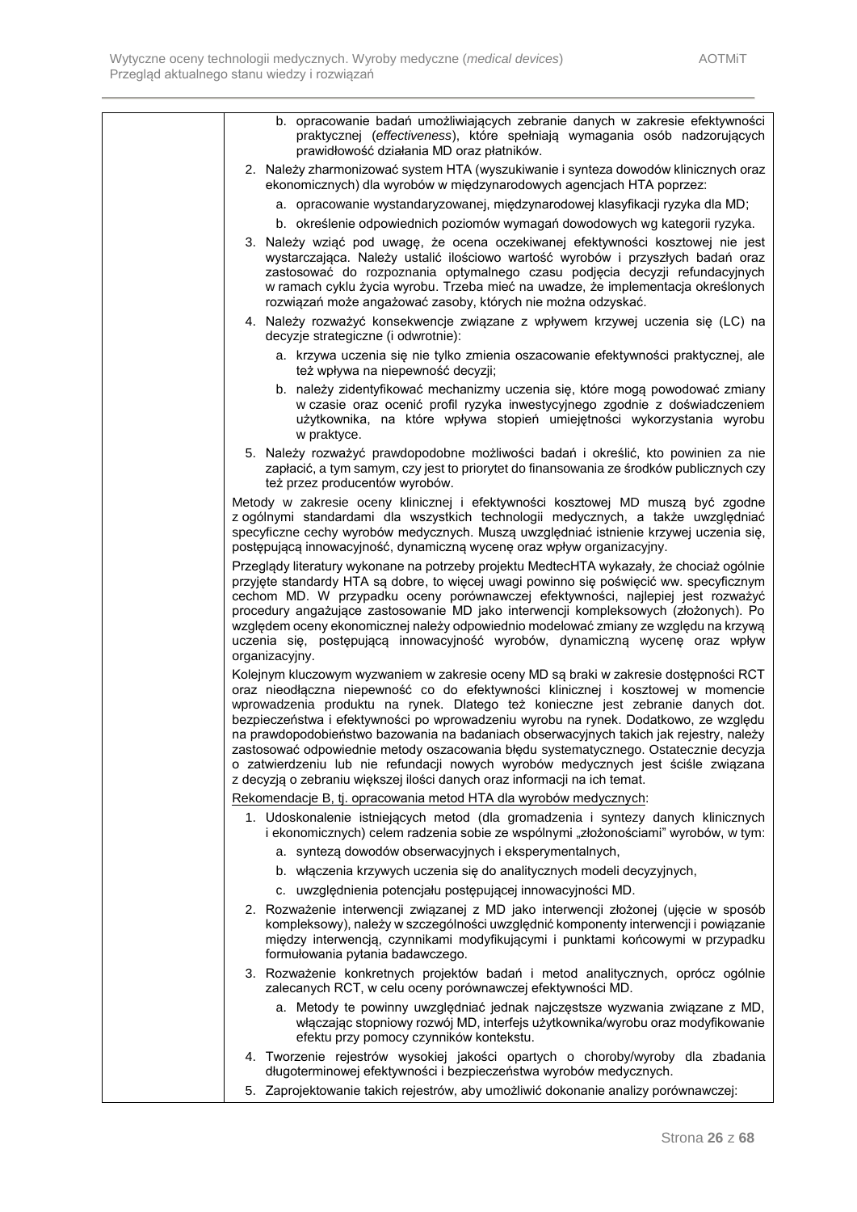| | b. opracowanie badań umożliwiających zebranie danych w zakresie efektywności praktycznej (*effectiveness*), które spełniają wymagania osób nadzorujących prawidłowość działania MD oraz płatników.<br>2. Należy zharmonizować system HTA (wyszukiwanie i synteza dowodów klinicznych oraz ekonomicznych) dla wyrobów w międzynarodowych agencjach HTA poprzez:<br>a. opracowanie wystandaryzowanej, międzynarodowej klasyfikacji ryzyka dla MD;<br>b. określenie odpowiednich poziomów wymagań dowodowych wg kategorii ryzyka.<br>3. Należy wziąć pod uwagę, że ocena oczekiwanej efektywności kosztowej nie jest wystarczająca. Należy ustalić ilościowo wartość wyrobów i przyszłych badań oraz zastosować do rozpoznania optymalnego czasu podjęcia decyzji refundacyjnych w ramach cyklu życia wyrobu. Trzeba mieć na uwadze, że implementacja określonych rozwiązań może angażować zasoby, których nie można odzyskać.<br>4. Należy rozważyć konsekwencje związane z wpływem krzywej uczenia się (LC) na decyzje strategiczne (i odwrotnie):<br>a. krzywa uczenia się nie tylko zmienia oszacowanie efektywności praktycznej, ale też wpływa na niepewność decyzji;<br>b. należy zidentyfikować mechanizmy uczenia się, które mogą powodować zmiany w czasie oraz ocenić profil ryzyka inwestycyjnego zgodnie z doświadczeniem użytkownika, na które wpływa stopień umiejętności wykorzystania wyrobu w praktyce.<br>5. Należy rozważyć prawdopodobne możliwości badań i określić, kto powinien za nie zapłacić, a tym samym, czy jest to priorytet do finansowania ze środków publicznych czy też przez producentów wyrobów.<br><br>Metody w zakresie oceny klinicznej i efektywności kosztowej MD muszą być zgodne z ogólnymi standardami dla wszystkich technologii medycznych, a także uwzględniać specyficzne cechy wyrobów medycznych. Muszą uwzględniać istnienie krzywej uczenia się, postępującą innowacyjność, dynamiczną wycenę oraz wpływ organizacyjny.<br><br>Przeglądy literatury wykonane na potrzeby projektu MedtecHTA wykazały, że chociaż ogólnie przyjęte standardy HTA są dobre, to więcej uwagi powinno się poświęcić ww. specyficznym cechom MD. W przypadku oceny porównawczej efektywności, najlepiej jest rozważyć procedury angażujące zastosowanie MD jako interwencji kompleksowych (złożonych). Po względem oceny ekonomicznej należy odpowiednio modelować zmiany ze względu na krzywą uczenia się, postępującą innowacyjność wyrobów, dynamiczną wycenę oraz wpływ organizacyjny.<br><br>Kolejnym kluczowym wyzwaniem w zakresie oceny MD są braki w zakresie dostępności RCT oraz nieodłączna niepewność co do efektywności klinicznej i kosztowej w momencie wprowadzenia produktu na rynek. Dlatego też konieczne jest zebranie danych dot. bezpieczeństwa i efektywności po wprowadzeniu wyrobu na rynek. Dodatkowo, ze względu na prawdopodobieństwo bazowania na badaniach obserwacyjnych takich jak rejestry, należy zastosować odpowiednie metody oszacowania błędu systematycznego. Ostatecznie decyzja o zatwierdzeniu lub nie refundacji nowych wyrobów medycznych jest ściśle związana z decyzją o zebraniu większej ilości danych oraz informacji na ich temat.<br><br><u>Rekomendacje B, tj. opracowania metod HTA dla wyrobów medycznych</u>:<br>1. Udoskonalenie istniejących metod (dla gromadzenia i syntezy danych klinicznych i ekonomicznych) celem radzenia sobie ze wspólnymi „złożonościami" wyrobów, w tym:<br>a. syntezą dowodów obserwacyjnych i eksperymentalnych,<br>b. włączenia krzywych uczenia się do analitycznych modeli decyzyjnych,<br>c. uwzględnienia potencjału postępującej innowacyjności MD.<br>2. Rozważenie interwencji związanej z MD jako interwencji złożonej (ujęcie w sposób kompleksowy), należy w szczególności uwzględnić komponenty interwencji i powiązanie między interwencją, czynnikami modyfikującymi i punktami końcowymi w przypadku formułowania pytania badawczego.<br>3. Rozważenie konkretnych projektów badań i metod analitycznych, oprócz ogólnie zalecanych RCT, w celu oceny porównawczej efektywności MD.<br>a. Metody te powinny uwzględniać jednak najczęstsze wyzwania związane z MD, włączając stopniowy rozwój MD, interfejs użytkownika/wyrobu oraz modyfikowanie efektu przy pomocy czynników kontekstu.<br>4. Tworzenie rejestrów wysokiej jakości opartych o choroby/wyroby dla zbadania długoterminowej efektywności i bezpieczeństwa wyrobów medycznych.<br>5. Zaprojektowanie takich rejestrów, aby umożliwić dokonanie analizy porównawczej: |
|---|---|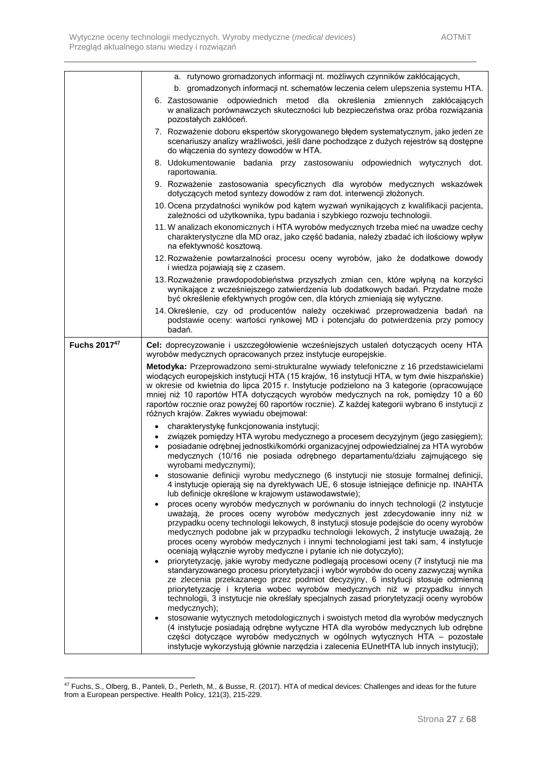| | |
|---|---|
| | a. rutynowo gromadzonych informacji nt. możliwych czynników zakłócających,<br>b. gromadzonych informacji nt. schematów leczenia celem ulepszenia systemu HTA.<br>6. Zastosowanie odpowiednich metod dla określenia zmiennych zakłócających w analizach porównawczych skuteczności lub bezpieczeństwa oraz próba rozwiązania pozostałych zakłóceń.<br>7. Rozważenie doboru ekspertów skorygowanego błędem systematycznym, jako jeden ze scenariuszy analizy wrażliwości, jeśli dane pochodzące z dużych rejestrów są dostępne do włączenia do syntezy dowodów w HTA.<br>8. Udokumentowanie badania przy zastosowaniu odpowiednich wytycznych dot. raportowania.<br>9. Rozważenie zastosowania specyficznych dla wyrobów medycznych wskazówek dotyczących metod syntezy dowodów z ram dot. interwencji złożonych.<br>10. Ocena przydatności wyników pod kątem wyzwań wynikających z kwalifikacji pacjenta, zależności od użytkownika, typu badania i szybkiego rozwoju technologii.<br>11. W analizach ekonomicznych i HTA wyrobów medycznych trzeba mieć na uwadze cechy charakterystyczne dla MD oraz, jako część badania, należy zbadać ich ilościowy wpływ na efektywność kosztową.<br>12. Rozważenie powtarzalności procesu oceny wyrobów, jako że dodatkowe dowody i wiedza pojawiają się z czasem.<br>13. Rozważenie prawdopodobieństwa przyszłych zmian cen, które wpłyną na korzyści wynikające z wcześniejszego zatwierdzenia lub dodatkowych badań. Przydatne może być określenie efektywnych progów cen, dla których zmieniają się wytyczne.<br>14. Określenie, czy od producentów należy oczekiwać przeprowadzenia badań na podstawie oceny: wartości rynkowej MD i potencjału do potwierdzenia przy pomocy badań. |
| **Fuchs 2017[47]** | **Cel:** doprecyzowanie i uszczegółowienie wcześniejszych ustaleń dotyczących oceny HTA wyrobów medycznych opracowanych przez instytucje europejskie.<br><br>**Metodyka:** Przeprowadzono semi-strukturalne wywiady telefoniczne z 16 przedstawicielami wiodących europejskich instytucji HTA (15 krajów, 16 instytucji HTA, w tym dwie hiszpańskie) w okresie od kwietnia do lipca 2015 r. Instytucje podzielono na 3 kategorie (opracowujące mniej niż 10 raportów HTA dotyczących wyrobów medycznych na rok, pomiędzy 10 a 60 raportów rocznie oraz powyżej 60 raportów rocznie). Z każdej kategorii wybrano 6 instytucji z różnych krajów. Zakres wywiadu obejmował:<br>• charakterystykę funkcjonowania instytucji;<br>• związek pomiędzy HTA wyrobu medycznego a procesem decyzyjnym (jego zasięgiem);<br>• posiadanie odrębnej jednostki/komórki organizacyjnej odpowiedzialnej za HTA wyrobów medycznych (10/16 nie posiada odrębnego departamentu/działu zajmującego się wyrobami medycznymi);<br>• stosowanie definicji wyrobu medycznego (6 instytucji nie stosuje formalnej definicji, 4 instytucje opierają się na dyrektywach UE, 6 stosuje istniejące definicje np. INAHTA lub definicje określone w krajowym ustawodawstwie);<br>• proces oceny wyrobów medycznych w porównaniu do innych technologii (2 instytucje uważają, że proces oceny wyrobów medycznych jest zdecydowanie inny niż w przypadku oceny technologii lekowych, 8 instytucji stosuje podejście do oceny wyrobów medycznych podobne jak w przypadku technologii lekowych, 2 instytucje uważają, że proces oceny wyrobów medycznych i innymi technologiami jest taki sam, 4 instytucje oceniają wyłącznie wyroby medyczne i pytanie ich nie dotyczyło);<br>• priorytetyzację, jakie wyroby medyczne podlegają procesowi oceny (7 instytucji nie ma standaryzowanego procesu priorytetyzacji i wybór wyrobów do oceny zazwyczaj wynika ze zlecenia przekazanego przez podmiot decyzyjny, 6 instytucji stosuje odmienną priorytetyzację i kryteria wobec wyrobów medycznych niż w przypadku innych technologii, 3 instytucje nie określały specjalnych zasad priorytetyzacji oceny wyrobów medycznych);<br>• stosowanie wytycznych metodologicznych i swoistych metod dla wyrobów medycznych (4 instytucje posiadają odrębne wytyczne HTA dla wyrobów medycznych lub odrębne części dotyczące wyrobów medycznych w ogólnych wytycznych HTA – pozostałe instytucje wykorzystują głównie narzędzia i zalecenia EUnetHTA lub innych instytucji); |

[47] Fuchs, S., Olberg, B., Panteli, D., Perleth, M., & Busse, R. (2017). HTA of medical devices: Challenges and ideas for the future from a European perspective. Health Policy, 121(3), 215-229.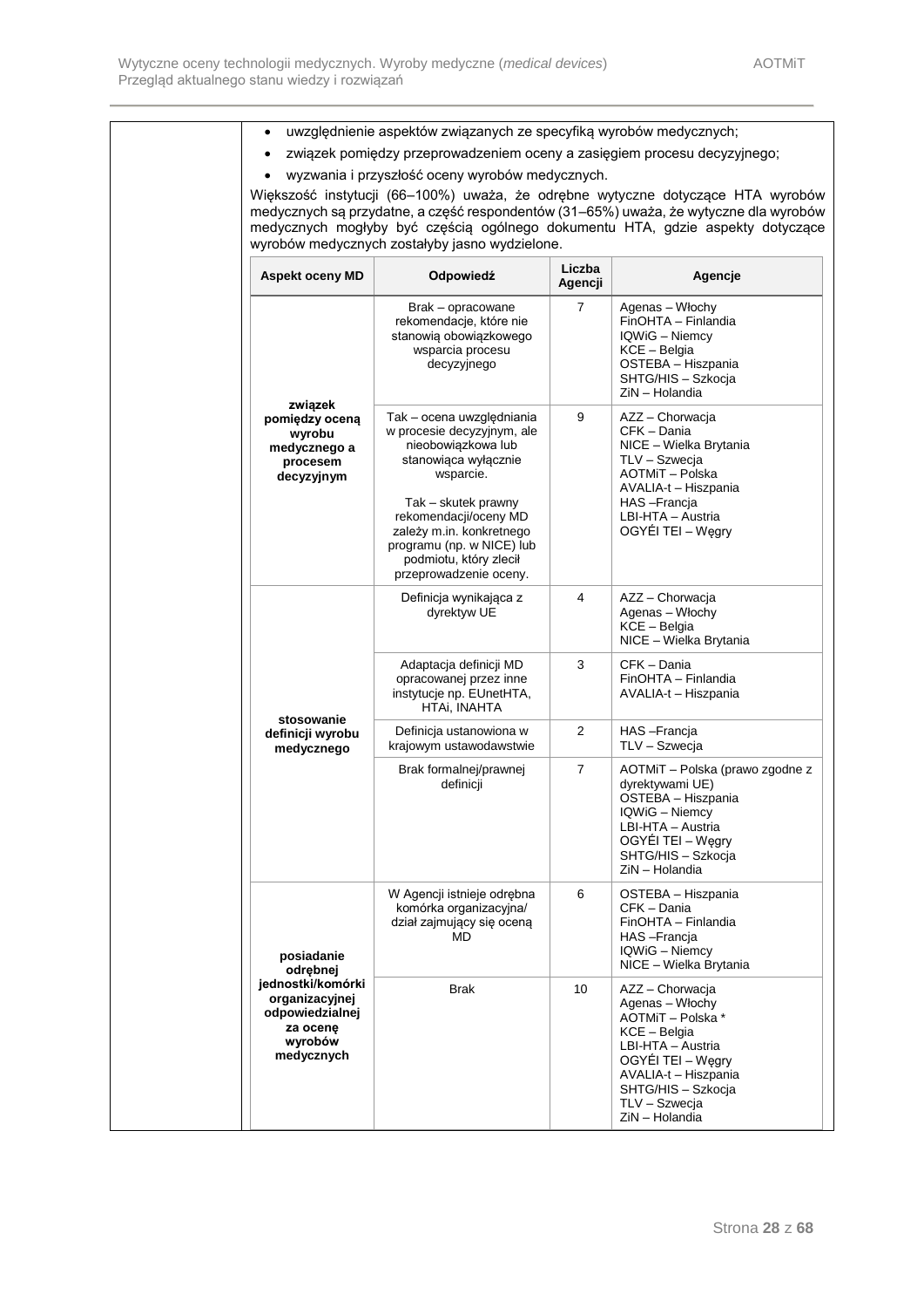- uwzględnienie aspektów związanych ze specyfiką wyrobów medycznych;
- związek pomiędzy przeprowadzeniem oceny a zasięgiem procesu decyzyjnego;
- wyzwania i przyszłość oceny wyrobów medycznych.

Większość instytucji (66–100%) uważa, że odrębne wytyczne dotyczące HTA wyrobów medycznych są przydatne, a część respondentów (31–65%) uważa, że wytyczne dla wyrobów medycznych mogłyby być częścią ogólnego dokumentu HTA, gdzie aspekty dotyczące wyrobów medycznych zostałyby jasno wydzielone.

| Aspekt oceny MD | Odpowiedź | Liczba Agencji | Agencje |
|---|---|---|---|
| **związek pomiędzy oceną wyrobu medycznego a procesem decyzyjnym** | Brak – opracowane rekomendacje, które nie stanowią obowiązkowego wsparcia procesu decyzyjnego | 7 | Agenas – Włochy<br>FinOHTA – Finlandia<br>IQWiG – Niemcy<br>KCE – Belgia<br>OSTEBA – Hiszpania<br>SHTG/HIS – Szkocja<br>ZiN – Holandia |
| | Tak – ocena uwzględniania w procesie decyzyjnym, ale nieobowiązkowa lub stanowiąca wyłącznie wsparcie.<br><br>Tak – skutek prawny rekomendacji/oceny MD zależy m.in. konkretnego programu (np. w NICE) lub podmiotu, który zlecił przeprowadzenie oceny. | 9 | AZZ – Chorwacja<br>CFK – Dania<br>NICE – Wielka Brytania<br>TLV – Szwecja<br>AOTMiT – Polska<br>AVALIA-t – Hiszpania<br>HAS –Francja<br>LBI-HTA – Austria<br>OGYÉI TEI – Węgry |
| **stosowanie definicji wyrobu medycznego** | Definicja wynikająca z dyrektyw UE | 4 | AZZ – Chorwacja<br>Agenas – Włochy<br>KCE – Belgia<br>NICE – Wielka Brytania |
| | Adaptacja definicji MD opracowanej przez inne instytucje np. EUnetHTA, HTAi, INAHTA | 3 | CFK – Dania<br>FinOHTA – Finlandia<br>AVALIA-t – Hiszpania |
| | Definicja ustanowiona w krajowym ustawodawstwie | 2 | HAS –Francja<br>TLV – Szwecja |
| | Brak formalnej/prawnej definicji | 7 | AOTMiT – Polska (prawo zgodne z dyrektywami UE)<br>OSTEBA – Hiszpania<br>IQWiG – Niemcy<br>LBI-HTA – Austria<br>OGYÉI TEI – Węgry<br>SHTG/HIS – Szkocja<br>ZiN – Holandia |
| **posiadanie odrębnej jednostki/komórki organizacyjnej odpowiedzialnej za ocenę wyrobów medycznych** | W Agencji istnieje odrębna komórka organizacyjna/ dział zajmujący się oceną MD | 6 | OSTEBA – Hiszpania<br>CFK – Dania<br>FinOHTA – Finlandia<br>HAS –Francja<br>IQWiG – Niemcy<br>NICE – Wielka Brytania |
| | Brak | 10 | AZZ – Chorwacja<br>Agenas – Włochy<br>AOTMiT – Polska *<br>KCE – Belgia<br>LBI-HTA – Austria<br>OGYÉI TEI – Węgry<br>AVALIA-t – Hiszpania<br>SHTG/HIS – Szkocja<br>TLV – Szwecja<br>ZiN – Holandia |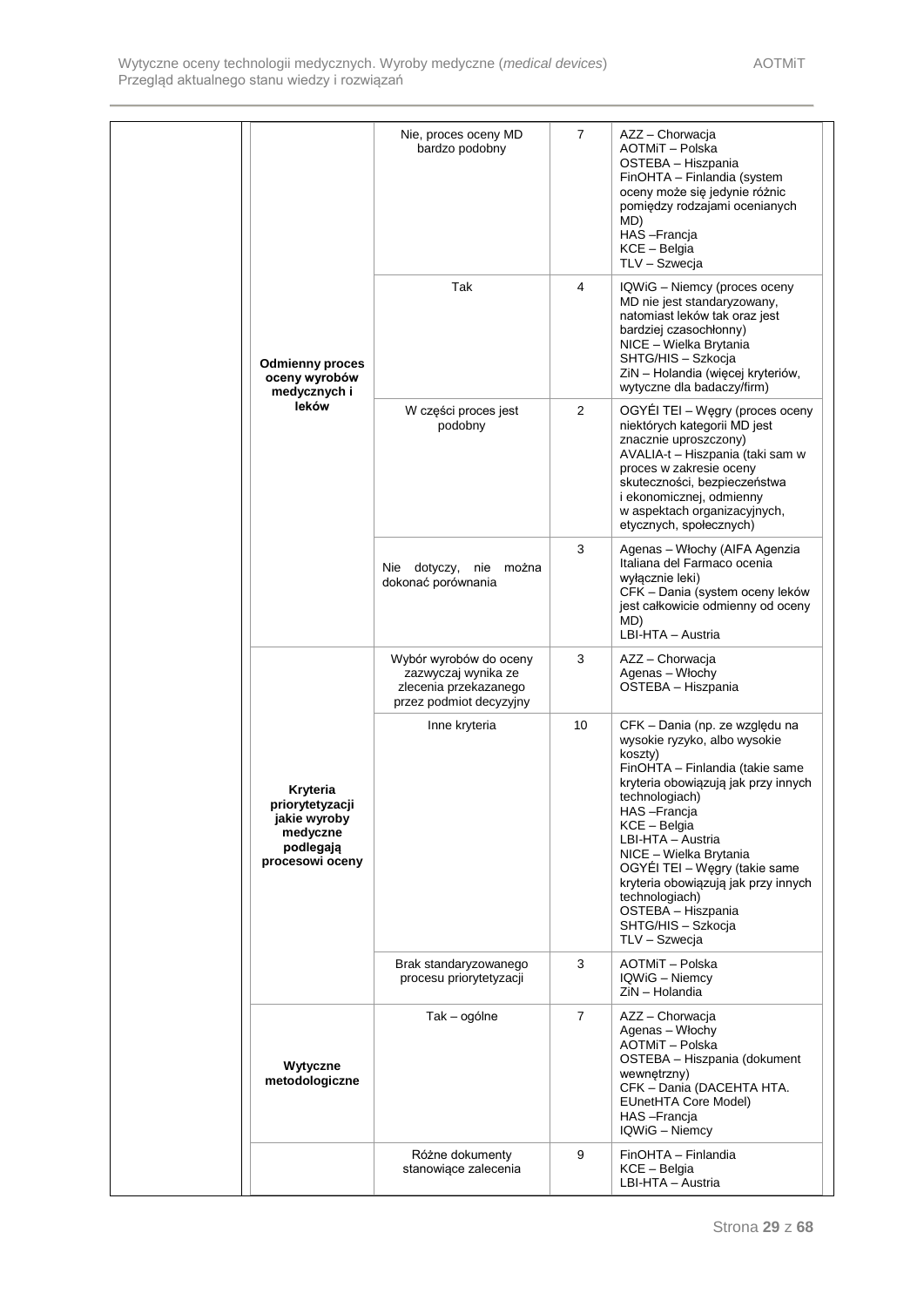| | | | | |
|---|---|---|---|---|
| | | Nie, proces oceny MD bardzo podobny | 7 | AZZ – Chorwacja<br>AOTMiT – Polska<br>OSTEBA – Hiszpania<br>FinOHTA – Finlandia (system oceny może się jedynie różnic pomiędzy rodzajami ocenianych MD)<br>HAS –Francja<br>KCE – Belgia<br>TLV – Szwecja |
| | **Odmienny proces oceny wyrobów medycznych i leków** | Tak | 4 | IQWiG – Niemcy (proces oceny MD nie jest standaryzowany, natomiast leków tak oraz jest bardziej czasochłonny)<br>NICE – Wielka Brytania<br>SHTG/HIS – Szkocja<br>ZiN – Holandia (więcej kryteriów, wytyczne dla badaczy/firm) |
| | | W części proces jest podobny | 2 | OGYÉI TEI – Węgry (proces oceny niektórych kategorii MD jest znacznie uproszczony)<br>AVALIA-t – Hiszpania (taki sam w proces w zakresie oceny skuteczności, bezpieczeństwa i ekonomicznej, odmienny w aspektach organizacyjnych, etycznych, społecznych) |
| | | Nie dotyczy, nie można dokonać porównania | 3 | Agenas – Włochy (AIFA Agenzia Italiana del Farmaco ocenia wyłącznie leki)<br>CFK – Dania (system oceny leków jest całkowicie odmienny od oceny MD)<br>LBI-HTA – Austria |
| | | Wybór wyrobów do oceny zazwyczaj wynika ze zlecenia przekazanego przez podmiot decyzyjny | 3 | AZZ – Chorwacja<br>Agenas – Włochy<br>OSTEBA – Hiszpania |
| | **Kryteria priorytetyzacji jakie wyroby medyczne podlegają procesowi oceny** | Inne kryteria | 10 | CFK – Dania (np. ze względu na wysokie ryzyko, albo wysokie koszty)<br>FinOHTA – Finlandia (takie same kryteria obowiązują jak przy innych technologiach)<br>HAS –Francja<br>KCE – Belgia<br>LBI-HTA – Austria<br>NICE – Wielka Brytania<br>OGYÉI TEI – Węgry (takie same kryteria obowiązują jak przy innych technologiach)<br>OSTEBA – Hiszpania<br>SHTG/HIS – Szkocja<br>TLV – Szwecja |
| | | Brak standaryzowanego procesu priorytetyzacji | 3 | AOTMiT – Polska<br>IQWiG – Niemcy<br>ZiN – Holandia |
| | **Wytyczne metodologiczne** | Tak – ogólne | 7 | AZZ – Chorwacja<br>Agenas – Włochy<br>AOTMiT – Polska<br>OSTEBA – Hiszpania (dokument wewnętrzny)<br>CFK – Dania (DACEHTA HTA. EUnetHTA Core Model)<br>HAS –Francja<br>IQWiG – Niemcy |
| | | Różne dokumenty stanowiące zalecenia | 9 | FinOHTA – Finlandia<br>KCE – Belgia<br>LBI-HTA – Austria |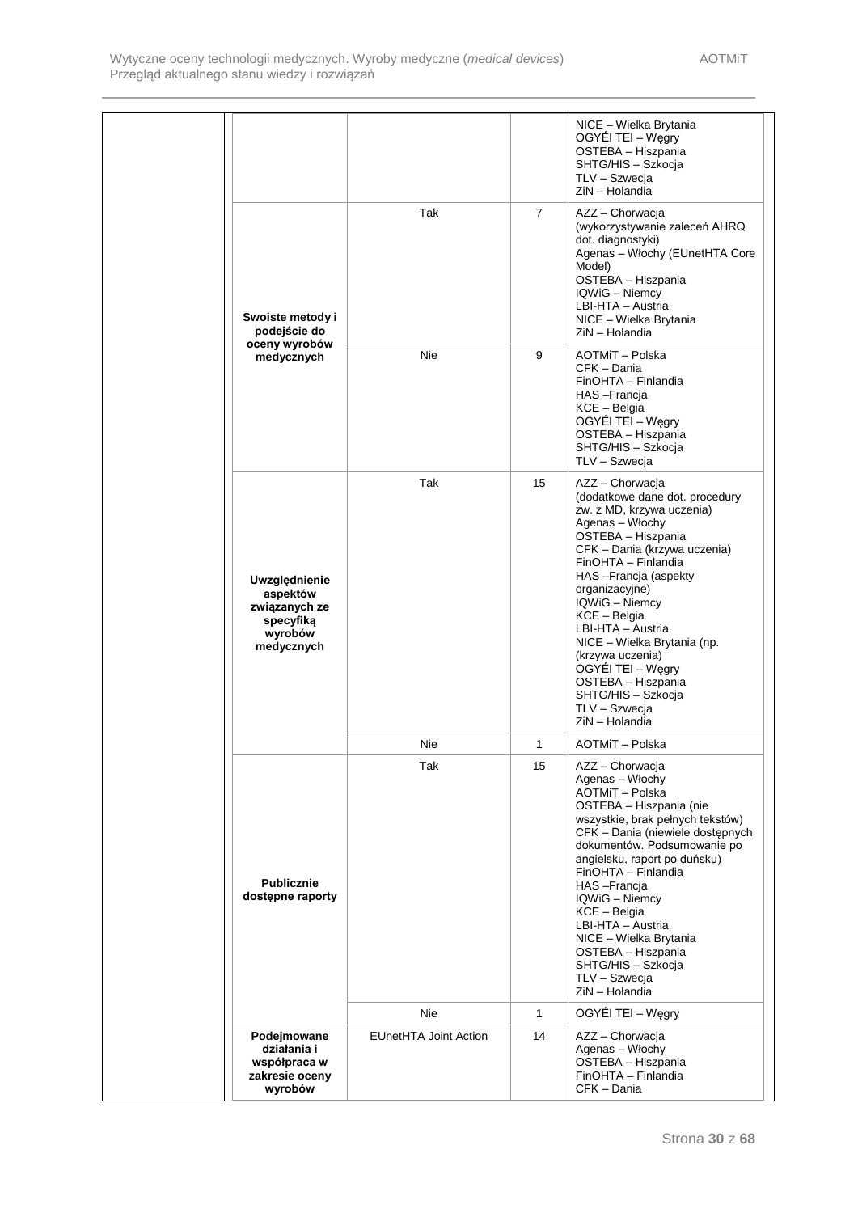| | | | |
|---|---|---|---|
| | | | NICE – Wielka Brytania<br>OGYÉI TEI – Węgry<br>OSTEBA – Hiszpania<br>SHTG/HIS – Szkocja<br>TLV – Szwecja<br>ZiN – Holandia |
| **Swoiste metody i podejście do oceny wyrobów medycznych** | Tak | 7 | AZZ – Chorwacja (wykorzystywanie zaleceń AHRQ dot. diagnostyki)<br>Agenas – Włochy (EUnetHTA Core Model)<br>OSTEBA – Hiszpania<br>IQWiG – Niemcy<br>LBI-HTA – Austria<br>NICE – Wielka Brytania<br>ZiN – Holandia |
| | Nie | 9 | AOTMiT – Polska<br>CFK – Dania<br>FinOHTA – Finlandia<br>HAS –Francja<br>KCE – Belgia<br>OGYÉI TEI – Węgry<br>OSTEBA – Hiszpania<br>SHTG/HIS – Szkocja<br>TLV – Szwecja |
| **Uwzględnienie aspektów związanych ze specyfiką wyrobów medycznych** | Tak | 15 | AZZ – Chorwacja (dodatkowe dane dot. procedury zw. z MD, krzywa uczenia)<br>Agenas – Włochy<br>OSTEBA – Hiszpania<br>CFK – Dania (krzywa uczenia)<br>FinOHTA – Finlandia<br>HAS –Francja (aspekty organizacyjne)<br>IQWiG – Niemcy<br>KCE – Belgia<br>LBI-HTA – Austria<br>NICE – Wielka Brytania (np. (krzywa uczenia)<br>OGYÉI TEI – Węgry<br>OSTEBA – Hiszpania<br>SHTG/HIS – Szkocja<br>TLV – Szwecja<br>ZiN – Holandia |
| | Nie | 1 | AOTMiT – Polska |
| **Publicznie dostępne raporty** | Tak | 15 | AZZ – Chorwacja<br>Agenas – Włochy<br>AOTMiT – Polska<br>OSTEBA – Hiszpania (nie wszystkie, brak pełnych tekstów)<br>CFK – Dania (niewiele dostępnych dokumentów. Podsumowanie po angielsku, raport po duńsku)<br>FinOHTA – Finlandia<br>HAS –Francja<br>IQWiG – Niemcy<br>KCE – Belgia<br>LBI-HTA – Austria<br>NICE – Wielka Brytania<br>OSTEBA – Hiszpania<br>SHTG/HIS – Szkocja<br>TLV – Szwecja<br>ZiN – Holandia |
| | Nie | 1 | OGYÉI TEI – Węgry |
| **Podejmowane działania i współpraca w zakresie oceny wyrobów** | EUnetHTA Joint Action | 14 | AZZ – Chorwacja<br>Agenas – Włochy<br>OSTEBA – Hiszpania<br>FinOHTA – Finlandia<br>CFK – Dania |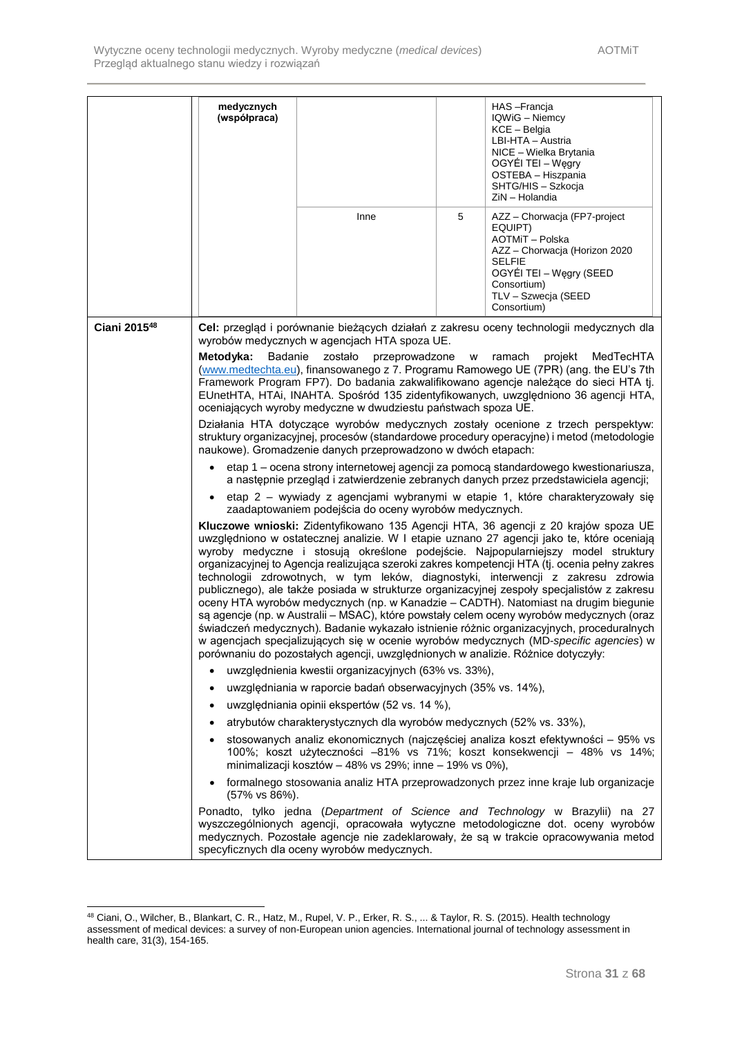| | | | | |
|---|---|---|---|---|
| | **medycznych (współpraca)** | | | HAS –Francja<br>IQWiG – Niemcy<br>KCE – Belgia<br>LBI-HTA – Austria<br>NICE – Wielka Brytania<br>OGYÉI TEI – Węgry<br>OSTEBA – Hiszpania<br>SHTG/HIS – Szkocja<br>ZiN – Holandia |
| | | Inne | 5 | AZZ – Chorwacja (FP7-project EQUIPT)<br>AOTMiT – Polska<br>AZZ – Chorwacja (Horizon 2020 SELFIE<br>OGYÉI TEI – Węgry (SEED Consortium)<br>TLV – Szwecja (SEED Consortium) |
| **Ciani 2015**[48] | **Cel:** przegląd i porównanie bieżących działań z zakresu oceny technologii medycznych dla wyrobów medycznych w agencjach HTA spoza UE.<br>**Metodyka:** Badanie zostało przeprowadzone w ramach projekt MedTecHTA (www.medtechta.eu), finansowanego z 7. Programu Ramowego UE (7PR) (ang. the EU's 7th Framework Program FP7). Do badania zakwalifikowano agencje należące do sieci HTA tj. EUnetHTA, HTAi, INAHTA. Spośród 135 zidentyfikowanych, uwzględniono 36 agencji HTA, oceniających wyroby medyczne w dwudziestu państwach spoza UE.<br>Działania HTA dotyczące wyrobów medycznych zostały ocenione z trzech perspektyw: struktury organizacyjnej, procesów (standardowe procedury operacyjne) i metod (metodologie naukowe). Gromadzenie danych przeprowadzono w dwóch etapach:<br>• etap 1 – ocena strony internetowej agencji za pomocą standardowego kwestionariusza, a następnie przegląd i zatwierdzenie zebranych danych przez przedstawiciela agencji;<br>• etap 2 – wywiady z agencjami wybranymi w etapie 1, które charakteryzowały się zaadaptowaniem podejścia do oceny wyrobów medycznych.<br>**Kluczowe wnioski:** Zidentyfikowano 135 Agencji HTA, 36 agencji z 20 krajów spoza UE uwzględniono w ostatecznej analizie. W I etapie uznano 27 agencji jako te, które oceniają wyroby medyczne i stosują określone podejście. Najpopularniejszy model struktury organizacyjnej to Agencja realizująca szeroki zakres kompetencji HTA (tj. ocenia pełny zakres technologii zdrowotnych, w tym leków, diagnostyki, interwencji z zakresu zdrowia publicznego), ale także posiada w strukturze organizacyjnej zespoły specjalistów z zakresu oceny HTA wyrobów medycznych (np. w Kanadzie – CADTH). Natomiast na drugim biegunie są agencje (np. w Australii – MSAC), które powstały celem oceny wyrobów medycznych (oraz świadczeń medycznych). Badanie wykazało istnienie różnic organizacyjnych, proceduralnych w agencjach specjalizujących się w ocenie wyrobów medycznych (MD-*specific agencies*) w porównaniu do pozostałych agencji, uwzględnionych w analizie. Różnice dotyczyły:<br>• uwzględnienia kwestii organizacyjnych (63% vs. 33%),<br>• uwzględniania w raporcie badań obserwacyjnych (35% vs. 14%),<br>• uwzględniania opinii ekspertów (52 vs. 14 %),<br>• atrybutów charakterystycznych dla wyrobów medycznych (52% vs. 33%),<br>• stosowanych analiz ekonomicznych (najczęściej analiza koszt efektywności – 95% vs 100%; koszt użyteczności –81% vs 71%; koszt konsekwencji – 48% vs 14%; minimalizacji kosztów – 48% vs 29%; inne – 19% vs 0%),<br>• formalnego stosowania analiz HTA przeprowadzonych przez inne kraje lub organizacje (57% vs 86%).<br>Ponadto, tylko jedna (*Department of Science and Technology* w Brazylii) na 27 wyszczególnionych agencji, opracowała wytyczne metodologiczne dot. oceny wyrobów medycznych. Pozostałe agencje nie zadeklarowały, że są w trakcie opracowywania metod specyficznych dla oceny wyrobów medycznych. | | | |

[48] Ciani, O., Wilcher, B., Blankart, C. R., Hatz, M., Rupel, V. P., Erker, R. S., ... & Taylor, R. S. (2015). Health technology assessment of medical devices: a survey of non-European union agencies. International journal of technology assessment in health care, 31(3), 154-165.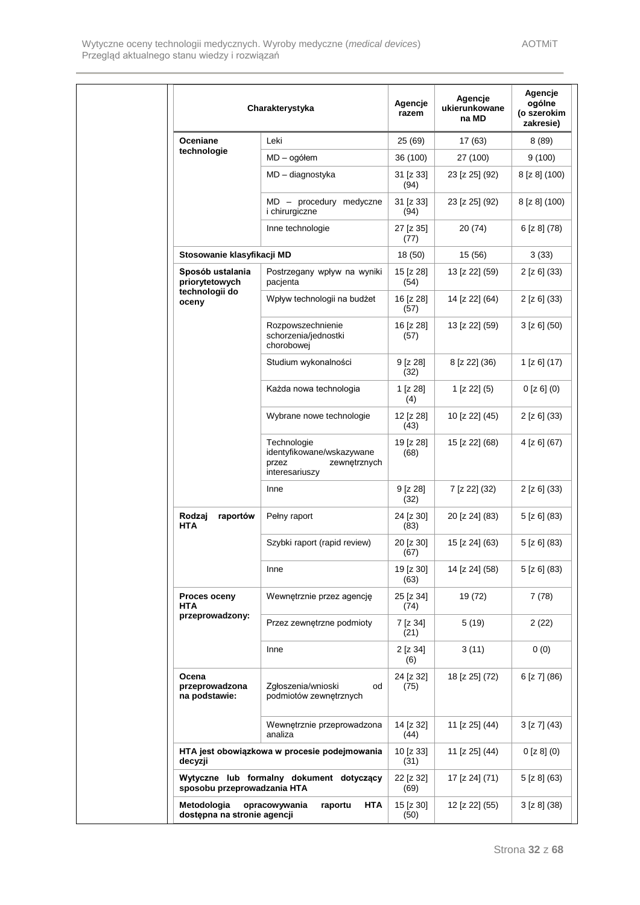| Charakterystyka | | Agencje razem | Agencje ukierunkowane na MD | Agencje ogólne (o szerokim zakresie) |
|---|---|---|---|---|
| **Oceniane technologie** | Leki | 25 (69) | 17 (63) | 8 (89) |
| | MD – ogółem | 36 (100) | 27 (100) | 9 (100) |
| | MD – diagnostyka | 31 [z 33] (94) | 23 [z 25] (92) | 8 [z 8] (100) |
| | MD – procedury medyczne i chirurgiczne | 31 [z 33] (94) | 23 [z 25] (92) | 8 [z 8] (100) |
| | Inne technologie | 27 [z 35] (77) | 20 (74) | 6 [z 8] (78) |
| **Stosowanie klasyfikacji MD** | | 18 (50) | 15 (56) | 3 (33) |
| **Sposób ustalania priorytetowych technologii do oceny** | Postrzegany wpływ na wyniki pacjenta | 15 [z 28] (54) | 13 [z 22] (59) | 2 [z 6] (33) |
| | Wpływ technologii na budżet | 16 [z 28] (57) | 14 [z 22] (64) | 2 [z 6] (33) |
| | Rozpowszechnienie schorzenia/jednostki chorobowej | 16 [z 28] (57) | 13 [z 22] (59) | 3 [z 6] (50) |
| | Studium wykonalności | 9 [z 28] (32) | 8 [z 22] (36) | 1 [z 6] (17) |
| | Każda nowa technologia | 1 [z 28] (4) | 1 [z 22] (5) | 0 [z 6] (0) |
| | Wybrane nowe technologie | 12 [z 28] (43) | 10 [z 22] (45) | 2 [z 6] (33) |
| | Technologie identyfikowane/wskazywane przez zewnętrznych interesariuszy | 19 [z 28] (68) | 15 [z 22] (68) | 4 [z 6] (67) |
| | Inne | 9 [z 28] (32) | 7 [z 22] (32) | 2 [z 6] (33) |
| **Rodzaj raportów HTA** | Pełny raport | 24 [z 30] (83) | 20 [z 24] (83) | 5 [z 6] (83) |
| | Szybki raport (rapid review) | 20 [z 30] (67) | 15 [z 24] (63) | 5 [z 6] (83) |
| | Inne | 19 [z 30] (63) | 14 [z 24] (58) | 5 [z 6] (83) |
| **Proces oceny HTA przeprowadzony:** | Wewnętrznie przez agencję | 25 [z 34] (74) | 19 (72) | 7 (78) |
| | Przez zewnętrzne podmioty | 7 [z 34] (21) | 5 (19) | 2 (22) |
| | Inne | 2 [z 34] (6) | 3 (11) | 0 (0) |
| **Ocena przeprowadzona na podstawie:** | Zgłoszenia/wnioski od podmiotów zewnętrznych | 24 [z 32] (75) | 18 [z 25] (72) | 6 [z 7] (86) |
| | Wewnętrznie przeprowadzona analiza | 14 [z 32] (44) | 11 [z 25] (44) | 3 [z 7] (43) |
| **HTA jest obowiązkowa w procesie podejmowania decyzji** | | 10 [z 33] (31) | 11 [z 25] (44) | 0 [z 8] (0) |
| **Wytyczne lub formalny dokument dotyczący sposobu przeprowadzania HTA** | | 22 [z 32] (69) | 17 [z 24] (71) | 5 [z 8] (63) |
| **Metodologia opracowywania raportu HTA dostępna na stronie agencji** | | 15 [z 30] (50) | 12 [z 22] (55) | 3 [z 8] (38) |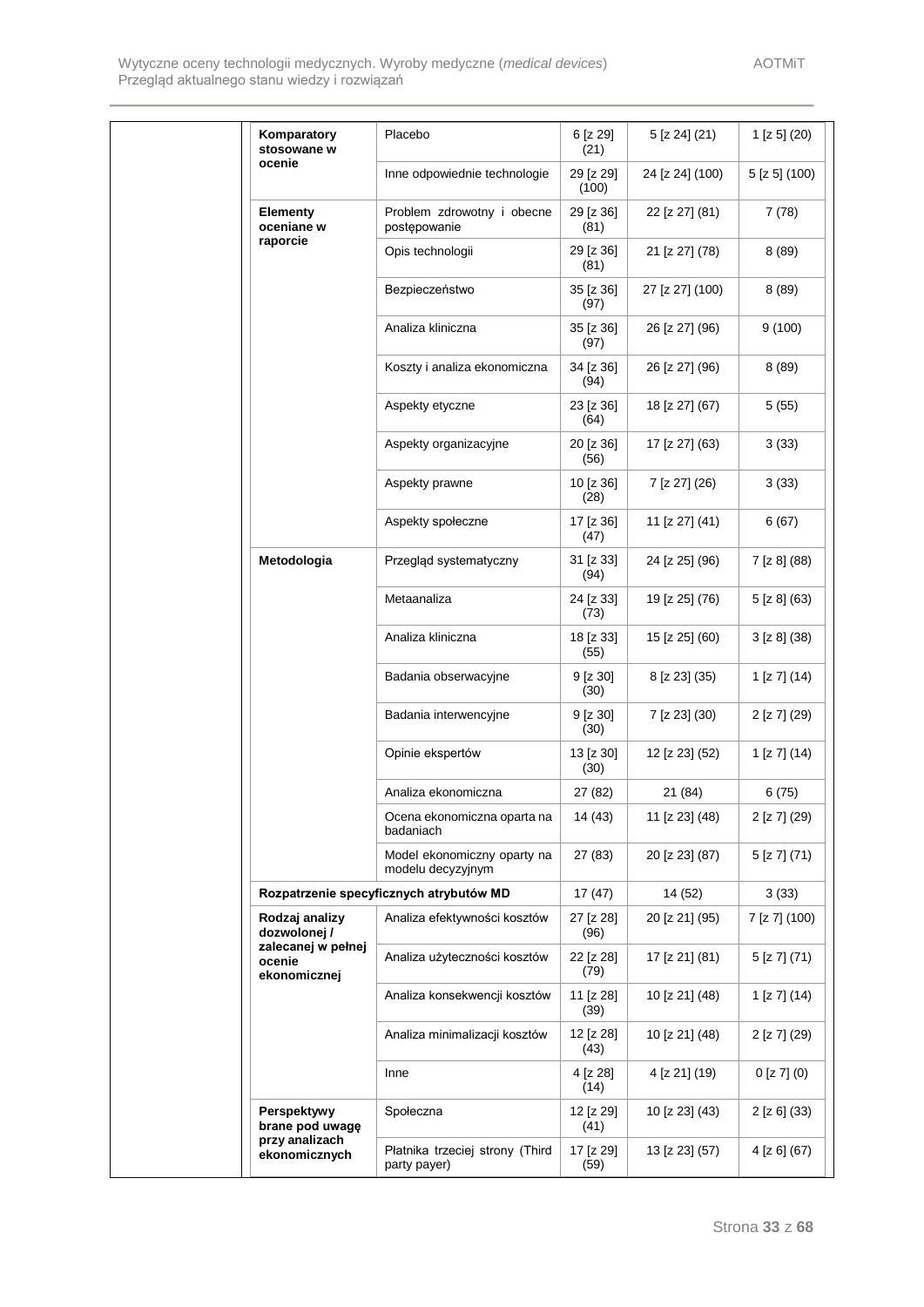| | | | | | |
|---|---|---|---|---|---|
| | **Komparatory stosowane w ocenie** | Placebo | 6 [z 29] (21) | 5 [z 24] (21) | 1 [z 5] (20) |
| | | Inne odpowiednie technologie | 29 [z 29] (100) | 24 [z 24] (100) | 5 [z 5] (100) |
| | **Elementy oceniane w raporcie** | Problem zdrowotny i obecne postępowanie | 29 [z 36] (81) | 22 [z 27] (81) | 7 (78) |
| | | Opis technologii | 29 [z 36] (81) | 21 [z 27] (78) | 8 (89) |
| | | Bezpieczeństwo | 35 [z 36] (97) | 27 [z 27] (100) | 8 (89) |
| | | Analiza kliniczna | 35 [z 36] (97) | 26 [z 27] (96) | 9 (100) |
| | | Koszty i analiza ekonomiczna | 34 [z 36] (94) | 26 [z 27] (96) | 8 (89) |
| | | Aspekty etyczne | 23 [z 36] (64) | 18 [z 27] (67) | 5 (55) |
| | | Aspekty organizacyjne | 20 [z 36] (56) | 17 [z 27] (63) | 3 (33) |
| | | Aspekty prawne | 10 [z 36] (28) | 7 [z 27] (26) | 3 (33) |
| | | Aspekty społeczne | 17 [z 36] (47) | 11 [z 27] (41) | 6 (67) |
| | **Metodologia** | Przegląd systematyczny | 31 [z 33] (94) | 24 [z 25] (96) | 7 [z 8] (88) |
| | | Metaanaliza | 24 [z 33] (73) | 19 [z 25] (76) | 5 [z 8] (63) |
| | | Analiza kliniczna | 18 [z 33] (55) | 15 [z 25] (60) | 3 [z 8] (38) |
| | | Badania obserwacyjne | 9 [z 30] (30) | 8 [z 23] (35) | 1 [z 7] (14) |
| | | Badania interwencyjne | 9 [z 30] (30) | 7 [z 23] (30) | 2 [z 7] (29) |
| | | Opinie ekspertów | 13 [z 30] (30) | 12 [z 23] (52) | 1 [z 7] (14) |
| | | Analiza ekonomiczna | 27 (82) | 21 (84) | 6 (75) |
| | | Ocena ekonomiczna oparta na badaniach | 14 (43) | 11 [z 23] (48) | 2 [z 7] (29) |
| | | Model ekonomiczny oparty na modelu decyzyjnym | 27 (83) | 20 [z 23] (87) | 5 [z 7] (71) |
| | **Rozpatrzenie specyficznych atrybutów MD** | | 17 (47) | 14 (52) | 3 (33) |
| | **Rodzaj analizy dozwolonej / zalecanej w pełnej ocenie ekonomicznej** | Analiza efektywności kosztów | 27 [z 28] (96) | 20 [z 21] (95) | 7 [z 7] (100) |
| | | Analiza użyteczności kosztów | 22 [z 28] (79) | 17 [z 21] (81) | 5 [z 7] (71) |
| | | Analiza konsekwencji kosztów | 11 [z 28] (39) | 10 [z 21] (48) | 1 [z 7] (14) |
| | | Analiza minimalizacji kosztów | 12 [z 28] (43) | 10 [z 21] (48) | 2 [z 7] (29) |
| | | Inne | 4 [z 28] (14) | 4 [z 21] (19) | 0 [z 7] (0) |
| | **Perspektywy brane pod uwagę przy analizach ekonomicznych** | Społeczna | 12 [z 29] (41) | 10 [z 23] (43) | 2 [z 6] (33) |
| | | Płatnika trzeciej strony (Third party payer) | 17 [z 29] (59) | 13 [z 23] (57) | 4 [z 6] (67) |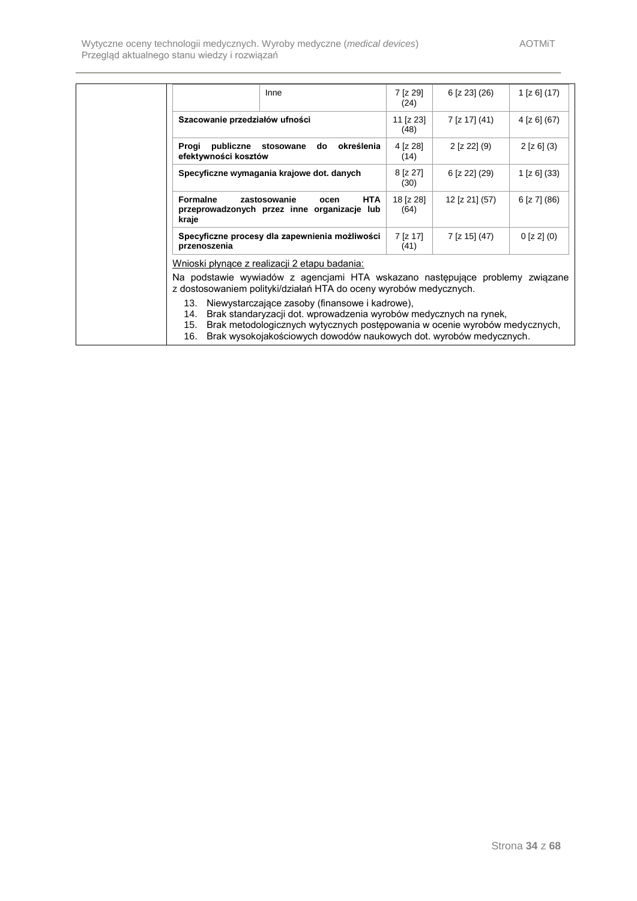| | | | | |
|---|---|---|---|---|
| | Inne | 7 [z 29] (24) | 6 [z 23] (26) | 1 [z 6] (17) |
| **Szacowanie przedziałów ufności** | | 11 [z 23] (48) | 7 [z 17] (41) | 4 [z 6] (67) |
| **Progi publiczne stosowane do określenia efektywności kosztów** | | 4 [z 28] (14) | 2 [z 22] (9) | 2 [z 6] (3) |
| **Specyficzne wymagania krajowe dot. danych** | | 8 [z 27] (30) | 6 [z 22] (29) | 1 [z 6] (33) |
| **Formalne zastosowanie ocen HTA przeprowadzonych przez inne organizacje lub kraje** | | 18 [z 28] (64) | 12 [z 21] (57) | 6 [z 7] (86) |
| **Specyficzne procesy dla zapewnienia możliwości przenoszenia** | | 7 [z 17] (41) | 7 [z 15] (47) | 0 [z 2] (0) |

Wnioski płynące z realizacji 2 etapu badania:

Na podstawie wywiadów z agencjami HTA wskazano następujące problemy związane z dostosowaniem polityki/działań HTA do oceny wyrobów medycznych.

13. Niewystarczające zasoby (finansowe i kadrowe),
14. Brak standaryzacji dot. wprowadzenia wyrobów medycznych na rynek,
15. Brak metodologicznych wytycznych postępowania w ocenie wyrobów medycznych,
16. Brak wysokojakościowych dowodów naukowych dot. wyrobów medycznych.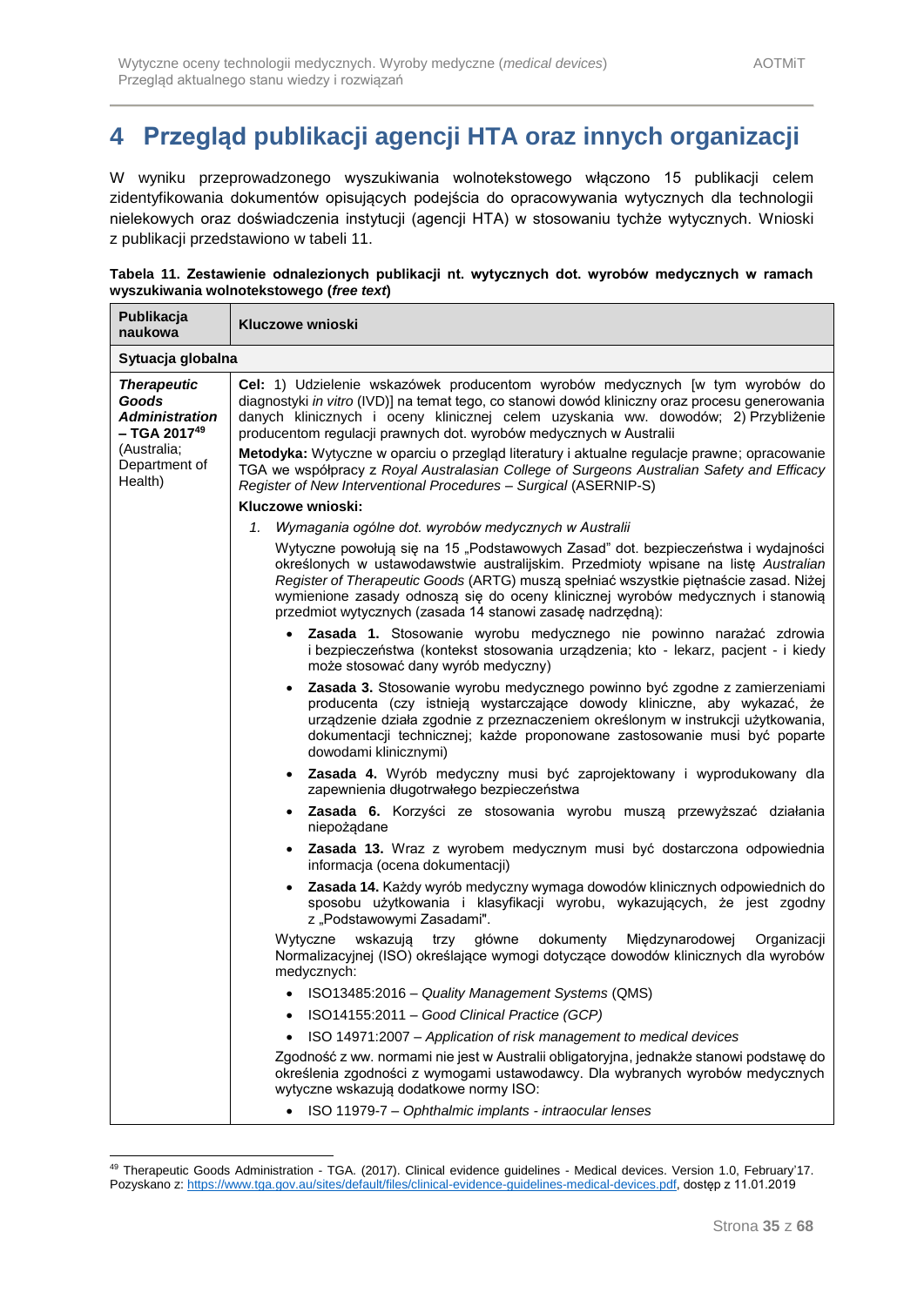# 4 Przegląd publikacji agencji HTA oraz innych organizacji

W wyniku przeprowadzonego wyszukiwania wolnotekstowego włączono 15 publikacji celem zidentyfikowania dokumentów opisujących podejścia do opracowywania wytycznych dla technologii nielekowych oraz doświadczenia instytucji (agencji HTA) w stosowaniu tychże wytycznych. Wnioski z publikacji przedstawiono w tabeli 11.

**Tabela 11. Zestawienie odnalezionych publikacji nt. wytycznych dot. wyrobów medycznych w ramach wyszukiwania wolnotekstowego (*free text*)**

| Publikacja naukowa | Kluczowe wnioski |
|---|---|
| **Sytuacja globalna** | |
| ***Therapeutic Goods Administration* – TGA 2017**[49] (Australia; Department of Health) | **Cel:** 1) Udzielenie wskazówek producentom wyrobów medycznych [w tym wyrobów do diagnostyki *in vitro* (IVD)] na temat tego, co stanowi dowód kliniczny oraz procesu generowania danych klinicznych i oceny klinicznej celem uzyskania ww. dowodów; 2) Przybliżenie producentom regulacji prawnych dot. wyrobów medycznych w Australii<br>**Metodyka:** Wytyczne w oparciu o przegląd literatury i aktualne regulacje prawne; opracowanie TGA we współpracy z *Royal Australasian College of Surgeons Australian Safety and Efficacy Register of New Interventional Procedures – Surgical* (ASERNIP-S)<br>**Kluczowe wnioski:**<br>1. *Wymagania ogólne dot. wyrobów medycznych w Australii*<br>Wytyczne powołują się na 15 „Podstawowych Zasad" dot. bezpieczeństwa i wydajności określonych w ustawodawstwie australijskim. Przedmioty wpisane na listę *Australian Register of Therapeutic Goods* (ARTG) muszą spełniać wszystkie piętnaście zasad. Niżej wymienione zasady odnoszą się do oceny klinicznej wyrobów medycznych i stanowią przedmiot wytycznych (zasada 14 stanowi zasadę nadrzędną):<br>• **Zasada 1.** Stosowanie wyrobu medycznego nie powinno narażać zdrowia i bezpieczeństwa (kontekst stosowania urządzenia; kto - lekarz, pacjent - i kiedy może stosować dany wyrób medyczny)<br>• **Zasada 3.** Stosowanie wyrobu medycznego powinno być zgodne z zamierzeniami producenta (czy istnieją wystarczające dowody kliniczne, aby wykazać, że urządzenie działa zgodnie z przeznaczeniem określonym w instrukcji użytkowania, dokumentacji technicznej; każde proponowane zastosowanie musi być poparte dowodami klinicznymi)<br>• **Zasada 4.** Wyrób medyczny musi być zaprojektowany i wyprodukowany dla zapewnienia długotrwałego bezpieczeństwa<br>• **Zasada 6.** Korzyści ze stosowania wyrobu muszą przewyższać działania niepożądane<br>• **Zasada 13.** Wraz z wyrobem medycznym musi być dostarczona odpowiednia informacja (ocena dokumentacji)<br>• **Zasada 14.** Każdy wyrób medyczny wymaga dowodów klinicznych odpowiednich do sposobu użytkowania i klasyfikacji wyrobu, wykazujących, że jest zgodny z „Podstawowymi Zasadami".<br>Wytyczne wskazują trzy główne dokumenty Międzynarodowej Organizacji Normalizacyjnej (ISO) określające wymogi dotyczące dowodów klinicznych dla wyrobów medycznych:<br>• ISO13485:2016 – *Quality Management Systems* (QMS)<br>• ISO14155:2011 – *Good Clinical Practice (GCP)*<br>• ISO 14971:2007 – *Application of risk management to medical devices*<br>Zgodność z ww. normami nie jest w Australii obligatoryjna, jednakże stanowi podstawę do określenia zgodności z wymogami ustawodawcy. Dla wybranych wyrobów medycznych wytyczne wskazują dodatkowe normy ISO:<br>• ISO 11979-7 – *Ophthalmic implants - intraocular lenses* |

[49] Therapeutic Goods Administration - TGA. (2017). Clinical evidence guidelines - Medical devices. Version 1.0, February'17. Pozyskano z: https://www.tga.gov.au/sites/default/files/clinical-evidence-guidelines-medical-devices.pdf, dostęp z 11.01.2019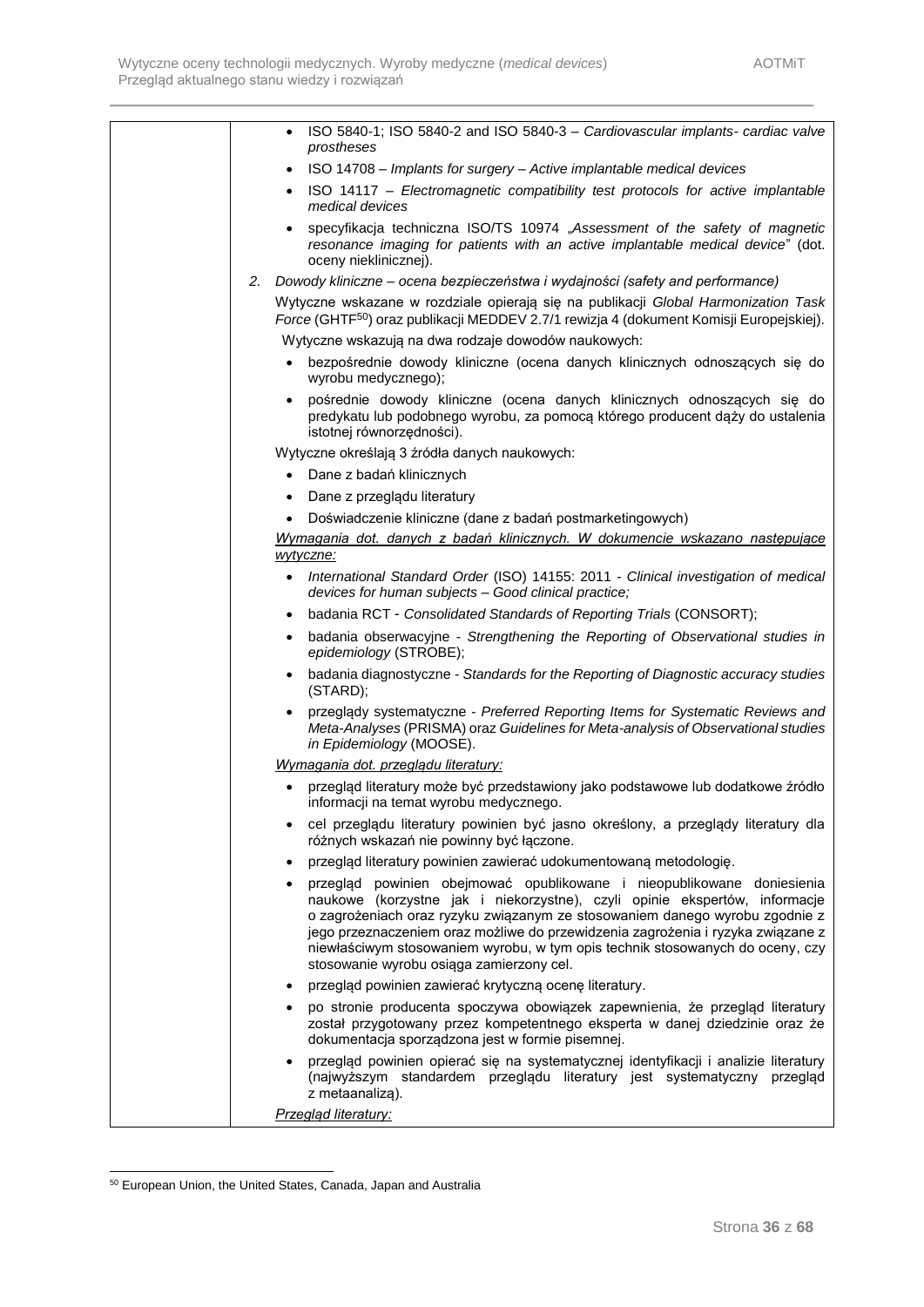| | |
|---|---|
| | - ISO 5840-1; ISO 5840-2 and ISO 5840-3 – *Cardiovascular implants- cardiac valve prostheses*<br>- ISO 14708 – *Implants for surgery – Active implantable medical devices*<br>- ISO 14117 – *Electromagnetic compatibility test protocols for active implantable medical devices*<br>- specyfikacja techniczna ISO/TS 10974 „*Assessment of the safety of magnetic resonance imaging for patients with an active implantable medical device*" (dot. oceny nieklinicznej).<br><br>2. *Dowody kliniczne – ocena bezpieczeństwa i wydajności (safety and performance)*<br><br>Wytyczne wskazane w rozdziale opierają się na publikacji *Global Harmonization Task Force* (GHTF[50]) oraz publikacji MEDDEV 2.7/1 rewizja 4 (dokument Komisji Europejskiej).<br><br>Wytyczne wskazują na dwa rodzaje dowodów naukowych:<br>- bezpośrednie dowody kliniczne (ocena danych klinicznych odnoszących się do wyrobu medycznego);<br>- pośrednie dowody kliniczne (ocena danych klinicznych odnoszących się do predykatu lub podobnego wyrobu, za pomocą którego producent dąży do ustalenia istotnej równorzędności).<br><br>Wytyczne określają 3 źródła danych naukowych:<br>- Dane z badań klinicznych<br>- Dane z przeglądu literatury<br>- Doświadczenie kliniczne (dane z badań postmarketingowych)<br><br>*Wymagania dot. danych z badań klinicznych. W dokumencie wskazano następujące wytyczne:*<br>- *International Standard Order* (ISO) 14155: 2011 - *Clinical investigation of medical devices for human subjects – Good clinical practice;*<br>- badania RCT - *Consolidated Standards of Reporting Trials* (CONSORT);<br>- badania obserwacyjne - *Strengthening the Reporting of Observational studies in epidemiology* (STROBE);<br>- badania diagnostyczne - *Standards for the Reporting of Diagnostic accuracy studies* (STARD);<br>- przeglądy systematyczne - *Preferred Reporting Items for Systematic Reviews and Meta-Analyses* (PRISMA) oraz *Guidelines for Meta-analysis of Observational studies in Epidemiology* (MOOSE).<br><br>*Wymagania dot. przeglądu literatury:*<br>- przegląd literatury może być przedstawiony jako podstawowe lub dodatkowe źródło informacji na temat wyrobu medycznego.<br>- cel przeglądu literatury powinien być jasno określony, a przeglądy literatury dla różnych wskazań nie powinny być łączone.<br>- przegląd literatury powinien zawierać udokumentowaną metodologię.<br>- przegląd powinien obejmować opublikowane i nieopublikowane doniesienia naukowe (korzystne jak i niekorzystne), czyli opinie ekspertów, informacje o zagrożeniach oraz ryzyku związanym ze stosowaniem danego wyrobu zgodnie z jego przeznaczeniem oraz możliwe do przewidzenia zagrożenia i ryzyka związane z niewłaściwym stosowaniem wyrobu, w tym opis technik stosowanych do oceny, czy stosowanie wyrobu osiąga zamierzony cel.<br>- przegląd powinien zawierać krytyczną ocenę literatury.<br>- po stronie producenta spoczywa obowiązek zapewnienia, że przegląd literatury został przygotowany przez kompetentnego eksperta w danej dziedzinie oraz że dokumentacja sporządzona jest w formie pisemnej.<br>- przegląd powinien opierać się na systematycznej identyfikacji i analizie literatury (najwyższym standardem przeglądu literatury jest systematyczny przegląd z metaanalizą).<br><br>*Przegląd literatury:* |

[50] European Union, the United States, Canada, Japan and Australia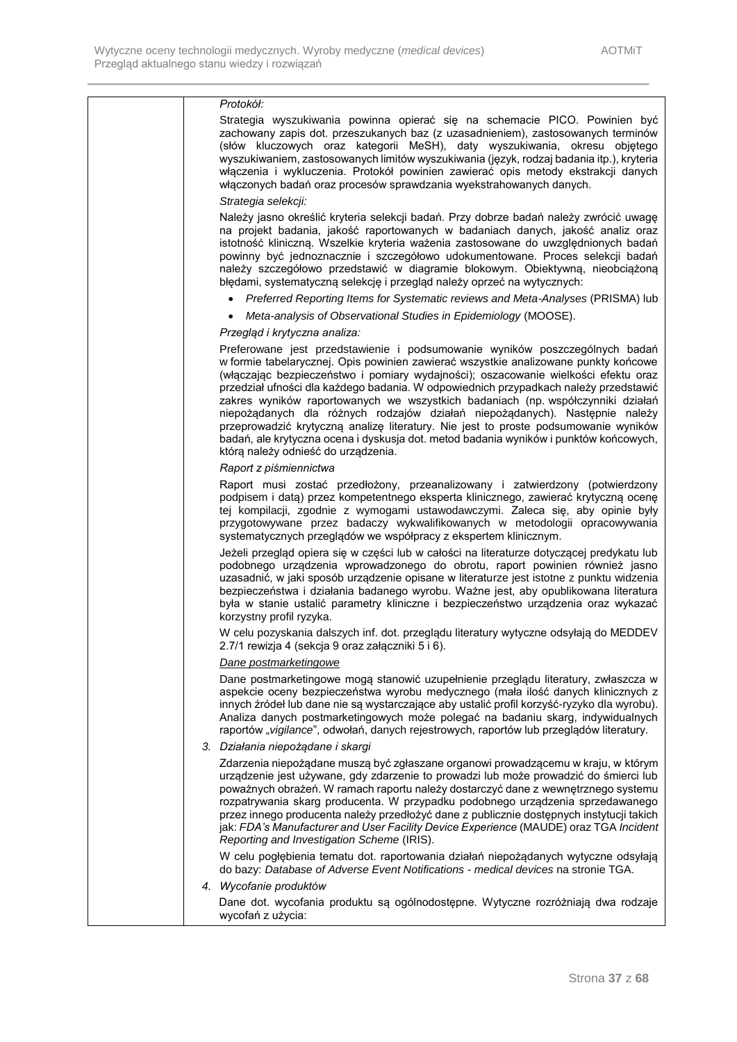| | |
|---|---|
| | *Protokół:*<br><br>Strategia wyszukiwania powinna opierać się na schemacie PICO. Powinien być zachowany zapis dot. przeszukanych baz (z uzasadnieniem), zastosowanych terminów (słów kluczowych oraz kategorii MeSH), daty wyszukiwania, okresu objętego wyszukiwaniem, zastosowanych limitów wyszukiwania (język, rodzaj badania itp.), kryteria włączenia i wykluczenia. Protokół powinien zawierać opis metody ekstrakcji danych włączonych badań oraz procesów sprawdzania wyekstrahowanych danych.<br><br>*Strategia selekcji:*<br><br>Należy jasno określić kryteria selekcji badań. Przy dobrze badań należy zwrócić uwagę na projekt badania, jakość raportowanych w badaniach danych, jakość analiz oraz istotność kliniczną. Wszelkie kryteria ważenia zastosowane do uwzględnionych badań powinny być jednoznacznie i szczegółowo udokumentowane. Proces selekcji badań należy szczegółowo przedstawić w diagramie blokowym. Obiektywną, nieobciążoną błędami, systematyczną selekcję i przegląd należy oprzeć na wytycznych:<br><br>• *Preferred Reporting Items for Systematic reviews and Meta-Analyses* (PRISMA) lub<br>• *Meta-analysis of Observational Studies in Epidemiology* (MOOSE).<br><br>*Przegląd i krytyczna analiza:*<br><br>Preferowane jest przedstawienie i podsumowanie wyników poszczególnych badań w formie tabelarycznej. Opis powinien zawierać wszystkie analizowane punkty końcowe (włączając bezpieczeństwo i pomiary wydajności); oszacowanie wielkości efektu oraz przedział ufności dla każdego badania. W odpowiednich przypadkach należy przedstawić zakres wyników raportowanych we wszystkich badaniach (np. współczynniki działań niepożądanych dla różnych rodzajów działań niepożądanych). Następnie należy przeprowadzić krytyczną analizę literatury. Nie jest to proste podsumowanie wyników badań, ale krytyczna ocena i dyskusja dot. metod badania wyników i punktów końcowych, którą należy odnieść do urządzenia.<br><br>*Raport z piśmiennictwa*<br><br>Raport musi zostać przedłożony, przeanalizowany i zatwierdzony (potwierdzony podpisem i datą) przez kompetentnego eksperta klinicznego, zawierać krytyczną ocenę tej kompilacji, zgodnie z wymogami ustawodawczymi. Zaleca się, aby opinie były przygotowywane przez badaczy wykwalifikowanych w metodologii opracowywania systematycznych przeglądów we współpracy z ekspertem klinicznym.<br><br>Jeżeli przegląd opiera się w części lub w całości na literaturze dotyczącej predykatu lub podobnego urządzenia wprowadzonego do obrotu, raport powinien również jasno uzasadnić, w jaki sposób urządzenie opisane w literaturze jest istotne z punktu widzenia bezpieczeństwa i działania badanego wyrobu. Ważne jest, aby opublikowana literatura była w stanie ustalić parametry kliniczne i bezpieczeństwo urządzenia oraz wykazać korzystny profil ryzyka.<br><br>W celu pozyskania dalszych inf. dot. przeglądu literatury wytyczne odsyłają do MEDDEV 2.7/1 rewizja 4 (sekcja 9 oraz załączniki 5 i 6).<br><br>*Dane postmarketingowe*<br><br>Dane postmarketingowe mogą stanowić uzupełnienie przeglądu literatury, zwłaszcza w aspekcie oceny bezpieczeństwa wyrobu medycznego (mała ilość danych klinicznych z innych źródeł lub dane nie są wystarczające aby ustalić profil korzyść-ryzyko dla wyrobu). Analiza danych postmarketingowych może polegać na badaniu skarg, indywidualnych raportów „*vigilance*", odwołań, danych rejestrowych, raportów lub przeglądów literatury.<br><br>3. *Działania niepożądane i skargi*<br><br>Zdarzenia niepożądane muszą być zgłaszane organowi prowadzącemu w kraju, w którym urządzenie jest używane, gdy zdarzenie to prowadzi lub może prowadzić do śmierci lub poważnych obrażeń. W ramach raportu należy dostarczyć dane z wewnętrznego systemu rozpatrywania skarg producenta. W przypadku podobnego urządzenia sprzedawanego przez innego producenta należy przedłożyć dane z publicznie dostępnych instytucji takich jak: *FDA's Manufacturer and User Facility Device Experience* (MAUDE) oraz TGA *Incident Reporting and Investigation Scheme* (IRIS).<br><br>W celu pogłębienia tematu dot. raportowania działań niepożądanych wytyczne odsyłają do bazy: *Database of Adverse Event Notifications - medical devices* na stronie TGA.<br><br>4. *Wycofanie produktów*<br><br>Dane dot. wycofania produktu są ogólnodostępne. Wytyczne rozróżniają dwa rodzaje wycofań z użycia: |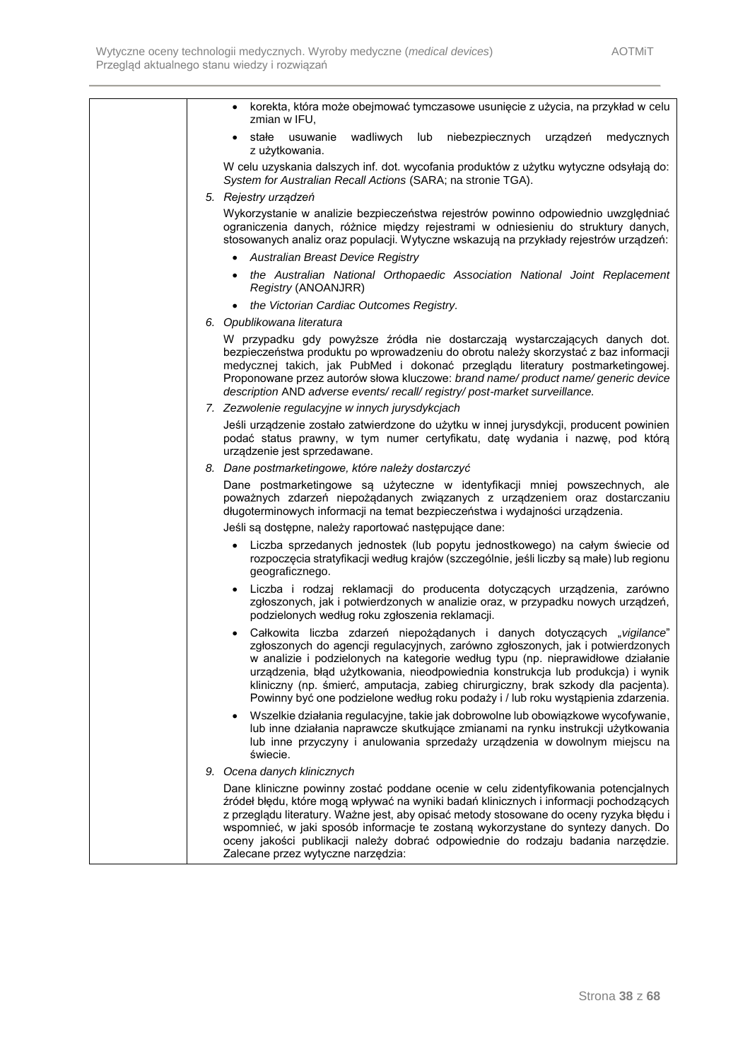| | - korekta, która może obejmować tymczasowe usunięcie z użycia, na przykład w celu zmian w IFU,<br>- stałe usuwanie wadliwych lub niebezpiecznych urządzeń medycznych z użytkowania.<br><br>W celu uzyskania dalszych inf. dot. wycofania produktów z użytku wytyczne odsyłają do: *System for Australian Recall Actions* (SARA; na stronie TGA).<br><br>5. *Rejestry urządzeń*<br><br>Wykorzystanie w analizie bezpieczeństwa rejestrów powinno odpowiednio uwzględniać ograniczenia danych, różnice między rejestrami w odniesieniu do struktury danych, stosowanych analiz oraz populacji. Wytyczne wskazują na przykłady rejestrów urządzeń:<br><br>- *Australian Breast Device Registry*<br>- *the Australian National Orthopaedic Association National Joint Replacement Registry* (ANOANJRR)<br>- *the Victorian Cardiac Outcomes Registry.*<br><br>6. *Opublikowana literatura*<br><br>W przypadku gdy powyższe źródła nie dostarczają wystarczających danych dot. bezpieczeństwa produktu po wprowadzeniu do obrotu należy skorzystać z baz informacji medycznej takich, jak PubMed i dokonać przeglądu literatury postmarketingowej. Proponowane przez autorów słowa kluczowe: *brand name/ product name/ generic device description* AND *adverse events/ recall/ registry/ post-market surveillance.*<br><br>7. *Zezwolenie regulacyjne w innych jurysdykcjach*<br><br>Jeśli urządzenie zostało zatwierdzone do użytku w innej jurysdykcji, producent powinien podać status prawny, w tym numer certyfikatu, datę wydania i nazwę, pod którą urządzenie jest sprzedawane.<br><br>8. *Dane postmarketingowe, które należy dostarczyć*<br><br>Dane postmarketingowe są użyteczne w identyfikacji mniej powszechnych, ale poważnych zdarzeń niepożądanych związanych z urządzeniem oraz dostarczaniu długoterminowych informacji na temat bezpieczeństwa i wydajności urządzenia.<br><br>Jeśli są dostępne, należy raportować następujące dane:<br><br>- Liczba sprzedanych jednostek (lub popytu jednostkowego) na całym świecie od rozpoczęcia stratyfikacji według krajów (szczególnie, jeśli liczby są małe) lub regionu geograficznego.<br>- Liczba i rodzaj reklamacji do producenta dotyczących urządzenia, zarówno zgłoszonych, jak i potwierdzonych w analizie oraz, w przypadku nowych urządzeń, podzielonych według roku zgłoszenia reklamacji.<br>- Całkowita liczba zdarzeń niepożądanych i danych dotyczących „*vigilance*" zgłoszonych do agencji regulacyjnych, zarówno zgłoszonych, jak i potwierdzonych w analizie i podzielonych na kategorie według typu (np. nieprawidłowe działanie urządzenia, błąd użytkowania, nieodpowiednia konstrukcja lub produkcja) i wynik kliniczny (np. śmierć, amputacja, zabieg chirurgiczny, brak szkody dla pacjenta). Powinny być one podzielone według roku podaży i / lub roku wystąpienia zdarzenia.<br>- Wszelkie działania regulacyjne, takie jak dobrowolne lub obowiązkowe wycofywanie, lub inne działania naprawcze skutkujące zmianami na rynku instrukcji użytkowania lub inne przyczyny i anulowania sprzedaży urządzenia w dowolnym miejscu na świecie.<br><br>9. *Ocena danych klinicznych*<br><br>Dane kliniczne powinny zostać poddane ocenie w celu zidentyfikowania potencjalnych źródeł błędu, które mogą wpływać na wyniki badań klinicznych i informacji pochodzących z przeglądu literatury. Ważne jest, aby opisać metody stosowane do oceny ryzyka błędu i wspomnieć, w jaki sposób informacje te zostaną wykorzystane do syntezy danych. Do oceny jakości publikacji należy dobrać odpowiednie do rodzaju badania narzędzie. Zalecane przez wytyczne narzędzia: |
|---|---|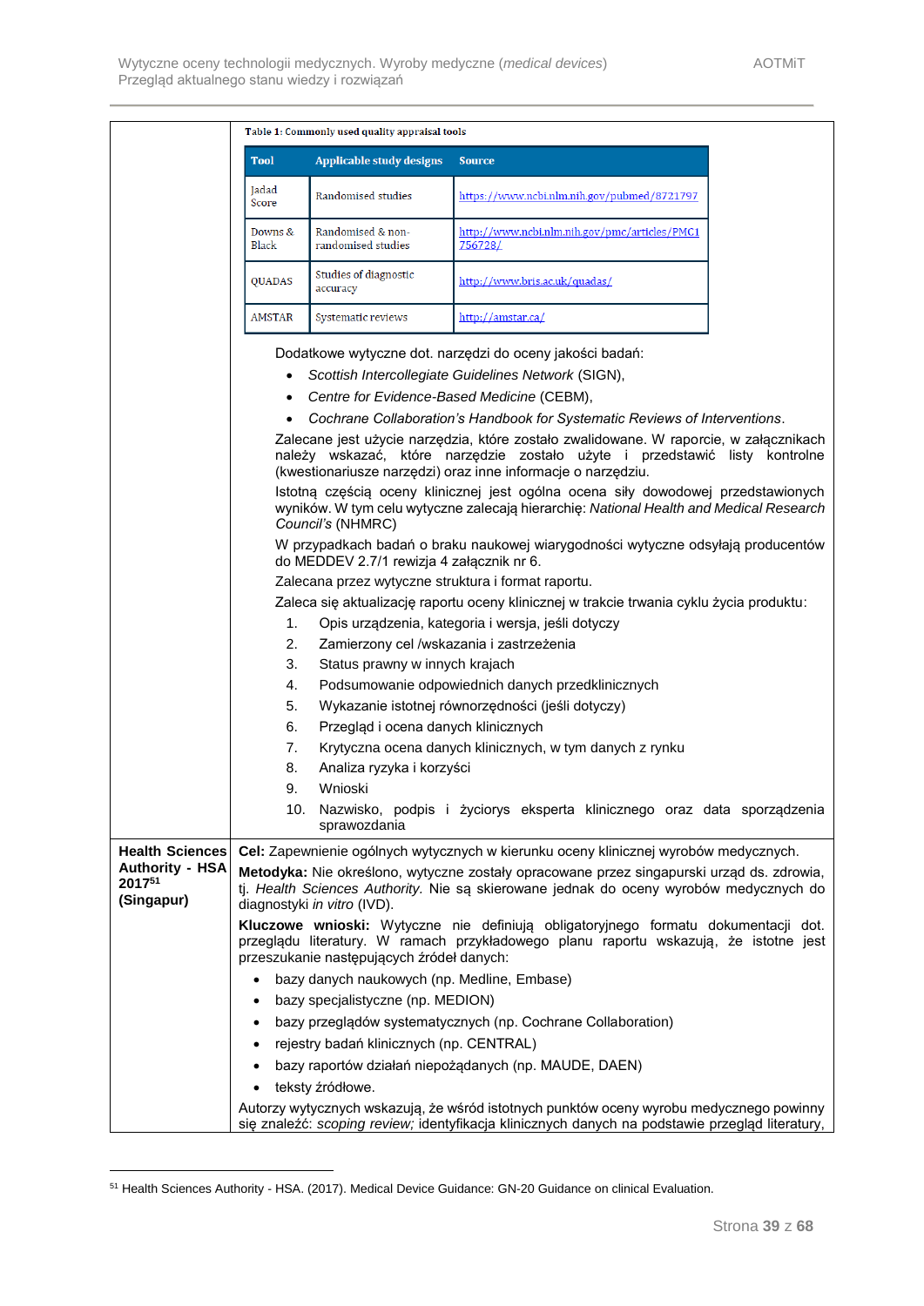| | |
|---|---|
| | **Table 1: Commonly used quality appraisal tools**<br><br>**Tool** / **Applicable study designs** / **Source**<br>Jadad Score / Randomised studies / https://www.ncbi.nlm.nih.gov/pubmed/8721797<br>Downs & Black / Randomised & non-randomised studies / http://www.ncbi.nlm.nih.gov/pmc/articles/PMC1756728/<br>QUADAS / Studies of diagnostic accuracy / http://www.bris.ac.uk/quadas/<br>AMSTAR / Systematic reviews / http://amstar.ca/<br><br>Dodatkowe wytyczne dot. narzędzi do oceny jakości badań:<br>• *Scottish Intercollegiate Guidelines Network* (SIGN),<br>• *Centre for Evidence-Based Medicine* (CEBM),<br>• *Cochrane Collaboration's Handbook for Systematic Reviews of Interventions*.<br><br>Zalecane jest użycie narzędzia, które zostało zwalidowane. W raporcie, w załącznikach należy wskazać, które narzędzie zostało użyte i przedstawić listy kontrolne (kwestionariusze narzędzi) oraz inne informacje o narzędziu.<br><br>Istotną częścią oceny klinicznej jest ogólna ocena siły dowodowej przedstawionych wyników. W tym celu wytyczne zalecają hierarchię: *National Health and Medical Research Council's* (NHMRC)<br><br>W przypadkach badań o braku naukowej wiarygodności wytyczne odsyłają producentów do MEDDEV 2.7/1 rewizja 4 załącznik nr 6.<br><br>Zalecana przez wytyczne struktura i format raportu.<br><br>Zaleca się aktualizację raportu oceny klinicznej w trakcie trwania cyklu życia produktu:<br>1. Opis urządzenia, kategoria i wersja, jeśli dotyczy<br>2. Zamierzony cel /wskazania i zastrzeżenia<br>3. Status prawny w innych krajach<br>4. Podsumowanie odpowiednich danych przedklinicznych<br>5. Wykazanie istotnej równorzędności (jeśli dotyczy)<br>6. Przegląd i ocena danych klinicznych<br>7. Krytyczna ocena danych klinicznych, w tym danych z rynku<br>8. Analiza ryzyka i korzyści<br>9. Wnioski<br>10. Nazwisko, podpis i życiorys eksperta klinicznego oraz data sporządzenia sprawozdania |
| **Health Sciences Authority - HSA 2017**[51] **(Singapur)** | **Cel:** Zapewnienie ogólnych wytycznych w kierunku oceny klinicznej wyrobów medycznych.<br><br>**Metodyka:** Nie określono, wytyczne zostały opracowane przez singapurski urząd ds. zdrowia, tj. *Health Sciences Authority.* Nie są skierowane jednak do oceny wyrobów medycznych do diagnostyki *in vitro* (IVD).<br><br>**Kluczowe wnioski:** Wytyczne nie definiują obligatoryjnego formatu dokumentacji dot. przeglądu literatury. W ramach przykładowego planu raportu wskazują, że istotne jest przeszukanie następujących źródeł danych:<br>• bazy danych naukowych (np. Medline, Embase)<br>• bazy specjalistyczne (np. MEDION)<br>• bazy przeglądów systematycznych (np. Cochrane Collaboration)<br>• rejestry badań klinicznych (np. CENTRAL)<br>• bazy raportów działań niepożądanych (np. MAUDE, DAEN)<br>• teksty źródłowe.<br><br>Autorzy wytycznych wskazują, że wśród istotnych punktów oceny wyrobu medycznego powinny się znaleźć: *scoping review;* identyfikacja klinicznych danych na podstawie przegląd literatury, |

[51] Health Sciences Authority - HSA. (2017). Medical Device Guidance: GN-20 Guidance on clinical Evaluation.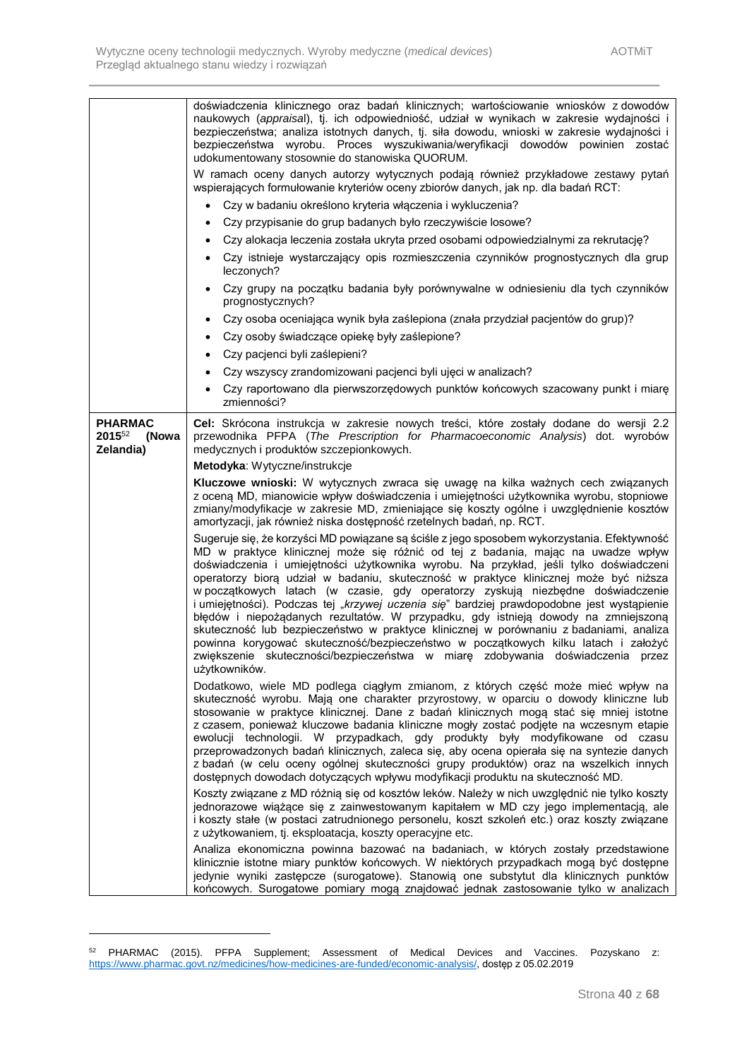| | |
|---|---|
| | doświadczenia klinicznego oraz badań klinicznych; wartościowanie wniosków z dowodów naukowych (*appraisal*), tj. ich odpowiedniość, udział w wynikach w zakresie wydajności i bezpieczeństwa; analiza istotnych danych, tj. siła dowodu, wnioski w zakresie wydajności i bezpieczeństwa wyrobu. Proces wyszukiwania/weryfikacji dowodów powinien zostać udokumentowany stosownie do stanowiska QUORUM.<br><br>W ramach oceny danych autorzy wytycznych podają również przykładowe zestawy pytań wspierających formułowanie kryteriów oceny zbiorów danych, jak np. dla badań RCT:<br>• Czy w badaniu określono kryteria włączenia i wykluczenia?<br>• Czy przypisanie do grup badanych było rzeczywiście losowe?<br>• Czy alokacja leczenia została ukryta przed osobami odpowiedzialnymi za rekrutację?<br>• Czy istnieje wystarczający opis rozmieszczenia czynników prognostycznych dla grup leczonych?<br>• Czy grupy na początku badania były porównywalne w odniesieniu dla tych czynników prognostycznych?<br>• Czy osoba oceniająca wynik była zaślepiona (znała przydział pacjentów do grup)?<br>• Czy osoby świadczące opiekę były zaślepione?<br>• Czy pacjenci byli zaślepieni?<br>• Czy wszyscy zrandomizowani pacjenci byli ujęci w analizach?<br>• Czy raportowano dla pierwszorzędowych punktów końcowych szacowany punkt i miarę zmienności? |
| **PHARMAC 2015**[52] **(Nowa Zelandia)** | **Cel:** Skrócona instrukcja w zakresie nowych treści, które zostały dodane do wersji 2.2 przewodnika PFPA (*The Prescription for Pharmacoeconomic Analysis*) dot. wyrobów medycznych i produktów szczepionkowych.<br><br>**Metodyka**: Wytyczne/instrukcje<br><br>**Kluczowe wnioski:** W wytycznych zwraca się uwagę na kilka ważnych cech związanych z oceną MD, mianowicie wpływ doświadczenia i umiejętności użytkownika wyrobu, stopniowe zmiany/modyfikacje w zakresie MD, zmieniające się koszty ogólne i uwzględnienie kosztów amortyzacji, jak również niska dostępność rzetelnych badań, np. RCT.<br><br>Sugeruje się, że korzyści MD powiązane są ściśle z jego sposobem wykorzystania. Efektywność MD w praktyce klinicznej może się różnić od tej z badania, mając na uwadze wpływ doświadczenia i umiejętności użytkownika wyrobu. Na przykład, jeśli tylko doświadczeni operatorzy biorą udział w badaniu, skuteczność w praktyce klinicznej może być niższa w początkowych latach (w czasie, gdy operatorzy zyskują niezbędne doświadczenie i umiejętności). Podczas tej „*krzywej uczenia się*" bardziej prawdopodobne jest wystąpienie błędów i niepożądanych rezultatów. W przypadku, gdy istnieją dowody na zmniejszoną skuteczność lub bezpieczeństwo w praktyce klinicznej w porównaniu z badaniami, analiza powinna korygować skuteczność/bezpieczeństwo w początkowych kilku latach i założyć zwiększenie skuteczności/bezpieczeństwa w miarę zdobywania doświadczenia przez użytkowników.<br><br>Dodatkowo, wiele MD podlega ciągłym zmianom, z których część może mieć wpływ na skuteczność wyrobu. Mają one charakter przyrostowy, w oparciu o dowody kliniczne lub stosowanie w praktyce klinicznej. Dane z badań klinicznych mogą stać się mniej istotne z czasem, ponieważ kluczowe badania kliniczne mogły zostać podjęte na wczesnym etapie ewolucji technologii. W przypadkach, gdy produkty były modyfikowane od czasu przeprowadzonych badań klinicznych, zaleca się, aby ocena opierała się na syntezie danych z badań (w celu oceny ogólnej skuteczności grupy produktów) oraz na wszelkich innych dostępnych dowodach dotyczących wpływu modyfikacji produktu na skuteczność MD.<br><br>Koszty związane z MD różnią się od kosztów leków. Należy w nich uwzględnić nie tylko koszty jednorazowe wiążące się z zainwestowanym kapitałem w MD czy jego implementacją, ale i koszty stałe (w postaci zatrudnionego personelu, koszt szkoleń etc.) oraz koszty związane z użytkowaniem, tj. eksploatacja, koszty operacyjne etc.<br><br>Analiza ekonomiczna powinna bazować na badaniach, w których zostały przedstawione klinicznie istotne miary punktów końcowych. W niektórych przypadkach mogą być dostępne jedynie wyniki zastępcze (surogatowe). Stanowią one substytut dla klinicznych punktów końcowych. Surogatowe pomiary mogą znajdować jednak zastosowanie tylko w analizach |

[52] PHARMAC (2015). PFPA Supplement; Assessment of Medical Devices and Vaccines. Pozyskano z: https://www.pharmac.govt.nz/medicines/how-medicines-are-funded/economic-analysis/, dostęp z 05.02.2019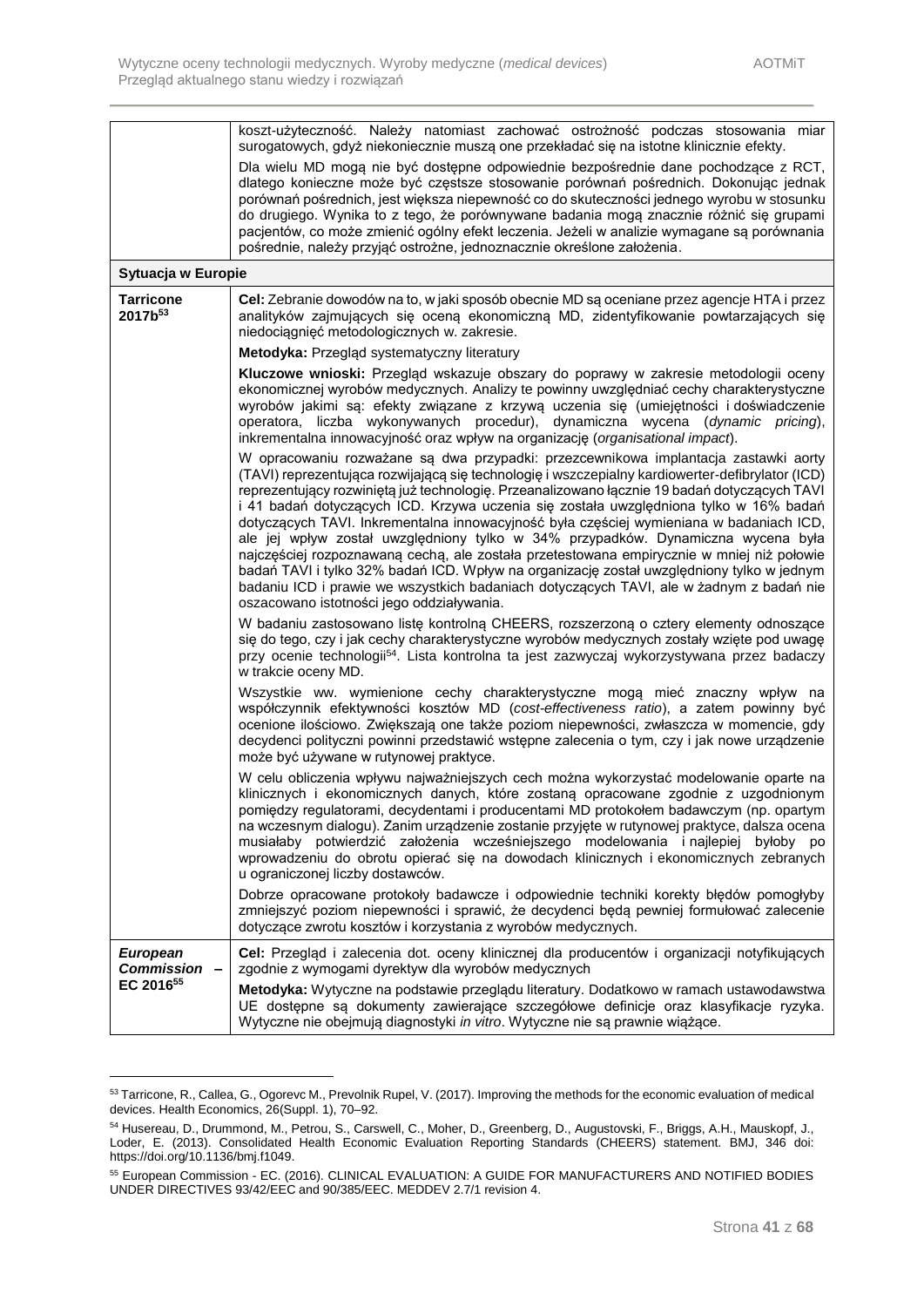| | |
|---|---|
| | koszt-użyteczność. Należy natomiast zachować ostrożność podczas stosowania miar surogatowych, gdyż niekoniecznie muszą one przekładać się na istotne klinicznie efekty.<br><br>Dla wielu MD mogą nie być dostępne odpowiednie bezpośrednie dane pochodzące z RCT, dlatego konieczne może być częstsze stosowanie porównań pośrednich. Dokonując jednak porównań pośrednich, jest większa niepewność co do skuteczności jednego wyrobu w stosunku do drugiego. Wynika to z tego, że porównywane badania mogą znacznie różnić się grupami pacjentów, co może zmienić ogólny efekt leczenia. Jeżeli w analizie wymagane są porównania pośrednie, należy przyjąć ostrożne, jednoznacznie określone założenia. |
| **Sytuacja w Europie** | |
| **Tarricone 2017b**[53] | **Cel:** Zebranie dowodów na to, w jaki sposób obecnie MD są oceniane przez agencje HTA i przez analityków zajmujących się oceną ekonomiczną MD, zidentyfikowanie powtarzających się niedociągnięć metodologicznych w. zakresie.<br><br>**Metodyka:** Przegląd systematyczny literatury<br><br>**Kluczowe wnioski:** Przegląd wskazuje obszary do poprawy w zakresie metodologii oceny ekonomicznej wyrobów medycznych. Analizy te powinny uwzględniać cechy charakterystyczne wyrobów jakimi są: efekty związane z krzywą uczenia się (umiejętności i doświadczenie operatora, liczba wykonywanych procedur), dynamiczna wycena (*dynamic pricing*), inkrementalna innowacyjność oraz wpływ na organizację (*organisational impact*).<br><br>W opracowaniu rozważane są dwa przypadki: przezcewnikowa implantacja zastawki aorty (TAVI) reprezentująca rozwijającą się technologię i wszczepialny kardiowerter-defibrylator (ICD) reprezentujący rozwiniętą już technologię. Przeanalizowano łącznie 19 badań dotyczących TAVI i 41 badań dotyczących ICD. Krzywa uczenia się została uwzględniona tylko w 16% badań dotyczących TAVI. Inkrementalna innowacyjność była częściej wymieniana w badaniach ICD, ale jej wpływ został uwzględniony tylko w 34% przypadków. Dynamiczna wycena była najczęściej rozpoznawaną cechą, ale została przetestowana empirycznie w mniej niż połowie badań TAVI i tylko 32% badań ICD. Wpływ na organizację został uwzględniony tylko w jednym badaniu ICD i prawie we wszystkich badaniach dotyczących TAVI, ale w żadnym z badań nie oszacowano istotności jego oddziaływania.<br><br>W badaniu zastosowano listę kontrolną CHEERS, rozszerzoną o cztery elementy odnoszące się do tego, czy i jak cechy charakterystyczne wyrobów medycznych zostały wzięte pod uwagę przy ocenie technologii[54]. Lista kontrolna ta jest zazwyczaj wykorzystywana przez badaczy w trakcie oceny MD.<br><br>Wszystkie ww. wymienione cechy charakterystyczne mogą mieć znaczny wpływ na współczynnik efektywności kosztów MD (*cost-effectiveness ratio*), a zatem powinny być ocenione ilościowo. Zwiększają one także poziom niepewności, zwłaszcza w momencie, gdy decydenci polityczni powinni przedstawić wstępne zalecenia o tym, czy i jak nowe urządzenie może być używane w rutynowej praktyce.<br><br>W celu obliczenia wpływu najważniejszych cech można wykorzystać modelowanie oparte na klinicznych i ekonomicznych danych, które zostaną opracowane zgodnie z uzgodnionym pomiędzy regulatorami, decydentami i producentami MD protokołem badawczym (np. opartym na wczesnym dialogu). Zanim urządzenie zostanie przyjęte w rutynowej praktyce, dalsza ocena musiałaby potwierdzić założenia wcześniejszego modelowania i najlepiej byłoby po wprowadzeniu do obrotu opierać się na dowodach klinicznych i ekonomicznych zebranych u ograniczonej liczby dostawców.<br><br>Dobrze opracowane protokoły badawcze i odpowiednie techniki korekty błędów pomogłyby zmniejszyć poziom niepewności i sprawić, że decydenci będą pewniej formułować zalecenie dotyczące zwrotu kosztów i korzystania z wyrobów medycznych. |
| ***European Commission* – EC 2016**[55] | **Cel:** Przegląd i zalecenia dot. oceny klinicznej dla producentów i organizacji notyfikujących zgodnie z wymogami dyrektyw dla wyrobów medycznych<br><br>**Metodyka:** Wytyczne na podstawie przeglądu literatury. Dodatkowo w ramach ustawodawstwa UE dostępne są dokumenty zawierające szczegółowe definicje oraz klasyfikacje ryzyka. Wytyczne nie obejmują diagnostyki *in vitro*. Wytyczne nie są prawnie wiążące. |

[53] Tarricone, R., Callea, G., Ogorevc M., Prevolnik Rupel, V. (2017). Improving the methods for the economic evaluation of medical devices. Health Economics, 26(Suppl. 1), 70–92.

[54] Husereau, D., Drummond, M., Petrou, S., Carswell, C., Moher, D., Greenberg, D., Augustovski, F., Briggs, A.H., Mauskopf, J., Loder, E. (2013). Consolidated Health Economic Evaluation Reporting Standards (CHEERS) statement. BMJ, 346 doi: https://doi.org/10.1136/bmj.f1049.

[55] European Commission - EC. (2016). CLINICAL EVALUATION: A GUIDE FOR MANUFACTURERS AND NOTIFIED BODIES UNDER DIRECTIVES 93/42/EEC and 90/385/EEC. MEDDEV 2.7/1 revision 4.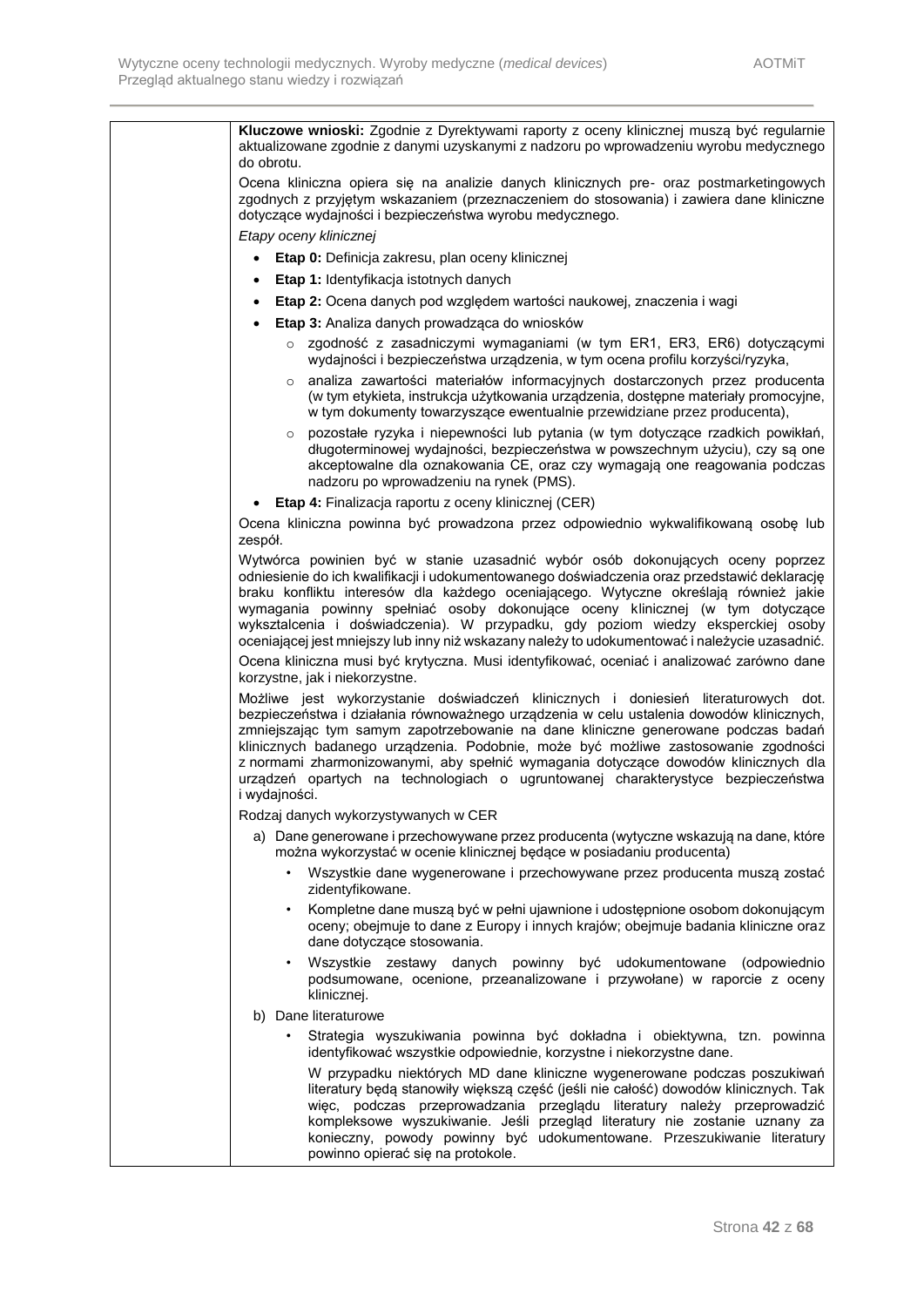| | |
|---|---|
| | **Kluczowe wnioski:** Zgodnie z Dyrektywami raporty z oceny klinicznej muszą być regularnie aktualizowane zgodnie z danymi uzyskanymi z nadzoru po wprowadzeniu wyrobu medycznego do obrotu.<br><br>Ocena kliniczna opiera się na analizie danych klinicznych pre- oraz postmarketingowych zgodnych z przyjętym wskazaniem (przeznaczeniem do stosowania) i zawiera dane kliniczne dotyczące wydajności i bezpieczeństwa wyrobu medycznego.<br><br>*Etapy oceny klinicznej*<br><br>• **Etap 0:** Definicja zakresu, plan oceny klinicznej<br>• **Etap 1:** Identyfikacja istotnych danych<br>• **Etap 2:** Ocena danych pod względem wartości naukowej, znaczenia i wagi<br>• **Etap 3:** Analiza danych prowadząca do wniosków<br>  ○ zgodność z zasadniczymi wymaganiami (w tym ER1, ER3, ER6) dotyczącymi wydajności i bezpieczeństwa urządzenia, w tym ocena profilu korzyści/ryzyka,<br>  ○ analiza zawartości materiałów informacyjnych dostarczonych przez producenta (w tym etykieta, instrukcja użytkowania urządzenia, dostępne materiały promocyjne, w tym dokumenty towarzyszące ewentualnie przewidziane przez producenta),<br>  ○ pozostałe ryzyka i niepewności lub pytania (w tym dotyczące rzadkich powikłań, długoterminowej wydajności, bezpieczeństwa w powszechnym użyciu), czy są one akceptowalne dla oznakowania CE, oraz czy wymagają one reagowania podczas nadzoru po wprowadzeniu na rynek (PMS).<br>• **Etap 4:** Finalizacja raportu z oceny klinicznej (CER)<br><br>Ocena kliniczna powinna być prowadzona przez odpowiednio wykwalifikowaną osobę lub zespół.<br><br>Wytwórca powinien być w stanie uzasadnić wybór osób dokonujących oceny poprzez odniesienie do ich kwalifikacji i udokumentowanego doświadczenia oraz przedstawić deklarację braku konfliktu interesów dla każdego oceniającego. Wytyczne określają również jakie wymagania powinny spełniać osoby dokonujące oceny klinicznej (w tym dotyczące wykształcenia i doświadczenia). W przypadku, gdy poziom wiedzy eksperckiej osoby oceniającej jest mniejszy lub inny niż wskazany należy to udokumentować i należycie uzasadnić.<br><br>Ocena kliniczna musi być krytyczna. Musi identyfikować, oceniać i analizować zarówno dane korzystne, jak i niekorzystne.<br><br>Możliwe jest wykorzystanie doświadczeń klinicznych i doniesień literaturowych dot. bezpieczeństwa i działania równoważnego urządzenia w celu ustalenia dowodów klinicznych, zmniejszając tym samym zapotrzebowanie na dane kliniczne generowane podczas badań klinicznych badanego urządzenia. Podobnie, może być możliwe zastosowanie zgodności z normami zharmonizowanymi, aby spełnić wymagania dotyczące dowodów klinicznych dla urządzeń opartych na technologiach o ugruntowanej charakterystyce bezpieczeństwa i wydajności.<br><br>Rodzaj danych wykorzystywanych w CER<br><br>a) Dane generowane i przechowywane przez producenta (wytyczne wskazują na dane, które można wykorzystać w ocenie klinicznej będące w posiadaniu producenta)<br>  • Wszystkie dane wygenerowane i przechowywane przez producenta muszą zostać zidentyfikowane.<br>  • Kompletne dane muszą być w pełni ujawnione i udostępnione osobom dokonującym oceny; obejmuje to dane z Europy i innych krajów; obejmuje badania kliniczne oraz dane dotyczące stosowania.<br>  • Wszystkie zestawy danych powinny być udokumentowane (odpowiednio podsumowane, ocenione, przeanalizowane i przywołane) w raporcie z oceny klinicznej.<br><br>b) Dane literaturowe<br>  • Strategia wyszukiwania powinna być dokładna i obiektywna, tzn. powinna identyfikować wszystkie odpowiednie, korzystne i niekorzystne dane.<br>  W przypadku niektórych MD dane kliniczne wygenerowane podczas poszukiwań literatury będą stanowiły większą część (jeśli nie całość) dowodów klinicznych. Tak więc, podczas przeprowadzania przeglądu literatury należy przeprowadzić kompleksowe wyszukiwanie. Jeśli przegląd literatury nie zostanie uznany za konieczny, powody powinny być udokumentowane. Przeszukiwanie literatury powinno opierać się na protokole. |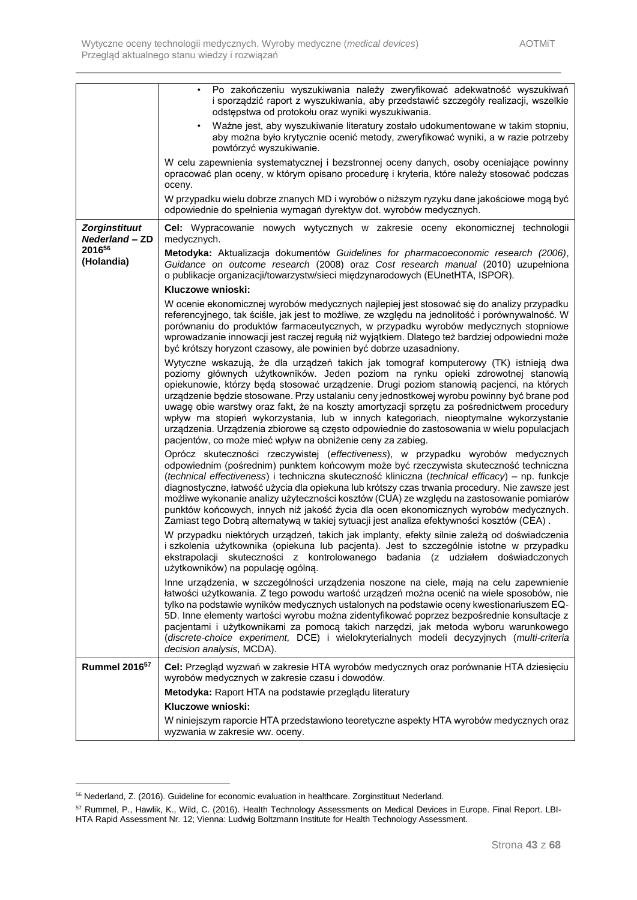| | |
|---|---|
| | • Po zakończeniu wyszukiwania należy zweryfikować adekwatność wyszukiwań i sporządzić raport z wyszukiwania, aby przedstawić szczegóły realizacji, wszelkie odstępstwa od protokołu oraz wyniki wyszukiwania.<br>• Ważne jest, aby wyszukiwanie literatury zostało udokumentowane w takim stopniu, aby można było krytycznie ocenić metody, zweryfikować wyniki, a w razie potrzeby powtórzyć wyszukiwanie.<br>W celu zapewnienia systematycznej i bezstronnej oceny danych, osoby oceniające powinny opracować plan oceny, w którym opisano procedurę i kryteria, które należy stosować podczas oceny.<br>W przypadku wielu dobrze znanych MD i wyrobów o niższym ryzyku dane jakościowe mogą być odpowiednie do spełnienia wymagań dyrektyw dot. wyrobów medycznych. |
| ***Zorginstituut Nederland* – ZD 2016**[56] **(Holandia)** | **Cel:** Wypracowanie nowych wytycznych w zakresie oceny ekonomicznej technologii medycznych.<br>**Metodyka:** Aktualizacja dokumentów *Guidelines for pharmacoeconomic research (2006)*, *Guidance on outcome research* (2008) oraz *Cost research manual* (2010) uzupełniona o publikacje organizacji/towarzystw/sieci międzynarodowych (EUnetHTA, ISPOR).<br>**Kluczowe wnioski:**<br>W ocenie ekonomicznej wyrobów medycznych najlepiej jest stosować się do analizy przypadku referencyjnego, tak ściśle, jak jest to możliwe, ze względu na jednolitość i porównywalność. W porównaniu do produktów farmaceutycznych, w przypadku wyrobów medycznych stopniowe wprowadzanie innowacji jest raczej regułą niż wyjątkiem. Dlatego też bardziej odpowiedni może być krótszy horyzont czasowy, ale powinien być dobrze uzasadniony.<br>Wytyczne wskazują, że dla urządzeń takich jak tomograf komputerowy (TK) istnieją dwa poziomy głównych użytkowników. Jeden poziom na rynku opieki zdrowotnej stanowią opiekunowie, którzy będą stosować urządzenie. Drugi poziom stanowią pacjenci, na których urządzenie będzie stosowane. Przy ustalaniu ceny jednostkowej wyrobu powinny być brane pod uwagę obie warstwy oraz fakt, że na koszty amortyzacji sprzętu za pośrednictwem procedury wpływ ma stopień wykorzystania, lub w innych kategoriach, nieoptymalne wykorzystanie urządzenia. Urządzenia zbiorowe są często odpowiednie do zastosowania w wielu populacjach pacjentów, co może mieć wpływ na obniżenie ceny za zabieg.<br>Oprócz skuteczności rzeczywistej (*effectiveness*), w przypadku wyrobów medycznych odpowiednim (pośrednim) punktem końcowym może być rzeczywista skuteczność techniczna (*technical effectiveness*) i techniczna skuteczność kliniczna (*technical efficacy*) – np. funkcje diagnostyczne, łatwość użycia dla opiekuna lub krótszy czas trwania procedury. Nie zawsze jest możliwe wykonanie analizy użyteczności kosztów (CUA) ze względu na zastosowanie pomiarów punktów końcowych, innych niż jakość życia dla ocen ekonomicznych wyrobów medycznych. Zamiast tego Dobrą alternatywą w takiej sytuacji jest analiza efektywności kosztów (CEA) .<br>W przypadku niektórych urządzeń, takich jak implanty, efekty silnie zależą od doświadczenia i szkolenia użytkownika (opiekuna lub pacjenta). Jest to szczególnie istotne w przypadku ekstrapolacji skuteczności z kontrolowanego badania (z udziałem doświadczonych użytkowników) na populację ogólną.<br>Inne urządzenia, w szczególności urządzenia noszone na ciele, mają na celu zapewnienie łatwości użytkowania. Z tego powodu wartość urządzeń można ocenić na wiele sposobów, nie tylko na podstawie wyników medycznych ustalonych na podstawie oceny kwestionariuszem EQ-5D. Inne elementy wartości wyrobu można zidentyfikować poprzez bezpośrednie konsultacje z pacjentami i użytkownikami za pomocą takich narzędzi, jak metoda wyboru warunkowego (*discrete-choice experiment,* DCE) i wielokryterialnych modeli decyzyjnych (*multi-criteria decision analysis,* MCDA). |
| **Rummel 2016**[57] | **Cel:** Przegląd wyzwań w zakresie HTA wyrobów medycznych oraz porównanie HTA dziesięciu wyrobów medycznych w zakresie czasu i dowodów.<br>**Metodyka:** Raport HTA na podstawie przeglądu literatury<br>**Kluczowe wnioski:**<br>W niniejszym raporcie HTA przedstawiono teoretyczne aspekty HTA wyrobów medycznych oraz wyzwania w zakresie ww. oceny. |

[56] Nederland, Z. (2016). Guideline for economic evaluation in healthcare. Zorginstituut Nederland.

[57] Rummel, P., Hawlik, K., Wild, C. (2016). Health Technology Assessments on Medical Devices in Europe. Final Report. LBI-HTA Rapid Assessment Nr. 12; Vienna: Ludwig Boltzmann Institute for Health Technology Assessment.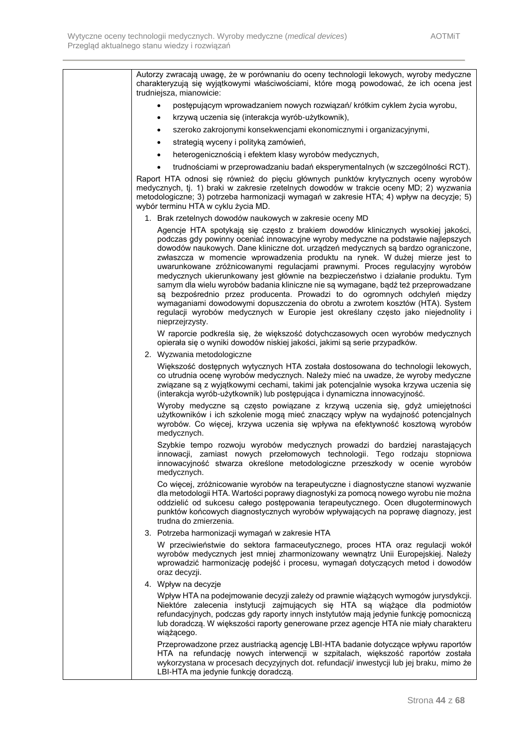| | |
|---|---|
| | Autorzy zwracają uwagę, że w porównaniu do oceny technologii lekowych, wyroby medyczne charakteryzują się wyjątkowymi właściwościami, które mogą powodować, że ich ocena jest trudniejsza, mianowicie:<br>• postępującym wprowadzaniem nowych rozwiązań/ krótkim cyklem życia wyrobu,<br>• krzywą uczenia się (interakcja wyrób-użytkownik),<br>• szeroko zakrojonymi konsekwencjami ekonomicznymi i organizacyjnymi,<br>• strategią wyceny i polityką zamówień,<br>• heterogenicznością i efektem klasy wyrobów medycznych,<br>• trudnościami w przeprowadzaniu badań eksperymentalnych (w szczególności RCT).<br>Raport HTA odnosi się również do pięciu głównych punktów krytycznych oceny wyrobów medycznych, tj. 1) braki w zakresie rzetelnych dowodów w trakcie oceny MD; 2) wyzwania metodologiczne; 3) potrzeba harmonizacji wymagań w zakresie HTA; 4) wpływ na decyzje; 5) wybór terminu HTA w cyklu życia MD.<br>1. Brak rzetelnych dowodów naukowych w zakresie oceny MD<br>Agencje HTA spotykają się często z brakiem dowodów klinicznych wysokiej jakości, podczas gdy powinny oceniać innowacyjne wyroby medyczne na podstawie najlepszych dowodów naukowych. Dane kliniczne dot. urządzeń medycznych są bardzo ograniczone, zwłaszcza w momencie wprowadzenia produktu na rynek. W dużej mierze jest to uwarunkowane zróżnicowanymi regulacjami prawnymi. Proces regulacyjny wyrobów medycznych ukierunkowany jest głównie na bezpieczeństwo i działanie produktu. Tym samym dla wielu wyrobów badania kliniczne nie są wymagane, bądź też przeprowadzane są bezpośrednio przez producenta. Prowadzi to do ogromnych odchyleń między wymaganiami dowodowymi dopuszczenia do obrotu a zwrotem kosztów (HTA). System regulacji wyrobów medycznych w Europie jest określany często jako niejednolity i nieprzejrzysty.<br>W raporcie podkreśla się, że większość dotychczasowych ocen wyrobów medycznych opierała się o wyniki dowodów niskiej jakości, jakimi są serie przypadków.<br>2. Wyzwania metodologiczne<br>Większość dostępnych wytycznych HTA została dostosowana do technologii lekowych, co utrudnia ocenę wyrobów medycznych. Należy mieć na uwadze, że wyroby medyczne związane są z wyjątkowymi cechami, takimi jak potencjalnie wysoka krzywa uczenia się (interakcja wyrób-użytkownik) lub postępująca i dynamiczna innowacyjność.<br>Wyroby medyczne są często powiązane z krzywą uczenia się, gdyż umiejętności użytkowników i ich szkolenie mogą mieć znaczący wpływ na wydajność potencjalnych wyrobów. Co więcej, krzywa uczenia się wpływa na efektywność kosztową wyrobów medycznych.<br>Szybkie tempo rozwoju wyrobów medycznych prowadzi do bardziej narastających innowacji, zamiast nowych przełomowych technologii. Tego rodzaju stopniowa innowacyjność stwarza określone metodologiczne przeszkody w ocenie wyrobów medycznych.<br>Co więcej, zróżnicowanie wyrobów na terapeutyczne i diagnostyczne stanowi wyzwanie dla metodologii HTA. Wartości poprawy diagnostyki za pomocą nowego wyrobu nie można oddzielić od sukcesu całego postępowania terapeutycznego. Ocen długoterminowych punktów końcowych diagnostycznych wyrobów wpływających na poprawę diagnozy, jest trudna do zmierzenia.<br>3. Potrzeba harmonizacji wymagań w zakresie HTA<br>W przeciwieństwie do sektora farmaceutycznego, proces HTA oraz regulacji wokół wyrobów medycznych jest mniej zharmonizowany wewnątrz Unii Europejskiej. Należy wprowadzić harmonizację podejść i procesu, wymagań dotyczących metod i dowodów oraz decyzji.<br>4. Wpływ na decyzje<br>Wpływ HTA na podejmowanie decyzji zależy od prawnie wiążących wymogów jurysdykcji. Niektóre zalecenia instytucji zajmujących się HTA są wiążące dla podmiotów refundacyjnych, podczas gdy raporty innych instytutów mają jedynie funkcję pomocniczą lub doradczą. W większości raporty generowane przez agencje HTA nie miały charakteru wiążącego.<br>Przeprowadzone przez austriacką agencję LBI-HTA badanie dotyczące wpływu raportów HTA na refundację nowych interwencji w szpitalach, większość raportów została wykorzystana w procesach decyzyjnych dot. refundacji/ inwestycji lub jej braku, mimo że LBI-HTA ma jedynie funkcję doradczą. |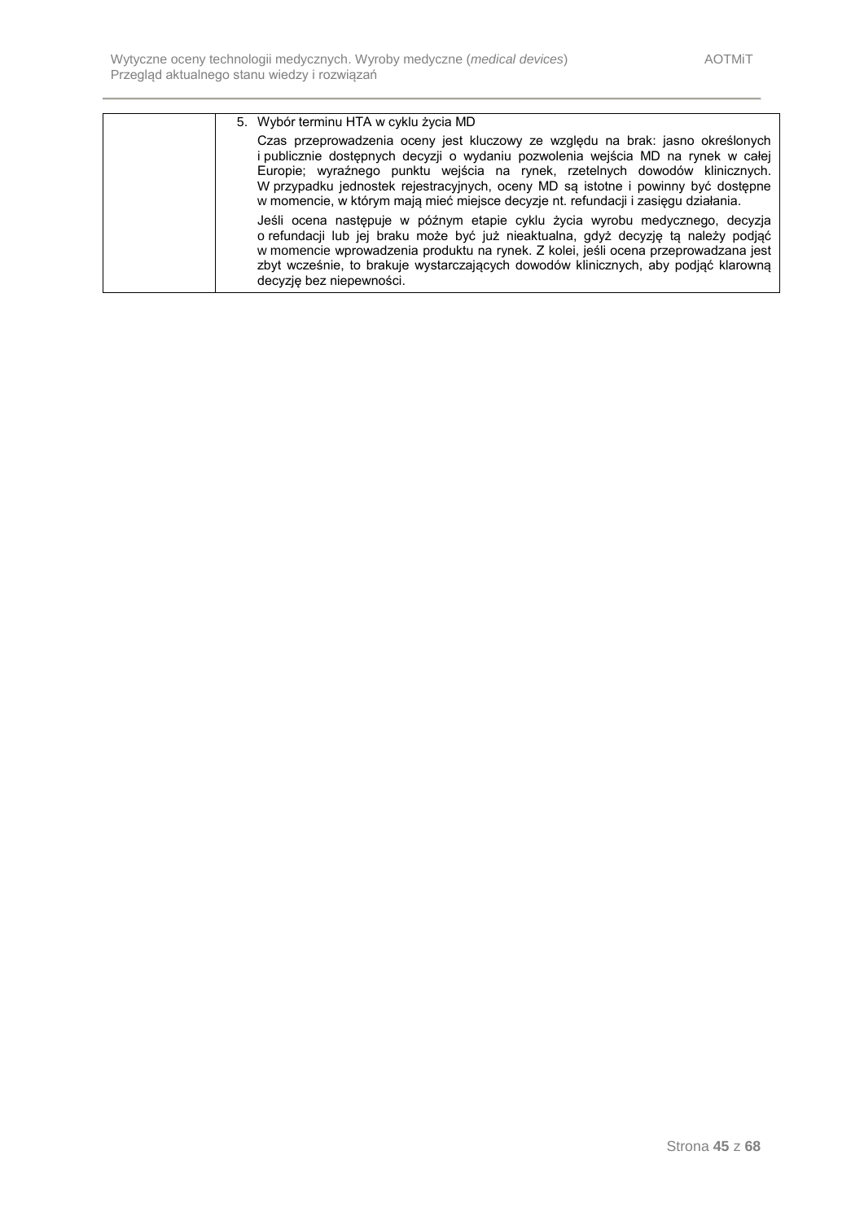| | 5. Wybór terminu HTA w cyklu życia MD<br><br>Czas przeprowadzenia oceny jest kluczowy ze względu na brak: jasno określonych i publicznie dostępnych decyzji o wydaniu pozwolenia wejścia MD na rynek w całej Europie; wyraźnego punktu wejścia na rynek, rzetelnych dowodów klinicznych. W przypadku jednostek rejestracyjnych, oceny MD są istotne i powinny być dostępne w momencie, w którym mają mieć miejsce decyzje nt. refundacji i zasięgu działania.<br><br>Jeśli ocena następuje w późnym etapie cyklu życia wyrobu medycznego, decyzja o refundacji lub jej braku może być już nieaktualna, gdyż decyzję tą należy podjąć w momencie wprowadzenia produktu na rynek. Z kolei, jeśli ocena przeprowadzana jest zbyt wcześnie, to brakuje wystarczających dowodów klinicznych, aby podjąć klarowną decyzję bez niepewności. |
|---|---|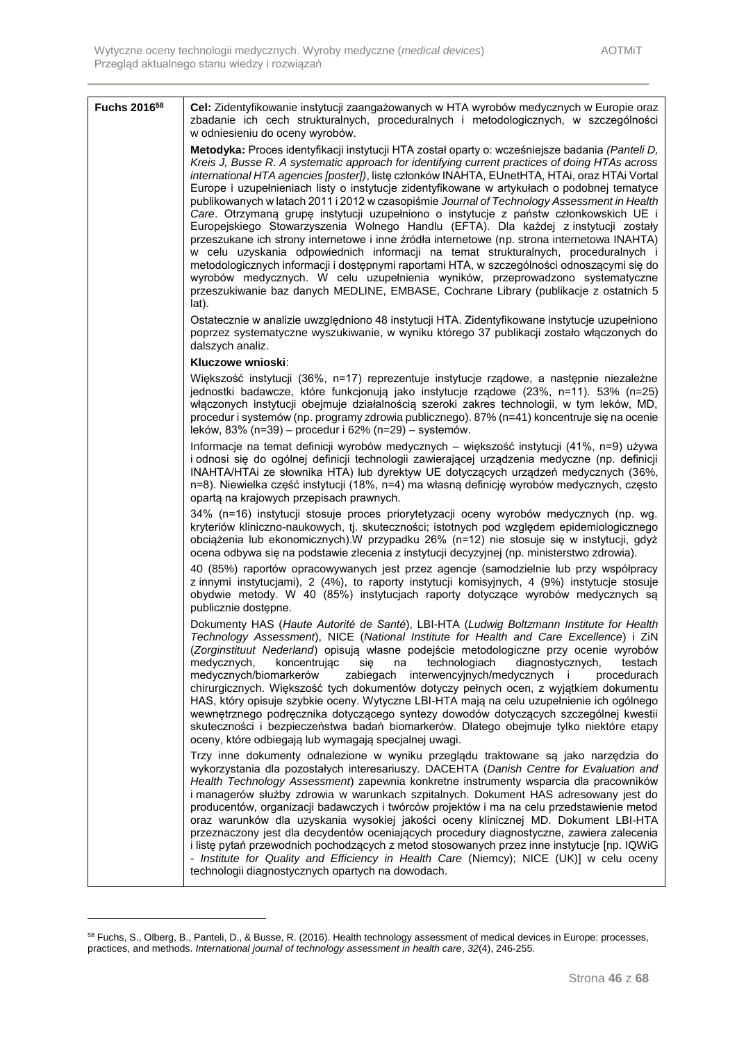| Fuchs 2016[58] | **Cel:** Zidentyfikowanie instytucji zaangażowanych w HTA wyrobów medycznych w Europie oraz zbadanie ich cech strukturalnych, proceduralnych i metodologicznych, w szczególności w odniesieniu do oceny wyrobów.<br><br>**Metodyka:** Proces identyfikacji instytucji HTA został oparty o: wcześniejsze badania *(Panteli D, Kreis J, Busse R. A systematic approach for identifying current practices of doing HTAs across international HTA agencies [poster])*, listę członków INAHTA, EUnetHTA, HTAi, oraz HTAi Vortal Europe i uzupełnieniach listy o instytucje zidentyfikowane w artykułach o podobnej tematyce publikowanych w latach 2011 i 2012 w czasopiśmie *Journal of Technology Assessment in Health Care*. Otrzymaną grupę instytucji uzupełniono o instytucje z państw członkowskich UE i Europejskiego Stowarzyszenia Wolnego Handlu (EFTA). Dla każdej z instytucji zostały przeszukane ich strony internetowe i inne źródła internetowe (np. strona internetowa INAHTA) w celu uzyskania odpowiednich informacji na temat strukturalnych, proceduralnych i metodologicznych informacji i dostępnymi raportami HTA, w szczególności odnoszącymi się do wyrobów medycznych. W celu uzupełnienia wyników, przeprowadzono systematyczne przeszukiwanie baz danych MEDLINE, EMBASE, Cochrane Library (publikacje z ostatnich 5 lat).<br><br>Ostatecznie w analizie uwzględniono 48 instytucji HTA. Zidentyfikowane instytucje uzupełniono poprzez systematyczne wyszukiwanie, w wyniku którego 37 publikacji zostało włączonych do dalszych analiz.<br><br>**Kluczowe wnioski**:<br><br>Większość instytucji (36%, n=17) reprezentuje instytucje rządowe, a następnie niezależne jednostki badawcze, które funkcjonują jako instytucje rządowe (23%, n=11). 53% (n=25) włączonych instytucji obejmuje działalnością szeroki zakres technologii, w tym leków, MD, procedur i systemów (np. programy zdrowia publicznego). 87% (n=41) koncentruje się na ocenie leków, 83% (n=39) – procedur i 62% (n=29) – systemów.<br><br>Informacje na temat definicji wyrobów medycznych – większość instytucji (41%, n=9) używa i odnosi się do ogólnej definicji technologii zawierającej urządzenia medyczne (np. definicji INAHTA/HTAi ze słownika HTA) lub dyrektyw UE dotyczących urządzeń medycznych (36%, n=8). Niewielka część instytucji (18%, n=4) ma własną definicję wyrobów medycznych, często opartą na krajowych przepisach prawnych.<br><br>34% (n=16) instytucji stosuje proces priorytetyzacji oceny wyrobów medycznych (np. wg. kryteriów kliniczno-naukowych, tj. skuteczności; istotnych pod względem epidemiologicznego obciążenia lub ekonomicznych).W przypadku 26% (n=12) nie stosuje się w instytucji, gdyż ocena odbywa się na podstawie zlecenia z instytucji decyzyjnej (np. ministerstwo zdrowia).<br><br>40 (85%) raportów opracowywanych jest przez agencje (samodzielnie lub przy współpracy z innymi instytucjami), 2 (4%), to raporty instytucji komisyjnych, 4 (9%) instytucje stosuje obydwie metody. W 40 (85%) instytucjach raporty dotyczące wyrobów medycznych są publicznie dostępne.<br><br>Dokumenty HAS (*Haute Autorité de Santé*), LBI-HTA (*Ludwig Boltzmann Institute for Health Technology Assessment*), NICE (*National Institute for Health and Care Excellence*) i ZiN (*Zorginstituut Nederland*) opisują własne podejście metodologiczne przy ocenie wyrobów medycznych, koncentrując się na technologiach diagnostycznych, testach medycznych/biomarkerów zabiegach interwencyjnych/medycznych i procedurach chirurgicznych. Większość tych dokumentów dotyczy pełnych ocen, z wyjątkiem dokumentu HAS, który opisuje szybkie oceny. Wytyczne LBI-HTA mają na celu uzupełnienie ich ogólnego wewnętrznego podręcznika dotyczącego syntezy dowodów dotyczących szczególnej kwestii skuteczności i bezpieczeństwa badań biomarkerów. Dlatego obejmuje tylko niektóre etapy oceny, które odbiegają lub wymagają specjalnej uwagi.<br><br>Trzy inne dokumenty odnalezione w wyniku przeglądu traktowane są jako narzędzia do wykorzystania dla pozostałych interesariuszy. DACEHTA (*Danish Centre for Evaluation and Health Technology Assessment*) zapewnia konkretne instrumenty wsparcia dla pracowników i managerów służby zdrowia w warunkach szpitalnych. Dokument HAS adresowany jest do producentów, organizacji badawczych i twórców projektów i ma na celu przedstawienie metod oraz warunków dla uzyskania wysokiej jakości oceny klinicznej MD. Dokument LBI-HTA przeznaczony jest dla decydentów oceniających procedury diagnostyczne, zawiera zalecenia i listę pytań przewodnich pochodzących z metod stosowanych przez inne instytucje [np. IQWiG - *Institute for Quality and Efficiency in Health Care* (Niemcy); NICE (UK)] w celu oceny technologii diagnostycznych opartych na dowodach. |
|---|---|

[58] Fuchs, S., Olberg, B., Panteli, D., & Busse, R. (2016). Health technology assessment of medical devices in Europe: processes, practices, and methods. *International journal of technology assessment in health care*, *32*(4), 246-255.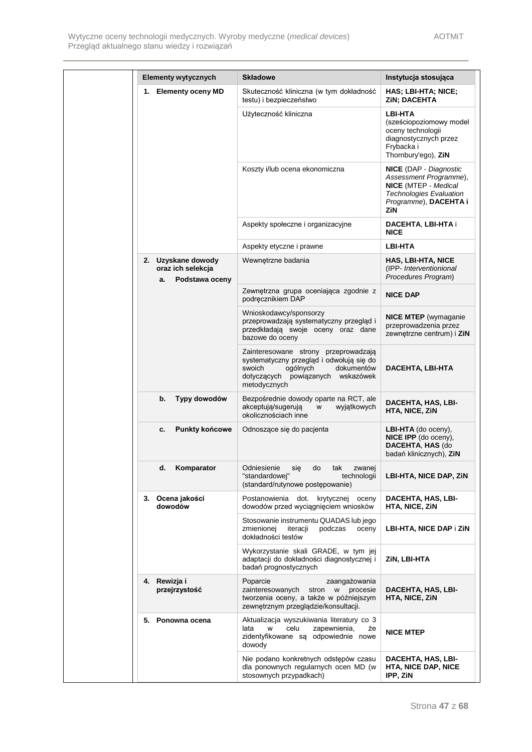| Elementy wytycznych | Składowe | Instytucja stosująca |
|---|---|---|
| **1. Elementy oceny MD** | Skuteczność kliniczna (w tym dokładność testu) i bezpieczeństwo | **HAS; LBI-HTA; NICE; ZiN; DACEHTA** |
| | Użyteczność kliniczna | **LBI-HTA** (sześciopoziomowy model oceny technologii diagnostycznych przez Frybacka i Thornbury'ego), **ZiN** |
| | Koszty i/lub ocena ekonomiczna | **NICE** (DAP - *Diagnostic Assessment Programme*), **NICE** (MTEP - *Medical Technologies Evaluation Programme*), **DACEHTA i ZiN** |
| | Aspekty społeczne i organizacyjne | **DACEHTA**, **LBI-HTA** i **NICE** |
| | Aspekty etyczne i prawne | **LBI-HTA** |
| **2. Uzyskane dowody oraz ich selekcja** **a. Podstawa oceny** | Wewnętrzne badania | **HAS, LBI-HTA, NICE** (IPP- *Interventionional Procedures Program*) |
| | Zewnętrzna grupa oceniająca zgodnie z podręcznikiem DAP | **NICE DAP** |
| | Wnioskodawcy/sponsorzy przeprowadzają systematyczny przegląd i przedkładają swoje oceny oraz dane bazowe do oceny | **NICE MTEP** (wymaganie przeprowadzenia przez zewnętrzne centrum) i **ZiN** |
| | Zainteresowane strony przeprowadzają systematyczny przegląd i odwołują się do swoich ogólnych dokumentów dotyczących powiązanych wskazówek metodycznych | **DACEHTA, LBI-HTA** |
| **b. Typy dowodów** | Bezpośrednie dowody oparte na RCT, ale akceptują/sugerują w wyjątkowych okolicznościach inne | **DACEHTA, HAS, LBI-HTA, NICE, ZiN** |
| **c. Punkty końcowe** | Odnoszące się do pacjenta | **LBI-HTA** (do oceny), **NICE IPP** (do oceny), **DACEHTA**, **HAS** (do badań klinicznych), **ZiN** |
| **d. Komparator** | Odniesienie się do tak zwanej "standardowej" technologii (standard/rutynowe postępowanie) | **LBI-HTA, NICE DAP, ZiN** |
| **3. Ocena jakości dowodów** | Postanowienia dot. krytycznej oceny dowodów przed wyciągnięciem wniosków | **DACEHTA, HAS, LBI-HTA, NICE, ZiN** |
| | Stosowanie instrumentu QUADAS lub jego zmienionej iteracji podczas oceny dokładności testów | **LBI-HTA, NICE DAP** i **ZiN** |
| | Wykorzystanie skali GRADE, w tym jej adaptacji do dokładności diagnostycznej i badań prognostycznych | **ZiN, LBI-HTA** |
| **4. Rewizja i przejrzystość** | Poparcie zaangażowania zainteresowanych stron w procesie tworzenia oceny, a także w późniejszym zewnętrznym przeglądzie/konsultacji. | **DACEHTA, HAS, LBI-HTA, NICE, ZiN** |
| **5. Ponowna ocena** | Aktualizacja wyszukiwania literatury co 3 lata w celu zapewnienia, że zidentyfikowane są odpowiednie nowe dowody | **NICE MTEP** |
| | Nie podano konkretnych odstępów czasu dla ponownych regularnych ocen MD (w stosownych przypadkach) | **DACEHTA, HAS, LBI-HTA, NICE DAP, NICE IPP, ZiN** |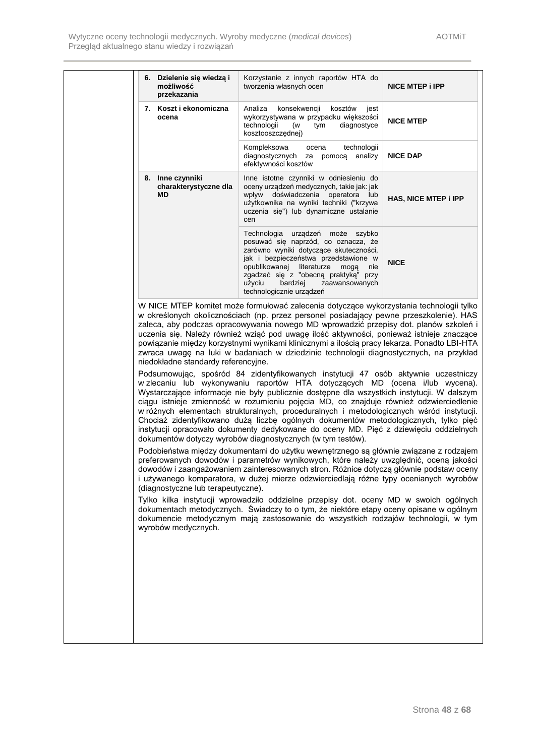| | | |
|---|---|---|
| **6. Dzielenie się wiedzą i możliwość przekazania** | Korzystanie z innych raportów HTA do tworzenia własnych ocen | **NICE MTEP i IPP** |
| **7. Koszt i ekonomiczna ocena** | Analiza konsekwencji kosztów jest wykorzystywana w przypadku większości technologii (w tym diagnostyce kosztooszczędnej) | **NICE MTEP** |
| | Kompleksowa ocena technologii diagnostycznych za pomocą analizy efektywności kosztów | **NICE DAP** |
| **8. Inne czynniki charakterystyczne dla MD** | Inne istotne czynniki w odniesieniu do oceny urządzeń medycznych, takie jak: jak wpływ doświadczenia operatora lub użytkownika na wyniki techniki ("krzywa uczenia się") lub dynamiczne ustalanie cen | **HAS, NICE MTEP i IPP** |
| | Technologia urządzeń może szybko posuwać się naprzód, co oznacza, że zarówno wyniki dotyczące skuteczności, jak i bezpieczeństwa przedstawione w opublikowanej literaturze mogą nie zgadzać się z "obecną praktyką" przy użyciu bardziej zaawansowanych technologicznie urządzeń | **NICE** |

W NICE MTEP komitet może formułować zalecenia dotyczące wykorzystania technologii tylko w określonych okolicznościach (np. przez personel posiadający pewne przeszkolenie). HAS zaleca, aby podczas opracowywania nowego MD wprowadzić przepisy dot. planów szkoleń i uczenia się. Należy również wziąć pod uwagę ilość aktywności, ponieważ istnieje znaczące powiązanie między korzystnymi wynikami klinicznymi a ilością pracy lekarza. Ponadto LBI-HTA zwraca uwagę na luki w badaniach w dziedzinie technologii diagnostycznych, na przykład niedokładne standardy referencyjne.

Podsumowując, spośród 84 zidentyfikowanych instytucji 47 osób aktywnie uczestniczy w zlecaniu lub wykonywaniu raportów HTA dotyczących MD (ocena i/lub wycena). Wystarczające informacje nie były publicznie dostępne dla wszystkich instytucji. W dalszym ciągu istnieje zmienność w rozumieniu pojęcia MD, co znajduje również odzwierciedlenie w różnych elementach strukturalnych, proceduralnych i metodologicznych wśród instytucji. Chociaż zidentyfikowano dużą liczbę ogólnych dokumentów metodologicznych, tylko pięć instytucji opracowało dokumenty dedykowane do oceny MD. Pięć z dziewięciu oddzielnych dokumentów dotyczy wyrobów diagnostycznych (w tym testów).

Podobieństwa między dokumentami do użytku wewnętrznego są głównie związane z rodzajem preferowanych dowodów i parametrów wynikowych, które należy uwzględnić, oceną jakości dowodów i zaangażowaniem zainteresowanych stron. Różnice dotyczą głównie podstaw oceny i używanego komparatora, w dużej mierze odzwierciedlają różne typy ocenianych wyrobów (diagnostyczne lub terapeutyczne).

Tylko kilka instytucji wprowadziło oddzielne przepisy dot. oceny MD w swoich ogólnych dokumentach metodycznych. Świadczy to o tym, że niektóre etapy oceny opisane w ogólnym dokumencie metodycznym mają zastosowanie do wszystkich rodzajów technologii, w tym wyrobów medycznych.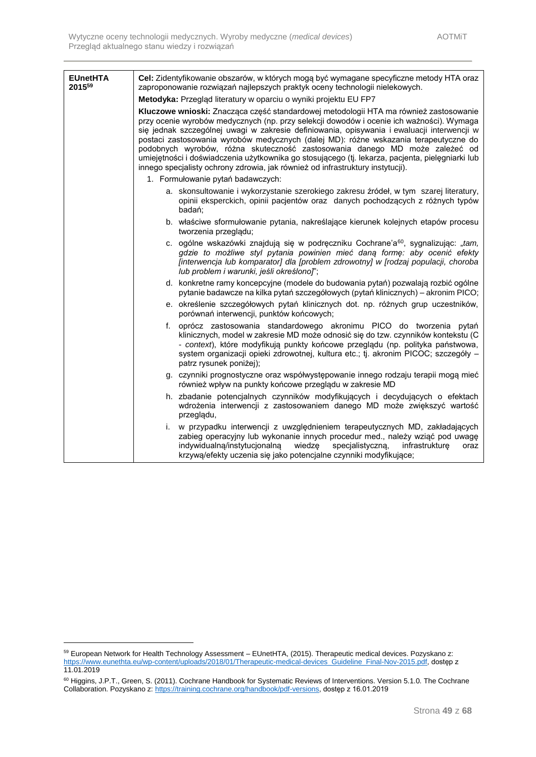| EUnetHTA 2015[59] | **Cel:** Zidentyfikowanie obszarów, w których mogą być wymagane specyficzne metody HTA oraz zaproponowanie rozwiązań najlepszych praktyk oceny technologii nielekowych. |
| --- | --- |
| | **Metodyka:** Przegląd literatury w oparciu o wyniki projektu EU FP7 |
| | **Kluczowe wnioski:** Znacząca część standardowej metodologii HTA ma również zastosowanie przy ocenie wyrobów medycznych (np. przy selekcji dowodów i ocenie ich ważności). Wymaga się jednak szczególnej uwagi w zakresie definiowania, opisywania i ewaluacji interwencji w postaci zastosowania wyrobów medycznych (dalej MD): różne wskazania terapeutyczne do podobnych wyrobów, różna skuteczność zastosowania danego MD może zależeć od umiejętności i doświadczenia użytkownika go stosującego (tj. lekarza, pacjenta, pielęgniarki lub innego specjalisty ochrony zdrowia, jak również od infrastruktury instytucji).<br>1. Formułowanie pytań badawczych:<br>a. skonsultowanie i wykorzystanie szerokiego zakresu źródeł, w tym szarej literatury, opinii eksperckich, opinii pacjentów oraz danych pochodzących z różnych typów badań;<br>b. właściwe sformułowanie pytania, nakreślające kierunek kolejnych etapów procesu tworzenia przeglądu;<br>c. ogólne wskazówki znajdują się w podręczniku Cochrane'a[60], sygnalizując: „*tam, gdzie to możliwe styl pytania powinien mieć daną formę: aby ocenić efekty [interwencja lub komparator] dla [problem zdrowotny] w [rodzaj populacji, choroba lub problem i warunki, jeśli określono]*";<br>d. konkretne ramy koncepcyjne (modele do budowania pytań) pozwalają rozbić ogólne pytanie badawcze na kilka pytań szczegółowych (pytań klinicznych) – akronim PICO;<br>e. określenie szczegółowych pytań klinicznych dot. np. różnych grup uczestników, porównań interwencji, punktów końcowych;<br>f. oprócz zastosowania standardowego akronimu PICO do tworzenia pytań klinicznych, model w zakresie MD może odnosić się do tzw. czynników kontekstu (C - *context*), które modyfikują punkty końcowe przeglądu (np. polityka państwowa, system organizacji opieki zdrowotnej, kultura etc.; tj. akronim PICOC; szczegóły – patrz rysunek poniżej);<br>g. czynniki prognostyczne oraz współwystępowanie innego rodzaju terapii mogą mieć również wpływ na punkty końcowe przeglądu w zakresie MD<br>h. zbadanie potencjalnych czynników modyfikujących i decydujących o efektach wdrożenia interwencji z zastosowaniem danego MD może zwiększyć wartość przeglądu,<br>i. w przypadku interwencji z uwzględnieniem terapeutycznych MD, zakładających zabieg operacyjny lub wykonanie innych procedur med., należy wziąć pod uwagę indywidualną/instytucjonalną wiedzę specjalistyczną, infrastrukturę oraz krzywą/efekty uczenia się jako potencjalne czynniki modyfikujące; |

[59] European Network for Health Technology Assessment – EUnetHTA, (2015). Therapeutic medical devices. Pozyskano z: https://www.eunethta.eu/wp-content/uploads/2018/01/Therapeutic-medical-devices_Guideline_Final-Nov-2015.pdf, dostęp z 11.01.2019

[60] Higgins, J.P.T., Green, S. (2011). Cochrane Handbook for Systematic Reviews of Interventions. Version 5.1.0. The Cochrane Collaboration. Pozyskano z: https://training.cochrane.org/handbook/pdf-versions, dostęp z 16.01.2019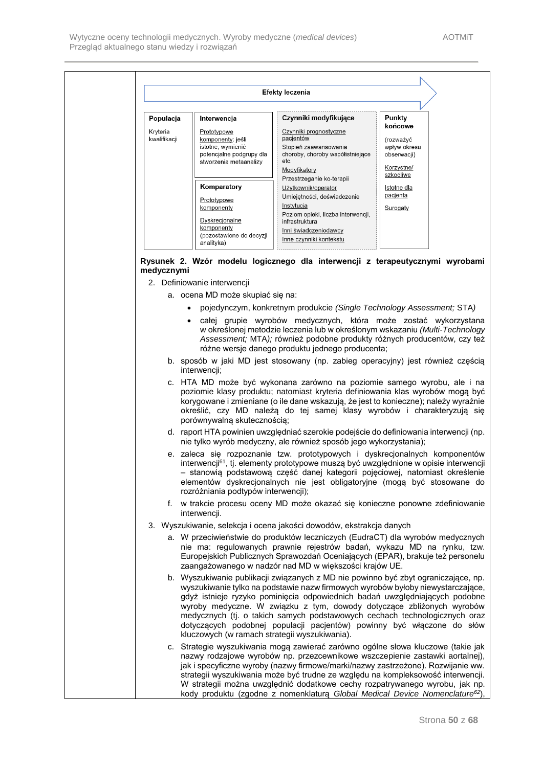**Efekty leczenia**

| Populacja | Interwencja | Czynniki modyfikujące | Punkty końcowe |
|---|---|---|---|
| Kryteria kwalifikacji | Prototypowe komponenty: jeśli istotne, wymienić potencjalne podgrupy dla stworzenia metaanalizy | Czynniki prognostyczne pacjentów<br>Stopień zaawansowania choroby, choroby współistniejące etc.<br>Modyfikatory<br>Przestrzeganie ko-terapii<br>Użytkownik/operator<br>Umiejętności, doświadczenie<br>Instytucja<br>Poziom opieki, liczba interwencji, infrastruktura<br>Inni świadczeniodawcy<br>Inne czynniki kontekstu | (rozważyć wpływ okresu obserwacji)<br>Korzystne/ szkodliwe<br>Istotne dla pacjenta<br>Surogaty |
| | **Komparatory**<br>Prototypowe komponenty<br>Dyskrecjonalne komponenty (pozostawione do decyzji analityka) | | |

**Rysunek 2. Wzór modelu logicznego dla interwencji z terapeutycznymi wyrobami medycznymi**

2. Definiowanie interwencji
   a. ocena MD może skupiać się na:
      - pojedynczym, konkretnym produkcie *(Single Technology Assessment;* STA*)*
      - całej grupie wyrobów medycznych, która może zostać wykorzystana w określonej metodzie leczenia lub w określonym wskazaniu *(Multi-Technology Assessment;* MTA*);* również podobne produkty różnych producentów, czy też różne wersje danego produktu jednego producenta;
   b. sposób w jaki MD jest stosowany (np. zabieg operacyjny) jest również częścią interwencji;
   c. HTA MD może być wykonana zarówno na poziomie samego wyrobu, ale i na poziomie klasy produktu; natomiast kryteria definiowania klas wyrobów mogą być korygowane i zmieniane (o ile dane wskazują, że jest to konieczne); należy wyraźnie określić, czy MD należą do tej samej klasy wyrobów i charakteryzują się porównywalną skutecznością;
   d. raport HTA powinien uwzględniać szerokie podejście do definiowania interwencji (np. nie tylko wyrób medyczny, ale również sposób jego wykorzystania);
   e. zaleca się rozpoznanie tzw. prototypowych i dyskrecjonalnych komponentów interwencji[61], tj. elementy prototypowe muszą być uwzględnione w opisie interwencji – stanowią podstawową część danej kategorii pojęciowej, natomiast określenie elementów dyskrecjonalnych nie jest obligatoryjne (mogą być stosowane do rozróżniania podtypów interwencji);
   f. w trakcie procesu oceny MD może okazać się konieczne ponowne zdefiniowanie interwencji.
3. Wyszukiwanie, selekcja i ocena jakości dowodów, ekstrakcja danych
   a. W przeciwieństwie do produktów leczniczych (EudraCT) dla wyrobów medycznych nie ma: regulowanych prawnie rejestrów badań, wykazu MD na rynku, tzw. Europejskich Publicznych Sprawozdań Oceniających (EPAR), brakuje też personelu zaangażowanego w nadzór nad MD w większości krajów UE.
   b. Wyszukiwanie publikacji związanych z MD nie powinno być zbyt ograniczające, np. wyszukiwanie tylko na podstawie nazw firmowych wyrobów byłoby niewystarczające, gdyż istnieje ryzyko pominięcia odpowiednich badań uwzględniających podobne wyroby medyczne. W związku z tym, dowody dotyczące zbliżonych wyrobów medycznych (tj. o takich samych podstawowych cechach technologicznych oraz dotyczących podobnej populacji pacjentów) powinny być włączone do słów kluczowych (w ramach strategii wyszukiwania).
   c. Strategie wyszukiwania mogą zawierać zarówno ogólne słowa kluczowe (takie jak nazwy rodzajowe wyrobów np. przezcewnikowe wszczepienie zastawki aortalnej), jak i specyficzne wyroby (nazwy firmowe/marki/nazwy zastrzeżone). Rozwijanie ww. strategii wyszukiwania może być trudne ze względu na kompleksowość interwencji. W strategii można uwzględnić dodatkowe cechy rozpatrywanego wyrobu, jak np. kody produktu (zgodne z nomenklaturą *Global Medical Device Nomenclature*[62]),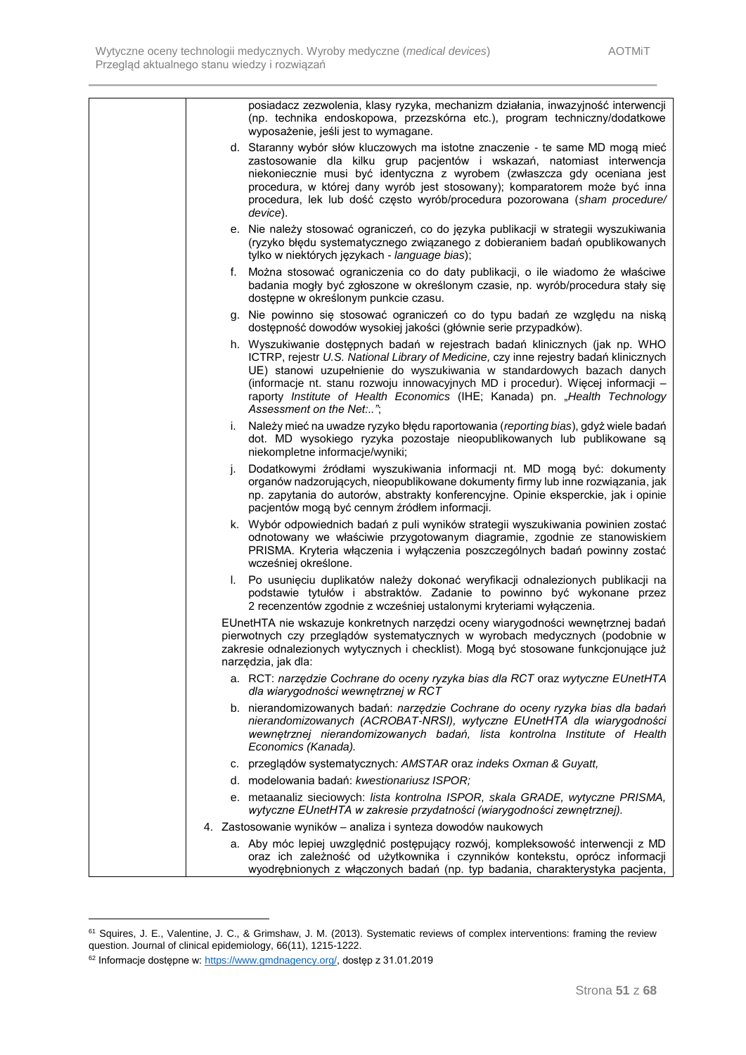| | posiadacz zezwolenia, klasy ryzyka, mechanizm działania, inwazyjność interwencji (np. technika endoskopowa, przezskórna etc.), program techniczny/dodatkowe wyposażenie, jeśli jest to wymagane.<br>d. Staranny wybór słów kluczowych ma istotne znaczenie - te same MD mogą mieć zastosowanie dla kilku grup pacjentów i wskazań, natomiast interwencja niekoniecznie musi być identyczna z wyrobem (zwłaszcza gdy oceniana jest procedura, w której dany wyrób jest stosowany); komparatorem może być inna procedura, lek lub dość często wyrób/procedura pozorowana (*sham procedure/ device*).<br>e. Nie należy stosować ograniczeń, co do języka publikacji w strategii wyszukiwania (ryzyko błędu systematycznego związanego z dobieraniem badań opublikowanych tylko w niektórych językach - *language bias*);<br>f. Można stosować ograniczenia co do daty publikacji, o ile wiadomo że właściwe badania mogły być zgłoszone w określonym czasie, np. wyrób/procedura stały się dostępne w określonym punkcie czasu.<br>g. Nie powinno się stosować ograniczeń co do typu badań ze względu na niską dostępność dowodów wysokiej jakości (głównie serie przypadków).<br>h. Wyszukiwanie dostępnych badań w rejestrach badań klinicznych (jak np. WHO ICTRP, rejestr *U.S. National Library of Medicine,* czy inne rejestry badań klinicznych UE) stanowi uzupełnienie do wyszukiwania w standardowych bazach danych (informacje nt. stanu rozwoju innowacyjnych MD i procedur). Więcej informacji – raporty *Institute of Health Economics* (IHE; Kanada) pn. *„Health Technology Assessment on the Net:..”*;<br>i. Należy mieć na uwadze ryzyko błędu raportowania (*reporting bias*), gdyż wiele badań dot. MD wysokiego ryzyka pozostaje nieopublikowanych lub publikowane są niekompletne informacje/wyniki;<br>j. Dodatkowymi źródłami wyszukiwania informacji nt. MD mogą być: dokumenty organów nadzorujących, nieopublikowane dokumenty firmy lub inne rozwiązania, jak np. zapytania do autorów, abstrakty konferencyjne. Opinie eksperckie, jak i opinie pacjentów mogą być cennym źródłem informacji.<br>k. Wybór odpowiednich badań z puli wyników strategii wyszukiwania powinien zostać odnotowany we właściwie przygotowanym diagramie, zgodnie ze stanowiskiem PRISMA. Kryteria włączenia i wyłączenia poszczególnych badań powinny zostać wcześniej określone.<br>l. Po usunięciu duplikatów należy dokonać weryfikacji odnalezionych publikacji na podstawie tytułów i abstraktów. Zadanie to powinno być wykonane przez 2 recenzentów zgodnie z wcześniej ustalonymi kryteriami wyłączenia.<br><br>EUnetHTA nie wskazuje konkretnych narzędzi oceny wiarygodności wewnętrznej badań pierwotnych czy przeglądów systematycznych w wyrobach medycznych (podobnie w zakresie odnalezionych wytycznych i checklist). Mogą być stosowane funkcjonujące już narzędzia, jak dla:<br>a. RCT: *narzędzie Cochrane do oceny ryzyka bias dla RCT* oraz *wytyczne EUnetHTA dla wiarygodności wewnętrznej w RCT*<br>b. nierandomizowanych badań: *narzędzie Cochrane do oceny ryzyka bias dla badań nierandomizowanych (ACROBAT-NRSI), wytyczne EUnetHTA dla wiarygodności wewnętrznej nierandomizowanych badań, lista kontrolna Institute of Health Economics (Kanada).*<br>c. przeglądów systematycznych*: AMSTAR* oraz *indeks Oxman & Guyatt,*<br>d. modelowania badań: *kwestionariusz ISPOR;*<br>e. metaanaliz sieciowych: *lista kontrolna ISPOR, skala GRADE, wytyczne PRISMA, wytyczne EUnetHTA w zakresie przydatności (wiarygodności zewnętrznej).*<br><br>4. Zastosowanie wyników – analiza i synteza dowodów naukowych<br>a. Aby móc lepiej uwzględnić postępujący rozwój, kompleksowość interwencji z MD oraz ich zależność od użytkownika i czynników kontekstu, oprócz informacji wyodrębnionych z włączonych badań (np. typ badania, charakterystyka pacjenta, |

[61] Squires, J. E., Valentine, J. C., & Grimshaw, J. M. (2013). Systematic reviews of complex interventions: framing the review question. Journal of clinical epidemiology, 66(11), 1215-1222.

[62] Informacje dostępne w: https://www.gmdnagency.org/, dostęp z 31.01.2019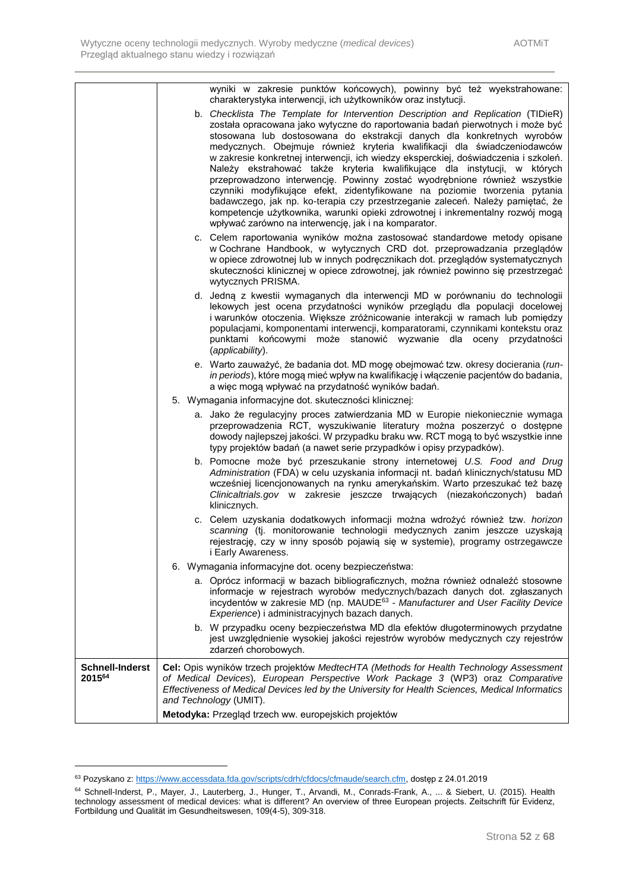| | |
|---|---|
| | wyniki w zakresie punktów końcowych), powinny być też wyekstrahowane: charakterystyka interwencji, ich użytkowników oraz instytucji.<br>b. Checklista *The Template for Intervention Description and Replication* (TIDieR) została opracowana jako wytyczne do raportowania badań pierwotnych i może być stosowana lub dostosowana do ekstrakcji danych dla konkretnych wyrobów medycznych. Obejmuje również kryteria kwalifikacji dla świadczeniodawców w zakresie konkretnej interwencji, ich wiedzy eksperckiej, doświadczenia i szkoleń. Należy ekstrahować także kryteria kwalifikujące dla instytucji, w których przeprowadzono interwencję. Powinny zostać wyodrębnione również wszystkie czynniki modyfikujące efekt, zidentyfikowane na poziomie tworzenia pytania badawczego, jak np. ko-terapia czy przestrzeganie zaleceń. Należy pamiętać, że kompetencje użytkownika, warunki opieki zdrowotnej i inkrementalny rozwój mogą wpływać zarówno na interwencję, jak i na komparator.<br>c. Celem raportowania wyników można zastosować standardowe metody opisane w Cochrane Handbook, w wytycznych CRD dot. przeprowadzania przeglądów w opiece zdrowotnej lub w innych podręcznikach dot. przeglądów systematycznych skuteczności klinicznej w opiece zdrowotnej, jak również powinno się przestrzegać wytycznych PRISMA.<br>d. Jedną z kwestii wymaganych dla interwencji MD w porównaniu do technologii lekowych jest ocena przydatności wyników przeglądu dla populacji docelowej i warunków otoczenia. Większe zróżnicowanie interakcji w ramach lub pomiędzy populacjami, komponentami interwencji, komparatorami, czynnikami kontekstu oraz punktami końcowymi może stanowić wyzwanie dla oceny przydatności (*applicability*).<br>e. Warto zauważyć, że badania dot. MD mogę obejmować tzw. okresy docierania (*run-in periods*), które mogą mieć wpływ na kwalifikację i włączenie pacjentów do badania, a więc mogą wpływać na przydatność wyników badań.<br>5. Wymagania informacyjne dot. skuteczności klinicznej:<br>a. Jako że regulacyjny proces zatwierdzania MD w Europie niekoniecznie wymaga przeprowadzenia RCT, wyszukiwanie literatury można poszerzyć o dostępne dowody najlepszej jakości. W przypadku braku ww. RCT mogą to być wszystkie inne typy projektów badań (a nawet serie przypadków i opisy przypadków).<br>b. Pomocne może być przeszukanie strony internetowej *U.S. Food and Drug Administration* (FDA) w celu uzyskania informacji nt. badań klinicznych/statusu MD wcześniej licencjonowanych na rynku amerykańskim. Warto przeszukać też bazę *Clinicaltrials.gov* w zakresie jeszcze trwających (niezakończonych) badań klinicznych.<br>c. Celem uzyskania dodatkowych informacji można wdrożyć również tzw. *horizon scanning* (tj. monitorowanie technologii medycznych zanim jeszcze uzyskają rejestrację, czy w inny sposób pojawią się w systemie), programy ostrzegawcze i Early Awareness.<br>6. Wymagania informacyjne dot. oceny bezpieczeństwa:<br>a. Oprócz informacji w bazach bibliograficznych, można również odnaleźć stosowne informacje w rejestrach wyrobów medycznych/bazach danych dot. zgłaszanych incydentów w zakresie MD (np. MAUDE[63] - *Manufacturer and User Facility Device Experience*) i administracyjnych bazach danych.<br>b. W przypadku oceny bezpieczeństwa MD dla efektów długoterminowych przydatne jest uwzględnienie wysokiej jakości rejestrów wyrobów medycznych czy rejestrów zdarzeń chorobowych. |
| **Schnell-Inderst 2015[64]** | **Cel:** Opis wyników trzech projektów *MedtecHTA (Methods for Health Technology Assessment of Medical Devices), European Perspective Work Package 3* (WP3) oraz *Comparative Effectiveness of Medical Devices led by the University for Health Sciences, Medical Informatics and Technology* (UMIT).<br>**Metodyka:** Przegląd trzech ww. europejskich projektów |

[63] Pozyskano z: https://www.accessdata.fda.gov/scripts/cdrh/cfdocs/cfmaude/search.cfm, dostęp z 24.01.2019

[64] Schnell-Inderst, P., Mayer, J., Lauterberg, J., Hunger, T., Arvandi, M., Conrads-Frank, A., ... & Siebert, U. (2015). Health technology assessment of medical devices: what is different? An overview of three European projects. Zeitschrift für Evidenz, Fortbildung und Qualität im Gesundheitswesen, 109(4-5), 309-318.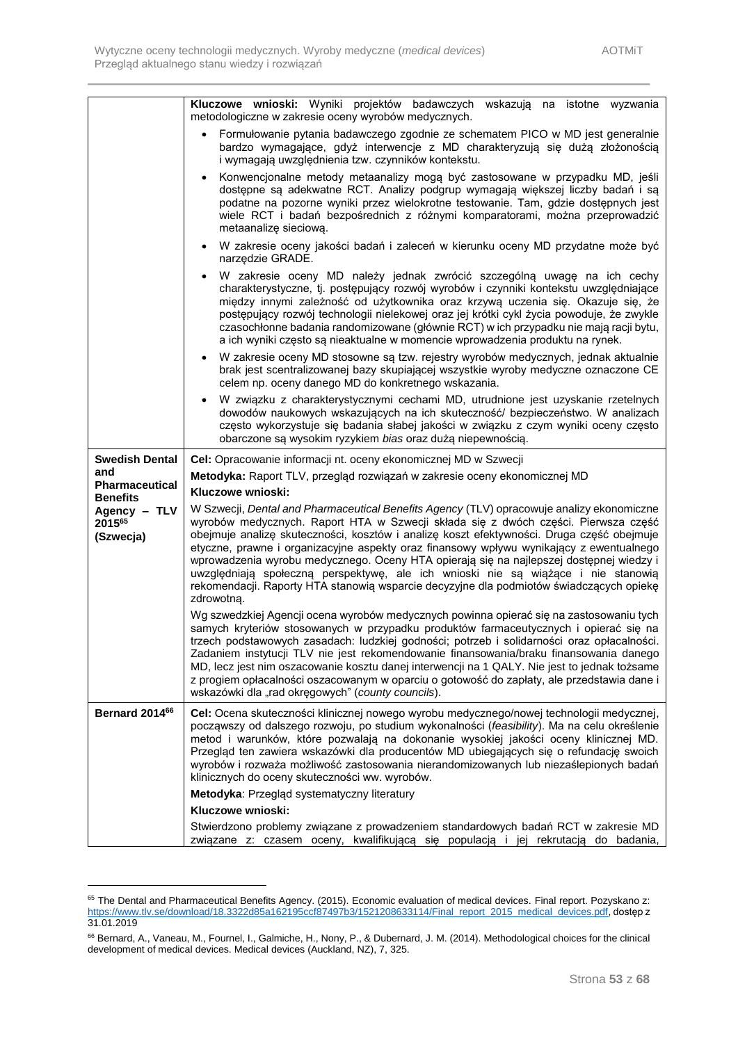| | |
|---|---|
| | **Kluczowe wnioski:** Wyniki projektów badawczych wskazują na istotne wyzwania metodologiczne w zakresie oceny wyrobów medycznych.<br>• Formułowanie pytania badawczego zgodnie ze schematem PICO w MD jest generalnie bardzo wymagające, gdyż interwencje z MD charakteryzują się dużą złożonością i wymagają uwzględnienia tzw. czynników kontekstu.<br>• Konwencjonalne metody metaanalizy mogą być zastosowane w przypadku MD, jeśli dostępne są adekwatne RCT. Analizy podgrup wymagają większej liczby badań i są podatne na pozorne wyniki przez wielokrotne testowanie. Tam, gdzie dostępnych jest wiele RCT i badań bezpośrednich z różnymi komparatorami, można przeprowadzić metaanalizę sieciową.<br>• W zakresie oceny jakości badań i zaleceń w kierunku oceny MD przydatne może być narzędzie GRADE.<br>• W zakresie oceny MD należy jednak zwrócić szczególną uwagę na ich cechy charakterystyczne, tj. postępujący rozwój wyrobów i czynniki kontekstu uwzględniające między innymi zależność od użytkownika oraz krzywą uczenia się. Okazuje się, że postępujący rozwój technologii nielekowej oraz jej krótki cykl życia powoduje, że zwykle czasochłonne badania randomizowane (głównie RCT) w ich przypadku nie mają racji bytu, a ich wyniki często są nieaktualne w momencie wprowadzenia produktu na rynek.<br>• W zakresie oceny MD stosowne są tzw. rejestry wyrobów medycznych, jednak aktualnie brak jest scentralizowanej bazy skupiającej wszystkie wyroby medyczne oznaczone CE celem np. oceny danego MD do konkretnego wskazania.<br>• W związku z charakterystycznymi cechami MD, utrudnione jest uzyskanie rzetelnych dowodów naukowych wskazujących na ich skuteczność/ bezpieczeństwo. W analizach często wykorzystuje się badania słabej jakości w związku z czym wyniki oceny często obarczone są wysokim ryzykiem *bias* oraz dużą niepewnością. |
| **Swedish Dental and Pharmaceutical Benefits Agency – TLV 2015[65] (Szwecja)** | **Cel:** Opracowanie informacji nt. oceny ekonomicznej MD w Szwecji<br>**Metodyka:** Raport TLV, przegląd rozwiązań w zakresie oceny ekonomicznej MD<br>**Kluczowe wnioski:**<br>W Szwecji, *Dental and Pharmaceutical Benefits Agency* (TLV) opracowuje analizy ekonomiczne wyrobów medycznych. Raport HTA w Szwecji składa się z dwóch części. Pierwsza część obejmuje analizę skuteczności, kosztów i analizę koszt efektywności. Druga część obejmuje etyczne, prawne i organizacyjne aspekty oraz finansowy wpływu wynikający z ewentualnego wprowadzenia wyrobu medycznego. Oceny HTA opierają się na najlepszej dostępnej wiedzy i uwzględniają społeczną perspektywę, ale ich wnioski nie są wiążące i nie stanowią rekomendacji. Raporty HTA stanowią wsparcie decyzyjne dla podmiotów świadczących opiekę zdrowotną.<br>Wg szwedzkiej Agencji ocena wyrobów medycznych powinna opierać się na zastosowaniu tych samych kryteriów stosowanych w przypadku produktów farmaceutycznych i opierać się na trzech podstawowych zasadach: ludzkiej godności; potrzeb i solidarności oraz opłacalności. Zadaniem instytucji TLV nie jest rekomendowanie finansowania/braku finansowania danego MD, lecz jest nim oszacowanie kosztu danej interwencji na 1 QALY. Nie jest to jednak tożsame z progiem opłacalności oszacowanym w oparciu o gotowość do zapłaty, ale przedstawia dane i wskazówki dla „rad okręgowych" (*county councils*). |
| **Bernard 2014[66]** | **Cel:** Ocena skuteczności klinicznej nowego wyrobu medycznego/nowej technologii medycznej, począwszy od dalszego rozwoju, po studium wykonalności (*feasibility*). Ma na celu określenie metod i warunków, które pozwalają na dokonanie wysokiej jakości oceny klinicznej MD. Przegląd ten zawiera wskazówki dla producentów MD ubiegających się o refundację swoich wyrobów i rozważa możliwość zastosowania nierandomizowanych lub niezaślepionych badań klinicznych do oceny skuteczności ww. wyrobów.<br>**Metodyka**: Przegląd systematyczny literatury<br>**Kluczowe wnioski:**<br>Stwierdzono problemy związane z prowadzeniem standardowych badań RCT w zakresie MD związane z: czasem oceny, kwalifikującą się populacją i jej rekrutacją do badania, |

[65] The Dental and Pharmaceutical Benefits Agency. (2015). Economic evaluation of medical devices. Final report. Pozyskano z: https://www.tlv.se/download/18.3322d85a162195ccf87497b3/1521208633114/Final_report_2015_medical_devices.pdf, dostęp z 31.01.2019

[66] Bernard, A., Vaneau, M., Fournel, I., Galmiche, H., Nony, P., & Dubernard, J. M. (2014). Methodological choices for the clinical development of medical devices. Medical devices (Auckland, NZ), 7, 325.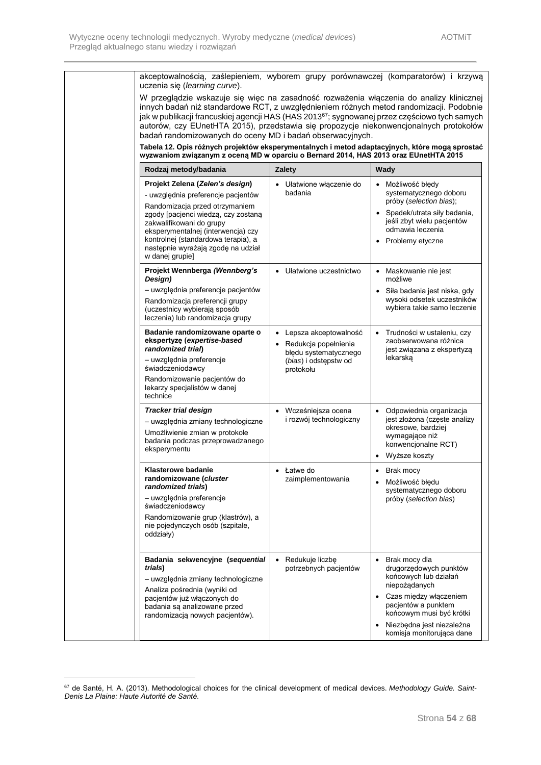akceptowalnością, zaślepieniem, wyborem grupy porównawczej (komparatorów) i krzywą uczenia się (*learning curve*).

W przeglądzie wskazuje się więc na zasadność rozważenia włączenia do analizy klinicznej innych badań niż standardowe RCT, z uwzględnieniem różnych metod randomizacji. Podobnie jak w publikacji francuskiej agencji HAS (HAS 2013[67]; sygnowanej przez częściowo tych samych autorów, czy EUnetHTA 2015), przedstawia się propozycje niekonwencjonalnych protokołów badań randomizowanych do oceny MD i badań obserwacyjnych.

**Tabela 12. Opis różnych projektów eksperymentalnych i metod adaptacyjnych, które mogą sprostać wyzwaniom związanym z oceną MD w oparciu o Bernard 2014, HAS 2013 oraz EUnetHTA 2015**

| Rodzaj metody/badania | Zalety | Wady |
|---|---|---|
| **Projekt Zelena (*Zelen's design*)**<br>- uwzględnia preferencje pacjentów<br>Randomizacja przed otrzymaniem zgody [pacjenci wiedzą, czy zostaną zakwalifikowani do grupy eksperymentalnej (interwencja) czy kontrolnej (standardowa terapia), a następnie wyrażają zgodę na udział w danej grupie] | • Ułatwione włączenie do badania | • Możliwość błędy systematycznego doboru próby (*selection bias*);<br>• Spadek/utrata siły badania, jeśli zbyt wielu pacjentów odmawia leczenia<br>• Problemy etyczne |
| **Projekt Wennberga *(Wennberg's Design)***<br>– uwzględnia preferencje pacjentów<br>Randomizacja preferencji grupy (uczestnicy wybierają sposób leczenia) lub randomizacja grupy | • Ułatwione uczestnictwo | • Maskowanie nie jest możliwe<br>• Siła badania jest niska, gdy wysoki odsetek uczestników wybiera takie samo leczenie |
| **Badanie randomizowane oparte o ekspertyzę (*expertise-based randomized trial*)**<br>– uwzględnia preferencje świadczeniodawcy<br>Randomizowanie pacjentów do lekarzy specjalistów w danej technice | • Lepsza akceptowalność<br>• Redukcja popełnienia błędu systematycznego (*bias*) i odstępstw od protokołu | • Trudności w ustaleniu, czy zaobserwowana różnica jest związana z ekspertyzą lekarską |
| ***Tracker trial design***<br>– uwzględnia zmiany technologiczne<br>Umożliwienie zmian w protokole badania podczas przeprowadzanego eksperymentu | • Wcześniejsza ocena i rozwój technologiczny | • Odpowiednia organizacja jest złożona (częste analizy okresowe, bardziej wymagające niż konwencjonalne RCT)<br>• Wyższe koszty |
| **Klasterowe badanie randomizowane (*cluster randomized trials*)**<br>– uwzględnia preferencje świadczeniodawcy<br>Randomizowanie grup (klastrów), a nie pojedynczych osób (szpitale, oddziały) | • Łatwe do zaimplementowania | • Brak mocy<br>• Możliwość błędu systematycznego doboru próby (*selection bias*) |
| **Badania sekwencyjne (*sequential trials*)**<br>– uwzględnia zmiany technologiczne<br>Analiza pośrednia (wyniki od pacjentów już włączonych do badania są analizowane przed randomizacją nowych pacjentów). | • Redukuje liczbę potrzebnych pacjentów | • Brak mocy dla drugorzędowych punktów końcowych lub działań niepożądanych<br>• Czas między włączeniem pacjentów a punktem końcowym musi być krótki<br>• Niezbędna jest niezależna komisja monitorująca dane |

[67] de Santé, H. A. (2013). Methodological choices for the clinical development of medical devices. *Methodology Guide. Saint-Denis La Plaine: Haute Autorité de Santé.*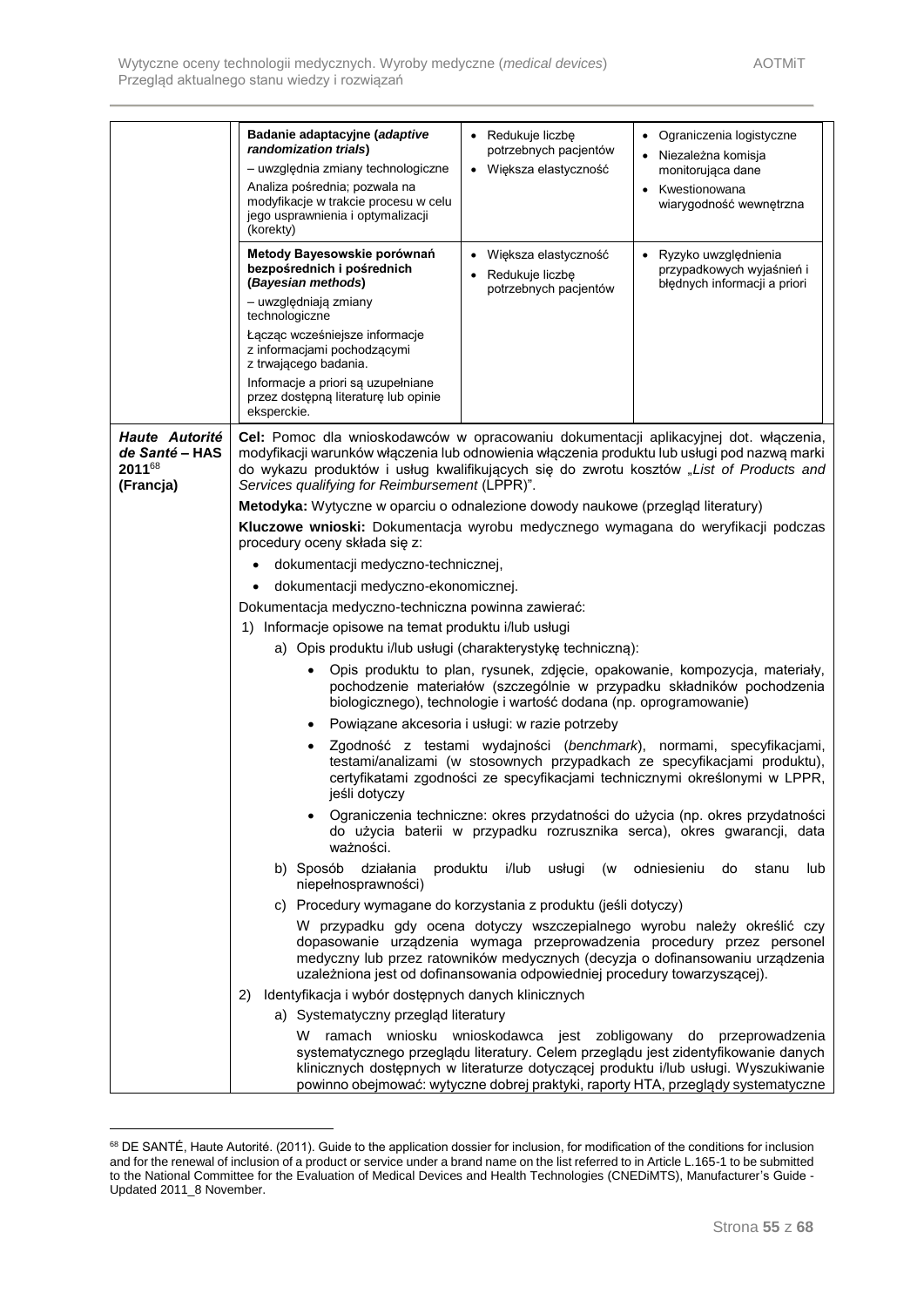| | | | |
|---|---|---|---|
| | **Badanie adaptacyjne (*adaptive randomization trials*)**<br>– uwzględnia zmiany technologiczne<br>Analiza pośrednia; pozwala na modyfikacje w trakcie procesu w celu jego usprawnienia i optymalizacji (korekty) | • Redukuje liczbę potrzebnych pacjentów<br>• Większa elastyczność | • Ograniczenia logistyczne<br>• Niezależna komisja monitorująca dane<br>• Kwestionowana wiarygodność wewnętrzna |
| | **Metody Bayesowskie porównań bezpośrednich i pośrednich (*Bayesian methods*)**<br>– uwzględniają zmiany technologiczne<br>Łącząc wcześniejsze informacje z informacjami pochodzącymi z trwającego badania.<br>Informacje a priori są uzupełniane przez dostępną literaturę lub opinie eksperckie. | • Większa elastyczność<br>• Redukuje liczbę potrzebnych pacjentów | • Ryzyko uwzględnienia przypadkowych wyjaśnień i błędnych informacji a priori |

| | |
|---|---|
| ***Haute Autorité de Santé* – HAS 2011**[68] **(Francja)** | **Cel:** Pomoc dla wnioskodawców w opracowaniu dokumentacji aplikacyjnej dot. włączenia, modyfikacji warunków włączenia lub odnowienia włączenia produktu lub usługi pod nazwą marki do wykazu produktów i usług kwalifikujących się do zwrotu kosztów „*List of Products and Services qualifying for Reimbursement* (LPPR)".<br>**Metodyka:** Wytyczne w oparciu o odnalezione dowody naukowe (przegląd literatury)<br>**Kluczowe wnioski:** Dokumentacja wyrobu medycznego wymagana do weryfikacji podczas procedury oceny składa się z:<br>• dokumentacji medyczno-technicznej,<br>• dokumentacji medyczno-ekonomicznej.<br>Dokumentacja medyczno-techniczna powinna zawierać:<br>1) Informacje opisowe na temat produktu i/lub usługi<br>a) Opis produktu i/lub usługi (charakterystykę techniczną):<br>• Opis produktu to plan, rysunek, zdjęcie, opakowanie, kompozycja, materiały, pochodzenie materiałów (szczególnie w przypadku składników pochodzenia biologicznego), technologie i wartość dodana (np. oprogramowanie)<br>• Powiązane akcesoria i usługi: w razie potrzeby<br>• Zgodność z testami wydajności (*benchmark*), normami, specyfikacjami, testami/analizami (w stosownych przypadkach ze specyfikacjami produktu), certyfikatami zgodności ze specyfikacjami technicznymi określonymi w LPPR, jeśli dotyczy<br>• Ograniczenia techniczne: okres przydatności do użycia (np. okres przydatności do użycia baterii w przypadku rozrusznika serca), okres gwarancji, data ważności.<br>b) Sposób działania produktu i/lub usługi (w odniesieniu do stanu lub niepełnosprawności)<br>c) Procedury wymagane do korzystania z produktu (jeśli dotyczy)<br>W przypadku gdy ocena dotyczy wszczepialnego wyrobu należy określić czy dopasowanie urządzenia wymaga przeprowadzenia procedury przez personel medyczny lub przez ratowników medycznych (decyzja o dofinansowaniu urządzenia uzależniona jest od dofinansowania odpowiedniej procedury towarzyszącej).<br>2) Identyfikacja i wybór dostępnych danych klinicznych<br>a) Systematyczny przegląd literatury<br>W ramach wniosku wnioskodawca jest zobligowany do przeprowadzenia systematycznego przeglądu literatury. Celem przeglądu jest zidentyfikowanie danych klinicznych dostępnych w literaturze dotyczącej produktu i/lub usługi. Wyszukiwanie powinno obejmować: wytyczne dobrej praktyki, raporty HTA, przeglądy systematyczne |

[68] DE SANTÉ, Haute Autorité. (2011). Guide to the application dossier for inclusion, for modification of the conditions for inclusion and for the renewal of inclusion of a product or service under a brand name on the list referred to in Article L.165-1 to be submitted to the National Committee for the Evaluation of Medical Devices and Health Technologies (CNEDiMTS), Manufacturer's Guide - Updated 2011_8 November.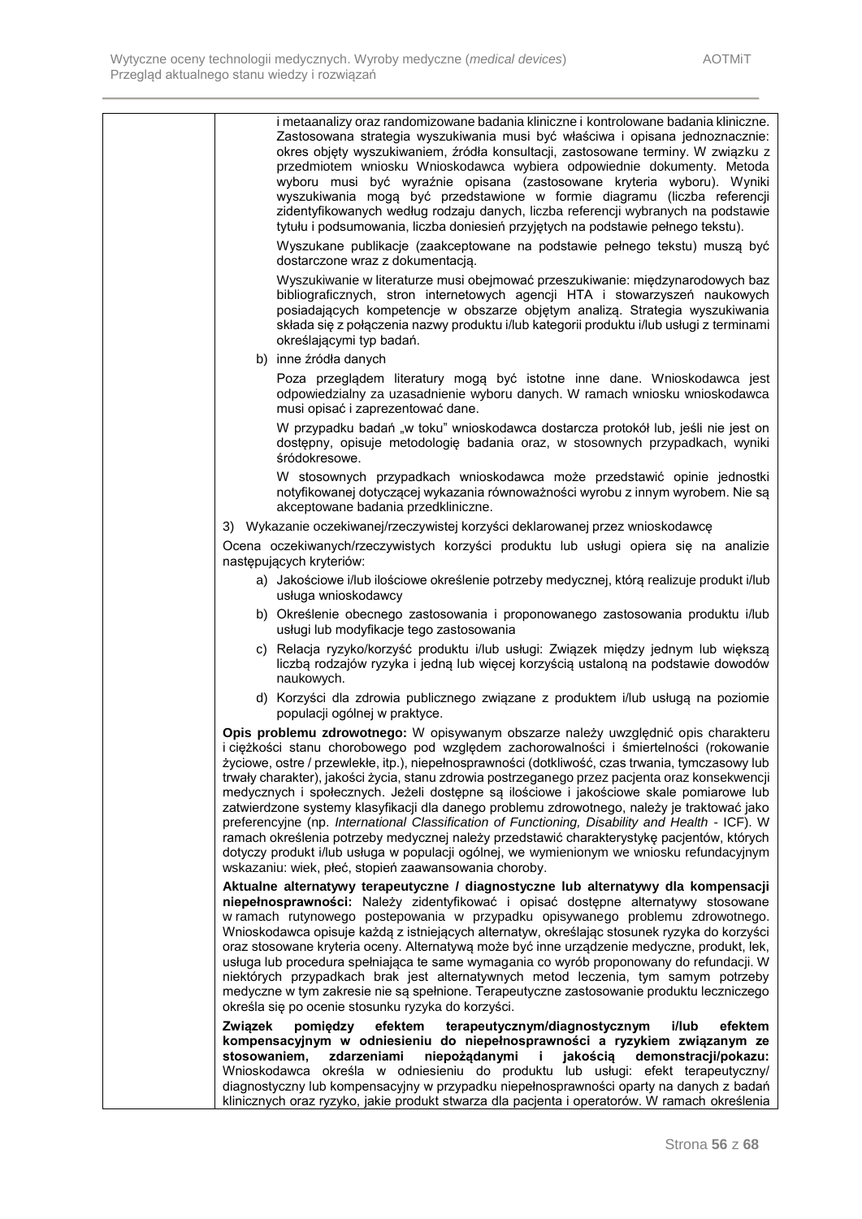| | i metaanalizy oraz randomizowane badania kliniczne i kontrolowane badania kliniczne. Zastosowana strategia wyszukiwania musi być właściwa i opisana jednoznacznie: okres objęty wyszukiwaniem, źródła konsultacji, zastosowane terminy. W związku z przedmiotem wniosku Wnioskodawca wybiera odpowiednie dokumenty. Metoda wyboru musi być wyraźnie opisana (zastosowane kryteria wyboru). Wyniki wyszukiwania mogą być przedstawione w formie diagramu (liczba referencji zidentyfikowanych według rodzaju danych, liczba referencji wybranych na podstawie tytułu i podsumowania, liczba doniesień przyjętych na podstawie pełnego tekstu).<br><br>Wyszukane publikacje (zaakceptowane na podstawie pełnego tekstu) muszą być dostarczone wraz z dokumentacją.<br><br>Wyszukiwanie w literaturze musi obejmować przeszukiwanie: międzynarodowych baz bibliograficznych, stron internetowych agencji HTA i stowarzyszeń naukowych posiadających kompetencje w obszarze objętym analizą. Strategia wyszukiwania składa się z połączenia nazwy produktu i/lub kategorii produktu i/lub usługi z terminami określającymi typ badań.<br><br>b) inne źródła danych<br><br>Poza przeglądem literatury mogą być istotne inne dane. Wnioskodawca jest odpowiedzialny za uzasadnienie wyboru danych. W ramach wniosku wnioskodawca musi opisać i zaprezentować dane.<br><br>W przypadku badań „w toku" wnioskodawca dostarcza protokół lub, jeśli nie jest on dostępny, opisuje metodologię badania oraz, w stosownych przypadkach, wyniki śródokresowe.<br><br>W stosownych przypadkach wnioskodawca może przedstawić opinie jednostki notyfikowanej dotyczącej wykazania równoważności wyrobu z innym wyrobem. Nie są akceptowane badania przedkliniczne.<br><br>3) Wykazanie oczekiwanej/rzeczywistej korzyści deklarowanej przez wnioskodawcę<br><br>Ocena oczekiwanych/rzeczywistych korzyści produktu lub usługi opiera się na analizie następujących kryteriów:<br><br>a) Jakościowe i/lub ilościowe określenie potrzeby medycznej, którą realizuje produkt i/lub usługa wnioskodawcy<br><br>b) Określenie obecnego zastosowania i proponowanego zastosowania produktu i/lub usługi lub modyfikacje tego zastosowania<br><br>c) Relacja ryzyko/korzyść produktu i/lub usługi: Związek między jednym lub większą liczbą rodzajów ryzyka i jedną lub więcej korzyścią ustaloną na podstawie dowodów naukowych.<br><br>d) Korzyści dla zdrowia publicznego związane z produktem i/lub usługą na poziomie populacji ogólnej w praktyce.<br><br>**Opis problemu zdrowotnego:** W opisywanym obszarze należy uwzględnić opis charakteru i ciężkości stanu chorobowego pod względem zachorowalności i śmiertelności (rokowanie życiowe, ostre / przewlekłe, itp.), niepełnosprawności (dotkliwość, czas trwania, tymczasowy lub trwały charakter), jakości życia, stanu zdrowia postrzeganego przez pacjenta oraz konsekwencji medycznych i społecznych. Jeżeli dostępne są ilościowe i jakościowe skale pomiarowe lub zatwierdzone systemy klasyfikacji dla danego problemu zdrowotnego, należy je traktować jako preferencyjne (np. *International Classification of Functioning, Disability and Health* - ICF). W ramach określenia potrzeby medycznej należy przedstawić charakterystykę pacjentów, których dotyczy produkt i/lub usługa w populacji ogólnej, we wymienionym we wniosku refundacyjnym wskazaniu: wiek, płeć, stopień zaawansowania choroby.<br><br>**Aktualne alternatywy terapeutyczne / diagnostyczne lub alternatywy dla kompensacji niepełnosprawności:** Należy zidentyfikować i opisać dostępne alternatywy stosowane w ramach rutynowego postępowania w przypadku opisywanego problemu zdrowotnego. Wnioskodawca opisuje każdą z istniejących alternatyw, określając stosunek ryzyka do korzyści oraz stosowane kryteria oceny. Alternatywą może być inne urządzenie medyczne, produkt, lek, usługa lub procedura spełniająca te same wymagania co wyrób proponowany do refundacji. W niektórych przypadkach brak jest alternatywnych metod leczenia, tym samym potrzeby medyczne w tym zakresie nie są spełnione. Terapeutyczne zastosowanie produktu leczniczego określa się po ocenie stosunku ryzyka do korzyści.<br><br>**Związek pomiędzy efektem terapeutycznym/diagnostycznym i/lub efektem kompensacyjnym w odniesieniu do niepełnosprawności a ryzykiem związanym ze stosowaniem, zdarzeniami niepożądanymi i jakością demonstracji/pokazu:** Wnioskodawca określa w odniesieniu do produktu lub usługi: efekt terapeutyczny/ diagnostyczny lub kompensacyjny w przypadku niepełnosprawności oparty na danych z badań klinicznych oraz ryzyko, jakie produkt stwarza dla pacjenta i operatorów. W ramach określenia |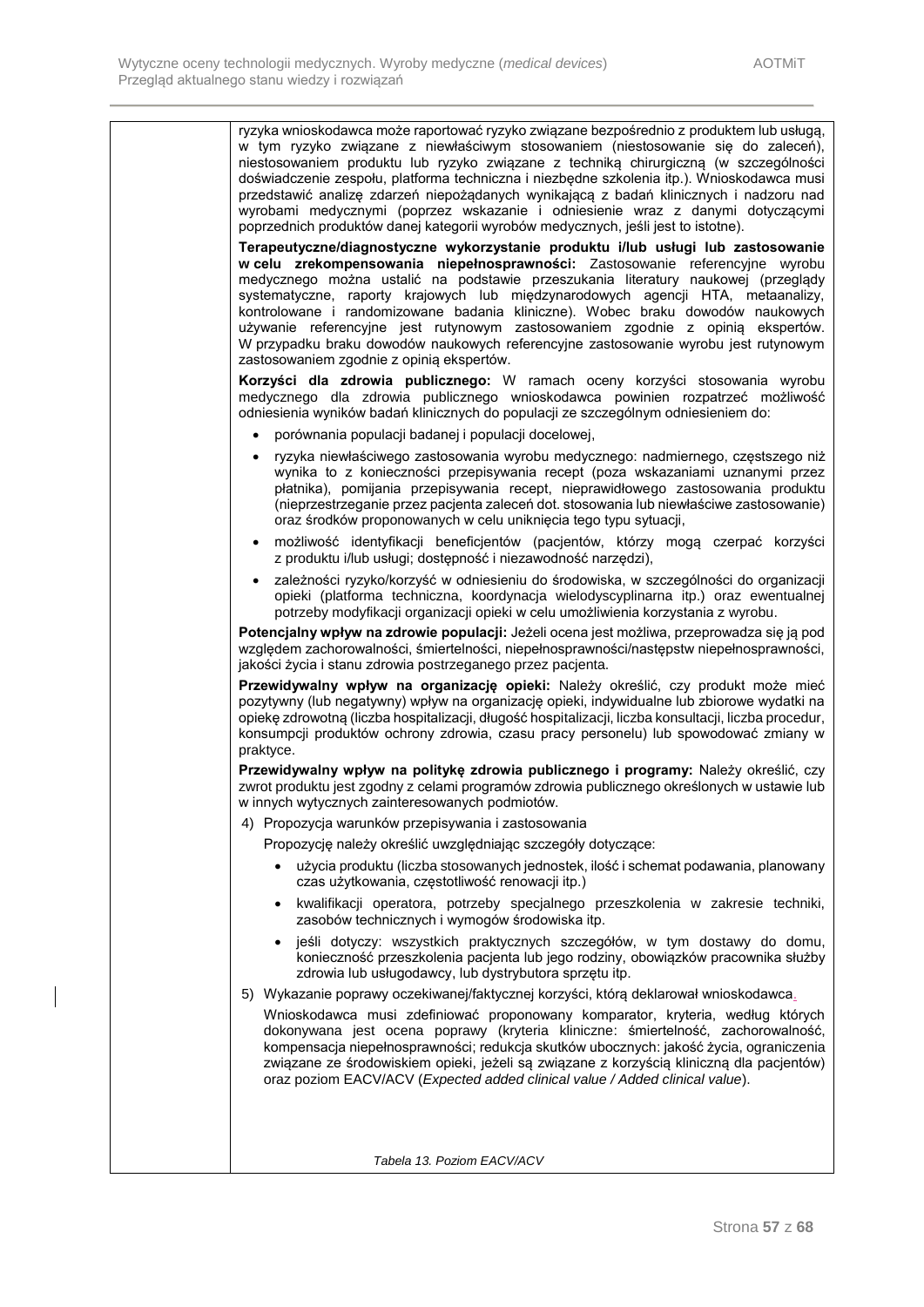ryzyka wnioskodawca może raportować ryzyko związane bezpośrednio z produktem lub usługą, w tym ryzyko związane z niewłaściwym stosowaniem (niestosowanie się do zaleceń), niestosowaniem produktu lub ryzyko związane z techniką chirurgiczną (w szczególności doświadczenie zespołu, platforma techniczna i niezbędne szkolenia itp.). Wnioskodawca musi przedstawić analizę zdarzeń niepożądanych wynikającą z badań klinicznych i nadzoru nad wyrobami medycznymi (poprzez wskazanie i odniesienie wraz z danymi dotyczącymi poprzednich produktów danej kategorii wyrobów medycznych, jeśli jest to istotne).

**Terapeutyczne/diagnostyczne wykorzystanie produktu i/lub usługi lub zastosowanie w celu zrekompensowania niepełnosprawności:** Zastosowanie referencyjne wyrobu medycznego można ustalić na podstawie przeszukania literatury naukowej (przeglądy systematyczne, raporty krajowych lub międzynarodowych agencji HTA, metaanalizy, kontrolowane i randomizowane badania kliniczne). Wobec braku dowodów naukowych używanie referencyjne jest rutynowym zastosowaniem zgodnie z opinią ekspertów. W przypadku braku dowodów naukowych referencyjne zastosowanie wyrobu jest rutynowym zastosowaniem zgodnie z opinią ekspertów.

**Korzyści dla zdrowia publicznego:** W ramach oceny korzyści stosowania wyrobu medycznego dla zdrowia publicznego wnioskodawca powinien rozpatrzeć możliwość odniesienia wyników badań klinicznych do populacji ze szczególnym odniesieniem do:

- porównania populacji badanej i populacji docelowej,
- ryzyka niewłaściwego zastosowania wyrobu medycznego: nadmiernego, częstszego niż wynika to z konieczności przepisywania recept (poza wskazaniami uznanymi przez płatnika), pomijania przepisywania recept, nieprawidłowego zastosowania produktu (nieprzestrzeganie przez pacjenta zaleceń dot. stosowania lub niewłaściwe zastosowanie) oraz środków proponowanych w celu uniknięcia tego typu sytuacji,
- możliwość identyfikacji beneficjentów (pacjentów, którzy mogą czerpać korzyści z produktu i/lub usługi; dostępność i niezawodność narzędzi),
- zależności ryzyko/korzyść w odniesieniu do środowiska, w szczególności do organizacji opieki (platforma techniczna, koordynacja wielodyscyplinarna itp.) oraz ewentualnej potrzeby modyfikacji organizacji opieki w celu umożliwienia korzystania z wyrobu.

**Potencjalny wpływ na zdrowie populacji:** Jeżeli ocena jest możliwa, przeprowadza się ją pod względem zachorowalności, śmiertelności, niepełnosprawności/następstw niepełnosprawności, jakości życia i stanu zdrowia postrzeganego przez pacjenta.

**Przewidywalny wpływ na organizację opieki:** Należy określić, czy produkt może mieć pozytywny (lub negatywny) wpływ na organizację opieki, indywidualne lub zbiorowe wydatki na opiekę zdrowotną (liczba hospitalizacji, długość hospitalizacji, liczba konsultacji, liczba procedur, konsumpcji produktów ochrony zdrowia, czasu pracy personelu) lub spowodować zmiany w praktyce.

**Przewidywalny wpływ na politykę zdrowia publicznego i programy:** Należy określić, czy zwrot produktu jest zgodny z celami programów zdrowia publicznego określonych w ustawie lub w innych wytycznych zainteresowanych podmiotów.

4) Propozycja warunków przepisywania i zastosowania

   Propozycję należy określić uwzględniając szczegóły dotyczące:

   - użycia produktu (liczba stosowanych jednostek, ilość i schemat podawania, planowany czas użytkowania, częstotliwość renowacji itp.)
   - kwalifikacji operatora, potrzeby specjalnego przeszkolenia w zakresie techniki, zasobów technicznych i wymogów środowiska itp.
   - jeśli dotyczy: wszystkich praktycznych szczegółów, w tym dostawy do domu, konieczność przeszkolenia pacjenta lub jego rodziny, obowiązków pracownika służby zdrowia lub usługodawcy, lub dystrybutora sprzętu itp.

5) Wykazanie poprawy oczekiwanej/faktycznej korzyści, którą deklarował wnioskodawca.

   Wnioskodawca musi zdefiniować proponowany komparator, kryteria, według których dokonywana jest ocena poprawy (kryteria kliniczne: śmiertelność, zachorowalność, kompensacja niepełnosprawności; redukcja skutków ubocznych: jakość życia, ograniczenia związane ze środowiskiem opieki, jeżeli są związane z korzyścią kliniczną dla pacjentów) oraz poziom EACV/ACV (*Expected added clinical value / Added clinical value*).

*Tabela 13. Poziom EACV/ACV*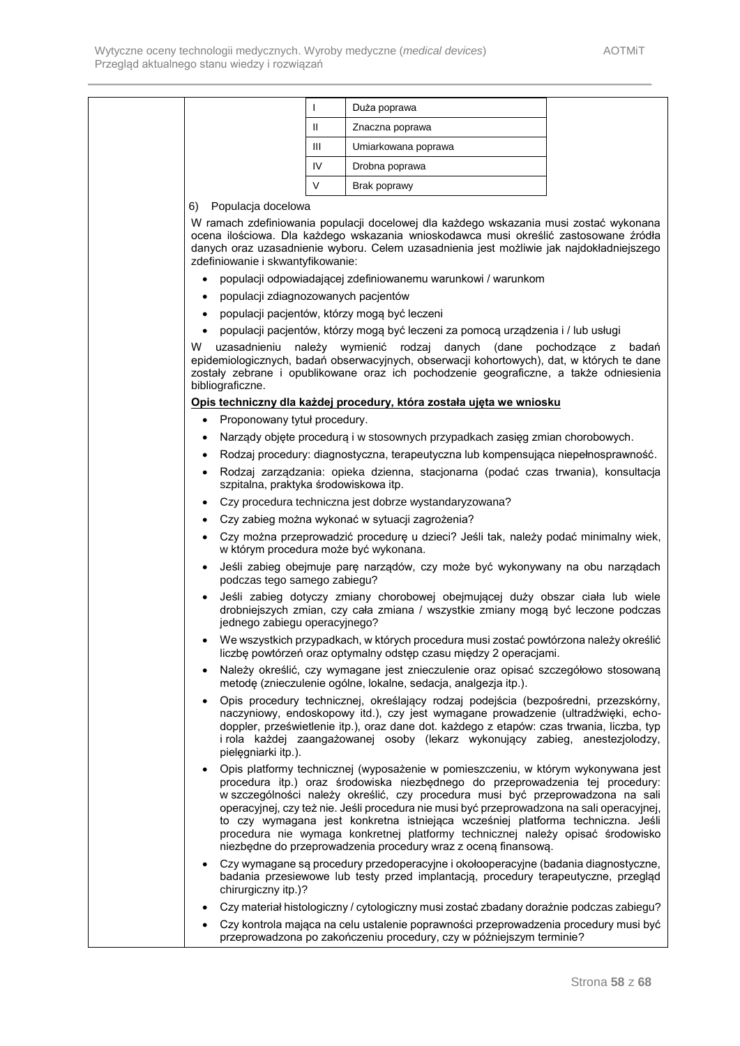| | |
|---|---|
| I | Duża poprawa |
| II | Znaczna poprawa |
| III | Umiarkowana poprawa |
| IV | Drobna poprawa |
| V | Brak poprawy |

6) Populacja docelowa

W ramach zdefiniowania populacji docelowej dla każdego wskazania musi zostać wykonana ocena ilościowa. Dla każdego wskazania wnioskodawca musi określić zastosowane źródła danych oraz uzasadnienie wyboru. Celem uzasadnienia jest możliwie jak najdokładniejszego zdefiniowanie i skwantyfikowanie:

- populacji odpowiadającej zdefiniowanemu warunkowi / warunkom
- populacji zdiagnozowanych pacjentów
- populacji pacjentów, którzy mogą być leczeni
- populacji pacjentów, którzy mogą być leczeni za pomocą urządzenia i / lub usługi

W uzasadnieniu należy wymienić rodzaj danych (dane pochodzące z badań epidemiologicznych, badań obserwacyjnych, obserwacji kohortowych), dat, w których te dane zostały zebrane i opublikowane oraz ich pochodzenie geograficzne, a także odniesienia bibliograficzne.

**Opis techniczny dla każdej procedury, która została ujęta we wniosku**

- Proponowany tytuł procedury.
- Narządy objęte procedurą i w stosownych przypadkach zasięg zmian chorobowych.
- Rodzaj procedury: diagnostyczna, terapeutyczna lub kompensująca niepełnosprawność.
- Rodzaj zarządzania: opieka dzienna, stacjonarna (podać czas trwania), konsultacja szpitalna, praktyka środowiskowa itp.
- Czy procedura techniczna jest dobrze wystandaryzowana?
- Czy zabieg można wykonać w sytuacji zagrożenia?
- Czy można przeprowadzić procedurę u dzieci? Jeśli tak, należy podać minimalny wiek, w którym procedura może być wykonana.
- Jeśli zabieg obejmuje parę narządów, czy może być wykonywany na obu narządach podczas tego samego zabiegu?
- Jeśli zabieg dotyczy zmiany chorobowej obejmującej duży obszar ciała lub wiele drobniejszych zmian, czy cała zmiana / wszystkie zmiany mogą być leczone podczas jednego zabiegu operacyjnego?
- We wszystkich przypadkach, w których procedura musi zostać powtórzona należy określić liczbę powtórzeń oraz optymalny odstęp czasu między 2 operacjami.
- Należy określić, czy wymagane jest znieczulenie oraz opisać szczegółowo stosowaną metodę (znieczulenie ogólne, lokalne, sedacja, analgezja itp.).
- Opis procedury technicznej, określający rodzaj podejścia (bezpośredni, przezskórny, naczyniowy, endoskopowy itd.), czy jest wymagane prowadzenie (ultradźwięki, echo-doppler, prześwietlenie itp.), oraz dane dot. każdego z etapów: czas trwania, liczba, typ i rola każdej zaangażowanej osoby (lekarz wykonujący zabieg, anestezjolodzy, pielęgniarki itp.).
- Opis platformy technicznej (wyposażenie w pomieszczeniu, w którym wykonywana jest procedura itp.) oraz środowiska niezbędnego do przeprowadzenia tej procedury: w szczególności należy określić, czy procedura musi być przeprowadzona na sali operacyjnej, czy też nie. Jeśli procedura nie musi być przeprowadzona na sali operacyjnej, to czy wymagana jest konkretna istniejąca wcześniej platforma techniczna. Jeśli procedura nie wymaga konkretnej platformy technicznej należy opisać środowisko niezbędne do przeprowadzenia procedury wraz z oceną finansową.
- Czy wymagane są procedury przedoperacyjne i okołooperacyjne (badania diagnostyczne, badania przesiewowe lub testy przed implantacją, procedury terapeutyczne, przegląd chirurgiczny itp.)?
- Czy materiał histologiczny / cytologiczny musi zostać zbadany doraźnie podczas zabiegu?
- Czy kontrola mająca na celu ustalenie poprawności przeprowadzenia procedury musi być przeprowadzona po zakończeniu procedury, czy w późniejszym terminie?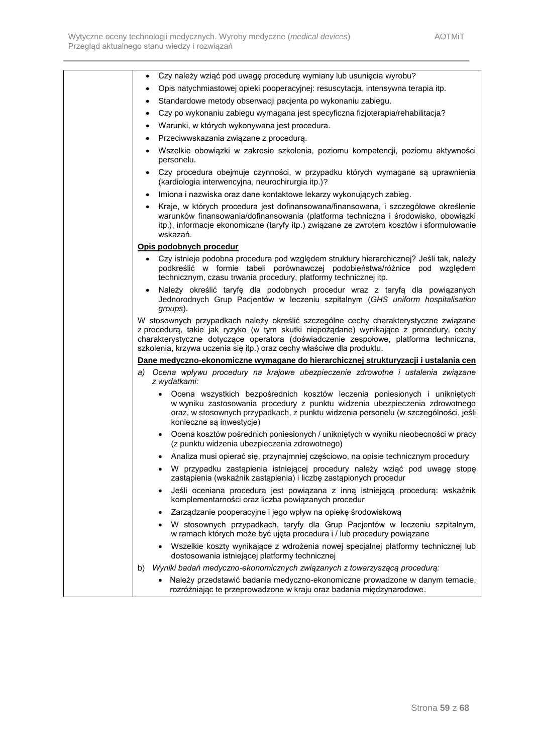| | |
|---|---|
| | • Czy należy wziąć pod uwagę procedurę wymiany lub usunięcia wyrobu?<br>• Opis natychmiastowej opieki pooperacyjnej: resuscytacja, intensywna terapia itp.<br>• Standardowe metody obserwacji pacjenta po wykonaniu zabiegu.<br>• Czy po wykonaniu zabiegu wymagana jest specyficzna fizjoterapia/rehabilitacja?<br>• Warunki, w których wykonywana jest procedura.<br>• Przeciwwskazania związane z procedurą.<br>• Wszelkie obowiązki w zakresie szkolenia, poziomu kompetencji, poziomu aktywności personelu.<br>• Czy procedura obejmuje czynności, w przypadku których wymagane są uprawnienia (kardiologia interwencyjna, neurochirurgia itp.)?<br>• Imiona i nazwiska oraz dane kontaktowe lekarzy wykonujących zabieg.<br>• Kraje, w których procedura jest dofinansowana/finansowana, i szczegółowe określenie warunków finansowania/dofinansowania (platforma techniczna i środowisko, obowiązki itp.), informacje ekonomiczne (taryfy itp.) związane ze zwrotem kosztów i sformułowanie wskazań.<br>**<u>Opis podobnych procedur</u>**<br>• Czy istnieje podobna procedura pod względem struktury hierarchicznej? Jeśli tak, należy podkreślić w formie tabeli porównawczej podobieństwa/różnice pod względem technicznym, czasu trwania procedury, platformy technicznej itp.<br>• Należy określić taryfę dla podobnych procedur wraz z taryfą dla powiązanych Jednorodnych Grup Pacjentów w leczeniu szpitalnym (*GHS uniform hospitalisation groups*).<br>W stosownych przypadkach należy określić szczególne cechy charakterystyczne związane z procedurą, takie jak ryzyko (w tym skutki niepożądane) wynikające z procedury, cechy charakterystyczne dotyczące operatora (doświadczenie zespołowe, platforma techniczna, szkolenia, krzywa uczenia się itp.) oraz cechy właściwe dla produktu.<br>**<u>Dane medyczno-ekonomiczne wymagane do hierarchicznej strukturyzacji i ustalania cen</u>**<br>*a) Ocena wpływu procedury na krajowe ubezpieczenie zdrowotne i ustalenia związane z wydatkami:*<br>• Ocena wszystkich bezpośrednich kosztów leczenia poniesionych i unikniętych w wyniku zastosowania procedury z punktu widzenia ubezpieczenia zdrowotnego oraz, w stosownych przypadkach, z punktu widzenia personelu (w szczególności, jeśli konieczne są inwestycje)<br>• Ocena kosztów pośrednich poniesionych / unikniętych w wyniku nieobecności w pracy (z punktu widzenia ubezpieczenia zdrowotnego)<br>• Analiza musi opierać się, przynajmniej częściowo, na opisie technicznym procedury<br>• W przypadku zastąpienia istniejącej procedury należy wziąć pod uwagę stopę zastąpienia (wskaźnik zastąpienia) i liczbę zastąpionych procedur<br>• Jeśli oceniana procedura jest powiązana z inną istniejącą procedurą: wskaźnik komplementarności oraz liczba powiązanych procedur<br>• Zarządzanie pooperacyjne i jego wpływ na opiekę środowiskową<br>• W stosownych przypadkach, taryfy dla Grup Pacjentów w leczeniu szpitalnym, w ramach których może być ujęta procedura i / lub procedury powiązane<br>• Wszelkie koszty wynikające z wdrożenia nowej specjalnej platformy technicznej lub dostosowania istniejącej platformy technicznej<br>b) *Wyniki badań medyczno-ekonomicznych związanych z towarzyszącą procedurą:*<br>• Należy przedstawić badania medyczno-ekonomiczne prowadzone w danym temacie, rozróżniając te przeprowadzone w kraju oraz badania międzynarodowe. |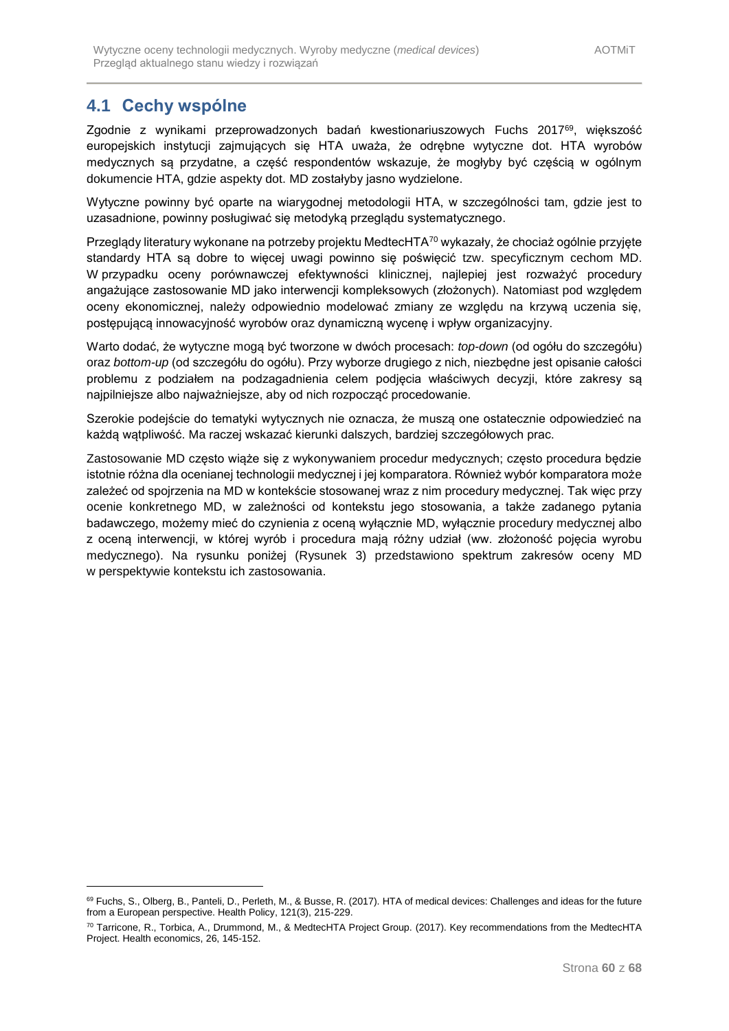## 4.1 Cechy wspólne

Zgodnie z wynikami przeprowadzonych badań kwestionariuszowych Fuchs 2017[69], większość europejskich instytucji zajmujących się HTA uważa, że odrębne wytyczne dot. HTA wyrobów medycznych są przydatne, a część respondentów wskazuje, że mogłyby być częścią w ogólnym dokumencie HTA, gdzie aspekty dot. MD zostałyby jasno wydzielone.

Wytyczne powinny być oparte na wiarygodnej metodologii HTA, w szczególności tam, gdzie jest to uzasadnione, powinny posługiwać się metodyką przeglądu systematycznego.

Przeglądy literatury wykonane na potrzeby projektu MedtecHTA[70] wykazały, że chociaż ogólnie przyjęte standardy HTA są dobre to więcej uwagi powinno się poświęcić tzw. specyficznym cechom MD. W przypadku oceny porównawczej efektywności klinicznej, najlepiej jest rozważyć procedury angażujące zastosowanie MD jako interwencji kompleksowych (złożonych). Natomiast pod względem oceny ekonomicznej, należy odpowiednio modelować zmiany ze względu na krzywą uczenia się, postępującą innowacyjność wyrobów oraz dynamiczną wycenę i wpływ organizacyjny.

Warto dodać, że wytyczne mogą być tworzone w dwóch procesach: *top-down* (od ogółu do szczegółu) oraz *bottom-up* (od szczegółu do ogółu). Przy wyborze drugiego z nich, niezbędne jest opisanie całości problemu z podziałem na podzagadnienia celem podjęcia właściwych decyzji, które zakresy są najpilniejsze albo najważniejsze, aby od nich rozpocząć procedowanie.

Szerokie podejście do tematyki wytycznych nie oznacza, że muszą one ostatecznie odpowiedzieć na każdą wątpliwość. Ma raczej wskazać kierunki dalszych, bardziej szczegółowych prac.

Zastosowanie MD często wiąże się z wykonywaniem procedur medycznych; często procedura będzie istotnie różna dla ocenianej technologii medycznej i jej komparatora. Również wybór komparatora może zależeć od spojrzenia na MD w kontekście stosowanej wraz z nim procedury medycznej. Tak więc przy ocenie konkretnego MD, w zależności od kontekstu jego stosowania, a także zadanego pytania badawczego, możemy mieć do czynienia z oceną wyłącznie MD, wyłącznie procedury medycznej albo z oceną interwencji, w której wyrób i procedura mają różny udział (ww. złożoność pojęcia wyrobu medycznego). Na rysunku poniżej (Rysunek 3) przedstawiono spektrum zakresów oceny MD w perspektywie kontekstu ich zastosowania.

---

[69] Fuchs, S., Olberg, B., Panteli, D., Perleth, M., & Busse, R. (2017). HTA of medical devices: Challenges and ideas for the future from a European perspective. Health Policy, 121(3), 215-229.

[70] Tarricone, R., Torbica, A., Drummond, M., & MedtecHTA Project Group. (2017). Key recommendations from the MedtecHTA Project. Health economics, 26, 145-152.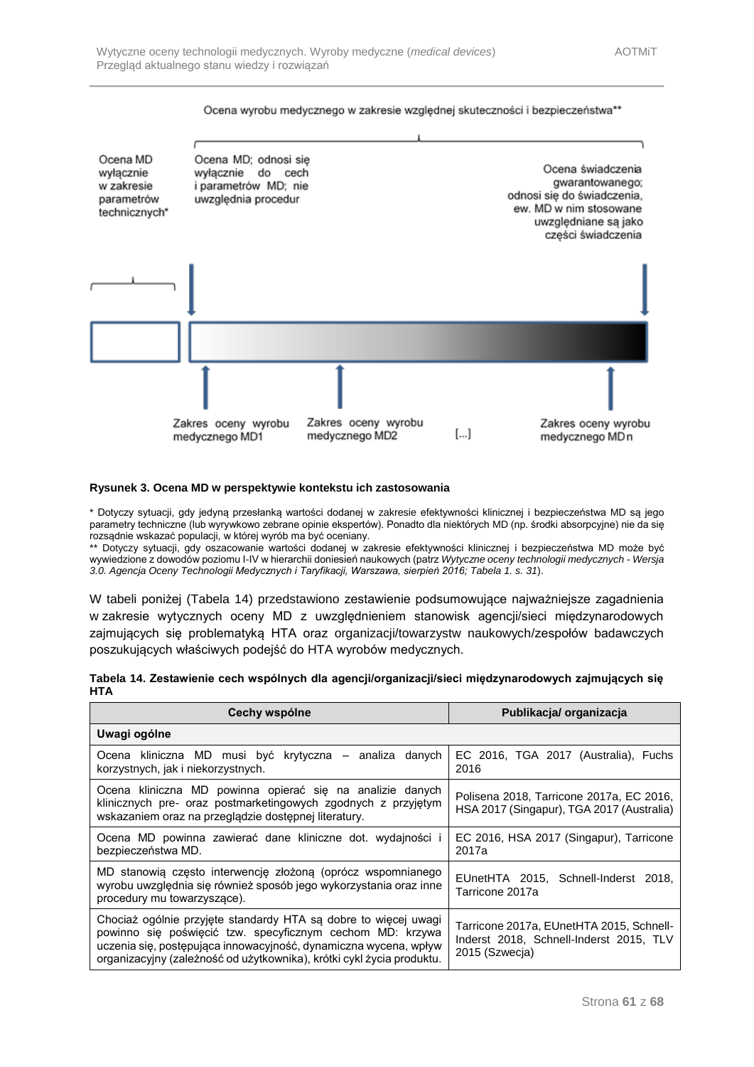Ocena wyrobu medycznego w zakresie względnej skuteczności i bezpieczeństwa**

Ocena MD wyłącznie w zakresie parametrów technicznych*

Ocena MD; odnosi się wyłącznie do cech i parametrów MD; nie uwzględnia procedur

Ocena świadczenia gwarantowanego; odnosi się do świadczenia, ew. MD w nim stosowane uwzględniane są jako części świadczenia

Zakres oceny wyrobu medycznego MD1

Zakres oceny wyrobu medycznego MD2

[...]

Zakres oceny wyrobu medycznego MDn

**Rysunek 3. Ocena MD w perspektywie kontekstu ich zastosowania**

\* Dotyczy sytuacji, gdy jedyną przesłanką wartości dodanej w zakresie efektywności klinicznej i bezpieczeństwa MD są jego parametry techniczne (lub wyrywkowo zebrane opinie ekspertów). Ponadto dla niektórych MD (np. środki absorpcyjne) nie da się rozsądnie wskazać populacji, w której wyrób ma być oceniany.
\** Dotyczy sytuacji, gdy oszacowanie wartości dodanej w zakresie efektywności klinicznej i bezpieczeństwa MD może być wywiedzione z dowodów poziomu I-IV w hierarchii doniesień naukowych (patrz *Wytyczne oceny technologii medycznych - Wersja 3.0. Agencja Oceny Technologii Medycznych i Taryfikacji, Warszawa, sierpień 2016; Tabela 1. s. 31*).

W tabeli poniżej (Tabela 14) przedstawiono zestawienie podsumowujące najważniejsze zagadnienia w zakresie wytycznych oceny MD z uwzględnieniem stanowisk agencji/sieci międzynarodowych zajmujących się problematyką HTA oraz organizacji/towarzystw naukowych/zespołów badawczych poszukujących właściwych podejść do HTA wyrobów medycznych.

**Tabela 14. Zestawienie cech wspólnych dla agencji/organizacji/sieci międzynarodowych zajmujących się HTA**

| Cechy wspólne | Publikacja/ organizacja |
| --- | --- |
| **Uwagi ogólne** | |
| Ocena kliniczna MD musi być krytyczna – analiza danych korzystnych, jak i niekorzystnych. | EC 2016, TGA 2017 (Australia), Fuchs 2016 |
| Ocena kliniczna MD powinna opierać się na analizie danych klinicznych pre- oraz postmarketingowych zgodnych z przyjętym wskazaniem oraz na przeglądzie dostępnej literatury. | Polisena 2018, Tarricone 2017a, EC 2016, HSA 2017 (Singapur), TGA 2017 (Australia) |
| Ocena MD powinna zawierać dane kliniczne dot. wydajności i bezpieczeństwa MD. | EC 2016, HSA 2017 (Singapur), Tarricone 2017a |
| MD stanowią często interwencję złożoną (oprócz wspomnianego wyrobu uwzględnia się również sposób jego wykorzystania oraz inne procedury mu towarzyszące). | EUnetHTA 2015, Schnell-Inderst 2018, Tarricone 2017a |
| Chociaż ogólnie przyjęte standardy HTA są dobre to więcej uwagi powinno się poświęcić tzw. specyficznym cechom MD: krzywa uczenia się, postępująca innowacyjność, dynamiczna wycena, wpływ organizacyjny (zależność od użytkownika), krótki cykl życia produktu. | Tarricone 2017a, EUnetHTA 2015, Schnell-Inderst 2018, Schnell-Inderst 2015, TLV 2015 (Szwecja) |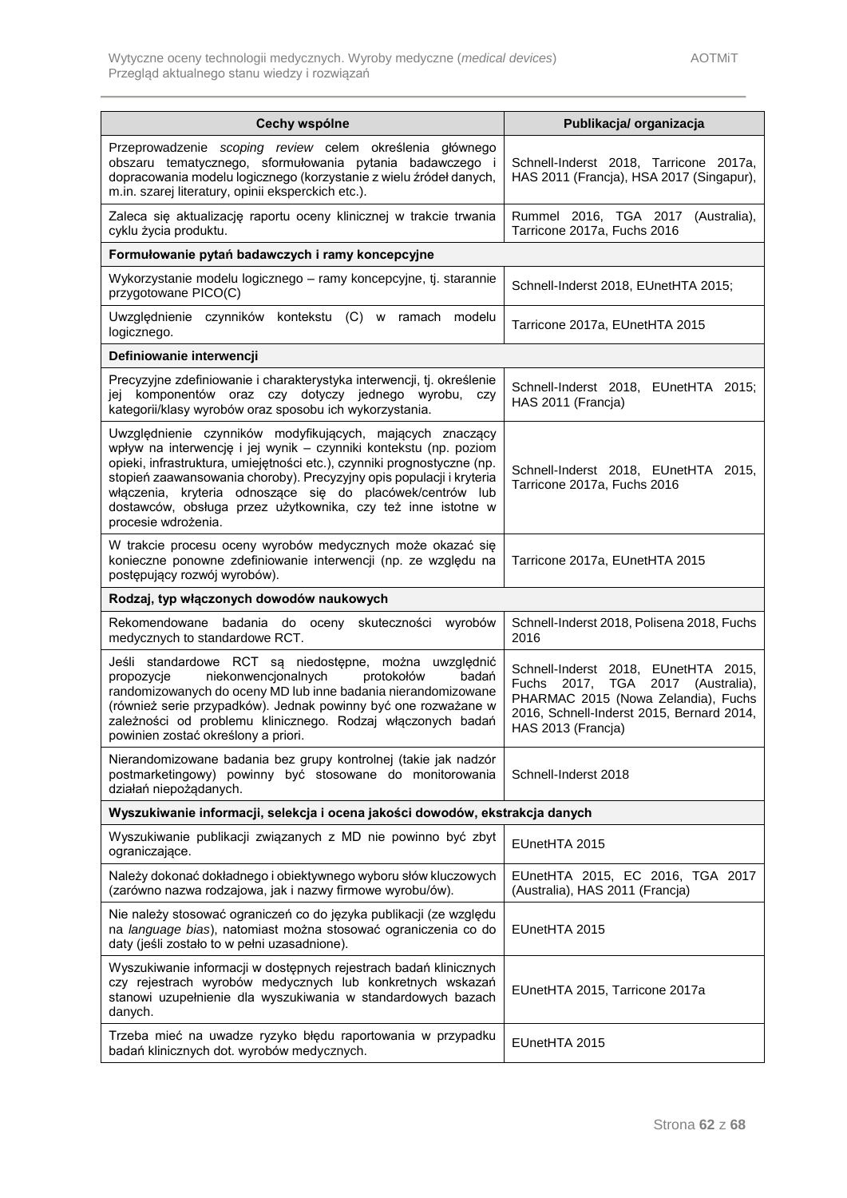| Cechy wspólne | Publikacja/ organizacja |
|---|---|
| Przeprowadzenie *scoping review* celem określenia głównego obszaru tematycznego, sformułowania pytania badawczego i dopracowania modelu logicznego (korzystanie z wielu źródeł danych, m.in. szarej literatury, opinii eksperckich etc.). | Schnell-Inderst 2018, Tarricone 2017a, HAS 2011 (Francja), HSA 2017 (Singapur), |
| Zaleca się aktualizację raportu oceny klinicznej w trakcie trwania cyklu życia produktu. | Rummel 2016, TGA 2017 (Australia), Tarricone 2017a, Fuchs 2016 |
| **Formułowanie pytań badawczych i ramy koncepcyjne** | |
| Wykorzystanie modelu logicznego – ramy koncepcyjne, tj. starannie przygotowane PICO(C) | Schnell-Inderst 2018, EUnetHTA 2015; |
| Uwzględnienie czynników kontekstu (C) w ramach modelu logicznego. | Tarricone 2017a, EUnetHTA 2015 |
| **Definiowanie interwencji** | |
| Precyzyjne zdefiniowanie i charakterystyka interwencji, tj. określenie jej komponentów oraz czy dotyczy jednego wyrobu, czy kategorii/klasy wyrobów oraz sposobu ich wykorzystania. | Schnell-Inderst 2018, EUnetHTA 2015; HAS 2011 (Francja) |
| Uwzględnienie czynników modyfikujących, mających znaczący wpływ na interwencję i jej wynik – czynniki kontekstu (np. poziom opieki, infrastruktura, umiejętności etc.), czynniki prognostyczne (np. stopień zaawansowania choroby). Precyzyjny opis populacji i kryteria włączenia, kryteria odnoszące się do placówek/centrów lub dostawców, obsługa przez użytkownika, czy też inne istotne w procesie wdrożenia. | Schnell-Inderst 2018, EUnetHTA 2015, Tarricone 2017a, Fuchs 2016 |
| W trakcie procesu oceny wyrobów medycznych może okazać się konieczne ponowne zdefiniowanie interwencji (np. ze względu na postępujący rozwój wyrobów). | Tarricone 2017a, EUnetHTA 2015 |
| **Rodzaj, typ włączonych dowodów naukowych** | |
| Rekomendowane badania do oceny skuteczności wyrobów medycznych to standardowe RCT. | Schnell-Inderst 2018, Polisena 2018, Fuchs 2016 |
| Jeśli standardowe RCT są niedostępne, można uwzględnić propozycje niekonwencjonalnych protokołów badań randomizowanych do oceny MD lub inne badania nierandomizowane (również serie przypadków). Jednak powinny być one rozważane w zależności od problemu klinicznego. Rodzaj włączonych badań powinien zostać określony a priori. | Schnell-Inderst 2018, EUnetHTA 2015, Fuchs 2017, TGA 2017 (Australia), PHARMAC 2015 (Nowa Zelandia), Fuchs 2016, Schnell-Inderst 2015, Bernard 2014, HAS 2013 (Francja) |
| Nierandomizowane badania bez grupy kontrolnej (takie jak nadzór postmarketingowy) powinny być stosowane do monitorowania działań niepożądanych. | Schnell-Inderst 2018 |
| **Wyszukiwanie informacji, selekcja i ocena jakości dowodów, ekstrakcja danych** | |
| Wyszukiwanie publikacji związanych z MD nie powinno być zbyt ograniczające. | EUnetHTA 2015 |
| Należy dokonać dokładnego i obiektywnego wyboru słów kluczowych (zarówno nazwa rodzajowa, jak i nazwy firmowe wyrobu/ów). | EUnetHTA 2015, EC 2016, TGA 2017 (Australia), HAS 2011 (Francja) |
| Nie należy stosować ograniczeń co do języka publikacji (ze względu na *language bias*), natomiast można stosować ograniczenia co do daty (jeśli zostało to w pełni uzasadnione). | EUnetHTA 2015 |
| Wyszukiwanie informacji w dostępnych rejestrach badań klinicznych czy rejestrach wyrobów medycznych lub konkretnych wskazań stanowi uzupełnienie dla wyszukiwania w standardowych bazach danych. | EUnetHTA 2015, Tarricone 2017a |
| Trzeba mieć na uwadze ryzyko błędu raportowania w przypadku badań klinicznych dot. wyrobów medycznych. | EUnetHTA 2015 |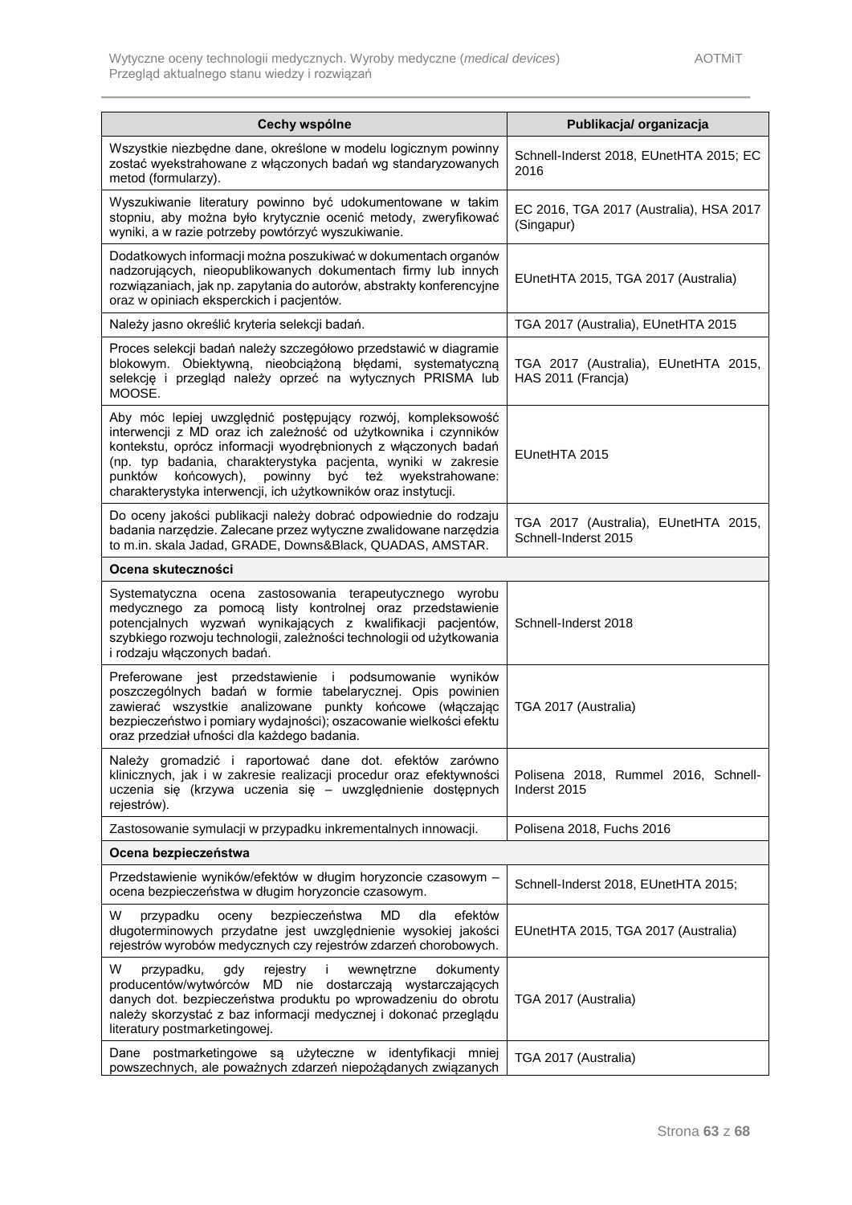| Cechy wspólne | Publikacja/ organizacja |
|---|---|
| Wszystkie niezbędne dane, określone w modelu logicznym powinny zostać wyekstrahowane z włączonych badań wg standaryzowanych metod (formularzy). | Schnell-Inderst 2018, EUnetHTA 2015; EC 2016 |
| Wyszukiwanie literatury powinno być udokumentowane w takim stopniu, aby można było krytycznie ocenić metody, zweryfikować wyniki, a w razie potrzeby powtórzyć wyszukiwanie. | EC 2016, TGA 2017 (Australia), HSA 2017 (Singapur) |
| Dodatkowych informacji można poszukiwać w dokumentach organów nadzorujących, nieopublikowanych dokumentach firmy lub innych rozwiązaniach, jak np. zapytania do autorów, abstrakty konferencyjne oraz w opiniach eksperckich i pacjentów. | EUnetHTA 2015, TGA 2017 (Australia) |
| Należy jasno określić kryteria selekcji badań. | TGA 2017 (Australia), EUnetHTA 2015 |
| Proces selekcji badań należy szczegółowo przedstawić w diagramie blokowym. Obiektywną, nieobciążoną błędami, systematyczną selekcję i przegląd należy oprzeć na wytycznych PRISMA lub MOOSE. | TGA 2017 (Australia), EUnetHTA 2015, HAS 2011 (Francja) |
| Aby móc lepiej uwzględnić postępujący rozwój, kompleksowość interwencji z MD oraz ich zależność od użytkownika i czynników kontekstu, oprócz informacji wyodrębnionych z włączonych badań (np. typ badania, charakterystyka pacjenta, wyniki w zakresie punktów końcowych), powinny być też wyekstrahowane: charakterystyka interwencji, ich użytkowników oraz instytucji. | EUnetHTA 2015 |
| Do oceny jakości publikacji należy dobrać odpowiednie do rodzaju badania narzędzie. Zalecane przez wytyczne zwalidowane narzędzia to m.in. skala Jadad, GRADE, Downs&Black, QUADAS, AMSTAR. | TGA 2017 (Australia), EUnetHTA 2015, Schnell-Inderst 2015 |
| **Ocena skuteczności** | |
| Systematyczna ocena zastosowania terapeutycznego wyrobu medycznego za pomocą listy kontrolnej oraz przedstawienie potencjalnych wyzwań wynikających z kwalifikacji pacjentów, szybkiego rozwoju technologii, zależności technologii od użytkowania i rodzaju włączonych badań. | Schnell-Inderst 2018 |
| Preferowane jest przedstawienie i podsumowanie wyników poszczególnych badań w formie tabelarycznej. Opis powinien zawierać wszystkie analizowane punkty końcowe (włączając bezpieczeństwo i pomiary wydajności); oszacowanie wielkości efektu oraz przedział ufności dla każdego badania. | TGA 2017 (Australia) |
| Należy gromadzić i raportować dane dot. efektów zarówno klinicznych, jak i w zakresie realizacji procedur oraz efektywności uczenia się (krzywa uczenia się – uwzględnienie dostępnych rejestrów). | Polisena 2018, Rummel 2016, Schnell-Inderst 2015 |
| Zastosowanie symulacji w przypadku inkrementalnych innowacji. | Polisena 2018, Fuchs 2016 |
| **Ocena bezpieczeństwa** | |
| Przedstawienie wyników/efektów w długim horyzoncie czasowym – ocena bezpieczeństwa w długim horyzoncie czasowym. | Schnell-Inderst 2018, EUnetHTA 2015; |
| W przypadku oceny bezpieczeństwa MD dla efektów długoterminowych przydatne jest uwzględnienie wysokiej jakości rejestrów wyrobów medycznych czy rejestrów zdarzeń chorobowych. | EUnetHTA 2015, TGA 2017 (Australia) |
| W przypadku, gdy rejestry i wewnętrzne dokumenty producentów/wytwórców MD nie dostarczają wystarczających danych dot. bezpieczeństwa produktu po wprowadzeniu do obrotu należy skorzystać z baz informacji medycznej i dokonać przeglądu literatury postmarketingowej. | TGA 2017 (Australia) |
| Dane postmarketingowe są użyteczne w identyfikacji mniej powszechnych, ale poważnych zdarzeń niepożądanych związanych | TGA 2017 (Australia) |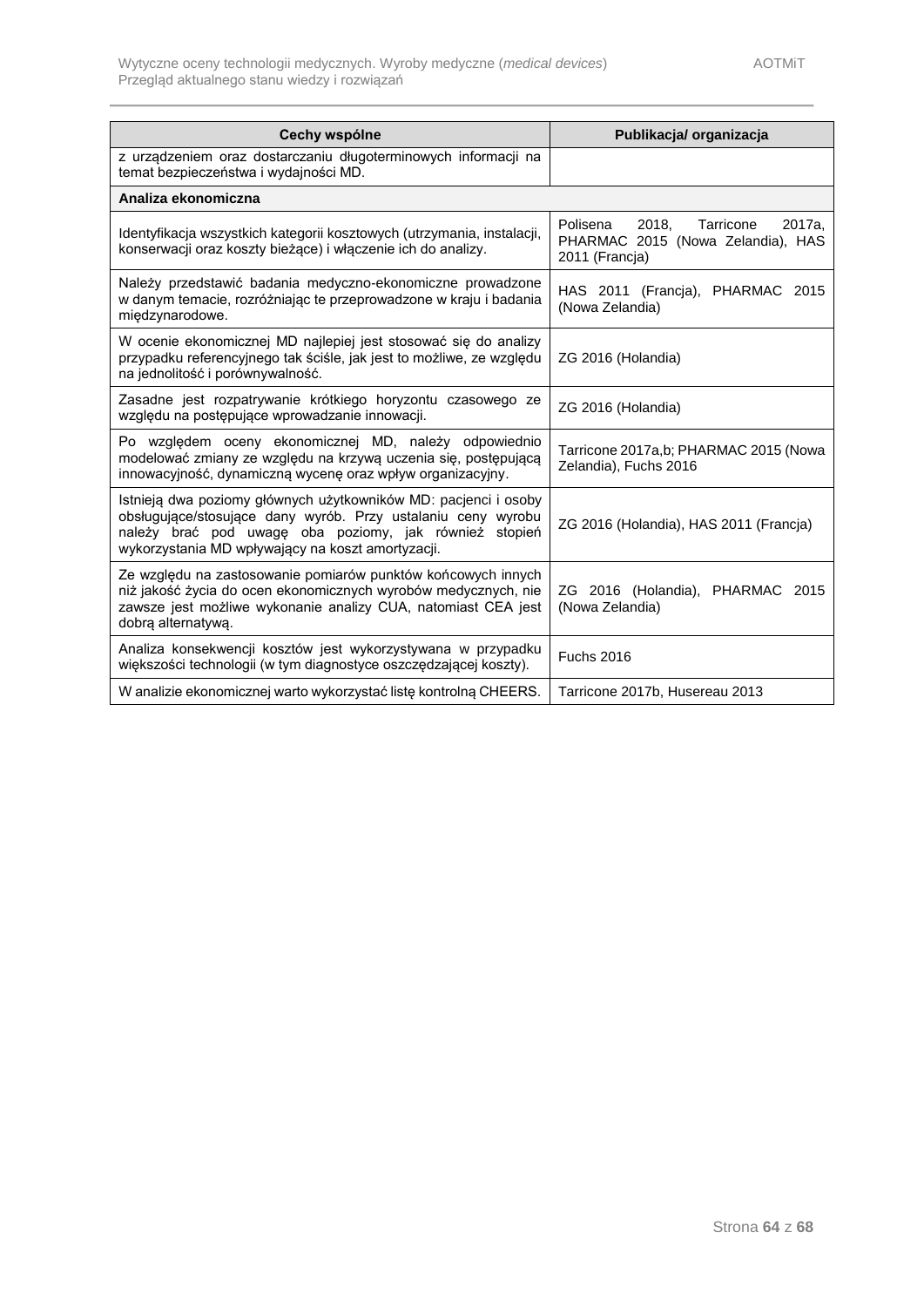| Cechy wspólne | Publikacja/ organizacja |
|---|---|
| z urządzeniem oraz dostarczaniu długoterminowych informacji na temat bezpieczeństwa i wydajności MD. | |
| **Analiza ekonomiczna** | |
| Identyfikacja wszystkich kategorii kosztowych (utrzymania, instalacji, konserwacji oraz koszty bieżące) i włączenie ich do analizy. | Polisena 2018, Tarricone 2017a, PHARMAC 2015 (Nowa Zelandia), HAS 2011 (Francja) |
| Należy przedstawić badania medyczno-ekonomiczne prowadzone w danym temacie, rozróżniając te przeprowadzone w kraju i badania międzynarodowe. | HAS 2011 (Francja), PHARMAC 2015 (Nowa Zelandia) |
| W ocenie ekonomicznej MD najlepiej jest stosować się do analizy przypadku referencyjnego tak ściśle, jak jest to możliwe, ze względu na jednolitość i porównywalność. | ZG 2016 (Holandia) |
| Zasadne jest rozpatrywanie krótkiego horyzontu czasowego ze względu na postępujące wprowadzanie innowacji. | ZG 2016 (Holandia) |
| Po względem oceny ekonomicznej MD, należy odpowiednio modelować zmiany ze względu na krzywą uczenia się, postępującą innowacyjność, dynamiczną wycenę oraz wpływ organizacyjny. | Tarricone 2017a,b; PHARMAC 2015 (Nowa Zelandia), Fuchs 2016 |
| Istnieją dwa poziomy głównych użytkowników MD: pacjenci i osoby obsługujące/stosujące dany wyrób. Przy ustalaniu ceny wyrobu należy brać pod uwagę oba poziomy, jak również stopień wykorzystania MD wpływający na koszt amortyzacji. | ZG 2016 (Holandia), HAS 2011 (Francja) |
| Ze względu na zastosowanie pomiarów punktów końcowych innych niż jakość życia do ocen ekonomicznych wyrobów medycznych, nie zawsze jest możliwe wykonanie analizy CUA, natomiast CEA jest dobrą alternatywą. | ZG 2016 (Holandia), PHARMAC 2015 (Nowa Zelandia) |
| Analiza konsekwencji kosztów jest wykorzystywana w przypadku większości technologii (w tym diagnostyce oszczędzającej koszty). | Fuchs 2016 |
| W analizie ekonomicznej warto wykorzystać listę kontrolną CHEERS. | Tarricone 2017b, Husereau 2013 |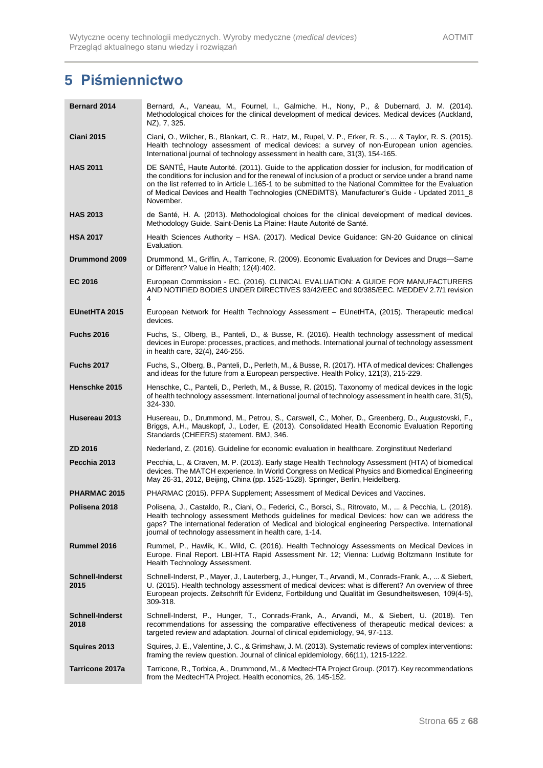# 5 Piśmiennictwo

| | |
|---|---|
| **Bernard 2014** | Bernard, A., Vaneau, M., Fournel, I., Galmiche, H., Nony, P., & Dubernard, J. M. (2014). Methodological choices for the clinical development of medical devices. Medical devices (Auckland, NZ), 7, 325. |
| **Ciani 2015** | Ciani, O., Wilcher, B., Blankart, C. R., Hatz, M., Rupel, V. P., Erker, R. S., ... & Taylor, R. S. (2015). Health technology assessment of medical devices: a survey of non-European union agencies. International journal of technology assessment in health care, 31(3), 154-165. |
| **HAS 2011** | DE SANTÉ, Haute Autorité. (2011). Guide to the application dossier for inclusion, for modification of the conditions for inclusion and for the renewal of inclusion of a product or service under a brand name on the list referred to in Article L.165-1 to be submitted to the National Committee for the Evaluation of Medical Devices and Health Technologies (CNEDiMTS), Manufacturer's Guide - Updated 2011_8 November. |
| **HAS 2013** | de Santé, H. A. (2013). Methodological choices for the clinical development of medical devices. Methodology Guide. Saint-Denis La Plaine: Haute Autorité de Santé. |
| **HSA 2017** | Health Sciences Authority – HSA. (2017). Medical Device Guidance: GN-20 Guidance on clinical Evaluation. |
| **Drummond 2009** | Drummond, M., Griffin, A., Tarricone, R. (2009). Economic Evaluation for Devices and Drugs—Same or Different? Value in Health; 12(4):402. |
| **EC 2016** | European Commission - EC. (2016). CLINICAL EVALUATION: A GUIDE FOR MANUFACTURERS AND NOTIFIED BODIES UNDER DIRECTIVES 93/42/EEC and 90/385/EEC. MEDDEV 2.7/1 revision 4 |
| **EUnetHTA 2015** | European Network for Health Technology Assessment – EUnetHTA, (2015). Therapeutic medical devices. |
| **Fuchs 2016** | Fuchs, S., Olberg, B., Panteli, D., & Busse, R. (2016). Health technology assessment of medical devices in Europe: processes, practices, and methods. International journal of technology assessment in health care, 32(4), 246-255. |
| **Fuchs 2017** | Fuchs, S., Olberg, B., Panteli, D., Perleth, M., & Busse, R. (2017). HTA of medical devices: Challenges and ideas for the future from a European perspective. Health Policy, 121(3), 215-229. |
| **Henschke 2015** | Henschke, C., Panteli, D., Perleth, M., & Busse, R. (2015). Taxonomy of medical devices in the logic of health technology assessment. International journal of technology assessment in health care, 31(5), 324-330. |
| **Husereau 2013** | Husereau, D., Drummond, M., Petrou, S., Carswell, C., Moher, D., Greenberg, D., Augustovski, F., Briggs, A.H., Mauskopf, J., Loder, E. (2013). Consolidated Health Economic Evaluation Reporting Standards (CHEERS) statement. BMJ, 346. |
| **ZD 2016** | Nederland, Z. (2016). Guideline for economic evaluation in healthcare. Zorginstituut Nederland |
| **Pecchia 2013** | Pecchia, L., & Craven, M. P. (2013). Early stage Health Technology Assessment (HTA) of biomedical devices. The MATCH experience. In World Congress on Medical Physics and Biomedical Engineering May 26-31, 2012, Beijing, China (pp. 1525-1528). Springer, Berlin, Heidelberg. |
| **PHARMAC 2015** | PHARMAC (2015). PFPA Supplement; Assessment of Medical Devices and Vaccines. |
| **Polisena 2018** | Polisena, J., Castaldo, R., Ciani, O., Federici, C., Borsci, S., Ritrovato, M., ... & Pecchia, L. (2018). Health technology assessment Methods guidelines for medical Devices: how can we address the gaps? The international federation of Medical and biological engineering Perspective. International journal of technology assessment in health care, 1-14. |
| **Rummel 2016** | Rummel, P., Hawlik, K., Wild, C. (2016). Health Technology Assessments on Medical Devices in Europe. Final Report. LBI-HTA Rapid Assessment Nr. 12; Vienna: Ludwig Boltzmann Institute for Health Technology Assessment. |
| **Schnell-Inderst 2015** | Schnell-Inderst, P., Mayer, J., Lauterberg, J., Hunger, T., Arvandi, M., Conrads-Frank, A., ... & Siebert, U. (2015). Health technology assessment of medical devices: what is different? An overview of three European projects. Zeitschrift für Evidenz, Fortbildung und Qualität im Gesundheitswesen, 109(4-5), 309-318. |
| **Schnell-Inderst 2018** | Schnell-Inderst, P., Hunger, T., Conrads-Frank, A., Arvandi, M., & Siebert, U. (2018). Ten recommendations for assessing the comparative effectiveness of therapeutic medical devices: a targeted review and adaptation. Journal of clinical epidemiology, 94, 97-113. |
| **Squires 2013** | Squires, J. E., Valentine, J. C., & Grimshaw, J. M. (2013). Systematic reviews of complex interventions: framing the review question. Journal of clinical epidemiology, 66(11), 1215-1222. |
| **Tarricone 2017a** | Tarricone, R., Torbica, A., Drummond, M., & MedtecHTA Project Group. (2017). Key recommendations from the MedtecHTA Project. Health economics, 26, 145-152. |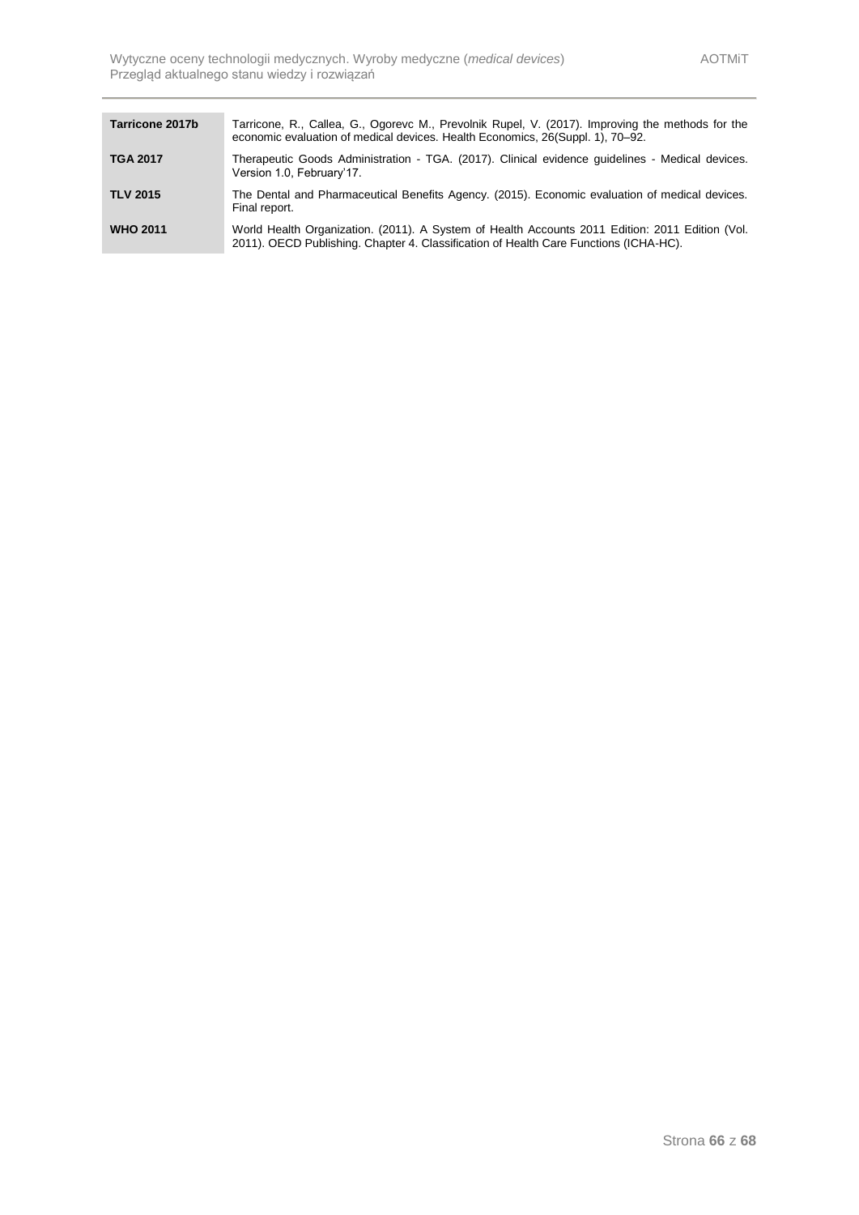| | |
|---|---|
| **Tarricone 2017b** | Tarricone, R., Callea, G., Ogorevc M., Prevolnik Rupel, V. (2017). Improving the methods for the economic evaluation of medical devices. Health Economics, 26(Suppl. 1), 70–92. |
| **TGA 2017** | Therapeutic Goods Administration - TGA. (2017). Clinical evidence guidelines - Medical devices. Version 1.0, February'17. |
| **TLV 2015** | The Dental and Pharmaceutical Benefits Agency. (2015). Economic evaluation of medical devices. Final report. |
| **WHO 2011** | World Health Organization. (2011). A System of Health Accounts 2011 Edition: 2011 Edition (Vol. 2011). OECD Publishing. Chapter 4. Classification of Health Care Functions (ICHA-HC). |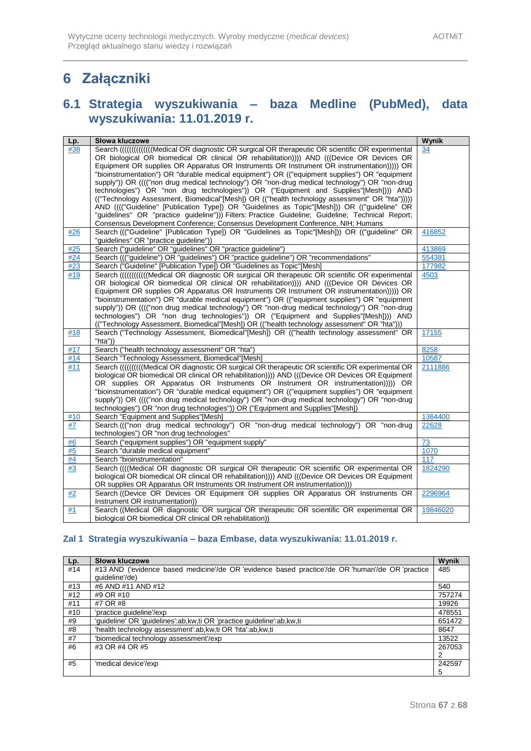# 6 Załączniki

## 6.1 Strategia wyszukiwania – baza Medline (PubMed), data wyszukiwania: 11.01.2019 r.

| Lp. | Słowa kluczowe | Wynik |
|---|---|---|
| #38 | Search ((((((((((((Medical OR diagnostic OR surgical OR therapeutic OR scientific OR experimental OR biological OR biomedical OR clinical OR rehabilitation)))) AND (((Device OR Devices OR Equipment OR supplies OR Apparatus OR Instruments OR Instrument OR instrumentation))))) OR "bioinstrumentation") OR "durable medical equipment") OR (("equipment supplies") OR "equipment supply")) OR (((("non drug medical technology") OR "non-drug medical technology") OR "non-drug technologies") OR "non drug technologies")) OR ("Equipment and Supplies"[Mesh]))) AND (("Technology Assessment, Biomedical"[Mesh]) OR (("health technology assessment" OR "hta"))))) AND (((("Guideline" [Publication Type]) OR "Guidelines as Topic"[Mesh])) OR (("guideline" OR "guidelines" OR "practice guideline"))) Filters: Practice Guideline; Guideline; Technical Report; Consensus Development Conference; Consensus Development Conference, NIH; Humans | 34 |
| #26 | Search ((("Guideline" [Publication Type]) OR "Guidelines as Topic"[Mesh])) OR (("guideline" OR "guidelines" OR "practice guideline")) | 416852 |
| #25 | Search ("guideline" OR "guidelines" OR "practice guideline") | 413869 |
| #24 | Search ((("guideline") OR "guidelines") OR "practice guideline") OR "recommendations" | 554381 |
| #23 | Search ("Guideline" [Publication Type]) OR "Guidelines as Topic"[Mesh] | 177982 |
| #19 | Search ((((((((((((Medical OR diagnostic OR surgical OR therapeutic OR scientific OR experimental OR biological OR biomedical OR clinical OR rehabilitation)))) AND (((Device OR Devices OR Equipment OR supplies OR Apparatus OR Instruments OR Instrument OR instrumentation))))) OR "bioinstrumentation") OR "durable medical equipment") OR (("equipment supplies") OR "equipment supply")) OR (((("non drug medical technology") OR "non-drug medical technology") OR "non-drug technologies") OR "non drug technologies")) OR ("Equipment and Supplies"[Mesh]))) AND (("Technology Assessment, Biomedical"[Mesh]) OR (("health technology assessment" OR "hta"))) | 4503 |
| #18 | Search ("Technology Assessment, Biomedical"[Mesh]) OR (("health technology assessment" OR "hta")) | 17155 |
| #17 | Search ("health technology assessment" OR "hta") | 8258 |
| #14 | Search "Technology Assessment, Biomedical"[Mesh] | 10587 |
| #11 | Search (((((((((Medical OR diagnostic OR surgical OR therapeutic OR scientific OR experimental OR biological OR biomedical OR clinical OR rehabilitation)))) AND (((Device OR Devices OR Equipment OR supplies OR Apparatus OR Instruments OR Instrument OR instrumentation))))) OR "bioinstrumentation") OR "durable medical equipment") OR (("equipment supplies") OR "equipment supply")) OR (((("non drug medical technology") OR "non-drug medical technology") OR "non-drug technologies") OR "non drug technologies")) OR ("Equipment and Supplies"[Mesh]) | 2111886 |
| #10 | Search "Equipment and Supplies"[Mesh] | 1364400 |
| #7 | Search ((("non drug medical technology") OR "non-drug medical technology") OR "non-drug technologies") OR "non drug technologies" | 22628 |
| #6 | Search ("equipment supplies") OR "equipment supply" | 73 |
| #5 | Search "durable medical equipment" | 1070 |
| #4 | Search "bioinstrumentation" | 117 |
| #3 | Search ((((Medical OR diagnostic OR surgical OR therapeutic OR scientific OR experimental OR biological OR biomedical OR clinical OR rehabilitation)))) AND (((Device OR Devices OR Equipment OR supplies OR Apparatus OR Instruments OR Instrument OR instrumentation))) | 1824290 |
| #2 | Search ((Device OR Devices OR Equipment OR supplies OR Apparatus OR Instruments OR Instrument OR instrumentation)) | 2296964 |
| #1 | Search ((Medical OR diagnostic OR surgical OR therapeutic OR scientific OR experimental OR biological OR biomedical OR clinical OR rehabilitation)) | 19846020 |

### Zal 1 Strategia wyszukiwania – baza Embase, data wyszukiwania: 11.01.2019 r.

| Lp. | Słowa kluczowe | Wynik |
|---|---|---|
| #14 | #13 AND ('evidence based medicine'/de OR 'evidence based practice'/de OR 'human'/de OR 'practice guideline'/de) | 485 |
| #13 | #6 AND #11 AND #12 | 540 |
| #12 | #9 OR #10 | 757274 |
| #11 | #7 OR #8 | 19926 |
| #10 | 'practice guideline'/exp | 478551 |
| #9 | 'guideline' OR 'guidelines':ab,kw,ti OR 'practice guideline':ab,kw,ti | 651472 |
| #8 | 'health technology assessment':ab,kw,ti OR 'hta':ab,kw,ti | 8647 |
| #7 | 'biomedical technology assessment'/exp | 13522 |
| #6 | #3 OR #4 OR #5 | 2670532 |
| #5 | 'medical device'/exp | 2425975 |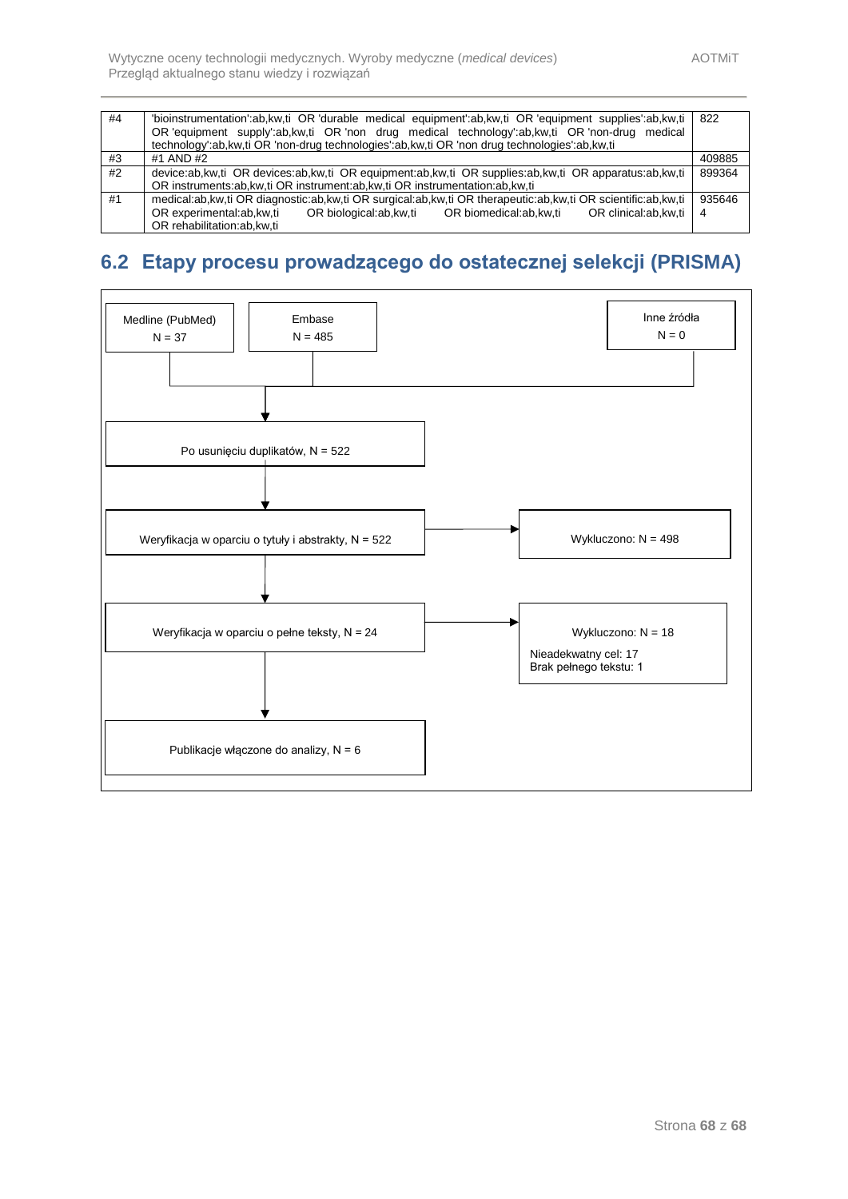| | | |
|---|---|---|
| #4 | 'bioinstrumentation':ab,kw,ti OR 'durable medical equipment':ab,kw,ti OR 'equipment supplies':ab,kw,ti OR 'equipment supply':ab,kw,ti OR 'non drug medical technology':ab,kw,ti OR 'non-drug medical technology':ab,kw,ti OR 'non-drug technologies':ab,kw,ti OR 'non drug technologies':ab,kw,ti | 822 |
| #3 | #1 AND #2 | 409885 |
| #2 | device:ab,kw,ti OR devices:ab,kw,ti OR equipment:ab,kw,ti OR supplies:ab,kw,ti OR apparatus:ab,kw,ti OR instruments:ab,kw,ti OR instrument:ab,kw,ti OR instrumentation:ab,kw,ti | 899364 |
| #1 | medical:ab,kw,ti OR diagnostic:ab,kw,ti OR surgical:ab,kw,ti OR therapeutic:ab,kw,ti OR scientific:ab,kw,ti OR experimental:ab,kw,ti OR biological:ab,kw,ti OR biomedical:ab,kw,ti OR clinical:ab,kw,ti OR rehabilitation:ab,kw,ti | 9356464 |

## 6.2 Etapy procesu prowadzącego do ostatecznej selekcji (PRISMA)

Medline (PubMed)
N = 37

Embase
N = 485

Inne źródła
N = 0

Po usunięciu duplikatów, N = 522

Weryfikacja w oparciu o tytuły i abstrakty, N = 522

Wykluczono: N = 498

Weryfikacja w oparciu o pełne teksty, N = 24

Wykluczono: N = 18

Nieadekwatny cel: 17
Brak pełnego tekstu: 1

Publikacje włączone do analizy, N = 6